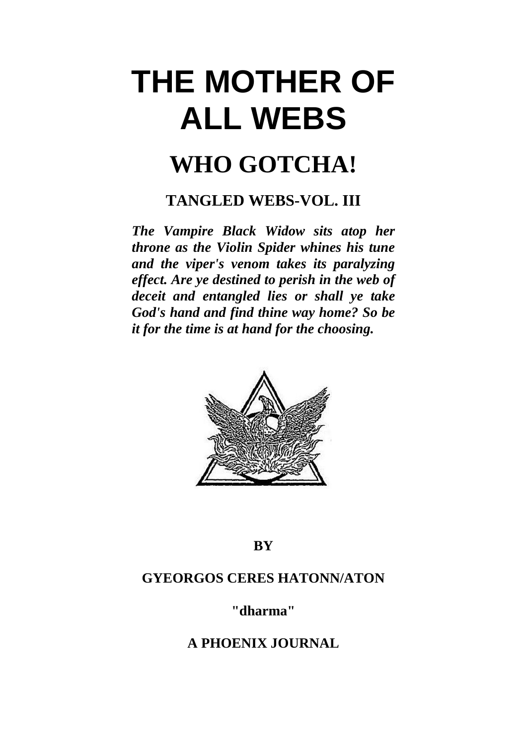# THE MOTHER OF ALL WEBS

## WHO GOTCHA!

### TANGLED WEBS-VOL. III

***The Vampire Black Widow sits atop her throne as the Violin Spider whines his tune and the viper's venom takes its paralyzing effect. Are ye destined to perish in the web of deceit and entangled lies or shall ye take God's hand and find thine way home? So be it for the time is at hand for the choosing.***

**BY**

**GYEORGOS CERES HATONN/ATON**

**"dharma"**

**A PHOENIX JOURNAL**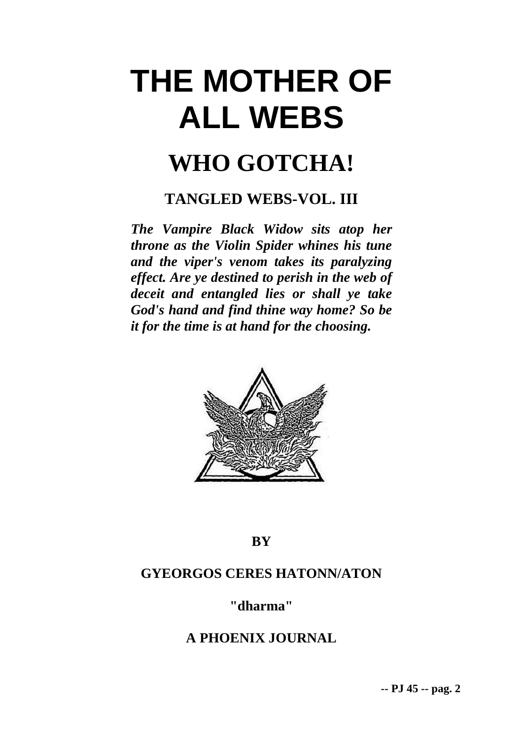# THE MOTHER OF ALL WEBS

## WHO GOTCHA!

### TANGLED WEBS-VOL. III

***The Vampire Black Widow sits atop her throne as the Violin Spider whines his tune and the viper's venom takes its paralyzing effect. Are ye destined to perish in the web of deceit and entangled lies or shall ye take God's hand and find thine way home? So be it for the time is at hand for the choosing.***

**BY**

**GYEORGOS CERES HATONN/ATON**

**"dharma"**

**A PHOENIX JOURNAL**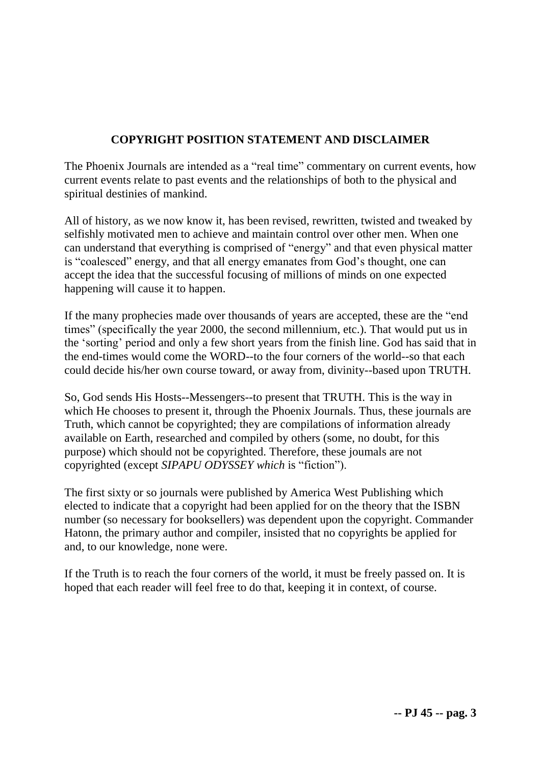## COPYRIGHT POSITION STATEMENT AND DISCLAIMER

The Phoenix Journals are intended as a "real time" commentary on current events, how current events relate to past events and the relationships of both to the physical and spiritual destinies of mankind.

All of history, as we now know it, has been revised, rewritten, twisted and tweaked by selfishly motivated men to achieve and maintain control over other men. When one can understand that everything is comprised of "energy" and that even physical matter is "coalesced" energy, and that all energy emanates from God's thought, one can accept the idea that the successful focusing of millions of minds on one expected happening will cause it to happen.

If the many prophecies made over thousands of years are accepted, these are the "end times" (specifically the year 2000, the second millennium, etc.). That would put us in the 'sorting' period and only a few short years from the finish line. God has said that in the end-times would come the WORD--to the four corners of the world--so that each could decide his/her own course toward, or away from, divinity--based upon TRUTH.

So, God sends His Hosts--Messengers--to present that TRUTH. This is the way in which He chooses to present it, through the Phoenix Journals. Thus, these journals are Truth, which cannot be copyrighted; they are compilations of information already available on Earth, researched and compiled by others (some, no doubt, for this purpose) which should not be copyrighted. Therefore, these joumals are not copyrighted (except *SIPAPU ODYSSEY which* is "fiction").

The first sixty or so journals were published by America West Publishing which elected to indicate that a copyright had been applied for on the theory that the ISBN number (so necessary for booksellers) was dependent upon the copyright. Commander Hatonn, the primary author and compiler, insisted that no copyrights be applied for and, to our knowledge, none were.

If the Truth is to reach the four corners of the world, it must be freely passed on. It is hoped that each reader will feel free to do that, keeping it in context, of course.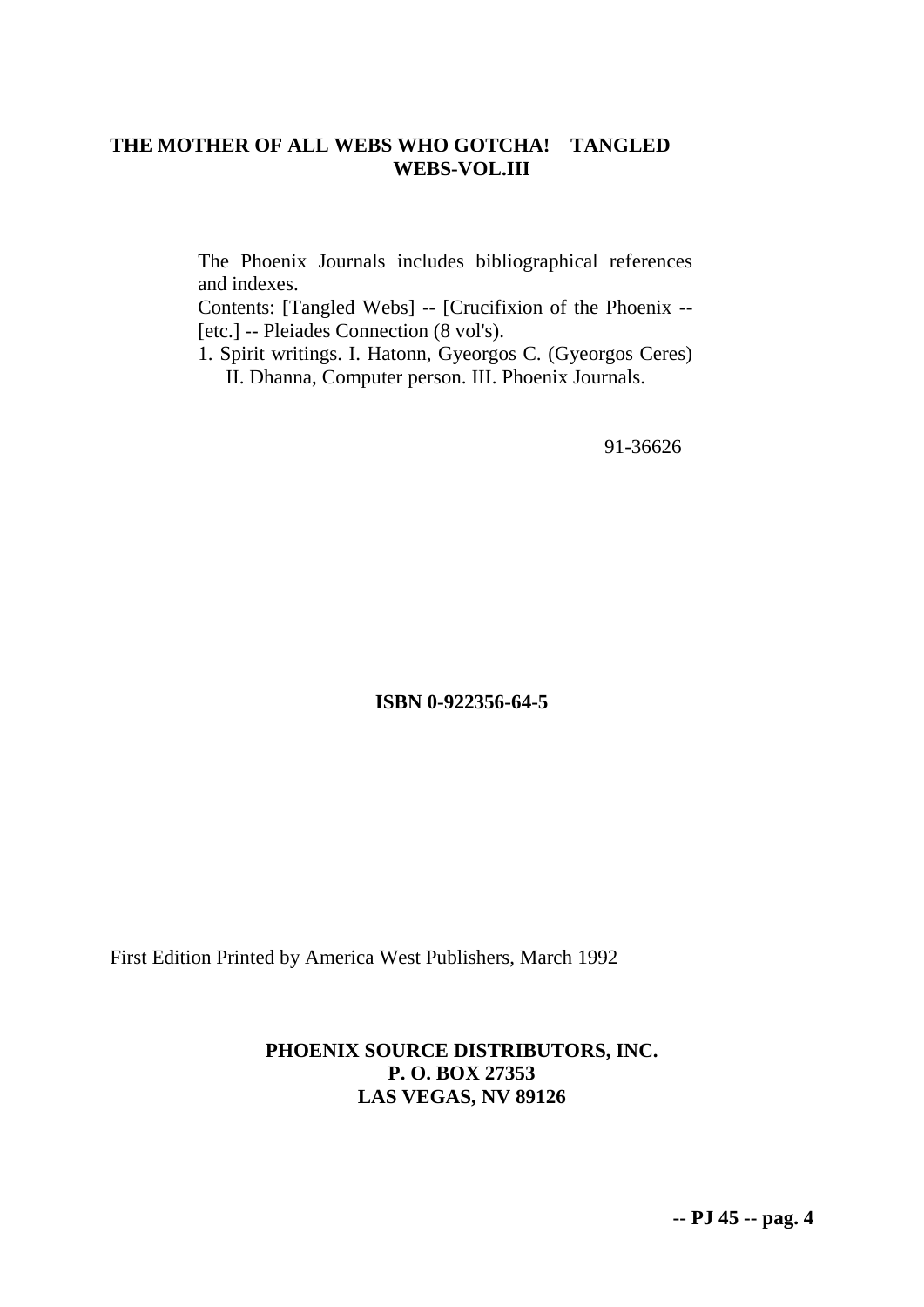**THE MOTHER OF ALL WEBS WHO GOTCHA! TANGLED WEBS-VOL.III**

The Phoenix Journals includes bibliographical references and indexes.

Contents: [Tangled Webs] -- [Crucifixion of the Phoenix -- [etc.] -- Pleiades Connection (8 vol's).

1. Spirit writings. I. Hatonn, Gyeorgos C. (Gyeorgos Ceres) II. Dhanna, Computer person. III. Phoenix Journals.

91-36626

**ISBN 0-922356-64-5**

First Edition Printed by America West Publishers, March 1992

**PHOENIX SOURCE DISTRIBUTORS, INC.**
**P. O. BOX 27353**
**LAS VEGAS, NV 89126**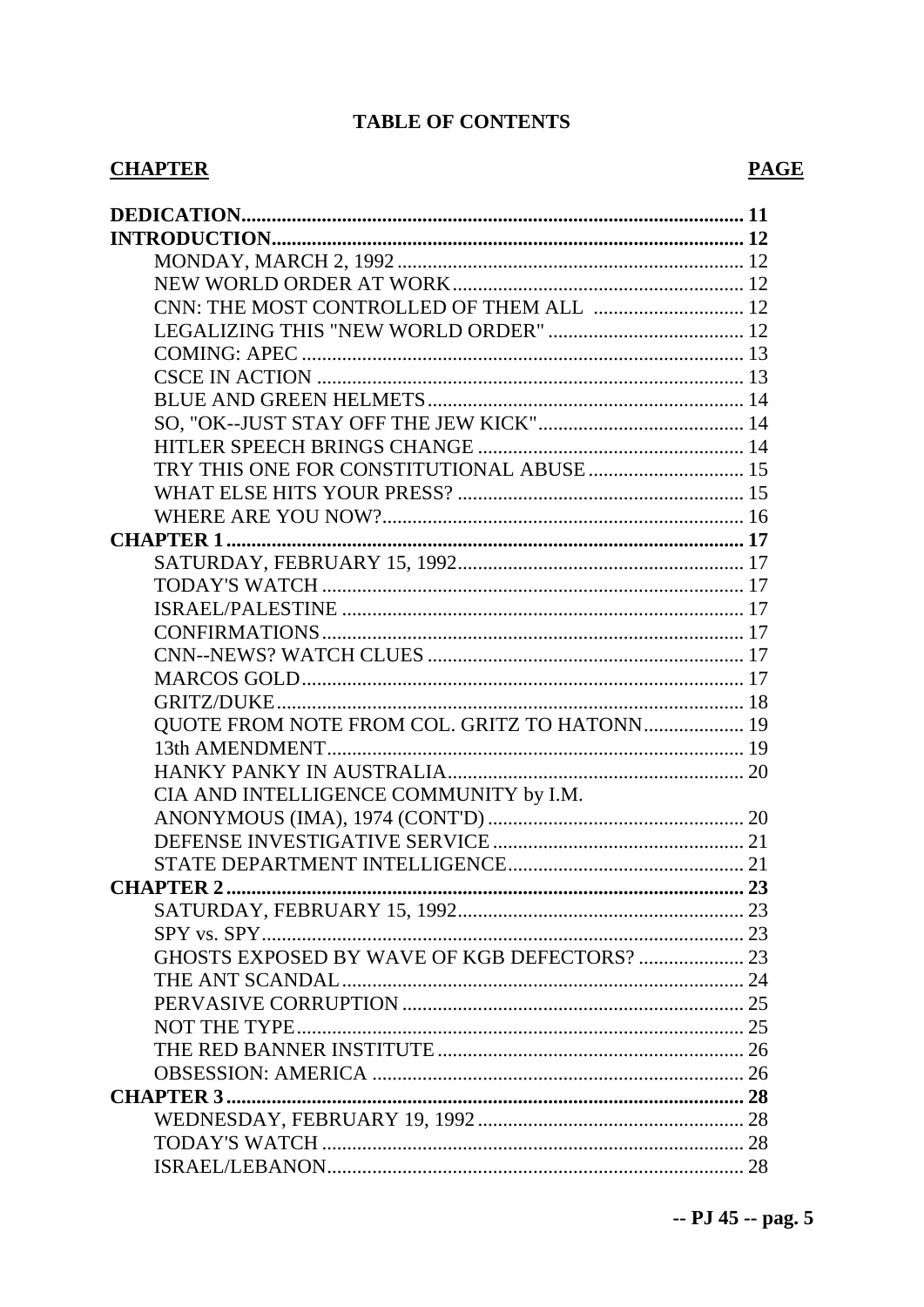# TABLE OF CONTENTS

| CHAPTER | PAGE |
|---|---|
| **DEDICATION** | **11** |
| **INTRODUCTION** | **12** |
| MONDAY, MARCH 2, 1992 | 12 |
| NEW WORLD ORDER AT WORK | 12 |
| CNN: THE MOST CONTROLLED OF THEM ALL | 12 |
| LEGALIZING THIS "NEW WORLD ORDER" | 12 |
| COMING: APEC | 13 |
| CSCE IN ACTION | 13 |
| BLUE AND GREEN HELMETS | 14 |
| SO, "OK--JUST STAY OFF THE JEW KICK" | 14 |
| HITLER SPEECH BRINGS CHANGE | 14 |
| TRY THIS ONE FOR CONSTITUTIONAL ABUSE | 15 |
| WHAT ELSE HITS YOUR PRESS? | 15 |
| WHERE ARE YOU NOW? | 16 |
| **CHAPTER 1** | **17** |
| SATURDAY, FEBRUARY 15, 1992 | 17 |
| TODAY'S WATCH | 17 |
| ISRAEL/PALESTINE | 17 |
| CONFIRMATIONS | 17 |
| CNN--NEWS? WATCH CLUES | 17 |
| MARCOS GOLD | 17 |
| GRITZ/DUKE | 18 |
| QUOTE FROM NOTE FROM COL. GRITZ TO HATONN | 19 |
| 13th AMENDMENT | 19 |
| HANKY PANKY IN AUSTRALIA | 20 |
| CIA AND INTELLIGENCE COMMUNITY by I.M. ANONYMOUS (IMA), 1974 (CONT'D) | 20 |
| DEFENSE INVESTIGATIVE SERVICE | 21 |
| STATE DEPARTMENT INTELLIGENCE | 21 |
| **CHAPTER 2** | **23** |
| SATURDAY, FEBRUARY 15, 1992 | 23 |
| SPY vs. SPY | 23 |
| GHOSTS EXPOSED BY WAVE OF KGB DEFECTORS? | 23 |
| THE ANT SCANDAL | 24 |
| PERVASIVE CORRUPTION | 25 |
| NOT THE TYPE | 25 |
| THE RED BANNER INSTITUTE | 26 |
| OBSESSION: AMERICA | 26 |
| **CHAPTER 3** | **28** |
| WEDNESDAY, FEBRUARY 19, 1992 | 28 |
| TODAY'S WATCH | 28 |
| ISRAEL/LEBANON | 28 |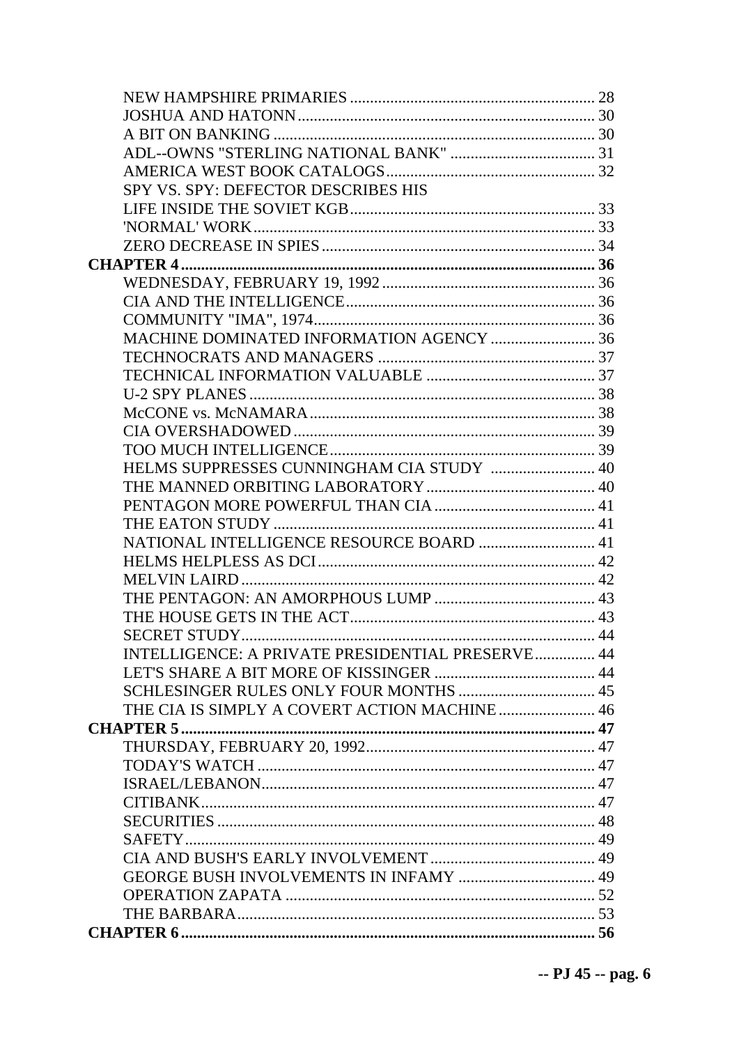NEW HAMPSHIRE PRIMARIES ............ 28
JOSHUA AND HATONN ............ 30
A BIT ON BANKING ............ 30
ADL--OWNS "STERLING NATIONAL BANK" ............ 31
AMERICA WEST BOOK CATALOGS ............ 32
SPY VS. SPY: DEFECTOR DESCRIBES HIS LIFE INSIDE THE SOVIET KGB ............ 33
'NORMAL' WORK ............ 33
ZERO DECREASE IN SPIES ............ 34

**CHAPTER 4 ............ 36**

WEDNESDAY, FEBRUARY 19, 1992 ............ 36
CIA AND THE INTELLIGENCE ............ 36
COMMUNITY "IMA", 1974 ............ 36
MACHINE DOMINATED INFORMATION AGENCY ............ 36
TECHNOCRATS AND MANAGERS ............ 37
TECHNICAL INFORMATION VALUABLE ............ 37
U-2 SPY PLANES ............ 38
McCONE vs. McNAMARA ............ 38
CIA OVERSHADOWED ............ 39
TOO MUCH INTELLIGENCE ............ 39
HELMS SUPPRESSES CUNNINGHAM CIA STUDY ............ 40
THE MANNED ORBITING LABORATORY ............ 40
PENTAGON MORE POWERFUL THAN CIA ............ 41
THE EATON STUDY ............ 41
NATIONAL INTELLIGENCE RESOURCE BOARD ............ 41
HELMS HELPLESS AS DCI ............ 42
MELVIN LAIRD ............ 42
THE PENTAGON: AN AMORPHOUS LUMP ............ 43
THE HOUSE GETS IN THE ACT ............ 43
SECRET STUDY ............ 44
INTELLIGENCE: A PRIVATE PRESIDENTIAL PRESERVE ............ 44
LET'S SHARE A BIT MORE OF KISSINGER ............ 44
SCHLESINGER RULES ONLY FOUR MONTHS ............ 45
THE CIA IS SIMPLY A COVERT ACTION MACHINE ............ 46

**CHAPTER 5 ............ 47**

THURSDAY, FEBRUARY 20, 1992 ............ 47
TODAY'S WATCH ............ 47
ISRAEL/LEBANON ............ 47
CITIBANK ............ 47
SECURITIES ............ 48
SAFETY ............ 49
CIA AND BUSH'S EARLY INVOLVEMENT ............ 49
GEORGE BUSH INVOLVEMENTS IN INFAMY ............ 49
OPERATION ZAPATA ............ 52
THE BARBARA ............ 53

**CHAPTER 6 ............ 56**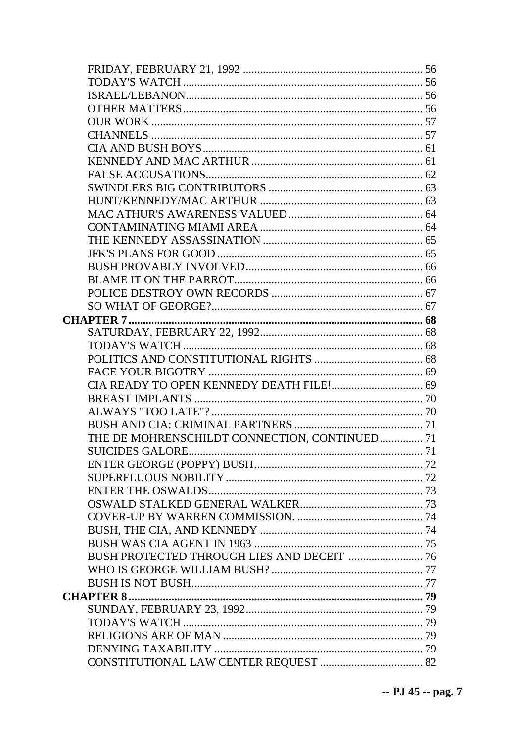FRIDAY, FEBRUARY 21, 1992 ............................................................... 56
TODAY'S WATCH ............................................................................ 56
ISRAEL/LEBANON........................................................................... 56
OTHER MATTERS............................................................................ 56
OUR WORK ..................................................................................... 57
CHANNELS ..................................................................................... 57
CIA AND BUSH BOYS.................................................................... 61
KENNEDY AND MAC ARTHUR ..................................................... 61
FALSE ACCUSATIONS.................................................................... 62
SWINDLERS BIG CONTRIBUTORS .............................................. 63
HUNT/KENNEDY/MAC ARTHUR ................................................. 63
MAC ATHUR'S AWARENESS VALUED....................................... 64
CONTAMINATING MIAMI AREA ................................................. 64
THE KENNEDY ASSASSINATION ................................................ 65
JFK'S PLANS FOR GOOD ............................................................... 65
BUSH PROVABLY INVOLVED....................................................... 66
BLAME IT ON THE PARROT.......................................................... 66
POLICE DESTROY OWN RECORDS ............................................. 67
SO WHAT OF GEORGE?.................................................................. 67

**CHAPTER 7 ....................................................................................... 68**

SATURDAY, FEBRUARY 22, 1992................................................. 68
TODAY'S WATCH ............................................................................ 68
POLITICS AND CONSTITUTIONAL RIGHTS ............................... 68
FACE YOUR BIGOTRY ................................................................... 69
CIA READY TO OPEN KENNEDY DEATH FILE!......................... 69
BREAST IMPLANTS ........................................................................ 70
ALWAYS "TOO LATE"? .................................................................. 70
BUSH AND CIA: CRIMINAL PARTNERS ...................................... 71
THE DE MOHRENSCHILDT CONNECTION, CONTINUED............... 71
SUICIDES GALORE......................................................................... 71
ENTER GEORGE (POPPY) BUSH.................................................... 72
SUPERFLUOUS NOBILITY.............................................................. 72
ENTER THE OSWALDS................................................................... 73
OSWALD STALKED GENERAL WALKER.................................... 73
COVER-UP BY WARREN COMMISSION. ..................................... 74
BUSH, THE CIA, AND KENNEDY .................................................. 74
BUSH WAS CIA AGENT IN 1963 .................................................... 75
BUSH PROTECTED THROUGH LIES AND DECEIT ..................... 76
WHO IS GEORGE WILLIAM BUSH? .............................................. 77
BUSH IS NOT BUSH.......................................................................... 77

**CHAPTER 8 ....................................................................................... 79**

SUNDAY, FEBRUARY 23, 1992...................................................... 79
TODAY'S WATCH ............................................................................ 79
RELIGIONS ARE OF MAN .............................................................. 79
DENYING TAXABILITY ................................................................. 79
CONSTITUTIONAL LAW CENTER REQUEST ............................. 82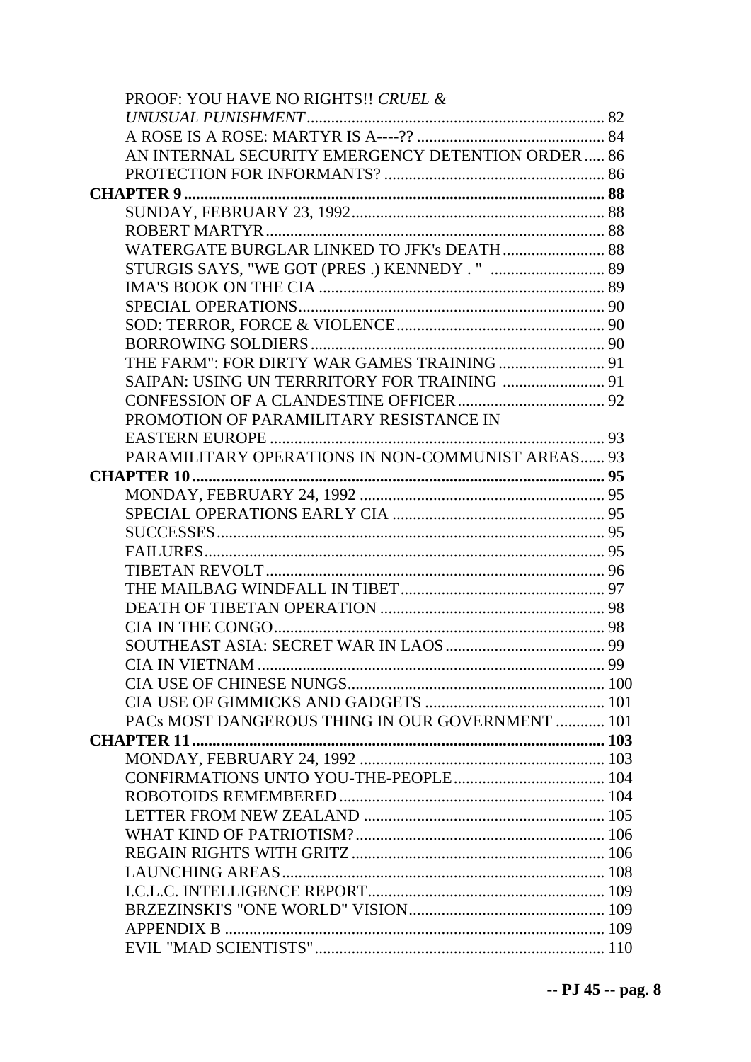PROOF: YOU HAVE NO RIGHTS!! *CRUEL & UNUSUAL PUNISHMENT* ........ 82
A ROSE IS A ROSE: MARTYR IS A----?? ........ 84
AN INTERNAL SECURITY EMERGENCY DETENTION ORDER ..... 86
PROTECTION FOR INFORMANTS? ........ 86

**CHAPTER 9** ........ **88**

SUNDAY, FEBRUARY 23, 1992 ........ 88
ROBERT MARTYR ........ 88
WATERGATE BURGLAR LINKED TO JFK's DEATH ........ 88
STURGIS SAYS, "WE GOT (PRES .) KENNEDY . " ........ 89
IMA'S BOOK ON THE CIA ........ 89
SPECIAL OPERATIONS ........ 90
SOD: TERROR, FORCE & VIOLENCE ........ 90
BORROWING SOLDIERS ........ 90
THE FARM": FOR DIRTY WAR GAMES TRAINING ........ 91
SAIPAN: USING UN TERRRITORY FOR TRAINING ........ 91
CONFESSION OF A CLANDESTINE OFFICER ........ 92
PROMOTION OF PARAMILITARY RESISTANCE IN EASTERN EUROPE ........ 93
PARAMILITARY OPERATIONS IN NON-COMMUNIST AREAS ...... 93

**CHAPTER 10** ........ **95**

MONDAY, FEBRUARY 24, 1992 ........ 95
SPECIAL OPERATIONS EARLY CIA ........ 95
SUCCESSES ........ 95
FAILURES ........ 95
TIBETAN REVOLT ........ 96
THE MAILBAG WINDFALL IN TIBET ........ 97
DEATH OF TIBETAN OPERATION ........ 98
CIA IN THE CONGO ........ 98
SOUTHEAST ASIA: SECRET WAR IN LAOS ........ 99
CIA IN VIETNAM ........ 99
CIA USE OF CHINESE NUNGS ........ 100
CIA USE OF GIMMICKS AND GADGETS ........ 101
PACs MOST DANGEROUS THING IN OUR GOVERNMENT ........ 101

**CHAPTER 11** ........ **103**

MONDAY, FEBRUARY 24, 1992 ........ 103
CONFIRMATIONS UNTO YOU-THE-PEOPLE ........ 104
ROBOTOIDS REMEMBERED ........ 104
LETTER FROM NEW ZEALAND ........ 105
WHAT KIND OF PATRIOTISM? ........ 106
REGAIN RIGHTS WITH GRITZ ........ 106
LAUNCHING AREAS ........ 108
I.C.L.C. INTELLIGENCE REPORT ........ 109
BRZEZINSKI'S "ONE WORLD" VISION ........ 109
APPENDIX B ........ 109
EVIL "MAD SCIENTISTS" ........ 110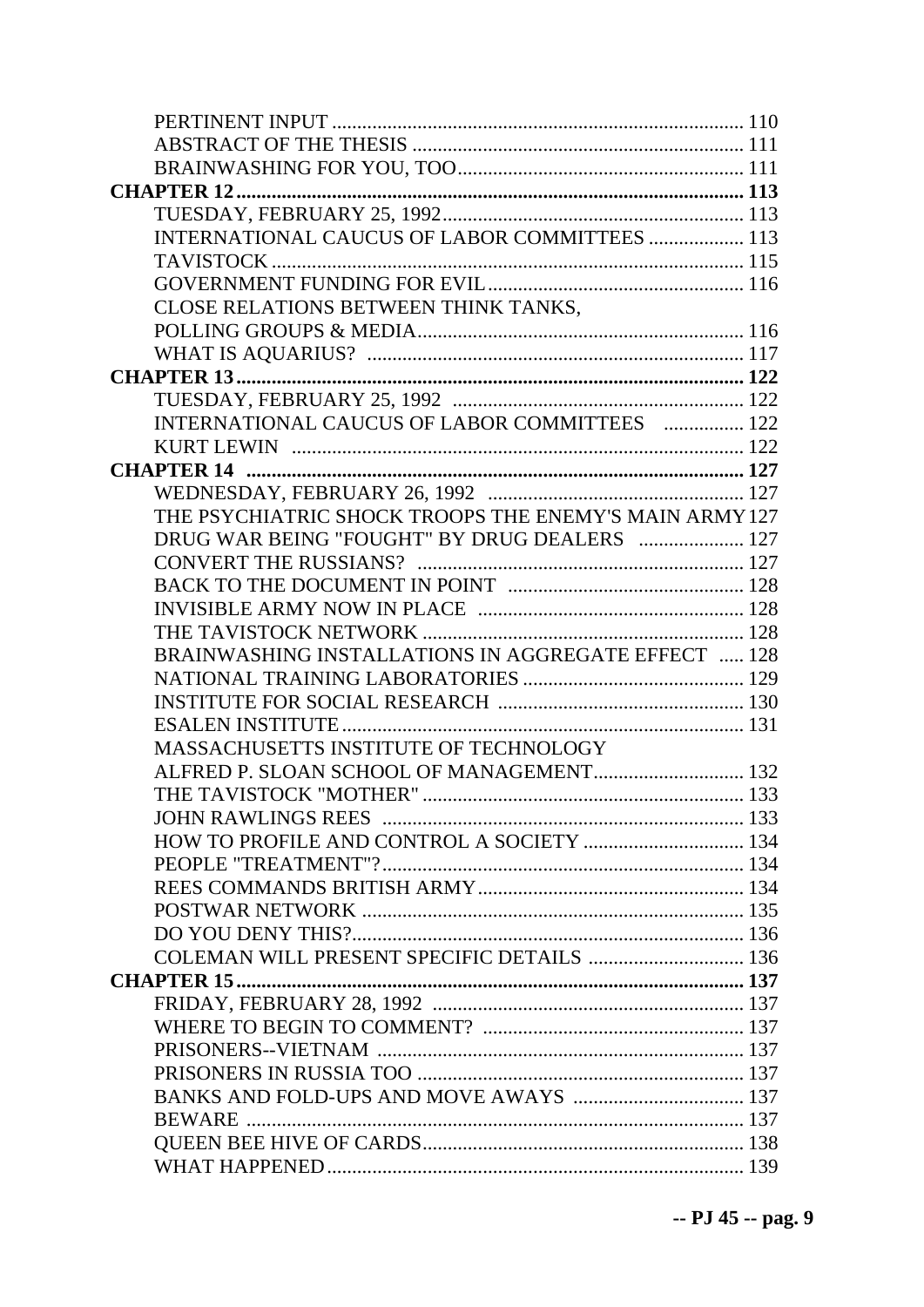PERTINENT INPUT ........ 110
ABSTRACT OF THE THESIS ........ 111
BRAINWASHING FOR YOU, TOO ........ 111

**CHAPTER 12 ........ 113**

TUESDAY, FEBRUARY 25, 1992 ........ 113
INTERNATIONAL CAUCUS OF LABOR COMMITTEES ........ 113
TAVISTOCK ........ 115
GOVERNMENT FUNDING FOR EVIL ........ 116
CLOSE RELATIONS BETWEEN THINK TANKS, POLLING GROUPS & MEDIA ........ 116
WHAT IS AQUARIUS? ........ 117

**CHAPTER 13 ........ 122**

TUESDAY, FEBRUARY 25, 1992 ........ 122
INTERNATIONAL CAUCUS OF LABOR COMMITTEES ........ 122
KURT LEWIN ........ 122

**CHAPTER 14 ........ 127**

WEDNESDAY, FEBRUARY 26, 1992 ........ 127
THE PSYCHIATRIC SHOCK TROOPS THE ENEMY'S MAIN ARMY 127
DRUG WAR BEING "FOUGHT" BY DRUG DEALERS ........ 127
CONVERT THE RUSSIANS? ........ 127
BACK TO THE DOCUMENT IN POINT ........ 128
INVISIBLE ARMY NOW IN PLACE ........ 128
THE TAVISTOCK NETWORK ........ 128
BRAINWASHING INSTALLATIONS IN AGGREGATE EFFECT ........ 128
NATIONAL TRAINING LABORATORIES ........ 129
INSTITUTE FOR SOCIAL RESEARCH ........ 130
ESALEN INSTITUTE ........ 131
MASSACHUSETTS INSTITUTE OF TECHNOLOGY ALFRED P. SLOAN SCHOOL OF MANAGEMENT ........ 132
THE TAVISTOCK "MOTHER" ........ 133
JOHN RAWLINGS REES ........ 133
HOW TO PROFILE AND CONTROL A SOCIETY ........ 134
PEOPLE "TREATMENT"? ........ 134
REES COMMANDS BRITISH ARMY ........ 134
POSTWAR NETWORK ........ 135
DO YOU DENY THIS? ........ 136
COLEMAN WILL PRESENT SPECIFIC DETAILS ........ 136

**CHAPTER 15 ........ 137**

FRIDAY, FEBRUARY 28, 1992 ........ 137
WHERE TO BEGIN TO COMMENT? ........ 137
PRISONERS--VIETNAM ........ 137
PRISONERS IN RUSSIA TOO ........ 137
BANKS AND FOLD-UPS AND MOVE AWAYS ........ 137
BEWARE ........ 137
QUEEN BEE HIVE OF CARDS ........ 138
WHAT HAPPENED ........ 139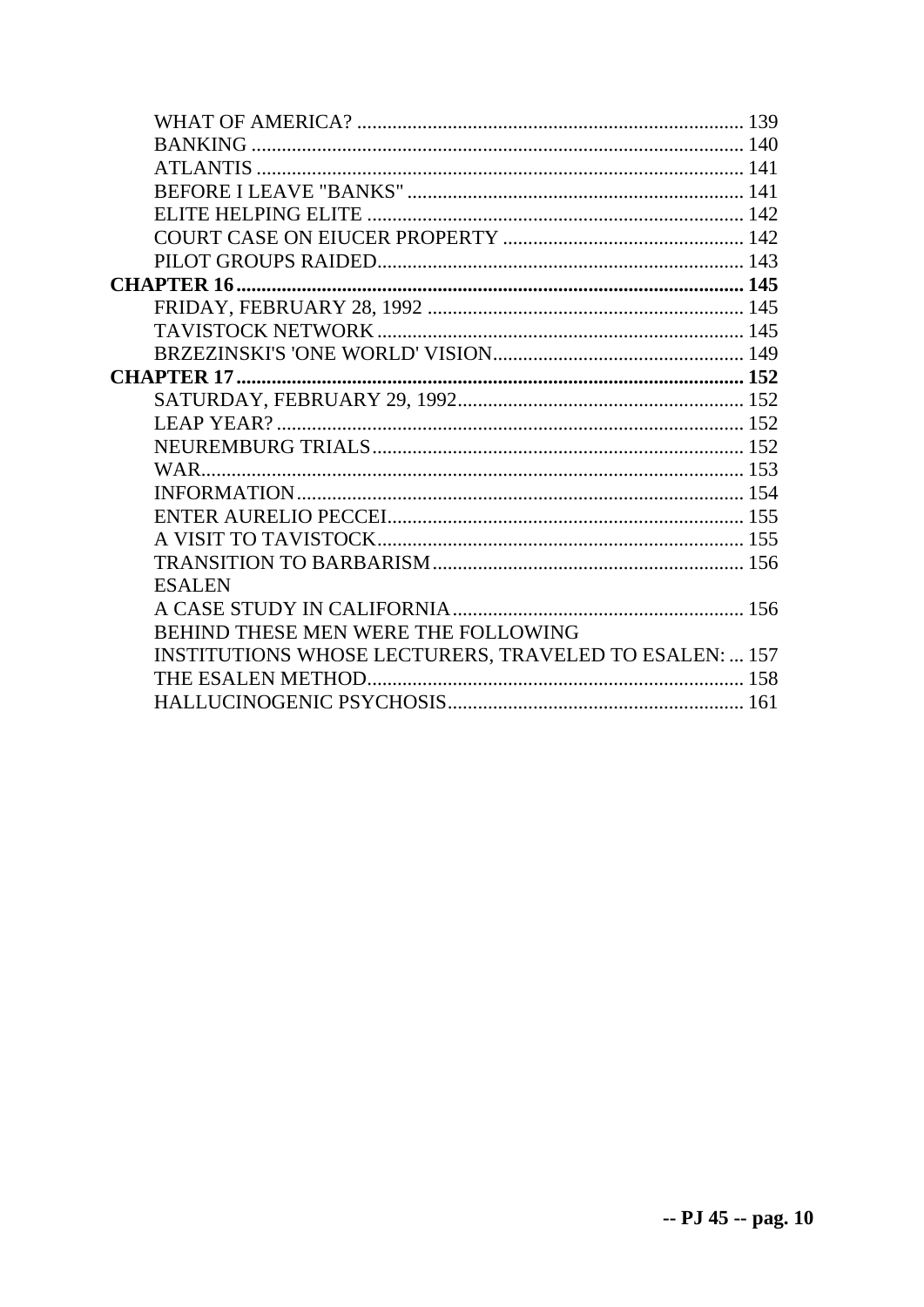WHAT OF AMERICA? ........................................................................... 139
BANKING ............................................................................................ 140
ATLANTIS ........................................................................................... 141
BEFORE I LEAVE "BANKS" .................................................................. 141
ELITE HELPING ELITE ......................................................................... 142
COURT CASE ON EIUCER PROPERTY ................................................ 142
PILOT GROUPS RAIDED....................................................................... 143

**CHAPTER 16 .......................................................................................... 145**

FRIDAY, FEBRUARY 28, 1992 ............................................................... 145
TAVISTOCK NETWORK ........................................................................ 145
BRZEZINSKI'S 'ONE WORLD' VISION.................................................. 149

**CHAPTER 17 .......................................................................................... 152**

SATURDAY, FEBRUARY 29, 1992......................................................... 152
LEAP YEAR? ......................................................................................... 152
NEUREMBURG TRIALS......................................................................... 152
WAR...................................................................................................... 153
INFORMATION...................................................................................... 154
ENTER AURELIO PECCEI...................................................................... 155
A VISIT TO TAVISTOCK........................................................................ 155
TRANSITION TO BARBARISM............................................................. 156
ESALEN
A CASE STUDY IN CALIFORNIA.......................................................... 156
BEHIND THESE MEN WERE THE FOLLOWING
INSTITUTIONS WHOSE LECTURERS, TRAVELED TO ESALEN: ... 157
THE ESALEN METHOD.......................................................................... 158
HALLUCINOGENIC PSYCHOSIS........................................................... 161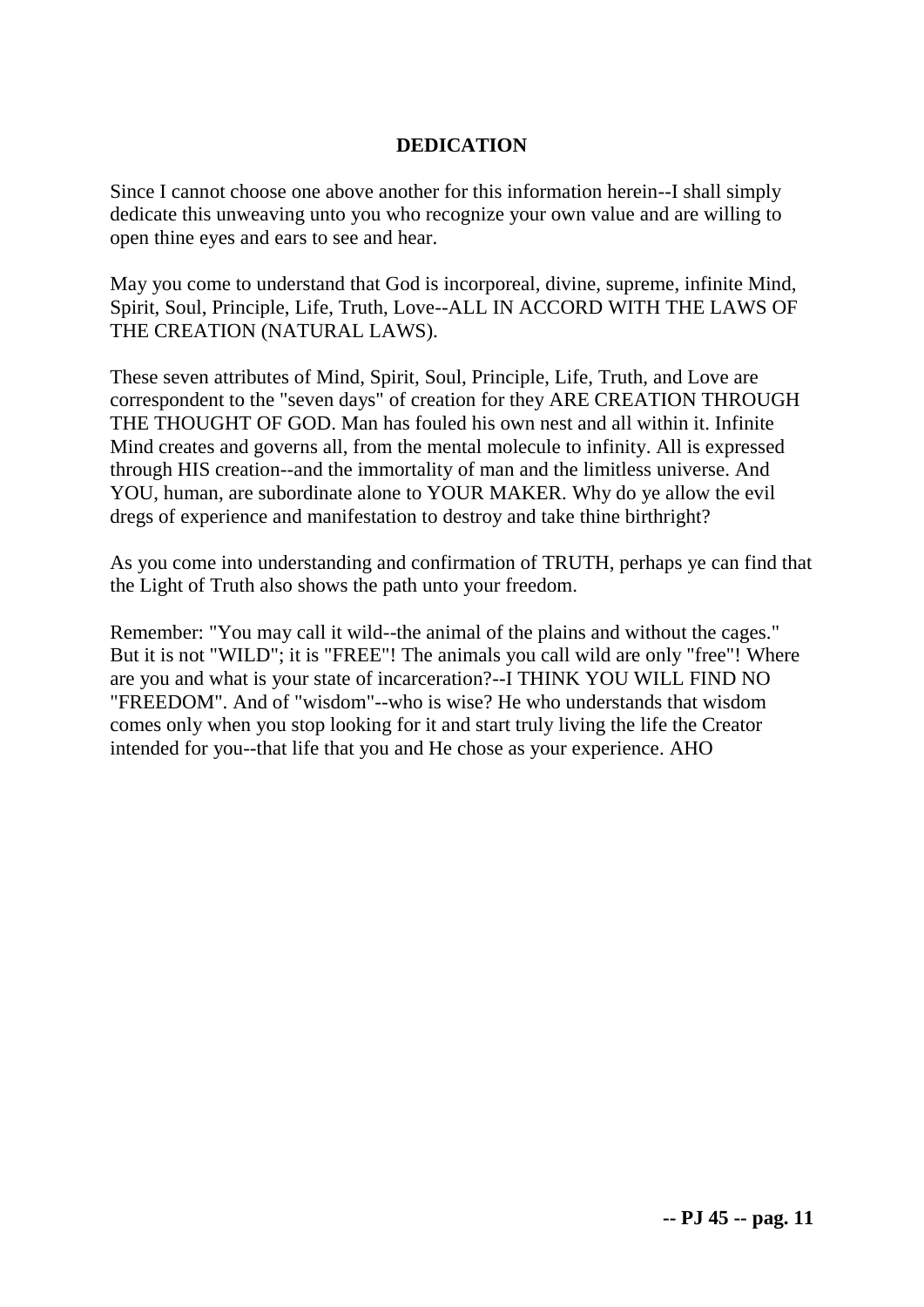# DEDICATION

Since I cannot choose one above another for this information herein--I shall simply dedicate this unweaving unto you who recognize your own value and are willing to open thine eyes and ears to see and hear.

May you come to understand that God is incorporeal, divine, supreme, infinite Mind, Spirit, Soul, Principle, Life, Truth, Love--ALL IN ACCORD WITH THE LAWS OF THE CREATION (NATURAL LAWS).

These seven attributes of Mind, Spirit, Soul, Principle, Life, Truth, and Love are correspondent to the "seven days" of creation for they ARE CREATION THROUGH THE THOUGHT OF GOD. Man has fouled his own nest and all within it. Infinite Mind creates and governs all, from the mental molecule to infinity. All is expressed through HIS creation--and the immortality of man and the limitless universe. And YOU, human, are subordinate alone to YOUR MAKER. Why do ye allow the evil dregs of experience and manifestation to destroy and take thine birthright?

As you come into understanding and confirmation of TRUTH, perhaps ye can find that the Light of Truth also shows the path unto your freedom.

Remember: "You may call it wild--the animal of the plains and without the cages." But it is not "WILD"; it is "FREE"! The animals you call wild are only "free"! Where are you and what is your state of incarceration?--I THINK YOU WILL FIND NO "FREEDOM". And of "wisdom"--who is wise? He who understands that wisdom comes only when you stop looking for it and start truly living the life the Creator intended for you--that life that you and He chose as your experience. AHO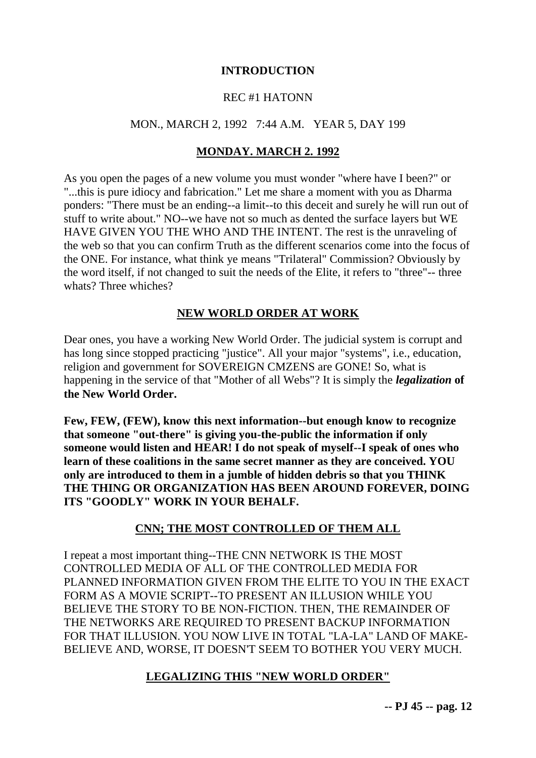## INTRODUCTION

REC #1 HATONN

MON., MARCH 2, 1992 7:44 A.M. YEAR 5, DAY 199

### MONDAY. MARCH 2. 1992

As you open the pages of a new volume you must wonder "where have I been?" or "...this is pure idiocy and fabrication." Let me share a moment with you as Dharma ponders: "There must be an ending--a limit--to this deceit and surely he will run out of stuff to write about." NO--we have not so much as dented the surface layers but WE HAVE GIVEN YOU THE WHO AND THE INTENT. The rest is the unraveling of the web so that you can confirm Truth as the different scenarios come into the focus of the ONE. For instance, what think ye means "Trilateral" Commission? Obviously by the word itself, if not changed to suit the needs of the Elite, it refers to "three"-- three whats? Three whiches?

### NEW WORLD ORDER AT WORK

Dear ones, you have a working New World Order. The judicial system is corrupt and has long since stopped practicing "justice". All your major "systems", i.e., education, religion and government for SOVEREIGN CMZENS are GONE! So, what is happening in the service of that "Mother of all Webs"? It is simply the ***legalization*** **of the New World Order.**

**Few, FEW, (FEW), know this next information--but enough know to recognize that someone "out-there" is giving you-the-public the information if only someone would listen and HEAR! I do not speak of myself--I speak of ones who learn of these coalitions in the same secret manner as they are conceived. YOU only are introduced to them in a jumble of hidden debris so that you THINK THE THING OR ORGANIZATION HAS BEEN AROUND FOREVER, DOING ITS "GOODLY" WORK IN YOUR BEHALF.**

### CNN; THE MOST CONTROLLED OF THEM ALL

I repeat a most important thing--THE CNN NETWORK IS THE MOST CONTROLLED MEDIA OF ALL OF THE CONTROLLED MEDIA FOR PLANNED INFORMATION GIVEN FROM THE ELITE TO YOU IN THE EXACT FORM AS A MOVIE SCRIPT--TO PRESENT AN ILLUSION WHILE YOU BELIEVE THE STORY TO BE NON-FICTION. THEN, THE REMAINDER OF THE NETWORKS ARE REQUIRED TO PRESENT BACKUP INFORMATION FOR THAT ILLUSION. YOU NOW LIVE IN TOTAL "LA-LA" LAND OF MAKE-BELIEVE AND, WORSE, IT DOESN'T SEEM TO BOTHER YOU VERY MUCH.

### LEGALIZING THIS "NEW WORLD ORDER"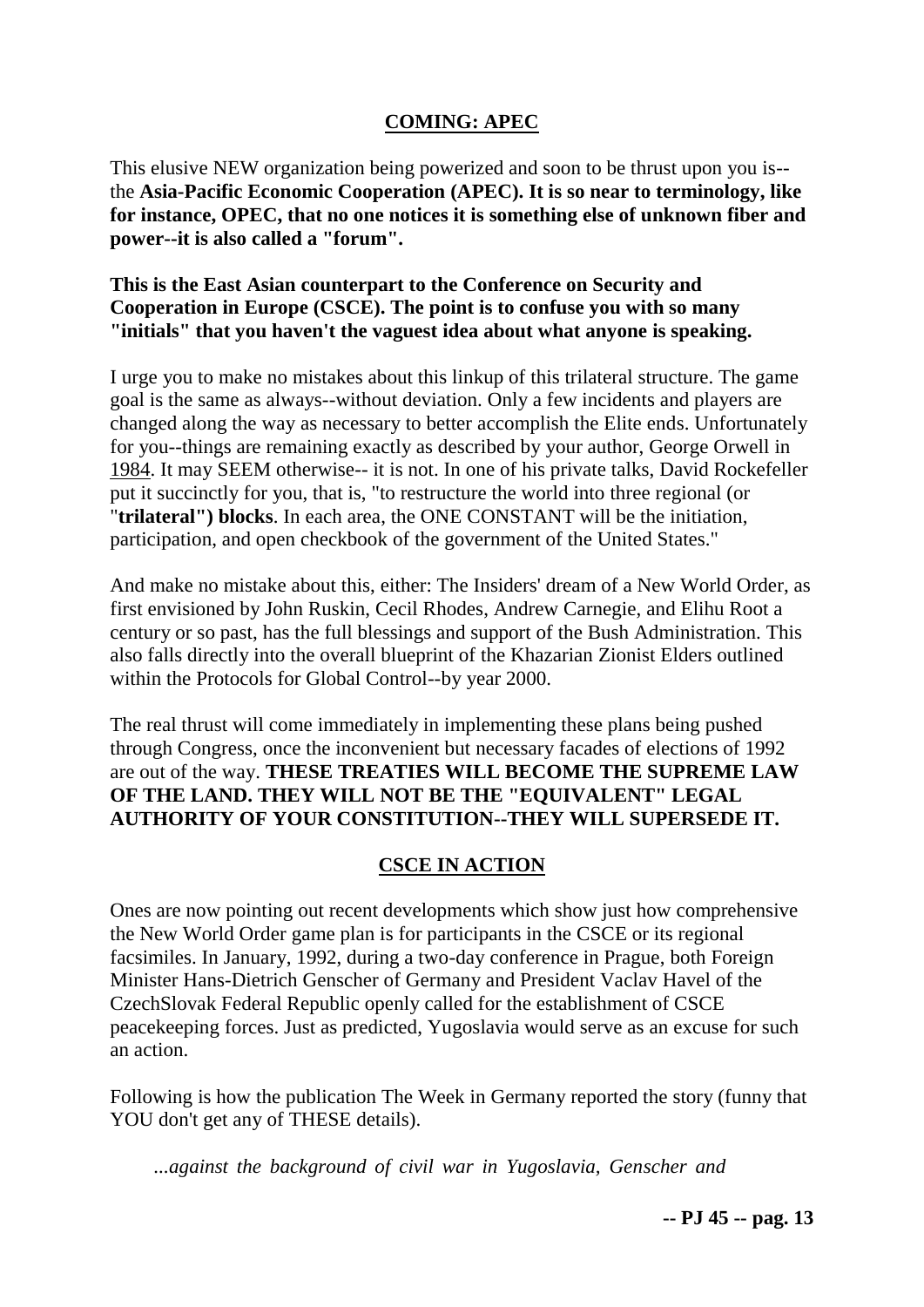## COMING: APEC

This elusive NEW organization being powerized and soon to be thrust upon you is--the **Asia-Pacific Economic Cooperation (APEC). It is so near to terminology, like for instance, OPEC, that no one notices it is something else of unknown fiber and power--it is also called a "forum".**

**This is the East Asian counterpart to the Conference on Security and Cooperation in Europe (CSCE). The point is to confuse you with so many "initials" that you haven't the vaguest idea about what anyone is speaking.**

I urge you to make no mistakes about this linkup of this trilateral structure. The game goal is the same as always--without deviation. Only a few incidents and players are changed along the way as necessary to better accomplish the Elite ends. Unfortunately for you--things are remaining exactly as described by your author, George Orwell in 1984. It may SEEM otherwise-- it is not. In one of his private talks, David Rockefeller put it succinctly for you, that is, "to restructure the world into three regional (or "**trilateral") blocks**. In each area, the ONE CONSTANT will be the initiation, participation, and open checkbook of the government of the United States."

And make no mistake about this, either: The Insiders' dream of a New World Order, as first envisioned by John Ruskin, Cecil Rhodes, Andrew Carnegie, and Elihu Root a century or so past, has the full blessings and support of the Bush Administration. This also falls directly into the overall blueprint of the Khazarian Zionist Elders outlined within the Protocols for Global Control--by year 2000.

The real thrust will come immediately in implementing these plans being pushed through Congress, once the inconvenient but necessary facades of elections of 1992 are out of the way. **THESE TREATIES WILL BECOME THE SUPREME LAW OF THE LAND. THEY WILL NOT BE THE "EQUIVALENT" LEGAL AUTHORITY OF YOUR CONSTITUTION--THEY WILL SUPERSEDE IT.**

## CSCE IN ACTION

Ones are now pointing out recent developments which show just how comprehensive the New World Order game plan is for participants in the CSCE or its regional facsimiles. In January, 1992, during a two-day conference in Prague, both Foreign Minister Hans-Dietrich Genscher of Germany and President Vaclav Havel of the CzechSlovak Federal Republic openly called for the establishment of CSCE peacekeeping forces. Just as predicted, Yugoslavia would serve as an excuse for such an action.

Following is how the publication The Week in Germany reported the story (funny that YOU don't get any of THESE details).

> *...against the background of civil war in Yugoslavia, Genscher and*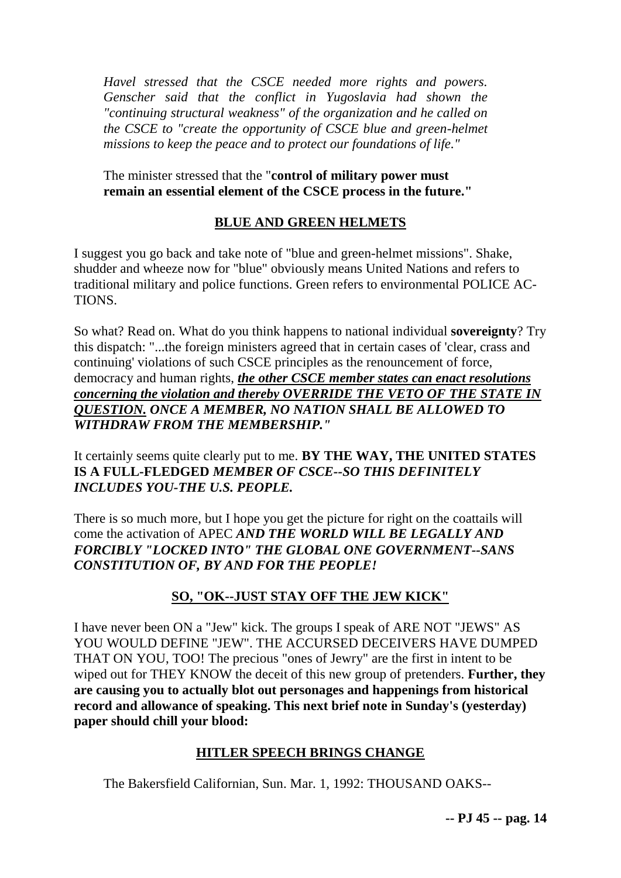*Havel stressed that the CSCE needed more rights and powers. Genscher said that the conflict in Yugoslavia had shown the "continuing structural weakness" of the organization and he called on the CSCE to "create the opportunity of CSCE blue and green-helmet missions to keep the peace and to protect our foundations of life."*

The minister stressed that the "**control of military power must remain an essential element of the CSCE process in the future."**

## BLUE AND GREEN HELMETS

I suggest you go back and take note of "blue and green-helmet missions". Shake, shudder and wheeze now for "blue" obviously means United Nations and refers to traditional military and police functions. Green refers to environmental POLICE ACTIONS.

So what? Read on. What do you think happens to national individual **sovereignty**? Try this dispatch: "...the foreign ministers agreed that in certain cases of 'clear, crass and continuing' violations of such CSCE principles as the renouncement of force, democracy and human rights, ***the other CSCE member states can enact resolutions concerning the violation and thereby OVERRIDE THE VETO OF THE STATE IN QUESTION. ONCE A MEMBER, NO NATION SHALL BE ALLOWED TO WITHDRAW FROM THE MEMBERSHIP."***

It certainly seems quite clearly put to me. **BY THE WAY, THE UNITED STATES IS A FULL-FLEDGED *MEMBER OF CSCE--SO THIS DEFINITELY INCLUDES YOU-THE U.S. PEOPLE.***

There is so much more, but I hope you get the picture for right on the coattails will come the activation of APEC ***AND THE WORLD WILL BE LEGALLY AND FORCIBLY "LOCKED INTO" THE GLOBAL ONE GOVERNMENT--SANS CONSTITUTION OF, BY AND FOR THE PEOPLE!***

## SO, "OK--JUST STAY OFF THE JEW KICK"

I have never been ON a "Jew" kick. The groups I speak of ARE NOT "JEWS" AS YOU WOULD DEFINE "JEW". THE ACCURSED DECEIVERS HAVE DUMPED THAT ON YOU, TOO! The precious "ones of Jewry" are the first in intent to be wiped out for THEY KNOW the deceit of this new group of pretenders. **Further, they are causing you to actually blot out personages and happenings from historical record and allowance of speaking. This next brief note in Sunday's (yesterday) paper should chill your blood:**

## HITLER SPEECH BRINGS CHANGE

The Bakersfield Californian, Sun. Mar. 1, 1992: THOUSAND OAKS--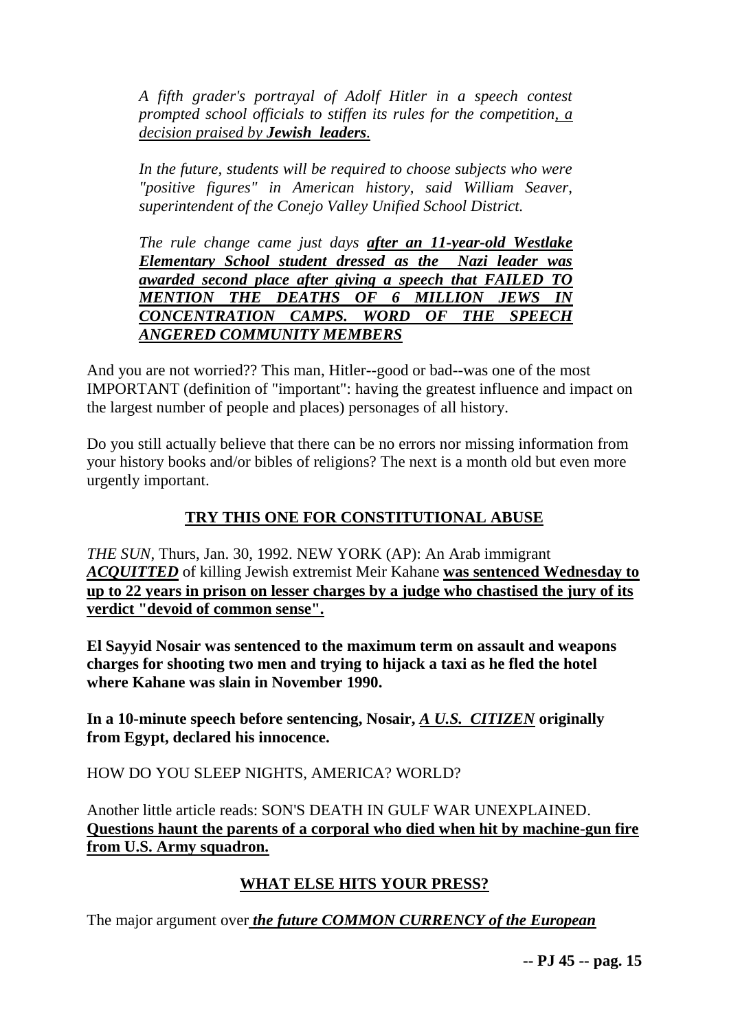*A fifth grader's portrayal of Adolf Hitler in a speech contest prompted school officials to stiffen its rules for the competition, a decision praised by **Jewish leaders**.*

*In the future, students will be required to choose subjects who were "positive figures" in American history, said William Seaver, superintendent of the Conejo Valley Unified School District.*

*The rule change came just days **after an 11-year-old Westlake Elementary School student dressed as the Nazi leader was awarded second place after giving a speech that FAILED TO MENTION THE DEATHS OF 6 MILLION JEWS IN CONCENTRATION CAMPS. WORD OF THE SPEECH ANGERED COMMUNITY MEMBERS***

And you are not worried?? This man, Hitler--good or bad--was one of the most IMPORTANT (definition of "important": having the greatest influence and impact on the largest number of people and places) personages of all history.

Do you still actually believe that there can be no errors nor missing information from your history books and/or bibles of religions? The next is a month old but even more urgently important.

## TRY THIS ONE FOR CONSTITUTIONAL ABUSE

*THE SUN*, Thurs, Jan. 30, 1992. NEW YORK (AP): An Arab immigrant ***ACQUITTED*** of killing Jewish extremist Meir Kahane **was sentenced Wednesday to up to 22 years in prison on lesser charges by a judge who chastised the jury of its verdict "devoid of common sense".**

**El Sayyid Nosair was sentenced to the maximum term on assault and weapons charges for shooting two men and trying to hijack a taxi as he fled the hotel where Kahane was slain in November 1990.**

**In a 10-minute speech before sentencing, Nosair, *A U.S. CITIZEN* originally from Egypt, declared his innocence.**

HOW DO YOU SLEEP NIGHTS, AMERICA? WORLD?

Another little article reads: SON'S DEATH IN GULF WAR UNEXPLAINED. **Questions haunt the parents of a corporal who died when hit by machine-gun fire from U.S. Army squadron.**

## WHAT ELSE HITS YOUR PRESS?

The major argument over ***the future COMMON CURRENCY of the European***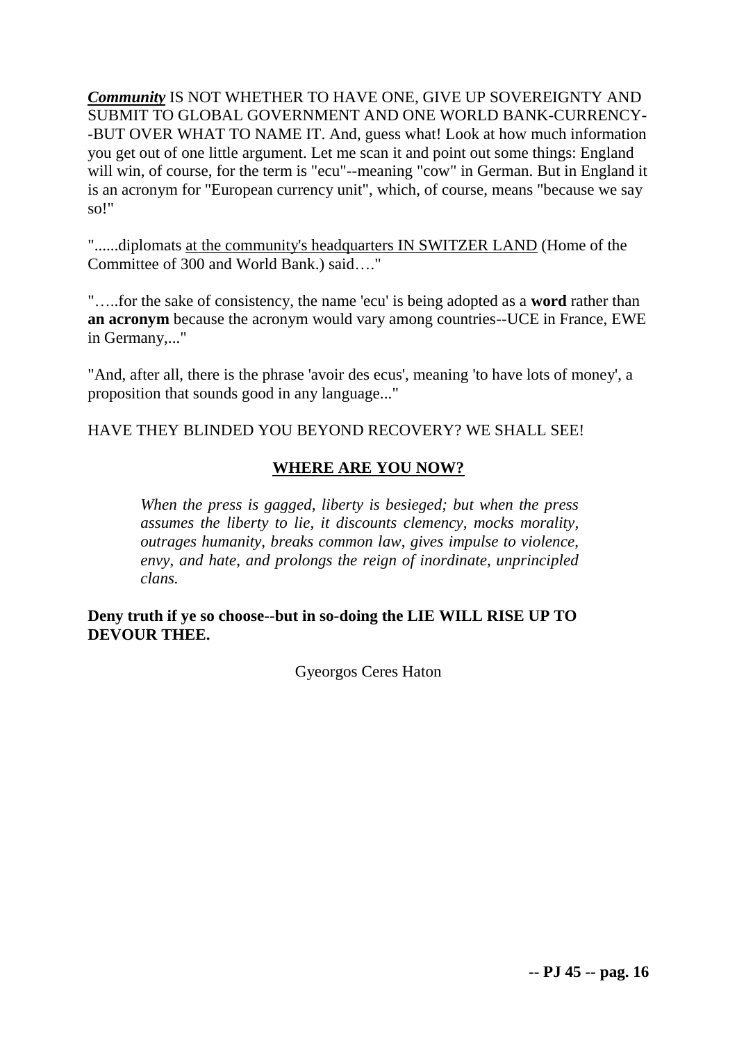***Community*** IS NOT WHETHER TO HAVE ONE, GIVE UP SOVEREIGNTY AND SUBMIT TO GLOBAL GOVERNMENT AND ONE WORLD BANK-CURRENCY--BUT OVER WHAT TO NAME IT. And, guess what! Look at how much information you get out of one little argument. Let me scan it and point out some things: England will win, of course, for the term is "ecu"--meaning "cow" in German. But in England it is an acronym for "European currency unit", which, of course, means "because we say so!"

"......diplomats <u>at the community's headquarters IN SWITZER LAND</u> (Home of the Committee of 300 and World Bank.) said…."

"…..for the sake of consistency, the name 'ecu' is being adopted as a **word** rather than **an acronym** because the acronym would vary among countries--UCE in France, EWE in Germany,..."

"And, after all, there is the phrase 'avoir des ecus', meaning 'to have lots of money', a proposition that sounds good in any language..."

HAVE THEY BLINDED YOU BEYOND RECOVERY? WE SHALL SEE!

## <u>WHERE ARE YOU NOW?</u>

> *When the press is gagged, liberty is besieged; but when the press assumes the liberty to lie, it discounts clemency, mocks morality, outrages humanity, breaks common law, gives impulse to violence, envy, and hate, and prolongs the reign of inordinate, unprincipled clans.*

**Deny truth if ye so choose--but in so-doing the LIE WILL RISE UP TO DEVOUR THEE.**

Gyeorgos Ceres Haton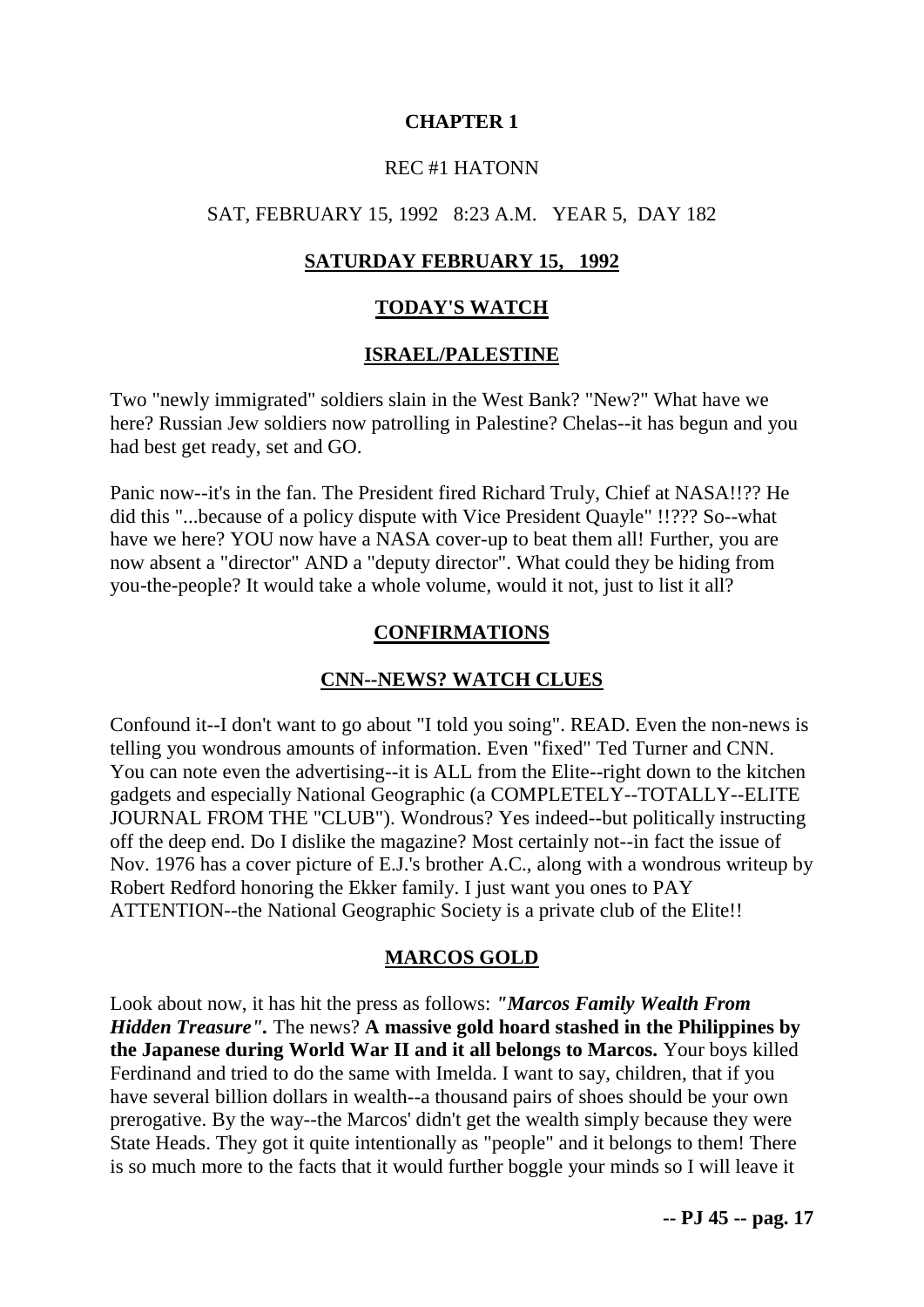# CHAPTER 1

REC #1 HATONN

SAT, FEBRUARY 15, 1992 8:23 A.M. YEAR 5, DAY 182

## SATURDAY FEBRUARY 15, 1992

## TODAY'S WATCH

### ISRAEL/PALESTINE

Two "newly immigrated" soldiers slain in the West Bank? "New?" What have we here? Russian Jew soldiers now patrolling in Palestine? Chelas--it has begun and you had best get ready, set and GO.

Panic now--it's in the fan. The President fired Richard Truly, Chief at NASA!!?? He did this "...because of a policy dispute with Vice President Quayle" !!??? So--what have we here? YOU now have a NASA cover-up to beat them all! Further, you are now absent a "director" AND a "deputy director". What could they be hiding from you-the-people? It would take a whole volume, would it not, just to list it all?

## CONFIRMATIONS

### CNN--NEWS? WATCH CLUES

Confound it--I don't want to go about "I told you soing". READ. Even the non-news is telling you wondrous amounts of information. Even "fixed" Ted Turner and CNN. You can note even the advertising--it is ALL from the Elite--right down to the kitchen gadgets and especially National Geographic (a COMPLETELY--TOTALLY--ELITE JOURNAL FROM THE "CLUB"). Wondrous? Yes indeed--but politically instructing off the deep end. Do I dislike the magazine? Most certainly not--in fact the issue of Nov. 1976 has a cover picture of E.J.'s brother A.C., along with a wondrous writeup by Robert Redford honoring the Ekker family. I just want you ones to PAY ATTENTION--the National Geographic Society is a private club of the Elite!!

### MARCOS GOLD

Look about now, it has hit the press as follows: ***"Marcos Family Wealth From Hidden Treasure".*** The news? **A massive gold hoard stashed in the Philippines by the Japanese during World War II and it all belongs to Marcos.** Your boys killed Ferdinand and tried to do the same with Imelda. I want to say, children, that if you have several billion dollars in wealth--a thousand pairs of shoes should be your own prerogative. By the way--the Marcos' didn't get the wealth simply because they were State Heads. They got it quite intentionally as "people" and it belongs to them! There is so much more to the facts that it would further boggle your minds so I will leave it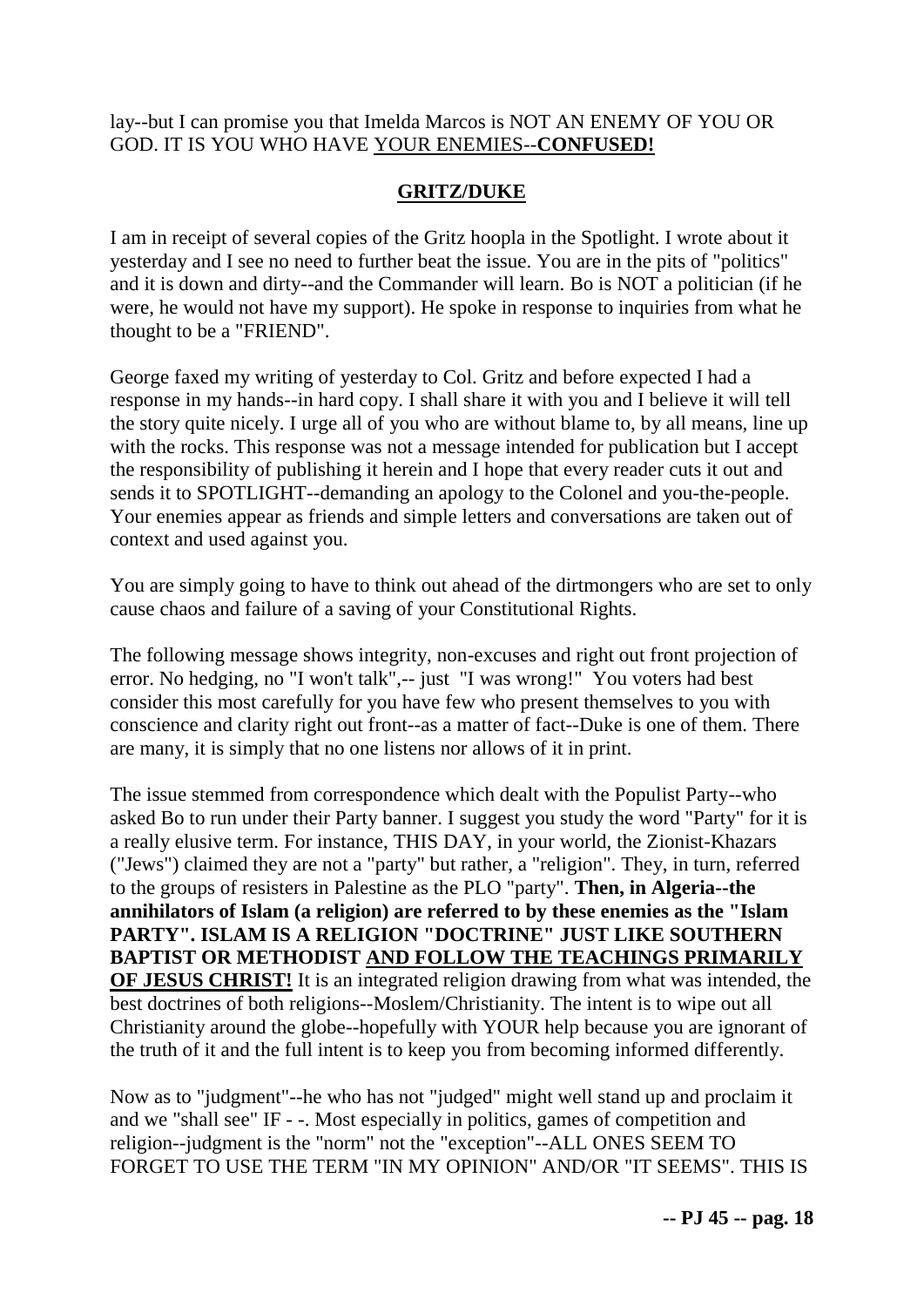lay--but I can promise you that Imelda Marcos is NOT AN ENEMY OF YOU OR GOD. IT IS YOU WHO HAVE YOUR ENEMIES--**CONFUSED!**

## GRITZ/DUKE

I am in receipt of several copies of the Gritz hoopla in the Spotlight. I wrote about it yesterday and I see no need to further beat the issue. You are in the pits of "politics" and it is down and dirty--and the Commander will learn. Bo is NOT a politician (if he were, he would not have my support). He spoke in response to inquiries from what he thought to be a "FRIEND".

George faxed my writing of yesterday to Col. Gritz and before expected I had a response in my hands--in hard copy. I shall share it with you and I believe it will tell the story quite nicely. I urge all of you who are without blame to, by all means, line up with the rocks. This response was not a message intended for publication but I accept the responsibility of publishing it herein and I hope that every reader cuts it out and sends it to SPOTLIGHT--demanding an apology to the Colonel and you-the-people. Your enemies appear as friends and simple letters and conversations are taken out of context and used against you.

You are simply going to have to think out ahead of the dirtmongers who are set to only cause chaos and failure of a saving of your Constitutional Rights.

The following message shows integrity, non-excuses and right out front projection of error. No hedging, no "I won't talk",-- just "I was wrong!" You voters had best consider this most carefully for you have few who present themselves to you with conscience and clarity right out front--as a matter of fact--Duke is one of them. There are many, it is simply that no one listens nor allows of it in print.

The issue stemmed from correspondence which dealt with the Populist Party--who asked Bo to run under their Party banner. I suggest you study the word "Party" for it is a really elusive term. For instance, THIS DAY, in your world, the Zionist-Khazars ("Jews") claimed they are not a "party" but rather, a "religion". They, in turn, referred to the groups of resisters in Palestine as the PLO "party". **Then, in Algeria--the annihilators of Islam (a religion) are referred to by these enemies as the "Islam PARTY". ISLAM IS A RELIGION "DOCTRINE" JUST LIKE SOUTHERN BAPTIST OR METHODIST AND FOLLOW THE TEACHINGS PRIMARILY OF JESUS CHRIST!** It is an integrated religion drawing from what was intended, the best doctrines of both religions--Moslem/Christianity. The intent is to wipe out all Christianity around the globe--hopefully with YOUR help because you are ignorant of the truth of it and the full intent is to keep you from becoming informed differently.

Now as to "judgment"--he who has not "judged" might well stand up and proclaim it and we "shall see" IF - -. Most especially in politics, games of competition and religion--judgment is the "norm" not the "exception"--ALL ONES SEEM TO FORGET TO USE THE TERM "IN MY OPINION" AND/OR "IT SEEMS". THIS IS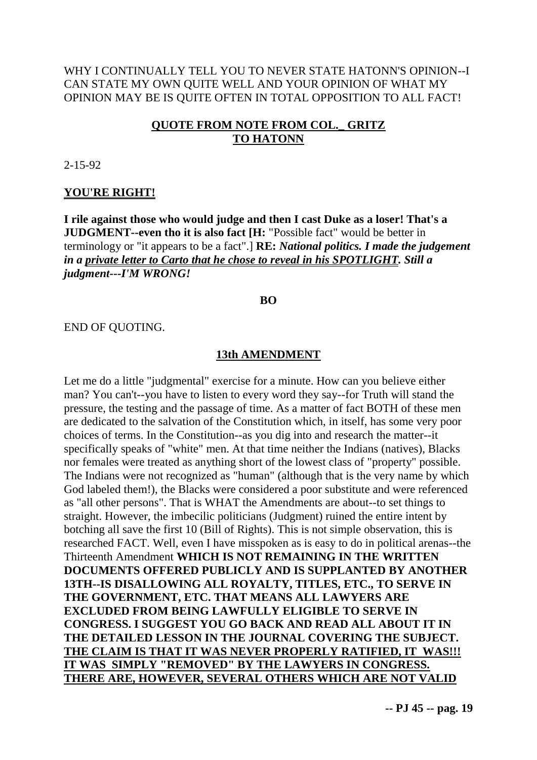WHY I CONTINUALLY TELL YOU TO NEVER STATE HATONN'S OPINION--I CAN STATE MY OWN QUITE WELL AND YOUR OPINION OF WHAT MY OPINION MAY BE IS QUITE OFTEN IN TOTAL OPPOSITION TO ALL FACT!

**QUOTE FROM NOTE FROM COL._ GRITZ TO HATONN**

2-15-92

**YOU'RE RIGHT!**

**I rile against those who would judge and then I cast Duke as a loser! That's a JUDGMENT--even tho it is also fact [H:** "Possible fact" would be better in terminology or "it appears to be a fact".] **RE:** ***National politics. I made the judgement in a private letter to Carto that he chose to reveal in his SPOTLIGHT. Still a judgment---I'M WRONG!***

**BO**

END OF QUOTING.

**13th AMENDMENT**

Let me do a little "judgmental" exercise for a minute. How can you believe either man? You can't--you have to listen to every word they say--for Truth will stand the pressure, the testing and the passage of time. As a matter of fact BOTH of these men are dedicated to the salvation of the Constitution which, in itself, has some very poor choices of terms. In the Constitution--as you dig into and research the matter--it specifically speaks of "white" men. At that time neither the Indians (natives), Blacks nor females were treated as anything short of the lowest class of "property" possible. The Indians were not recognized as "human" (although that is the very name by which God labeled them!), the Blacks were considered a poor substitute and were referenced as "all other persons". That is WHAT the Amendments are about--to set things to straight. However, the imbecilic politicians (Judgment) ruined the entire intent by botching all save the first 10 (Bill of Rights). This is not simple observation, this is researched FACT. Well, even I have misspoken as is easy to do in political arenas--the Thirteenth Amendment **WHICH IS NOT REMAINING IN THE WRITTEN DOCUMENTS OFFERED PUBLICLY AND IS SUPPLANTED BY ANOTHER 13TH--IS DISALLOWING ALL ROYALTY, TITLES, ETC., TO SERVE IN THE GOVERNMENT, ETC. THAT MEANS ALL LAWYERS ARE EXCLUDED FROM BEING LAWFULLY ELIGIBLE TO SERVE IN CONGRESS. I SUGGEST YOU GO BACK AND READ ALL ABOUT IT IN THE DETAILED LESSON IN THE JOURNAL COVERING THE SUBJECT. THE CLAIM IS THAT IT WAS NEVER PROPERLY RATIFIED, IT WAS!!! IT WAS SIMPLY "REMOVED" BY THE LAWYERS IN CONGRESS. THERE ARE, HOWEVER, SEVERAL OTHERS WHICH ARE NOT VALID**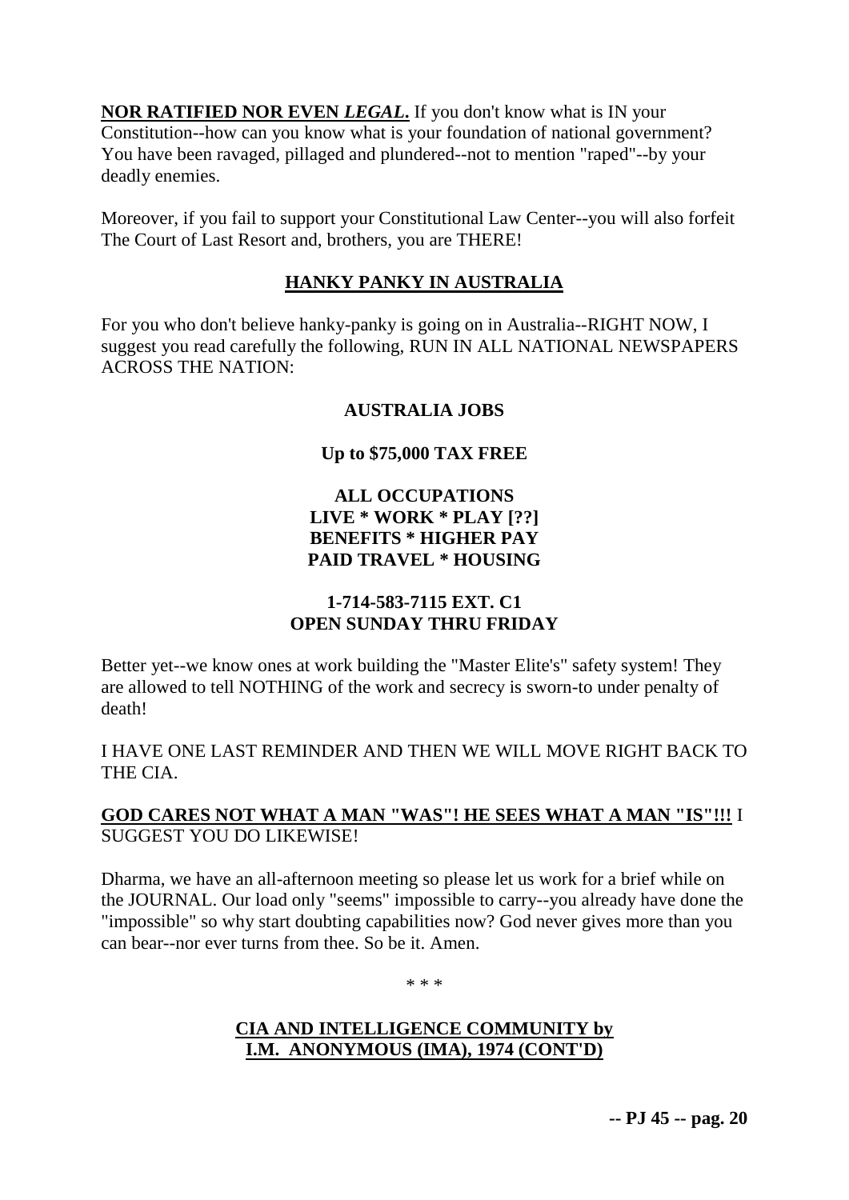**NOR RATIFIED NOR EVEN *LEGAL*.** If you don't know what is IN your Constitution--how can you know what is your foundation of national government? You have been ravaged, pillaged and plundered--not to mention "raped"--by your deadly enemies.

Moreover, if you fail to support your Constitutional Law Center--you will also forfeit The Court of Last Resort and, brothers, you are THERE!

## HANKY PANKY IN AUSTRALIA

For you who don't believe hanky-panky is going on in Australia--RIGHT NOW, I suggest you read carefully the following, RUN IN ALL NATIONAL NEWSPAPERS ACROSS THE NATION:

**AUSTRALIA JOBS**

**Up to $75,000 TAX FREE**

**ALL OCCUPATIONS**
**LIVE * WORK * PLAY [??]**
**BENEFITS * HIGHER PAY**
**PAID TRAVEL * HOUSING**

**1-714-583-7115 EXT. C1**
**OPEN SUNDAY THRU FRIDAY**

Better yet--we know ones at work building the "Master Elite's" safety system! They are allowed to tell NOTHING of the work and secrecy is sworn-to under penalty of death!

I HAVE ONE LAST REMINDER AND THEN WE WILL MOVE RIGHT BACK TO THE CIA.

**GOD CARES NOT WHAT A MAN "WAS"! HE SEES WHAT A MAN "IS"!!!** I SUGGEST YOU DO LIKEWISE!

Dharma, we have an all-afternoon meeting so please let us work for a brief while on the JOURNAL. Our load only "seems" impossible to carry--you already have done the "impossible" so why start doubting capabilities now? God never gives more than you can bear--nor ever turns from thee. So be it. Amen.

\* \* \*

## CIA AND INTELLIGENCE COMMUNITY by I.M. ANONYMOUS (IMA), 1974 (CONT'D)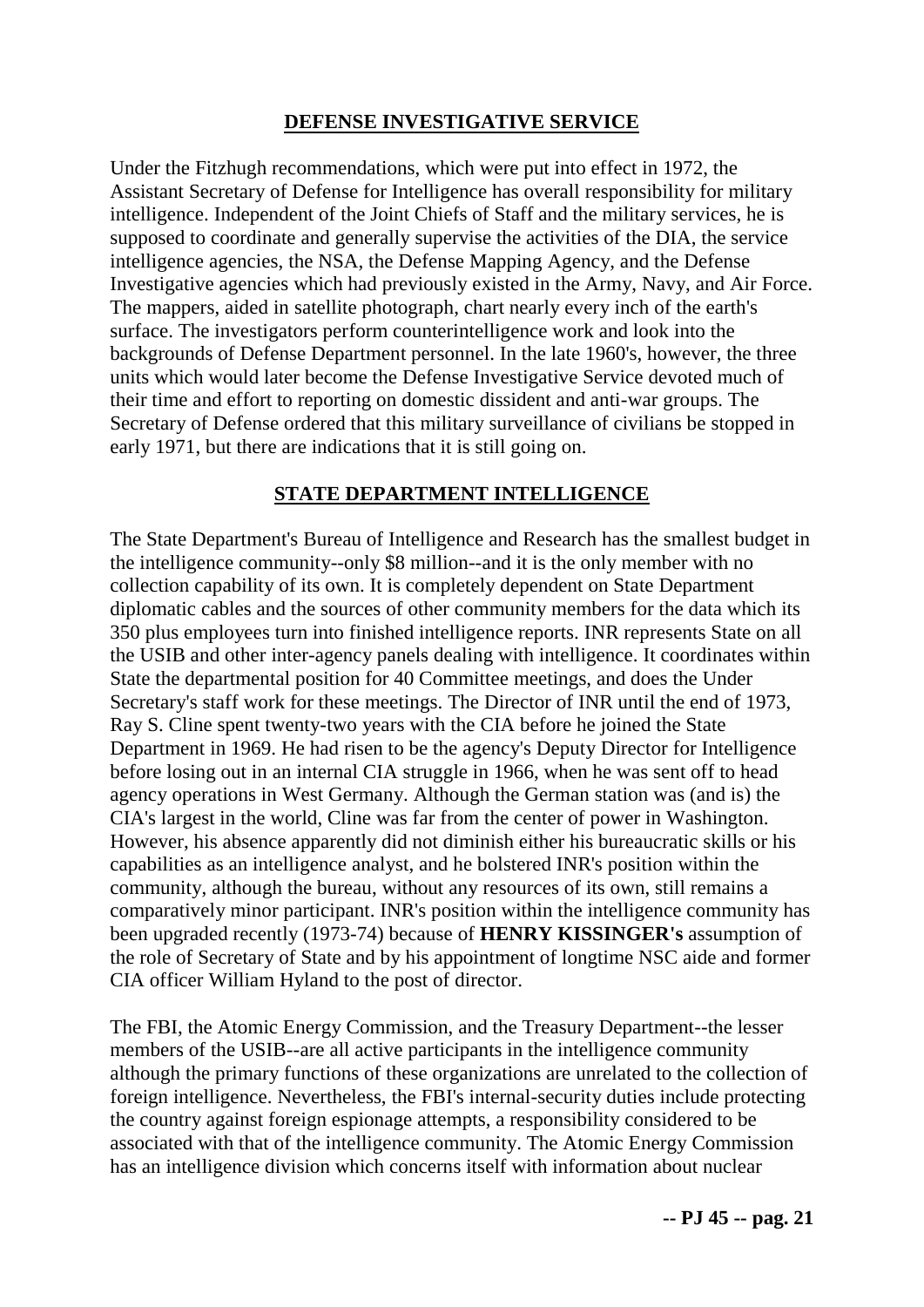## **DEFENSE INVESTIGATIVE SERVICE**

Under the Fitzhugh recommendations, which were put into effect in 1972, the Assistant Secretary of Defense for Intelligence has overall responsibility for military intelligence. Independent of the Joint Chiefs of Staff and the military services, he is supposed to coordinate and generally supervise the activities of the DIA, the service intelligence agencies, the NSA, the Defense Mapping Agency, and the Defense Investigative agencies which had previously existed in the Army, Navy, and Air Force. The mappers, aided in satellite photograph, chart nearly every inch of the earth's surface. The investigators perform counterintelligence work and look into the backgrounds of Defense Department personnel. In the late 1960's, however, the three units which would later become the Defense Investigative Service devoted much of their time and effort to reporting on domestic dissident and anti-war groups. The Secretary of Defense ordered that this military surveillance of civilians be stopped in early 1971, but there are indications that it is still going on.

## **STATE DEPARTMENT INTELLIGENCE**

The State Department's Bureau of Intelligence and Research has the smallest budget in the intelligence community--only $8 million--and it is the only member with no collection capability of its own. It is completely dependent on State Department diplomatic cables and the sources of other community members for the data which its 350 plus employees turn into finished intelligence reports. INR represents State on all the USIB and other inter-agency panels dealing with intelligence. It coordinates within State the departmental position for 40 Committee meetings, and does the Under Secretary's staff work for these meetings. The Director of INR until the end of 1973, Ray S. Cline spent twenty-two years with the CIA before he joined the State Department in 1969. He had risen to be the agency's Deputy Director for Intelligence before losing out in an internal CIA struggle in 1966, when he was sent off to head agency operations in West Germany. Although the German station was (and is) the CIA's largest in the world, Cline was far from the center of power in Washington. However, his absence apparently did not diminish either his bureaucratic skills or his capabilities as an intelligence analyst, and he bolstered INR's position within the community, although the bureau, without any resources of its own, still remains a comparatively minor participant. INR's position within the intelligence community has been upgraded recently (1973-74) because of **HENRY KISSINGER's** assumption of the role of Secretary of State and by his appointment of longtime NSC aide and former CIA officer William Hyland to the post of director.

The FBI, the Atomic Energy Commission, and the Treasury Department--the lesser members of the USIB--are all active participants in the intelligence community although the primary functions of these organizations are unrelated to the collection of foreign intelligence. Nevertheless, the FBI's internal-security duties include protecting the country against foreign espionage attempts, a responsibility considered to be associated with that of the intelligence community. The Atomic Energy Commission has an intelligence division which concerns itself with information about nuclear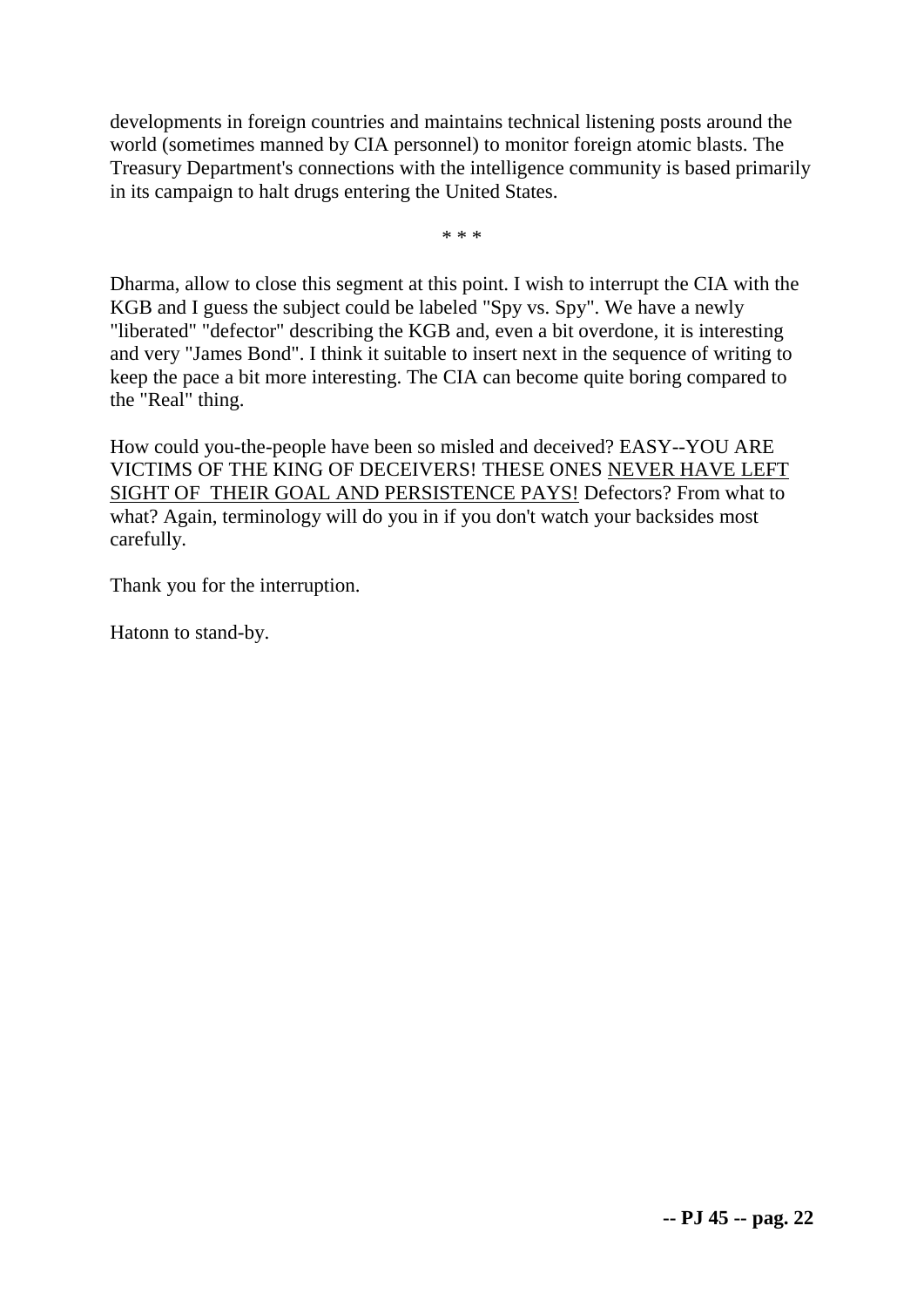developments in foreign countries and maintains technical listening posts around the world (sometimes manned by CIA personnel) to monitor foreign atomic blasts. The Treasury Department's connections with the intelligence community is based primarily in its campaign to halt drugs entering the United States.

* * *

Dharma, allow to close this segment at this point. I wish to interrupt the CIA with the KGB and I guess the subject could be labeled "Spy vs. Spy". We have a newly "liberated" "defector" describing the KGB and, even a bit overdone, it is interesting and very "James Bond". I think it suitable to insert next in the sequence of writing to keep the pace a bit more interesting. The CIA can become quite boring compared to the "Real" thing.

How could you-the-people have been so misled and deceived? EASY--YOU ARE VICTIMS OF THE KING OF DECEIVERS! THESE ONES NEVER HAVE LEFT SIGHT OF THEIR GOAL AND PERSISTENCE PAYS! Defectors? From what to what? Again, terminology will do you in if you don't watch your backsides most carefully.

Thank you for the interruption.

Hatonn to stand-by.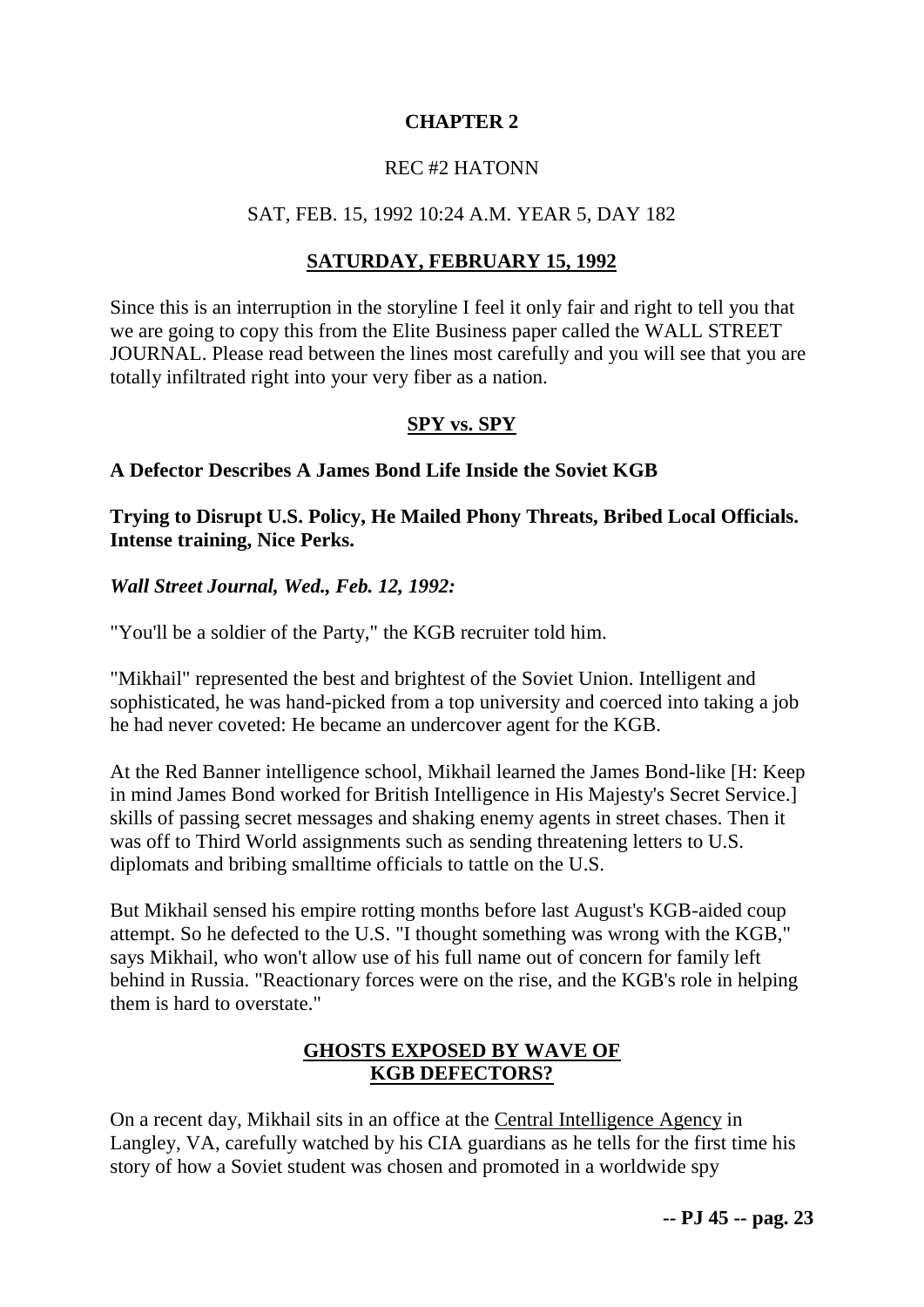# CHAPTER 2

REC #2 HATONN

SAT, FEB. 15, 1992 10:24 A.M. YEAR 5, DAY 182

## SATURDAY, FEBRUARY 15, 1992

Since this is an interruption in the storyline I feel it only fair and right to tell you that we are going to copy this from the Elite Business paper called the WALL STREET JOURNAL. Please read between the lines most carefully and you will see that you are totally infiltrated right into your very fiber as a nation.

## SPY vs. SPY

**A Defector Describes A James Bond Life Inside the Soviet KGB**

**Trying to Disrupt U.S. Policy, He Mailed Phony Threats, Bribed Local Officials. Intense training, Nice Perks.**

***Wall Street Journal, Wed., Feb. 12, 1992:***

"You'll be a soldier of the Party," the KGB recruiter told him.

"Mikhail" represented the best and brightest of the Soviet Union. Intelligent and sophisticated, he was hand-picked from a top university and coerced into taking a job he had never coveted: He became an undercover agent for the KGB.

At the Red Banner intelligence school, Mikhail learned the James Bond-like [H: Keep in mind James Bond worked for British Intelligence in His Majesty's Secret Service.] skills of passing secret messages and shaking enemy agents in street chases. Then it was off to Third World assignments such as sending threatening letters to U.S. diplomats and bribing smalltime officials to tattle on the U.S.

But Mikhail sensed his empire rotting months before last August's KGB-aided coup attempt. So he defected to the U.S. "I thought something was wrong with the KGB," says Mikhail, who won't allow use of his full name out of concern for family left behind in Russia. "Reactionary forces were on the rise, and the KGB's role in helping them is hard to overstate."

## GHOSTS EXPOSED BY WAVE OF KGB DEFECTORS?

On a recent day, Mikhail sits in an office at the Central Intelligence Agency in Langley, VA, carefully watched by his CIA guardians as he tells for the first time his story of how a Soviet student was chosen and promoted in a worldwide spy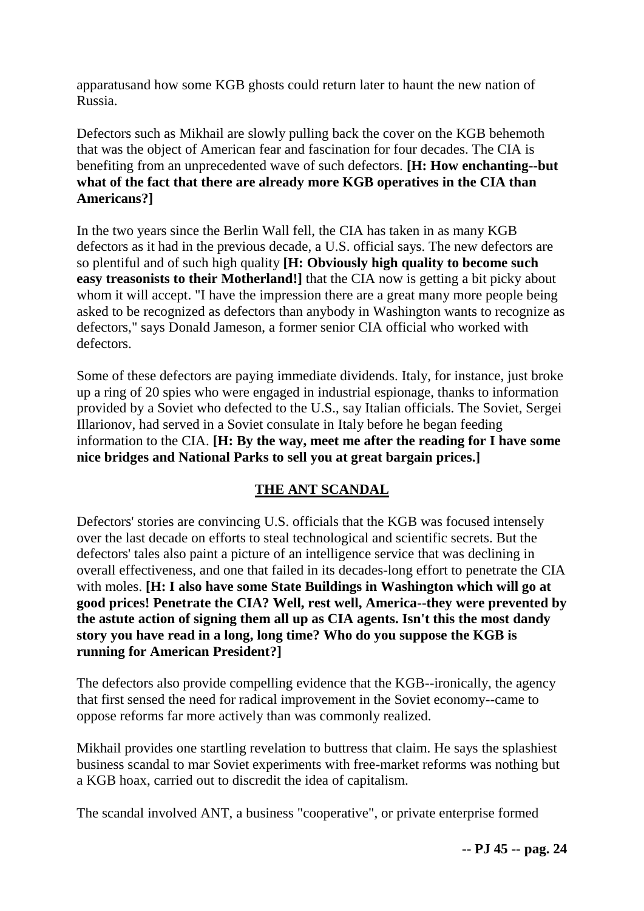apparatusand how some KGB ghosts could return later to haunt the new nation of Russia.

Defectors such as Mikhail are slowly pulling back the cover on the KGB behemoth that was the object of American fear and fascination for four decades. The CIA is benefiting from an unprecedented wave of such defectors. **[H: How enchanting--but what of the fact that there are already more KGB operatives in the CIA than Americans?]**

In the two years since the Berlin Wall fell, the CIA has taken in as many KGB defectors as it had in the previous decade, a U.S. official says. The new defectors are so plentiful and of such high quality **[H: Obviously high quality to become such easy treasonists to their Motherland!]** that the CIA now is getting a bit picky about whom it will accept. "I have the impression there are a great many more people being asked to be recognized as defectors than anybody in Washington wants to recognize as defectors," says Donald Jameson, a former senior CIA official who worked with defectors.

Some of these defectors are paying immediate dividends. Italy, for instance, just broke up a ring of 20 spies who were engaged in industrial espionage, thanks to information provided by a Soviet who defected to the U.S., say Italian officials. The Soviet, Sergei Illarionov, had served in a Soviet consulate in Italy before he began feeding information to the CIA. **[H: By the way, meet me after the reading for I have some nice bridges and National Parks to sell you at great bargain prices.]**

## THE ANT SCANDAL

Defectors' stories are convincing U.S. officials that the KGB was focused intensely over the last decade on efforts to steal technological and scientific secrets. But the defectors' tales also paint a picture of an intelligence service that was declining in overall effectiveness, and one that failed in its decades-long effort to penetrate the CIA with moles. **[H: I also have some State Buildings in Washington which will go at good prices! Penetrate the CIA? Well, rest well, America--they were prevented by the astute action of signing them all up as CIA agents. Isn't this the most dandy story you have read in a long, long time? Who do you suppose the KGB is running for American President?]**

The defectors also provide compelling evidence that the KGB--ironically, the agency that first sensed the need for radical improvement in the Soviet economy--came to oppose reforms far more actively than was commonly realized.

Mikhail provides one startling revelation to buttress that claim. He says the splashiest business scandal to mar Soviet experiments with free-market reforms was nothing but a KGB hoax, carried out to discredit the idea of capitalism.

The scandal involved ANT, a business "cooperative", or private enterprise formed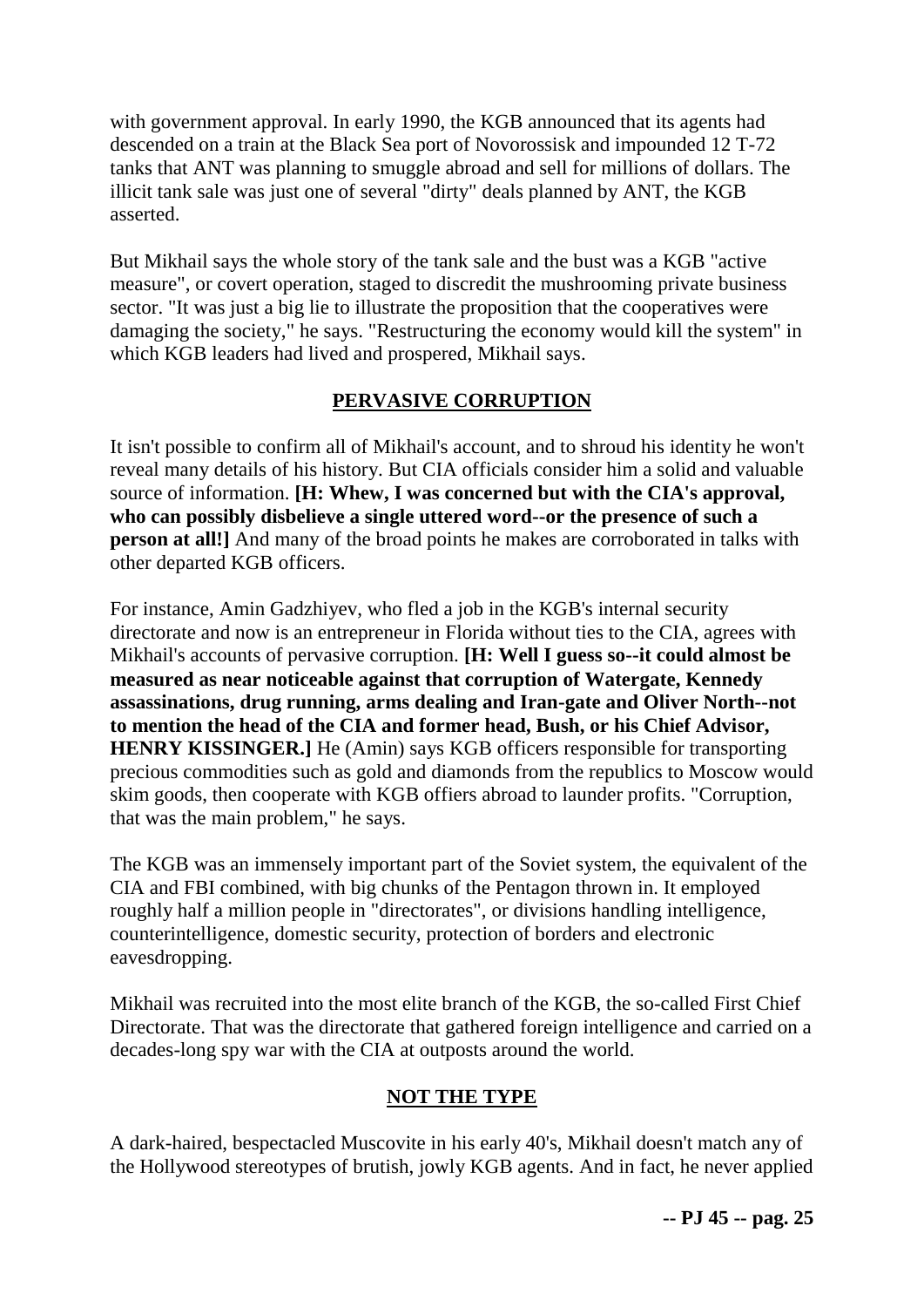with government approval. In early 1990, the KGB announced that its agents had descended on a train at the Black Sea port of Novorossisk and impounded 12 T-72 tanks that ANT was planning to smuggle abroad and sell for millions of dollars. The illicit tank sale was just one of several "dirty" deals planned by ANT, the KGB asserted.

But Mikhail says the whole story of the tank sale and the bust was a KGB "active measure", or covert operation, staged to discredit the mushrooming private business sector. "It was just a big lie to illustrate the proposition that the cooperatives were damaging the society," he says. "Restructuring the economy would kill the system" in which KGB leaders had lived and prospered, Mikhail says.

## PERVASIVE CORRUPTION

It isn't possible to confirm all of Mikhail's account, and to shroud his identity he won't reveal many details of his history. But CIA officials consider him a solid and valuable source of information. **[H: Whew, I was concerned but with the CIA's approval, who can possibly disbelieve a single uttered word--or the presence of such a person at all!]** And many of the broad points he makes are corroborated in talks with other departed KGB officers.

For instance, Amin Gadzhiyev, who fled a job in the KGB's internal security directorate and now is an entrepreneur in Florida without ties to the CIA, agrees with Mikhail's accounts of pervasive corruption. **[H: Well I guess so--it could almost be measured as near noticeable against that corruption of Watergate, Kennedy assassinations, drug running, arms dealing and Iran-gate and Oliver North--not to mention the head of the CIA and former head, Bush, or his Chief Advisor, HENRY KISSINGER.]** He (Amin) says KGB officers responsible for transporting precious commodities such as gold and diamonds from the republics to Moscow would skim goods, then cooperate with KGB offiers abroad to launder profits. "Corruption, that was the main problem," he says.

The KGB was an immensely important part of the Soviet system, the equivalent of the CIA and FBI combined, with big chunks of the Pentagon thrown in. It employed roughly half a million people in "directorates", or divisions handling intelligence, counterintelligence, domestic security, protection of borders and electronic eavesdropping.

Mikhail was recruited into the most elite branch of the KGB, the so-called First Chief Directorate. That was the directorate that gathered foreign intelligence and carried on a decades-long spy war with the CIA at outposts around the world.

## NOT THE TYPE

A dark-haired, bespectacled Muscovite in his early 40's, Mikhail doesn't match any of the Hollywood stereotypes of brutish, jowly KGB agents. And in fact, he never applied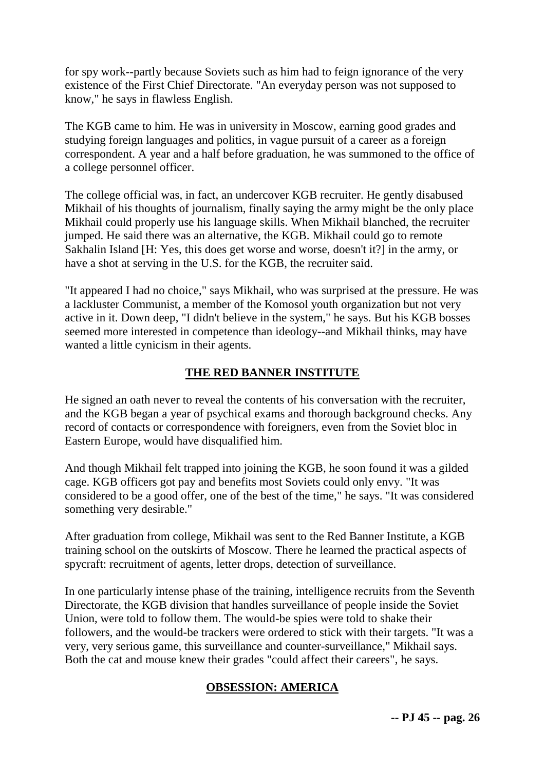for spy work--partly because Soviets such as him had to feign ignorance of the very existence of the First Chief Directorate. "An everyday person was not supposed to know," he says in flawless English.

The KGB came to him. He was in university in Moscow, earning good grades and studying foreign languages and politics, in vague pursuit of a career as a foreign correspondent. A year and a half before graduation, he was summoned to the office of a college personnel officer.

The college official was, in fact, an undercover KGB recruiter. He gently disabused Mikhail of his thoughts of journalism, finally saying the army might be the only place Mikhail could properly use his language skills. When Mikhail blanched, the recruiter jumped. He said there was an alternative, the KGB. Mikhail could go to remote Sakhalin Island [H: Yes, this does get worse and worse, doesn't it?] in the army, or have a shot at serving in the U.S. for the KGB, the recruiter said.

"It appeared I had no choice," says Mikhail, who was surprised at the pressure. He was a lackluster Communist, a member of the Komosol youth organization but not very active in it. Down deep, "I didn't believe in the system," he says. But his KGB bosses seemed more interested in competence than ideology--and Mikhail thinks, may have wanted a little cynicism in their agents.

## THE RED BANNER INSTITUTE

He signed an oath never to reveal the contents of his conversation with the recruiter, and the KGB began a year of psychical exams and thorough background checks. Any record of contacts or correspondence with foreigners, even from the Soviet bloc in Eastern Europe, would have disqualified him.

And though Mikhail felt trapped into joining the KGB, he soon found it was a gilded cage. KGB officers got pay and benefits most Soviets could only envy. "It was considered to be a good offer, one of the best of the time," he says. "It was considered something very desirable."

After graduation from college, Mikhail was sent to the Red Banner Institute, a KGB training school on the outskirts of Moscow. There he learned the practical aspects of spycraft: recruitment of agents, letter drops, detection of surveillance.

In one particularly intense phase of the training, intelligence recruits from the Seventh Directorate, the KGB division that handles surveillance of people inside the Soviet Union, were told to follow them. The would-be spies were told to shake their followers, and the would-be trackers were ordered to stick with their targets. "It was a very, very serious game, this surveillance and counter-surveillance," Mikhail says. Both the cat and mouse knew their grades "could affect their careers", he says.

## OBSESSION: AMERICA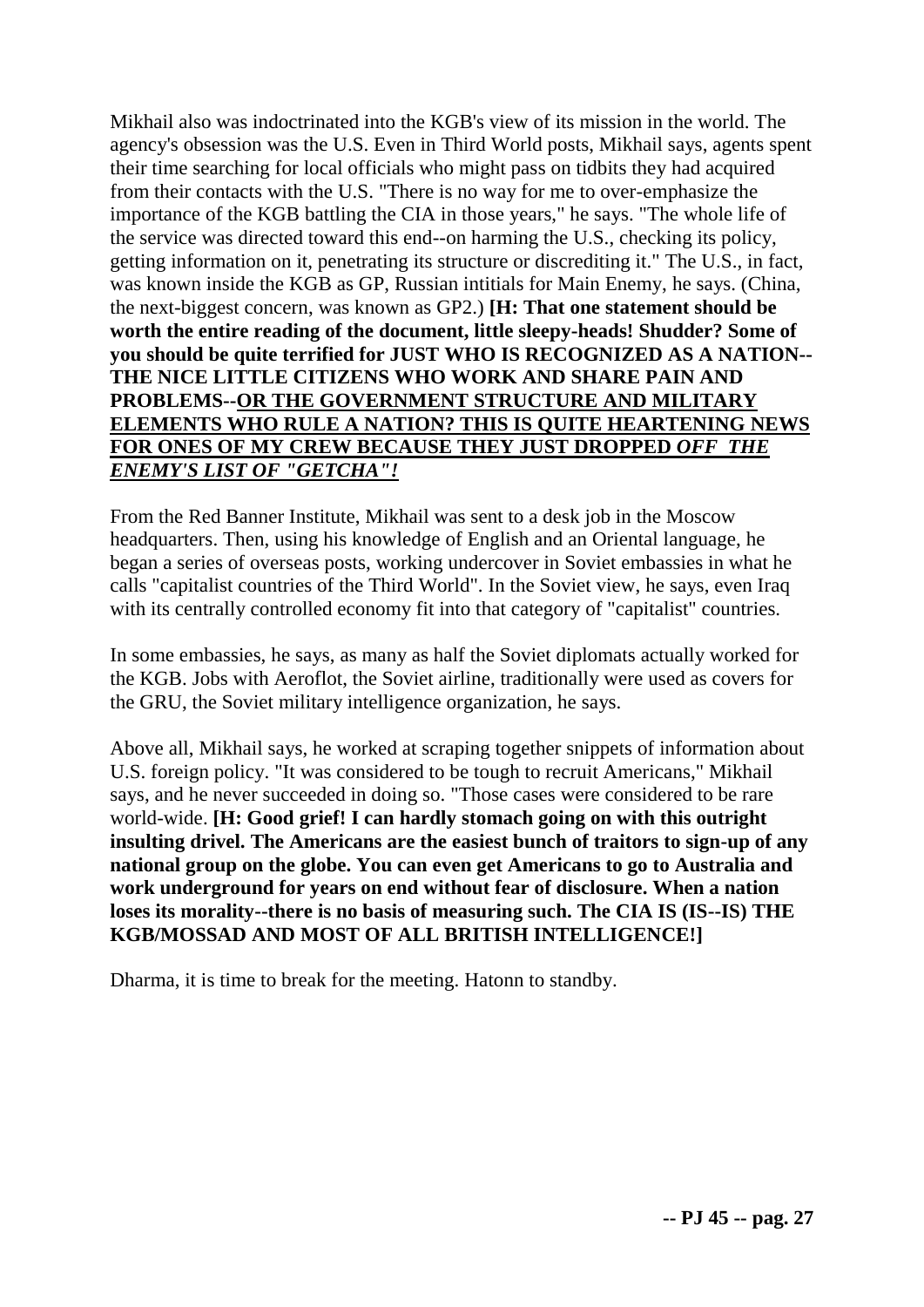Mikhail also was indoctrinated into the KGB's view of its mission in the world. The agency's obsession was the U.S. Even in Third World posts, Mikhail says, agents spent their time searching for local officials who might pass on tidbits they had acquired from their contacts with the U.S. "There is no way for me to over-emphasize the importance of the KGB battling the CIA in those years," he says. "The whole life of the service was directed toward this end--on harming the U.S., checking its policy, getting information on it, penetrating its structure or discrediting it." The U.S., in fact, was known inside the KGB as GP, Russian intitials for Main Enemy, he says. (China, the next-biggest concern, was known as GP2.) **[H: That one statement should be worth the entire reading of the document, little sleepy-heads! Shudder? Some of you should be quite terrified for JUST WHO IS RECOGNIZED AS A NATION--THE NICE LITTLE CITIZENS WHO WORK AND SHARE PAIN AND PROBLEMS--<u>OR THE GOVERNMENT STRUCTURE AND MILITARY ELEMENTS WHO RULE A NATION? THIS IS QUITE HEARTENING NEWS FOR ONES OF MY CREW BECAUSE THEY JUST DROPPED *OFF THE ENEMY'S LIST OF "GETCHA"!*</u>**

From the Red Banner Institute, Mikhail was sent to a desk job in the Moscow headquarters. Then, using his knowledge of English and an Oriental language, he began a series of overseas posts, working undercover in Soviet embassies in what he calls "capitalist countries of the Third World". In the Soviet view, he says, even Iraq with its centrally controlled economy fit into that category of "capitalist" countries.

In some embassies, he says, as many as half the Soviet diplomats actually worked for the KGB. Jobs with Aeroflot, the Soviet airline, traditionally were used as covers for the GRU, the Soviet military intelligence organization, he says.

Above all, Mikhail says, he worked at scraping together snippets of information about U.S. foreign policy. "It was considered to be tough to recruit Americans," Mikhail says, and he never succeeded in doing so. "Those cases were considered to be rare world-wide. **[H: Good grief! I can hardly stomach going on with this outright insulting drivel. The Americans are the easiest bunch of traitors to sign-up of any national group on the globe. You can even get Americans to go to Australia and work underground for years on end without fear of disclosure. When a nation loses its morality--there is no basis of measuring such. The CIA IS (IS--IS) THE KGB/MOSSAD AND MOST OF ALL BRITISH INTELLIGENCE!]**

Dharma, it is time to break for the meeting. Hatonn to standby.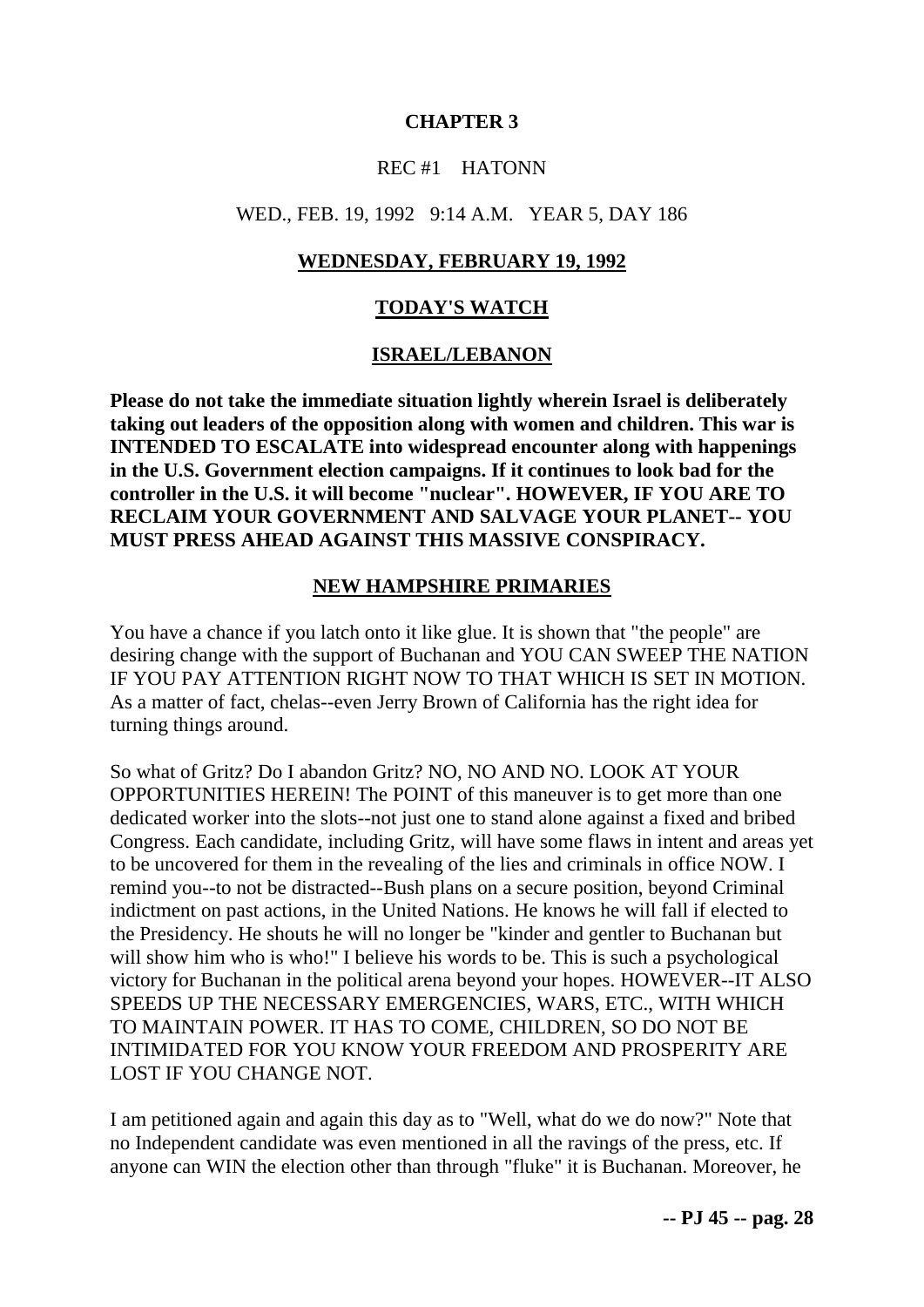## CHAPTER 3

REC #1 HATONN

WED., FEB. 19, 1992 9:14 A.M. YEAR 5, DAY 186

### WEDNESDAY, FEBRUARY 19, 1992

### TODAY'S WATCH

### ISRAEL/LEBANON

**Please do not take the immediate situation lightly wherein Israel is deliberately taking out leaders of the opposition along with women and children. This war is INTENDED TO ESCALATE into widespread encounter along with happenings in the U.S. Government election campaigns. If it continues to look bad for the controller in the U.S. it will become "nuclear". HOWEVER, IF YOU ARE TO RECLAIM YOUR GOVERNMENT AND SALVAGE YOUR PLANET-- YOU MUST PRESS AHEAD AGAINST THIS MASSIVE CONSPIRACY.**

### NEW HAMPSHIRE PRIMARIES

You have a chance if you latch onto it like glue. It is shown that "the people" are desiring change with the support of Buchanan and YOU CAN SWEEP THE NATION IF YOU PAY ATTENTION RIGHT NOW TO THAT WHICH IS SET IN MOTION. As a matter of fact, chelas--even Jerry Brown of California has the right idea for turning things around.

So what of Gritz? Do I abandon Gritz? NO, NO AND NO. LOOK AT YOUR OPPORTUNITIES HEREIN! The POINT of this maneuver is to get more than one dedicated worker into the slots--not just one to stand alone against a fixed and bribed Congress. Each candidate, including Gritz, will have some flaws in intent and areas yet to be uncovered for them in the revealing of the lies and criminals in office NOW. I remind you--to not be distracted--Bush plans on a secure position, beyond Criminal indictment on past actions, in the United Nations. He knows he will fall if elected to the Presidency. He shouts he will no longer be "kinder and gentler to Buchanan but will show him who is who!" I believe his words to be. This is such a psychological victory for Buchanan in the political arena beyond your hopes. HOWEVER--IT ALSO SPEEDS UP THE NECESSARY EMERGENCIES, WARS, ETC., WITH WHICH TO MAINTAIN POWER. IT HAS TO COME, CHILDREN, SO DO NOT BE INTIMIDATED FOR YOU KNOW YOUR FREEDOM AND PROSPERITY ARE LOST IF YOU CHANGE NOT.

I am petitioned again and again this day as to "Well, what do we do now?" Note that no Independent candidate was even mentioned in all the ravings of the press, etc. If anyone can WIN the election other than through "fluke" it is Buchanan. Moreover, he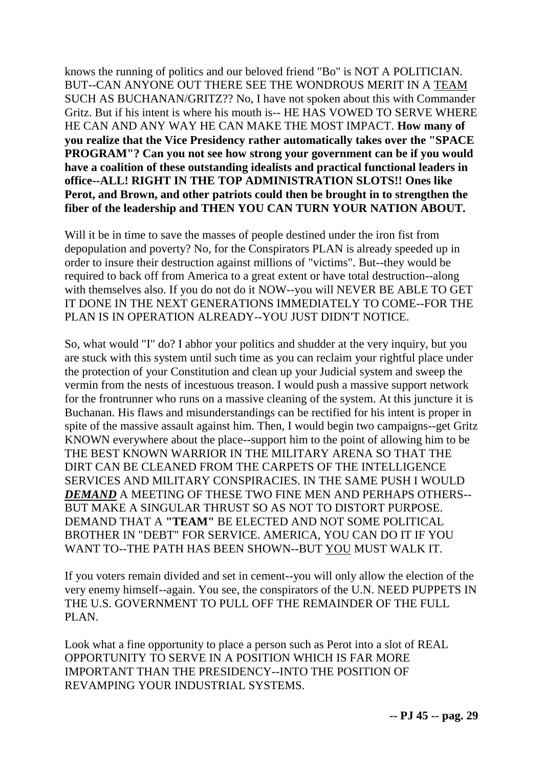knows the running of politics and our beloved friend "Bo" is NOT A POLITICIAN. BUT--CAN ANYONE OUT THERE SEE THE WONDROUS MERIT IN A <u>TEAM</u> SUCH AS BUCHANAN/GRITZ?? No, I have not spoken about this with Commander Gritz. But if his intent is where his mouth is-- HE HAS VOWED TO SERVE WHERE HE CAN AND ANY WAY HE CAN MAKE THE MOST IMPACT. **How many of you realize that the Vice Presidency rather automatically takes over the "SPACE PROGRAM"? Can you not see how strong your government can be if you would have a coalition of these outstanding idealists and practical functional leaders in office--ALL! RIGHT IN THE TOP ADMINISTRATION SLOTS!! Ones like Perot, and Brown, and other patriots could then be brought in to strengthen the fiber of the leadership and THEN YOU CAN TURN YOUR NATION ABOUT.**

Will it be in time to save the masses of people destined under the iron fist from depopulation and poverty? No, for the Conspirators PLAN is already speeded up in order to insure their destruction against millions of "victims". But--they would be required to back off from America to a great extent or have total destruction--along with themselves also. If you do not do it NOW--you will NEVER BE ABLE TO GET IT DONE IN THE NEXT GENERATIONS IMMEDIATELY TO COME--FOR THE PLAN IS IN OPERATION ALREADY--YOU JUST DIDN'T NOTICE.

So, what would "I" do? I abhor your politics and shudder at the very inquiry, but you are stuck with this system until such time as you can reclaim your rightful place under the protection of your Constitution and clean up your Judicial system and sweep the vermin from the nests of incestuous treason. I would push a massive support network for the frontrunner who runs on a massive cleaning of the system. At this juncture it is Buchanan. His flaws and misunderstandings can be rectified for his intent is proper in spite of the massive assault against him. Then, I would begin two campaigns--get Gritz KNOWN everywhere about the place--support him to the point of allowing him to be THE BEST KNOWN WARRIOR IN THE MILITARY ARENA SO THAT THE DIRT CAN BE CLEANED FROM THE CARPETS OF THE INTELLIGENCE SERVICES AND MILITARY CONSPIRACIES. IN THE SAME PUSH I WOULD ***<u>DEMAND</u>*** A MEETING OF THESE TWO FINE MEN AND PERHAPS OTHERS--BUT MAKE A SINGULAR THRUST SO AS NOT TO DISTORT PURPOSE. DEMAND THAT A **"TEAM"** BE ELECTED AND NOT SOME POLITICAL BROTHER IN "DEBT" FOR SERVICE. AMERICA, YOU CAN DO IT IF YOU WANT TO--THE PATH HAS BEEN SHOWN--BUT <u>YOU</u> MUST WALK IT.

If you voters remain divided and set in cement--you will only allow the election of the very enemy himself--again. You see, the conspirators of the U.N. NEED PUPPETS IN THE U.S. GOVERNMENT TO PULL OFF THE REMAINDER OF THE FULL PLAN.

Look what a fine opportunity to place a person such as Perot into a slot of REAL OPPORTUNITY TO SERVE IN A POSITION WHICH IS FAR MORE IMPORTANT THAN THE PRESIDENCY--INTO THE POSITION OF REVAMPING YOUR INDUSTRIAL SYSTEMS.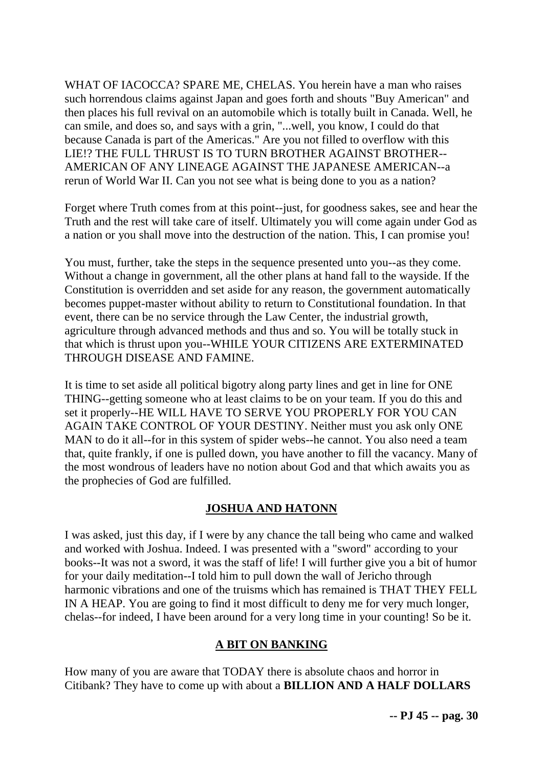WHAT OF IACOCCA? SPARE ME, CHELAS. You herein have a man who raises such horrendous claims against Japan and goes forth and shouts "Buy American" and then places his full revival on an automobile which is totally built in Canada. Well, he can smile, and does so, and says with a grin, "...well, you know, I could do that because Canada is part of the Americas." Are you not filled to overflow with this LIE!? THE FULL THRUST IS TO TURN BROTHER AGAINST BROTHER--AMERICAN OF ANY LINEAGE AGAINST THE JAPANESE AMERICAN--a rerun of World War II. Can you not see what is being done to you as a nation?

Forget where Truth comes from at this point--just, for goodness sakes, see and hear the Truth and the rest will take care of itself. Ultimately you will come again under God as a nation or you shall move into the destruction of the nation. This, I can promise you!

You must, further, take the steps in the sequence presented unto you--as they come. Without a change in government, all the other plans at hand fall to the wayside. If the Constitution is overridden and set aside for any reason, the government automatically becomes puppet-master without ability to return to Constitutional foundation. In that event, there can be no service through the Law Center, the industrial growth, agriculture through advanced methods and thus and so. You will be totally stuck in that which is thrust upon you--WHILE YOUR CITIZENS ARE EXTERMINATED THROUGH DISEASE AND FAMINE.

It is time to set aside all political bigotry along party lines and get in line for ONE THING--getting someone who at least claims to be on your team. If you do this and set it properly--HE WILL HAVE TO SERVE YOU PROPERLY FOR YOU CAN AGAIN TAKE CONTROL OF YOUR DESTINY. Neither must you ask only ONE MAN to do it all--for in this system of spider webs--he cannot. You also need a team that, quite frankly, if one is pulled down, you have another to fill the vacancy. Many of the most wondrous of leaders have no notion about God and that which awaits you as the prophecies of God are fulfilled.

## JOSHUA AND HATONN

I was asked, just this day, if I were by any chance the tall being who came and walked and worked with Joshua. Indeed. I was presented with a "sword" according to your books--It was not a sword, it was the staff of life! I will further give you a bit of humor for your daily meditation--I told him to pull down the wall of Jericho through harmonic vibrations and one of the truisms which has remained is THAT THEY FELL IN A HEAP. You are going to find it most difficult to deny me for very much longer, chelas--for indeed, I have been around for a very long time in your counting! So be it.

## A BIT ON BANKING

How many of you are aware that TODAY there is absolute chaos and horror in Citibank? They have to come up with about a **BILLION AND A HALF DOLLARS**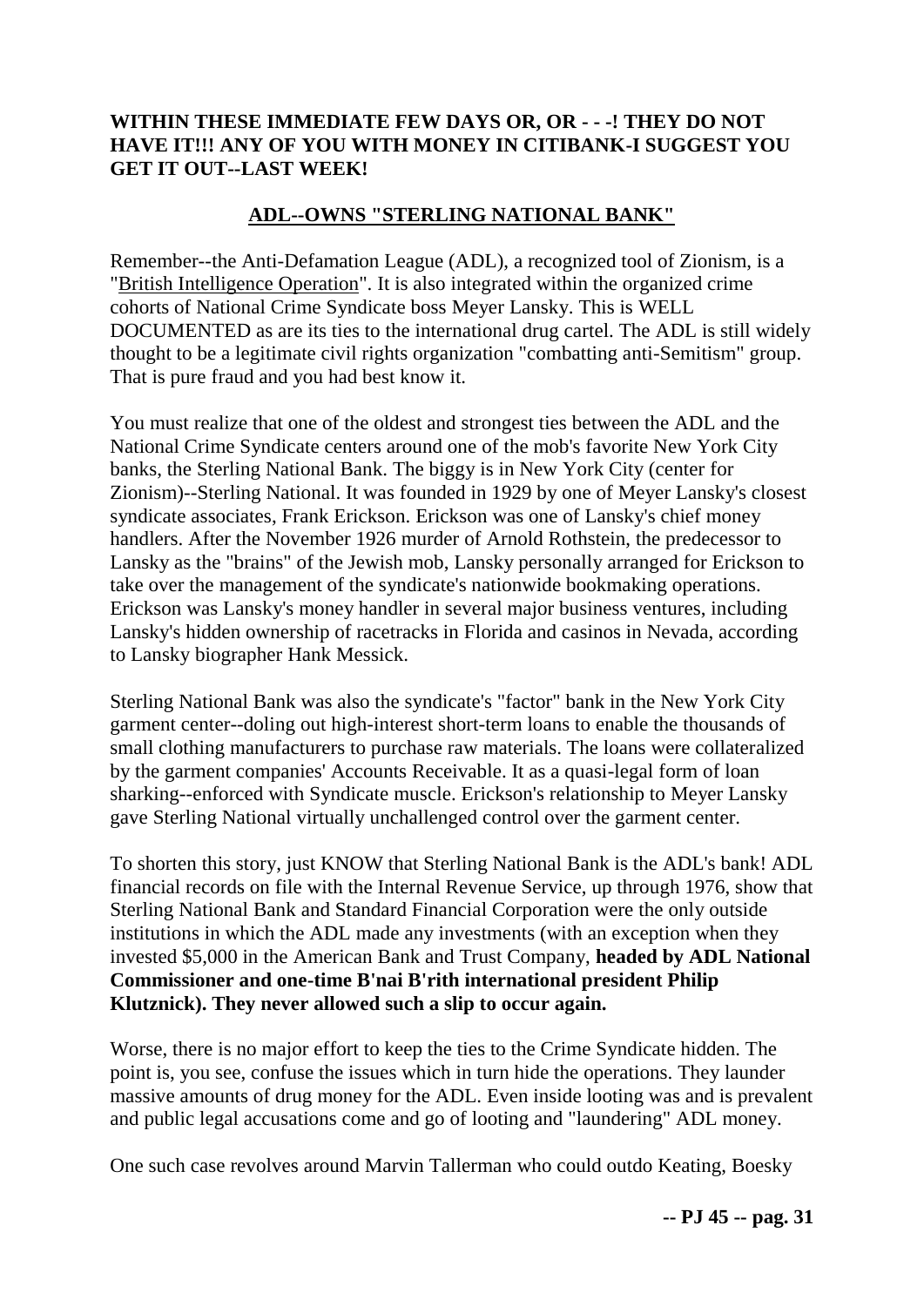**WITHIN THESE IMMEDIATE FEW DAYS OR, OR - - -! THEY DO NOT HAVE IT!!! ANY OF YOU WITH MONEY IN CITIBANK-I SUGGEST YOU GET IT OUT--LAST WEEK!**

## ADL--OWNS "STERLING NATIONAL BANK"

Remember--the Anti-Defamation League (ADL), a recognized tool of Zionism, is a "British Intelligence Operation". It is also integrated within the organized crime cohorts of National Crime Syndicate boss Meyer Lansky. This is WELL DOCUMENTED as are its ties to the international drug cartel. The ADL is still widely thought to be a legitimate civil rights organization "combatting anti-Semitism" group. That is pure fraud and you had best know it.

You must realize that one of the oldest and strongest ties between the ADL and the National Crime Syndicate centers around one of the mob's favorite New York City banks, the Sterling National Bank. The biggy is in New York City (center for Zionism)--Sterling National. It was founded in 1929 by one of Meyer Lansky's closest syndicate associates, Frank Erickson. Erickson was one of Lansky's chief money handlers. After the November 1926 murder of Arnold Rothstein, the predecessor to Lansky as the "brains" of the Jewish mob, Lansky personally arranged for Erickson to take over the management of the syndicate's nationwide bookmaking operations. Erickson was Lansky's money handler in several major business ventures, including Lansky's hidden ownership of racetracks in Florida and casinos in Nevada, according to Lansky biographer Hank Messick.

Sterling National Bank was also the syndicate's "factor" bank in the New York City garment center--doling out high-interest short-term loans to enable the thousands of small clothing manufacturers to purchase raw materials. The loans were collateralized by the garment companies' Accounts Receivable. It as a quasi-legal form of loan sharking--enforced with Syndicate muscle. Erickson's relationship to Meyer Lansky gave Sterling National virtually unchallenged control over the garment center.

To shorten this story, just KNOW that Sterling National Bank is the ADL's bank! ADL financial records on file with the Internal Revenue Service, up through 1976, show that Sterling National Bank and Standard Financial Corporation were the only outside institutions in which the ADL made any investments (with an exception when they invested $5,000 in the American Bank and Trust Company, **headed by ADL National Commissioner and one-time B'nai B'rith international president Philip Klutznick). They never allowed such a slip to occur again.**

Worse, there is no major effort to keep the ties to the Crime Syndicate hidden. The point is, you see, confuse the issues which in turn hide the operations. They launder massive amounts of drug money for the ADL. Even inside looting was and is prevalent and public legal accusations come and go of looting and "laundering" ADL money.

One such case revolves around Marvin Tallerman who could outdo Keating, Boesky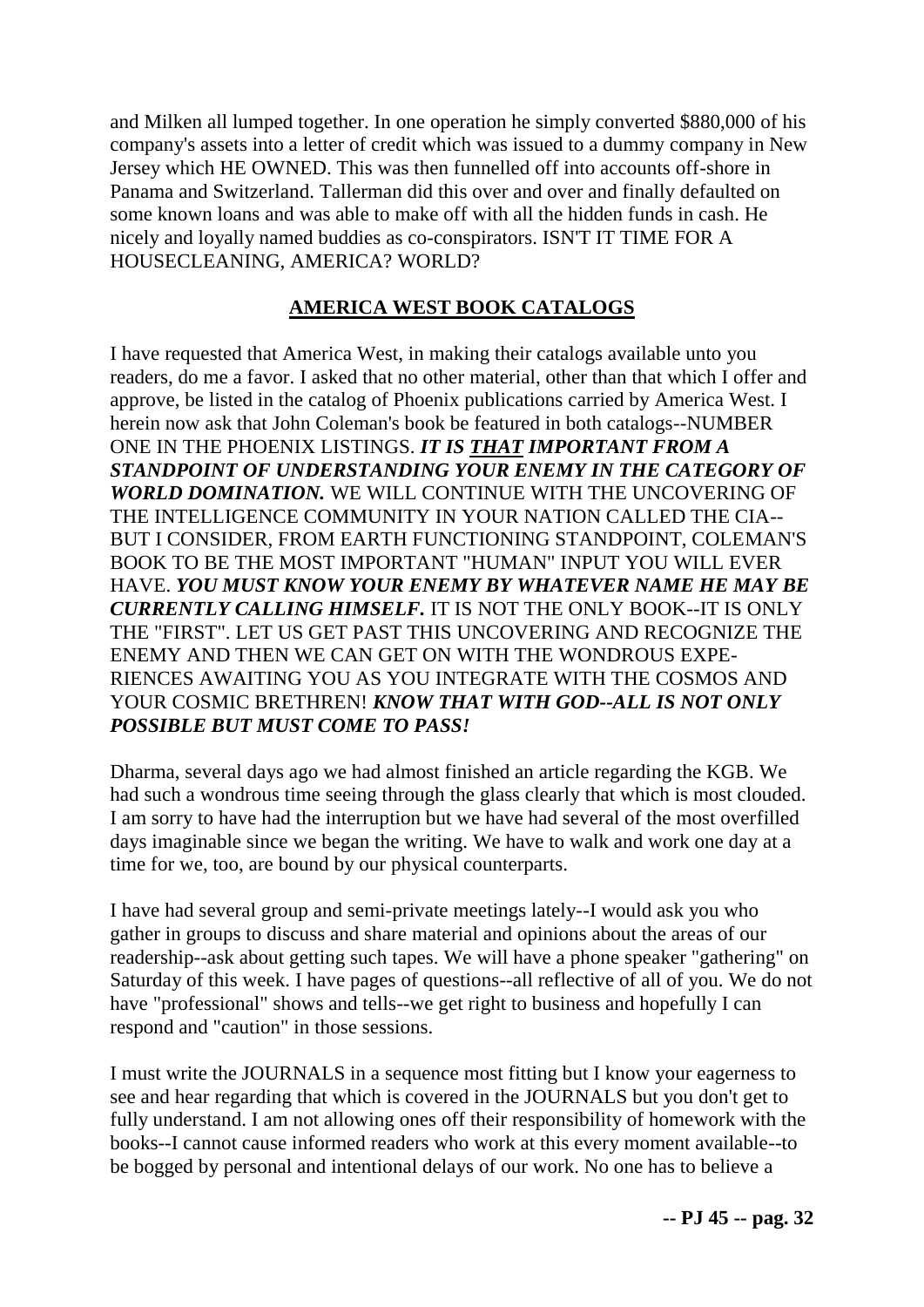and Milken all lumped together. In one operation he simply converted $880,000 of his company's assets into a letter of credit which was issued to a dummy company in New Jersey which HE OWNED. This was then funnelled off into accounts off-shore in Panama and Switzerland. Tallerman did this over and over and finally defaulted on some known loans and was able to make off with all the hidden funds in cash. He nicely and loyally named buddies as co-conspirators. ISN'T IT TIME FOR A HOUSECLEANING, AMERICA? WORLD?

## AMERICA WEST BOOK CATALOGS

I have requested that America West, in making their catalogs available unto you readers, do me a favor. I asked that no other material, other than that which I offer and approve, be listed in the catalog of Phoenix publications carried by America West. I herein now ask that John Coleman's book be featured in both catalogs--NUMBER ONE IN THE PHOENIX LISTINGS. ***IT IS THAT IMPORTANT FROM A STANDPOINT OF UNDERSTANDING YOUR ENEMY IN THE CATEGORY OF WORLD DOMINATION.*** WE WILL CONTINUE WITH THE UNCOVERING OF THE INTELLIGENCE COMMUNITY IN YOUR NATION CALLED THE CIA--BUT I CONSIDER, FROM EARTH FUNCTIONING STANDPOINT, COLEMAN'S BOOK TO BE THE MOST IMPORTANT "HUMAN" INPUT YOU WILL EVER HAVE. ***YOU MUST KNOW YOUR ENEMY BY WHATEVER NAME HE MAY BE CURRENTLY CALLING HIMSELF.*** IT IS NOT THE ONLY BOOK--IT IS ONLY THE "FIRST". LET US GET PAST THIS UNCOVERING AND RECOGNIZE THE ENEMY AND THEN WE CAN GET ON WITH THE WONDROUS EXPE-RIENCES AWAITING YOU AS YOU INTEGRATE WITH THE COSMOS AND YOUR COSMIC BRETHREN! ***KNOW THAT WITH GOD--ALL IS NOT ONLY POSSIBLE BUT MUST COME TO PASS!***

Dharma, several days ago we had almost finished an article regarding the KGB. We had such a wondrous time seeing through the glass clearly that which is most clouded. I am sorry to have had the interruption but we have had several of the most overfilled days imaginable since we began the writing. We have to walk and work one day at a time for we, too, are bound by our physical counterparts.

I have had several group and semi-private meetings lately--I would ask you who gather in groups to discuss and share material and opinions about the areas of our readership--ask about getting such tapes. We will have a phone speaker "gathering" on Saturday of this week. I have pages of questions--all reflective of all of you. We do not have "professional" shows and tells--we get right to business and hopefully I can respond and "caution" in those sessions.

I must write the JOURNALS in a sequence most fitting but I know your eagerness to see and hear regarding that which is covered in the JOURNALS but you don't get to fully understand. I am not allowing ones off their responsibility of homework with the books--I cannot cause informed readers who work at this every moment available--to be bogged by personal and intentional delays of our work. No one has to believe a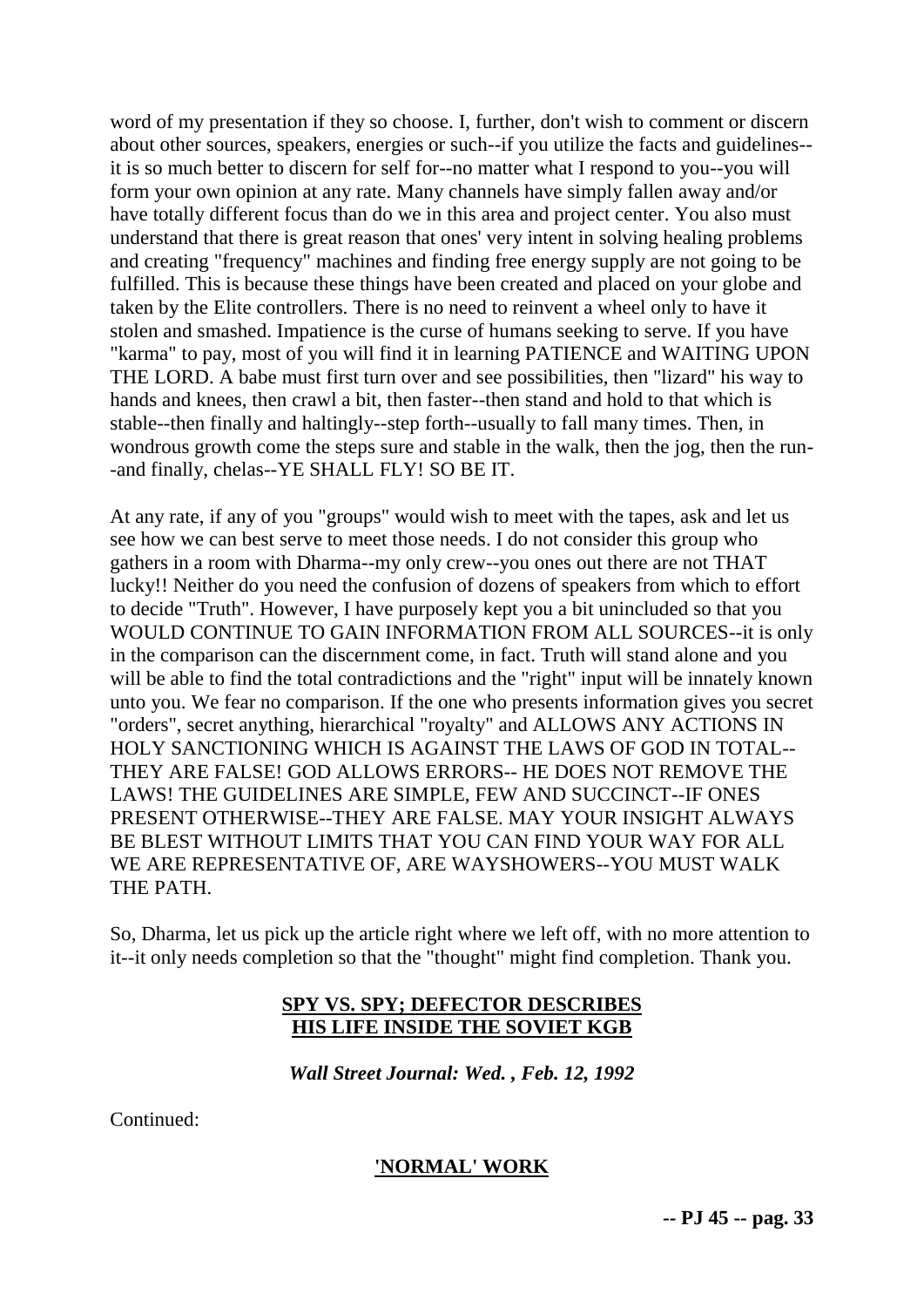word of my presentation if they so choose. I, further, don't wish to comment or discern about other sources, speakers, energies or such--if you utilize the facts and guidelines--it is so much better to discern for self for--no matter what I respond to you--you will form your own opinion at any rate. Many channels have simply fallen away and/or have totally different focus than do we in this area and project center. You also must understand that there is great reason that ones' very intent in solving healing problems and creating "frequency" machines and finding free energy supply are not going to be fulfilled. This is because these things have been created and placed on your globe and taken by the Elite controllers. There is no need to reinvent a wheel only to have it stolen and smashed. Impatience is the curse of humans seeking to serve. If you have "karma" to pay, most of you will find it in learning PATIENCE and WAITING UPON THE LORD. A babe must first turn over and see possibilities, then "lizard" his way to hands and knees, then crawl a bit, then faster--then stand and hold to that which is stable--then finally and haltingly--step forth--usually to fall many times. Then, in wondrous growth come the steps sure and stable in the walk, then the jog, then the run--and finally, chelas--YE SHALL FLY! SO BE IT.

At any rate, if any of you "groups" would wish to meet with the tapes, ask and let us see how we can best serve to meet those needs. I do not consider this group who gathers in a room with Dharma--my only crew--you ones out there are not THAT lucky!! Neither do you need the confusion of dozens of speakers from which to effort to decide "Truth". However, I have purposely kept you a bit unincluded so that you WOULD CONTINUE TO GAIN INFORMATION FROM ALL SOURCES--it is only in the comparison can the discernment come, in fact. Truth will stand alone and you will be able to find the total contradictions and the "right" input will be innately known unto you. We fear no comparison. If the one who presents information gives you secret "orders", secret anything, hierarchical "royalty" and ALLOWS ANY ACTIONS IN HOLY SANCTIONING WHICH IS AGAINST THE LAWS OF GOD IN TOTAL--THEY ARE FALSE! GOD ALLOWS ERRORS-- HE DOES NOT REMOVE THE LAWS! THE GUIDELINES ARE SIMPLE, FEW AND SUCCINCT--IF ONES PRESENT OTHERWISE--THEY ARE FALSE. MAY YOUR INSIGHT ALWAYS BE BLEST WITHOUT LIMITS THAT YOU CAN FIND YOUR WAY FOR ALL WE ARE REPRESENTATIVE OF, ARE WAYSHOWERS--YOU MUST WALK THE PATH.

So, Dharma, let us pick up the article right where we left off, with no more attention to it--it only needs completion so that the "thought" might find completion. Thank you.

## SPY VS. SPY; DEFECTOR DESCRIBES HIS LIFE INSIDE THE SOVIET KGB

***Wall Street Journal: Wed. , Feb. 12, 1992***

Continued:

### 'NORMAL' WORK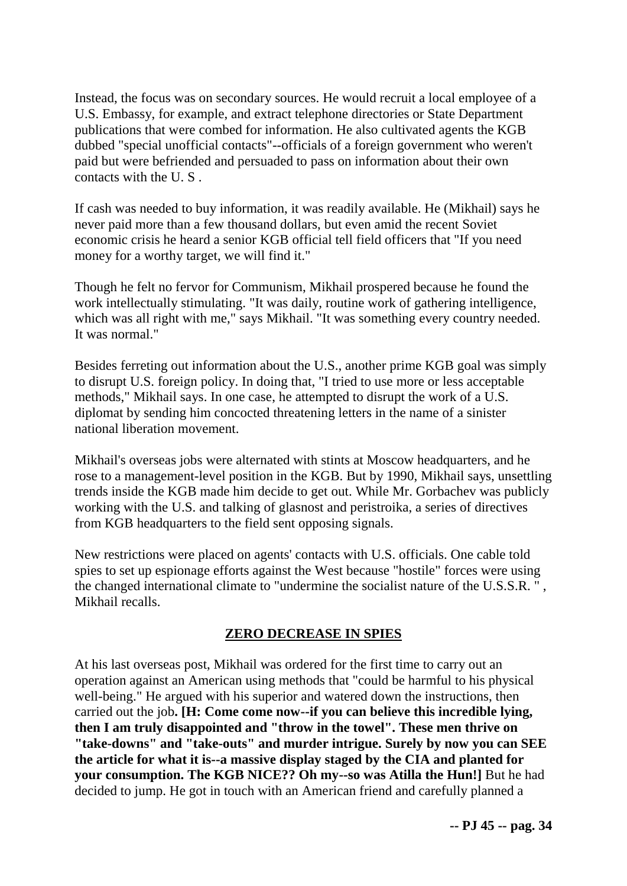Instead, the focus was on secondary sources. He would recruit a local employee of a U.S. Embassy, for example, and extract telephone directories or State Department publications that were combed for information. He also cultivated agents the KGB dubbed "special unofficial contacts"--officials of a foreign government who weren't paid but were befriended and persuaded to pass on information about their own contacts with the U. S .

If cash was needed to buy information, it was readily available. He (Mikhail) says he never paid more than a few thousand dollars, but even amid the recent Soviet economic crisis he heard a senior KGB official tell field officers that "If you need money for a worthy target, we will find it."

Though he felt no fervor for Communism, Mikhail prospered because he found the work intellectually stimulating. "It was daily, routine work of gathering intelligence, which was all right with me," says Mikhail. "It was something every country needed. It was normal."

Besides ferreting out information about the U.S., another prime KGB goal was simply to disrupt U.S. foreign policy. In doing that, "I tried to use more or less acceptable methods," Mikhail says. In one case, he attempted to disrupt the work of a U.S. diplomat by sending him concocted threatening letters in the name of a sinister national liberation movement.

Mikhail's overseas jobs were alternated with stints at Moscow headquarters, and he rose to a management-level position in the KGB. But by 1990, Mikhail says, unsettling trends inside the KGB made him decide to get out. While Mr. Gorbachev was publicly working with the U.S. and talking of glasnost and peristroika, a series of directives from KGB headquarters to the field sent opposing signals.

New restrictions were placed on agents' contacts with U.S. officials. One cable told spies to set up espionage efforts against the West because "hostile" forces were using the changed international climate to "undermine the socialist nature of the U.S.S.R. " , Mikhail recalls.

## ZERO DECREASE IN SPIES

At his last overseas post, Mikhail was ordered for the first time to carry out an operation against an American using methods that "could be harmful to his physical well-being." He argued with his superior and watered down the instructions, then carried out the job**. [H: Come come now--if you can believe this incredible lying, then I am truly disappointed and "throw in the towel". These men thrive on "take-downs" and "take-outs" and murder intrigue. Surely by now you can SEE the article for what it is--a massive display staged by the CIA and planted for your consumption. The KGB NICE?? Oh my--so was Atilla the Hun!]** But he had decided to jump. He got in touch with an American friend and carefully planned a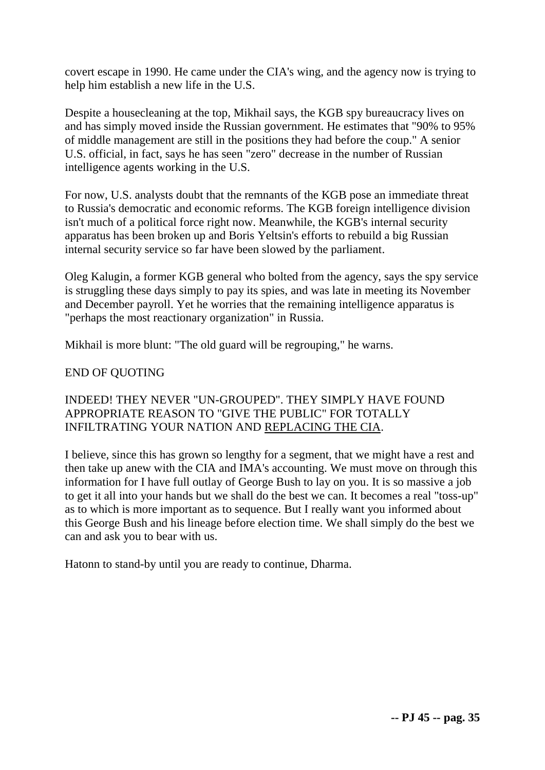covert escape in 1990. He came under the CIA's wing, and the agency now is trying to help him establish a new life in the U.S.

Despite a housecleaning at the top, Mikhail says, the KGB spy bureaucracy lives on and has simply moved inside the Russian government. He estimates that "90% to 95% of middle management are still in the positions they had before the coup." A senior U.S. official, in fact, says he has seen "zero" decrease in the number of Russian intelligence agents working in the U.S.

For now, U.S. analysts doubt that the remnants of the KGB pose an immediate threat to Russia's democratic and economic reforms. The KGB foreign intelligence division isn't much of a political force right now. Meanwhile, the KGB's internal security apparatus has been broken up and Boris Yeltsin's efforts to rebuild a big Russian internal security service so far have been slowed by the parliament.

Oleg Kalugin, a former KGB general who bolted from the agency, says the spy service is struggling these days simply to pay its spies, and was late in meeting its November and December payroll. Yet he worries that the remaining intelligence apparatus is "perhaps the most reactionary organization" in Russia.

Mikhail is more blunt: "The old guard will be regrouping," he warns.

END OF QUOTING

INDEED! THEY NEVER "UN-GROUPED". THEY SIMPLY HAVE FOUND APPROPRIATE REASON TO "GIVE THE PUBLIC" FOR TOTALLY INFILTRATING YOUR NATION AND <u>REPLACING THE CIA</u>.

I believe, since this has grown so lengthy for a segment, that we might have a rest and then take up anew with the CIA and IMA's accounting. We must move on through this information for I have full outlay of George Bush to lay on you. It is so massive a job to get it all into your hands but we shall do the best we can. It becomes a real "toss-up" as to which is more important as to sequence. But I really want you informed about this George Bush and his lineage before election time. We shall simply do the best we can and ask you to bear with us.

Hatonn to stand-by until you are ready to continue, Dharma.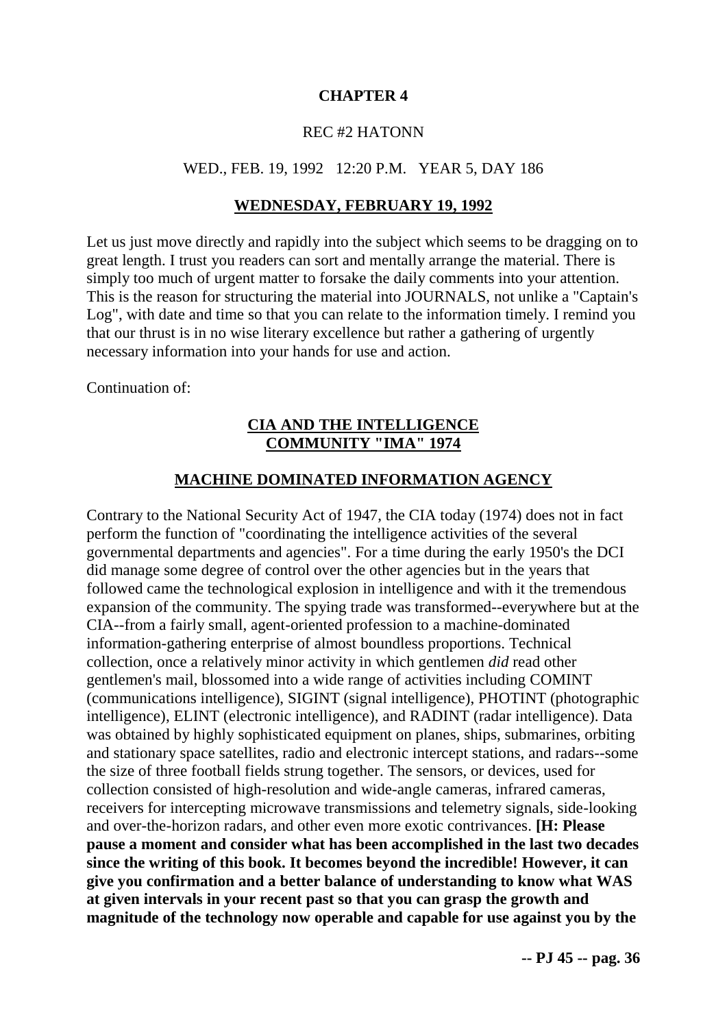**CHAPTER 4**

REC #2 HATONN

WED., FEB. 19, 1992 12:20 P.M. YEAR 5, DAY 186

**WEDNESDAY, FEBRUARY 19, 1992**

Let us just move directly and rapidly into the subject which seems to be dragging on to great length. I trust you readers can sort and mentally arrange the material. There is simply too much of urgent matter to forsake the daily comments into your attention. This is the reason for structuring the material into JOURNALS, not unlike a "Captain's Log", with date and time so that you can relate to the information timely. I remind you that our thrust is in no wise literary excellence but rather a gathering of urgently necessary information into your hands for use and action.

Continuation of:

**CIA AND THE INTELLIGENCE COMMUNITY "IMA" 1974**

**MACHINE DOMINATED INFORMATION AGENCY**

Contrary to the National Security Act of 1947, the CIA today (1974) does not in fact perform the function of "coordinating the intelligence activities of the several governmental departments and agencies". For a time during the early 1950's the DCI did manage some degree of control over the other agencies but in the years that followed came the technological explosion in intelligence and with it the tremendous expansion of the community. The spying trade was transformed--everywhere but at the CIA--from a fairly small, agent-oriented profession to a machine-dominated information-gathering enterprise of almost boundless proportions. Technical collection, once a relatively minor activity in which gentlemen *did* read other gentlemen's mail, blossomed into a wide range of activities including COMINT (communications intelligence), SIGINT (signal intelligence), PHOTINT (photographic intelligence), ELINT (electronic intelligence), and RADINT (radar intelligence). Data was obtained by highly sophisticated equipment on planes, ships, submarines, orbiting and stationary space satellites, radio and electronic intercept stations, and radars--some the size of three football fields strung together. The sensors, or devices, used for collection consisted of high-resolution and wide-angle cameras, infrared cameras, receivers for intercepting microwave transmissions and telemetry signals, side-looking and over-the-horizon radars, and other even more exotic contrivances. **[H: Please pause a moment and consider what has been accomplished in the last two decades since the writing of this book. It becomes beyond the incredible! However, it can give you confirmation and a better balance of understanding to know what WAS at given intervals in your recent past so that you can grasp the growth and magnitude of the technology now operable and capable for use against you by the**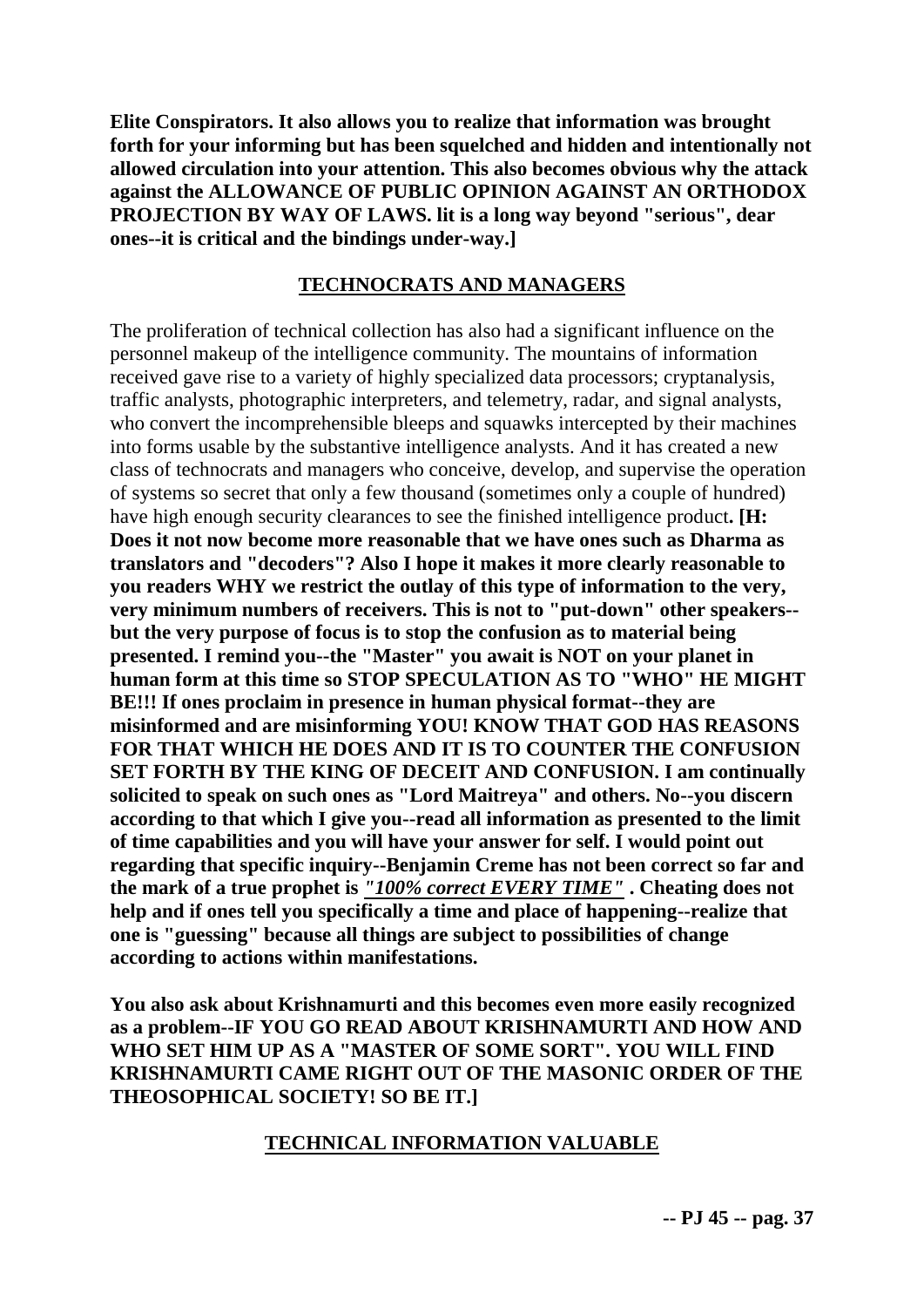**Elite Conspirators. It also allows you to realize that information was brought forth for your informing but has been squelched and hidden and intentionally not allowed circulation into your attention. This also becomes obvious why the attack against the ALLOWANCE OF PUBLIC OPINION AGAINST AN ORTHODOX PROJECTION BY WAY OF LAWS. lit is a long way beyond "serious", dear ones--it is critical and the bindings under-way.]**

## TECHNOCRATS AND MANAGERS

The proliferation of technical collection has also had a significant influence on the personnel makeup of the intelligence community. The mountains of information received gave rise to a variety of highly specialized data processors; cryptanalysis, traffic analysts, photographic interpreters, and telemetry, radar, and signal analysts, who convert the incomprehensible bleeps and squawks intercepted by their machines into forms usable by the substantive intelligence analysts. And it has created a new class of technocrats and managers who conceive, develop, and supervise the operation of systems so secret that only a few thousand (sometimes only a couple of hundred) have high enough security clearances to see the finished intelligence product**. [H: Does it not now become more reasonable that we have ones such as Dharma as translators and "decoders"? Also I hope it makes it more clearly reasonable to you readers WHY we restrict the outlay of this type of information to the very, very minimum numbers of receivers. This is not to "put-down" other speakers--but the very purpose of focus is to stop the confusion as to material being presented. I remind you--the "Master" you await is NOT on your planet in human form at this time so STOP SPECULATION AS TO "WHO" HE MIGHT BE!!! If ones proclaim in presence in human physical format--they are misinformed and are misinforming YOU! KNOW THAT GOD HAS REASONS FOR THAT WHICH HE DOES AND IT IS TO COUNTER THE CONFUSION SET FORTH BY THE KING OF DECEIT AND CONFUSION. I am continually solicited to speak on such ones as "Lord Maitreya" and others. No--you discern according to that which I give you--read all information as presented to the limit of time capabilities and you will have your answer for self. I would point out regarding that specific inquiry--Benjamin Creme has not been correct so far and the mark of a true prophet is *"100% correct EVERY TIME"* . Cheating does not help and if ones tell you specifically a time and place of happening--realize that one is "guessing" because all things are subject to possibilities of change according to actions within manifestations.**

**You also ask about Krishnamurti and this becomes even more easily recognized as a problem--IF YOU GO READ ABOUT KRISHNAMURTI AND HOW AND WHO SET HIM UP AS A "MASTER OF SOME SORT". YOU WILL FIND KRISHNAMURTI CAME RIGHT OUT OF THE MASONIC ORDER OF THE THEOSOPHICAL SOCIETY! SO BE IT.]**

## TECHNICAL INFORMATION VALUABLE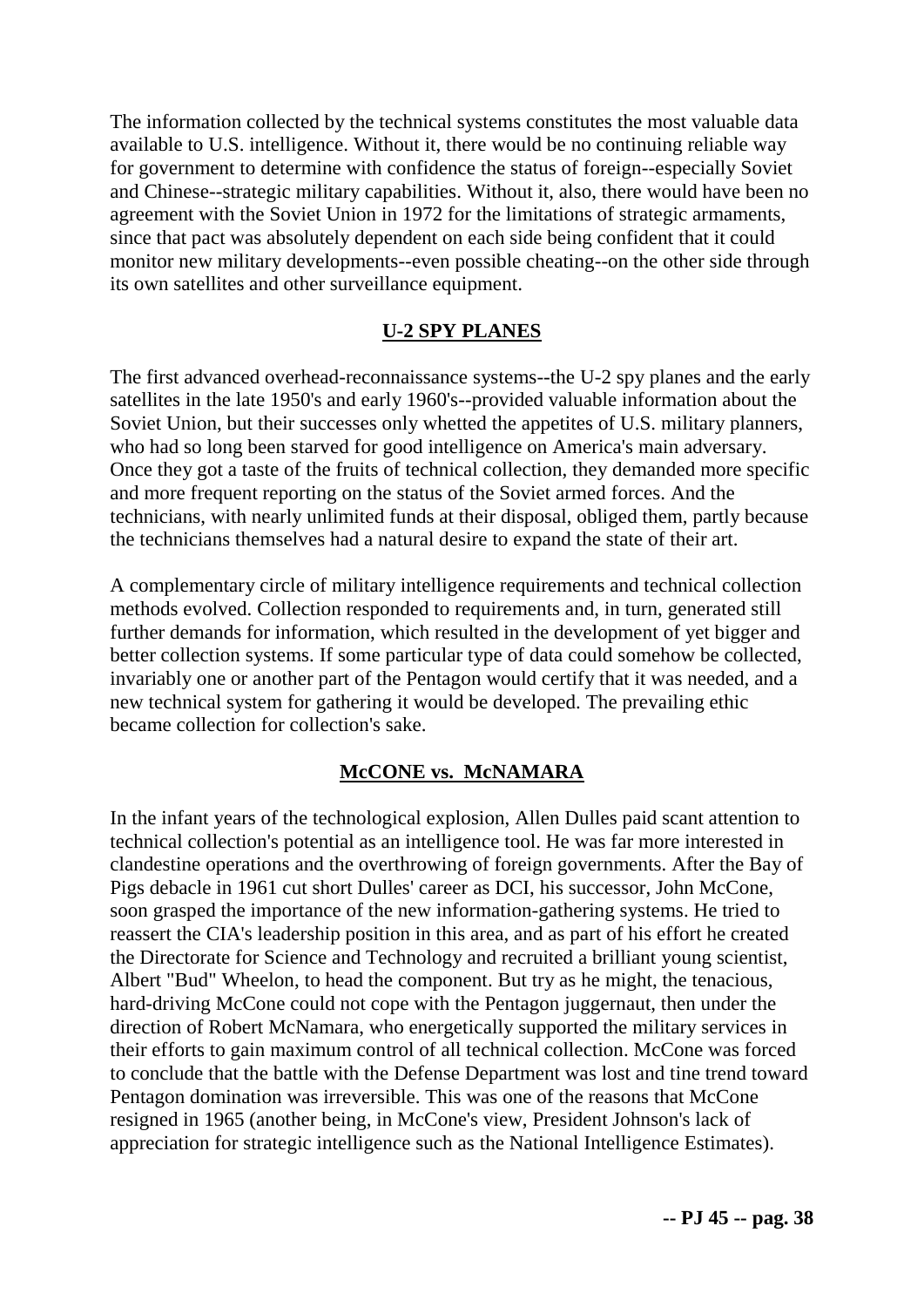The information collected by the technical systems constitutes the most valuable data available to U.S. intelligence. Without it, there would be no continuing reliable way for government to determine with confidence the status of foreign--especially Soviet and Chinese--strategic military capabilities. Without it, also, there would have been no agreement with the Soviet Union in 1972 for the limitations of strategic armaments, since that pact was absolutely dependent on each side being confident that it could monitor new military developments--even possible cheating--on the other side through its own satellites and other surveillance equipment.

## U-2 SPY PLANES

The first advanced overhead-reconnaissance systems--the U-2 spy planes and the early satellites in the late 1950's and early 1960's--provided valuable information about the Soviet Union, but their successes only whetted the appetites of U.S. military planners, who had so long been starved for good intelligence on America's main adversary. Once they got a taste of the fruits of technical collection, they demanded more specific and more frequent reporting on the status of the Soviet armed forces. And the technicians, with nearly unlimited funds at their disposal, obliged them, partly because the technicians themselves had a natural desire to expand the state of their art.

A complementary circle of military intelligence requirements and technical collection methods evolved. Collection responded to requirements and, in turn, generated still further demands for information, which resulted in the development of yet bigger and better collection systems. If some particular type of data could somehow be collected, invariably one or another part of the Pentagon would certify that it was needed, and a new technical system for gathering it would be developed. The prevailing ethic became collection for collection's sake.

## McCONE vs. McNAMARA

In the infant years of the technological explosion, Allen Dulles paid scant attention to technical collection's potential as an intelligence tool. He was far more interested in clandestine operations and the overthrowing of foreign governments. After the Bay of Pigs debacle in 1961 cut short Dulles' career as DCI, his successor, John McCone, soon grasped the importance of the new information-gathering systems. He tried to reassert the CIA's leadership position in this area, and as part of his effort he created the Directorate for Science and Technology and recruited a brilliant young scientist, Albert "Bud" Wheelon, to head the component. But try as he might, the tenacious, hard-driving McCone could not cope with the Pentagon juggernaut, then under the direction of Robert McNamara, who energetically supported the military services in their efforts to gain maximum control of all technical collection. McCone was forced to conclude that the battle with the Defense Department was lost and tine trend toward Pentagon domination was irreversible. This was one of the reasons that McCone resigned in 1965 (another being, in McCone's view, President Johnson's lack of appreciation for strategic intelligence such as the National Intelligence Estimates).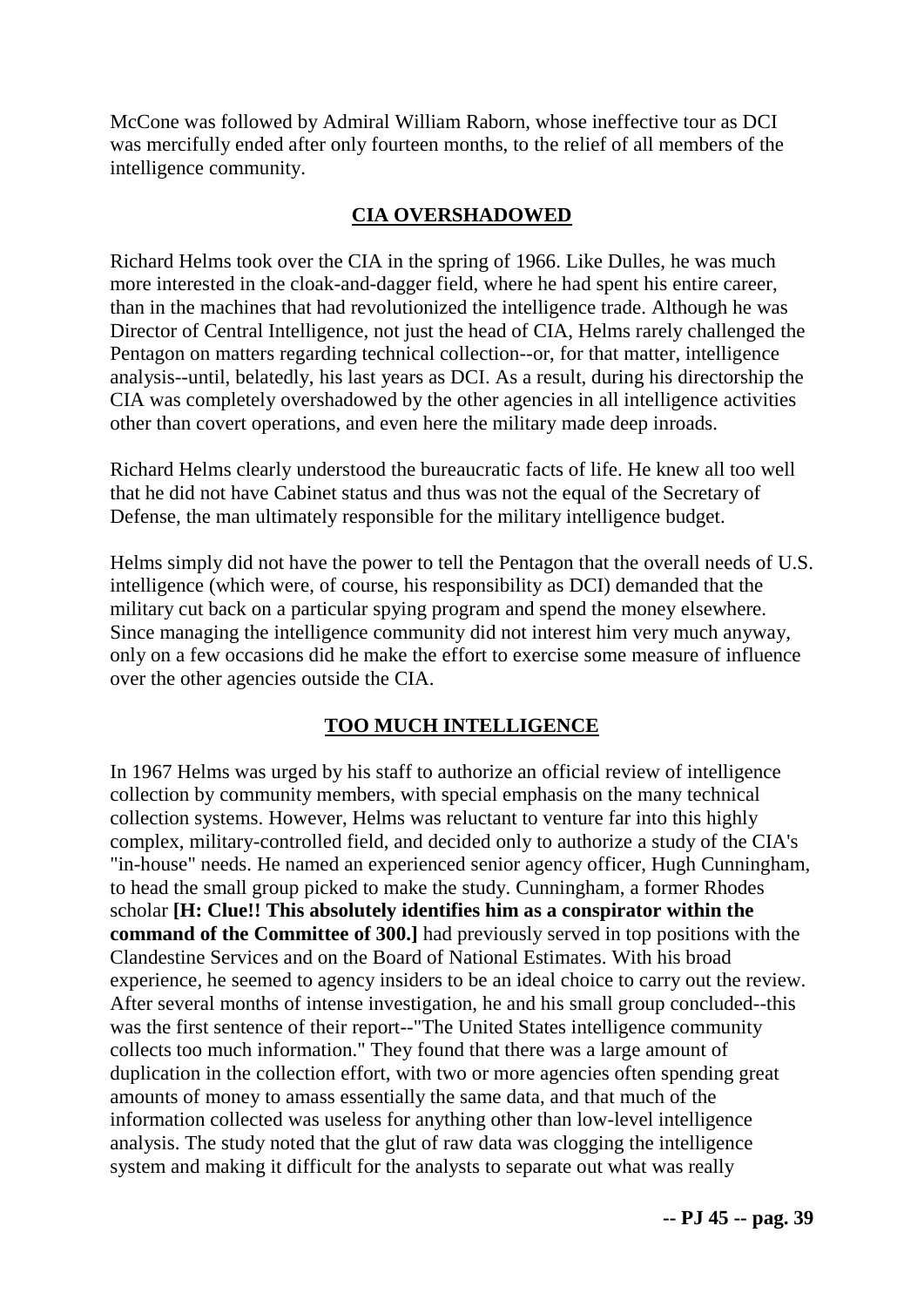McCone was followed by Admiral William Raborn, whose ineffective tour as DCI was mercifully ended after only fourteen months, to the relief of all members of the intelligence community.

## CIA OVERSHADOWED

Richard Helms took over the CIA in the spring of 1966. Like Dulles, he was much more interested in the cloak-and-dagger field, where he had spent his entire career, than in the machines that had revolutionized the intelligence trade. Although he was Director of Central Intelligence, not just the head of CIA, Helms rarely challenged the Pentagon on matters regarding technical collection--or, for that matter, intelligence analysis--until, belatedly, his last years as DCI. As a result, during his directorship the CIA was completely overshadowed by the other agencies in all intelligence activities other than covert operations, and even here the military made deep inroads.

Richard Helms clearly understood the bureaucratic facts of life. He knew all too well that he did not have Cabinet status and thus was not the equal of the Secretary of Defense, the man ultimately responsible for the military intelligence budget.

Helms simply did not have the power to tell the Pentagon that the overall needs of U.S. intelligence (which were, of course, his responsibility as DCI) demanded that the military cut back on a particular spying program and spend the money elsewhere. Since managing the intelligence community did not interest him very much anyway, only on a few occasions did he make the effort to exercise some measure of influence over the other agencies outside the CIA.

## TOO MUCH INTELLIGENCE

In 1967 Helms was urged by his staff to authorize an official review of intelligence collection by community members, with special emphasis on the many technical collection systems. However, Helms was reluctant to venture far into this highly complex, military-controlled field, and decided only to authorize a study of the CIA's "in-house" needs. He named an experienced senior agency officer, Hugh Cunningham, to head the small group picked to make the study. Cunningham, a former Rhodes scholar **[H: Clue!! This absolutely identifies him as a conspirator within the command of the Committee of 300.]** had previously served in top positions with the Clandestine Services and on the Board of National Estimates. With his broad experience, he seemed to agency insiders to be an ideal choice to carry out the review. After several months of intense investigation, he and his small group concluded--this was the first sentence of their report--"The United States intelligence community collects too much information." They found that there was a large amount of duplication in the collection effort, with two or more agencies often spending great amounts of money to amass essentially the same data, and that much of the information collected was useless for anything other than low-level intelligence analysis. The study noted that the glut of raw data was clogging the intelligence system and making it difficult for the analysts to separate out what was really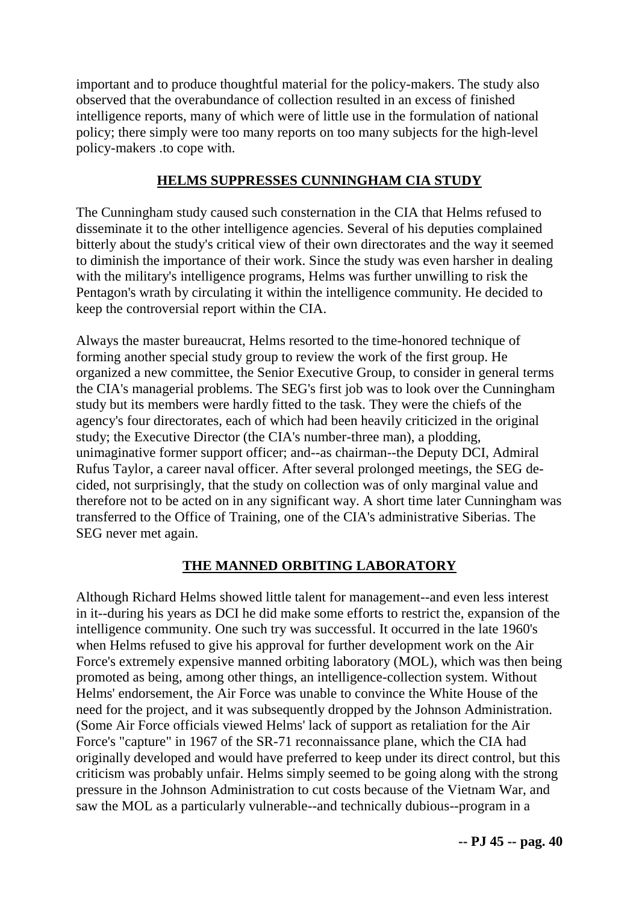important and to produce thoughtful material for the policy-makers. The study also observed that the overabundance of collection resulted in an excess of finished intelligence reports, many of which were of little use in the formulation of national policy; there simply were too many reports on too many subjects for the high-level policy-makers .to cope with.

## HELMS SUPPRESSES CUNNINGHAM CIA STUDY

The Cunningham study caused such consternation in the CIA that Helms refused to disseminate it to the other intelligence agencies. Several of his deputies complained bitterly about the study's critical view of their own directorates and the way it seemed to diminish the importance of their work. Since the study was even harsher in dealing with the military's intelligence programs, Helms was further unwilling to risk the Pentagon's wrath by circulating it within the intelligence community. He decided to keep the controversial report within the CIA.

Always the master bureaucrat, Helms resorted to the time-honored technique of forming another special study group to review the work of the first group. He organized a new committee, the Senior Executive Group, to consider in general terms the CIA's managerial problems. The SEG's first job was to look over the Cunningham study but its members were hardly fitted to the task. They were the chiefs of the agency's four directorates, each of which had been heavily criticized in the original study; the Executive Director (the CIA's number-three man), a plodding, unimaginative former support officer; and--as chairman--the Deputy DCI, Admiral Rufus Taylor, a career naval officer. After several prolonged meetings, the SEG decided, not surprisingly, that the study on collection was of only marginal value and therefore not to be acted on in any significant way. A short time later Cunningham was transferred to the Office of Training, one of the CIA's administrative Siberias. The SEG never met again.

## THE MANNED ORBITING LABORATORY

Although Richard Helms showed little talent for management--and even less interest in it--during his years as DCI he did make some efforts to restrict the, expansion of the intelligence community. One such try was successful. It occurred in the late 1960's when Helms refused to give his approval for further development work on the Air Force's extremely expensive manned orbiting laboratory (MOL), which was then being promoted as being, among other things, an intelligence-collection system. Without Helms' endorsement, the Air Force was unable to convince the White House of the need for the project, and it was subsequently dropped by the Johnson Administration. (Some Air Force officials viewed Helms' lack of support as retaliation for the Air Force's "capture" in 1967 of the SR-71 reconnaissance plane, which the CIA had originally developed and would have preferred to keep under its direct control, but this criticism was probably unfair. Helms simply seemed to be going along with the strong pressure in the Johnson Administration to cut costs because of the Vietnam War, and saw the MOL as a particularly vulnerable--and technically dubious--program in a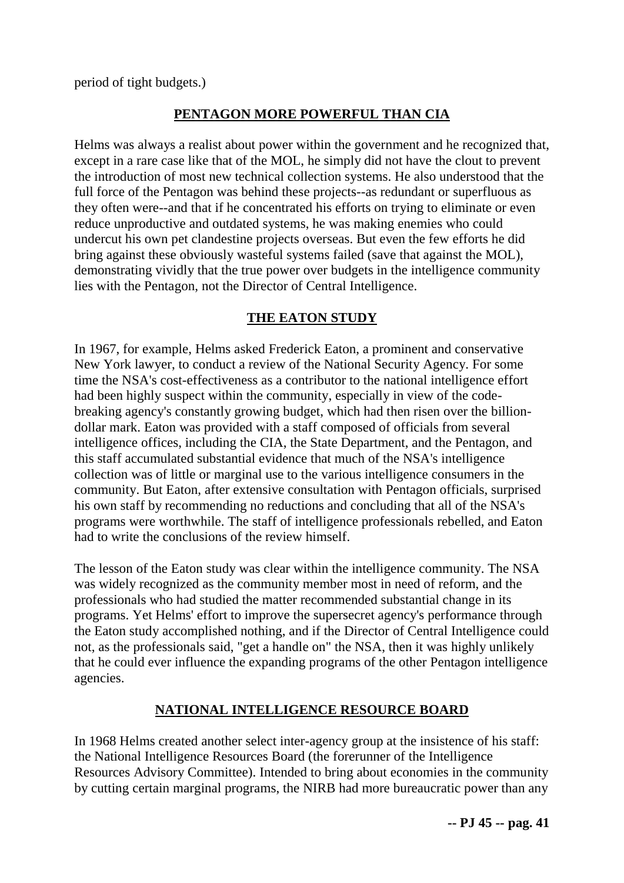period of tight budgets.)

## PENTAGON MORE POWERFUL THAN CIA

Helms was always a realist about power within the government and he recognized that, except in a rare case like that of the MOL, he simply did not have the clout to prevent the introduction of most new technical collection systems. He also understood that the full force of the Pentagon was behind these projects--as redundant or superfluous as they often were--and that if he concentrated his efforts on trying to eliminate or even reduce unproductive and outdated systems, he was making enemies who could undercut his own pet clandestine projects overseas. But even the few efforts he did bring against these obviously wasteful systems failed (save that against the MOL), demonstrating vividly that the true power over budgets in the intelligence community lies with the Pentagon, not the Director of Central Intelligence.

## THE EATON STUDY

In 1967, for example, Helms asked Frederick Eaton, a prominent and conservative New York lawyer, to conduct a review of the National Security Agency. For some time the NSA's cost-effectiveness as a contributor to the national intelligence effort had been highly suspect within the community, especially in view of the code-breaking agency's constantly growing budget, which had then risen over the billion-dollar mark. Eaton was provided with a staff composed of officials from several intelligence offices, including the CIA, the State Department, and the Pentagon, and this staff accumulated substantial evidence that much of the NSA's intelligence collection was of little or marginal use to the various intelligence consumers in the community. But Eaton, after extensive consultation with Pentagon officials, surprised his own staff by recommending no reductions and concluding that all of the NSA's programs were worthwhile. The staff of intelligence professionals rebelled, and Eaton had to write the conclusions of the review himself.

The lesson of the Eaton study was clear within the intelligence community. The NSA was widely recognized as the community member most in need of reform, and the professionals who had studied the matter recommended substantial change in its programs. Yet Helms' effort to improve the supersecret agency's performance through the Eaton study accomplished nothing, and if the Director of Central Intelligence could not, as the professionals said, "get a handle on" the NSA, then it was highly unlikely that he could ever influence the expanding programs of the other Pentagon intelligence agencies.

## NATIONAL INTELLIGENCE RESOURCE BOARD

In 1968 Helms created another select inter-agency group at the insistence of his staff: the National Intelligence Resources Board (the forerunner of the Intelligence Resources Advisory Committee). Intended to bring about economies in the community by cutting certain marginal programs, the NIRB had more bureaucratic power than any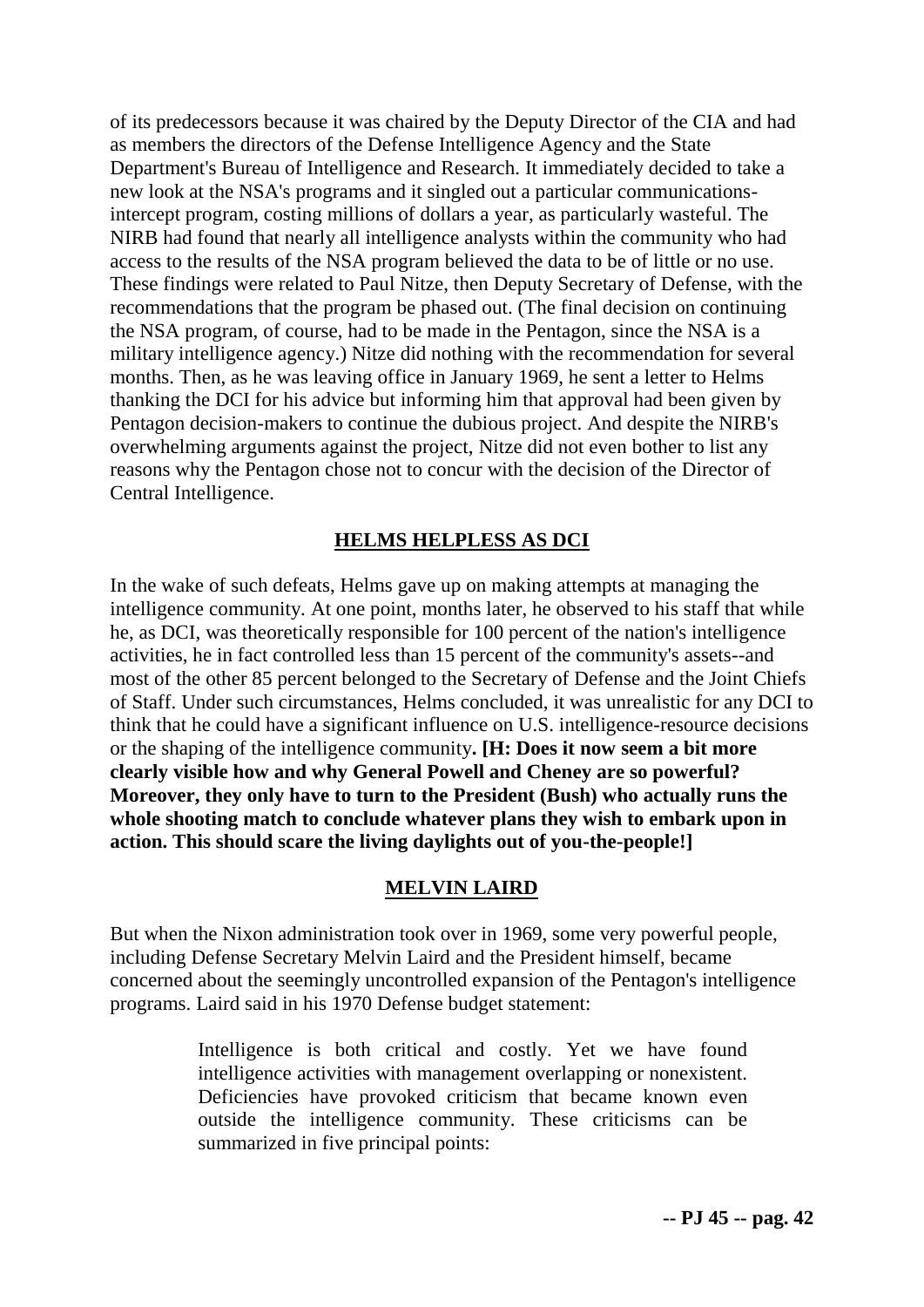of its predecessors because it was chaired by the Deputy Director of the CIA and had as members the directors of the Defense Intelligence Agency and the State Department's Bureau of Intelligence and Research. It immediately decided to take a new look at the NSA's programs and it singled out a particular communications-intercept program, costing millions of dollars a year, as particularly wasteful. The NIRB had found that nearly all intelligence analysts within the community who had access to the results of the NSA program believed the data to be of little or no use. These findings were related to Paul Nitze, then Deputy Secretary of Defense, with the recommendations that the program be phased out. (The final decision on continuing the NSA program, of course, had to be made in the Pentagon, since the NSA is a military intelligence agency.) Nitze did nothing with the recommendation for several months. Then, as he was leaving office in January 1969, he sent a letter to Helms thanking the DCI for his advice but informing him that approval had been given by Pentagon decision-makers to continue the dubious project. And despite the NIRB's overwhelming arguments against the project, Nitze did not even bother to list any reasons why the Pentagon chose not to concur with the decision of the Director of Central Intelligence.

## HELMS HELPLESS AS DCI

In the wake of such defeats, Helms gave up on making attempts at managing the intelligence community. At one point, months later, he observed to his staff that while he, as DCI, was theoretically responsible for 100 percent of the nation's intelligence activities, he in fact controlled less than 15 percent of the community's assets--and most of the other 85 percent belonged to the Secretary of Defense and the Joint Chiefs of Staff. Under such circumstances, Helms concluded, it was unrealistic for any DCI to think that he could have a significant influence on U.S. intelligence-resource decisions or the shaping of the intelligence community**. [H: Does it now seem a bit more clearly visible how and why General Powell and Cheney are so powerful? Moreover, they only have to turn to the President (Bush) who actually runs the whole shooting match to conclude whatever plans they wish to embark upon in action. This should scare the living daylights out of you-the-people!]**

## MELVIN LAIRD

But when the Nixon administration took over in 1969, some very powerful people, including Defense Secretary Melvin Laird and the President himself, became concerned about the seemingly uncontrolled expansion of the Pentagon's intelligence programs. Laird said in his 1970 Defense budget statement:

> Intelligence is both critical and costly. Yet we have found intelligence activities with management overlapping or nonexistent. Deficiencies have provoked criticism that became known even outside the intelligence community. These criticisms can be summarized in five principal points: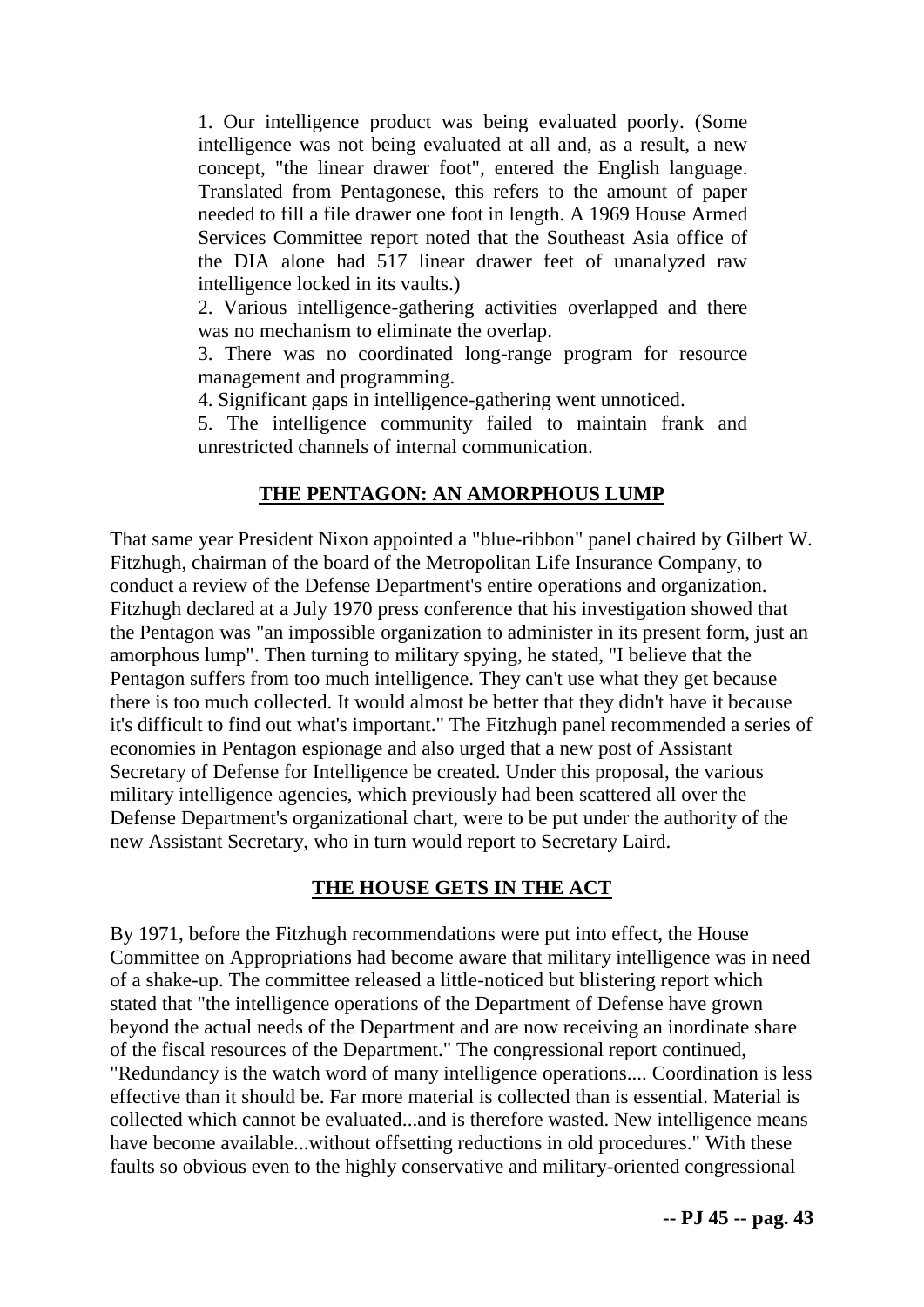1. Our intelligence product was being evaluated poorly. (Some intelligence was not being evaluated at all and, as a result, a new concept, "the linear drawer foot", entered the English language. Translated from Pentagonese, this refers to the amount of paper needed to fill a file drawer one foot in length. A 1969 House Armed Services Committee report noted that the Southeast Asia office of the DIA alone had 517 linear drawer feet of unanalyzed raw intelligence locked in its vaults.)
2. Various intelligence-gathering activities overlapped and there was no mechanism to eliminate the overlap.
3. There was no coordinated long-range program for resource management and programming.
4. Significant gaps in intelligence-gathering went unnoticed.
5. The intelligence community failed to maintain frank and unrestricted channels of internal communication.

## THE PENTAGON: AN AMORPHOUS LUMP

That same year President Nixon appointed a "blue-ribbon" panel chaired by Gilbert W. Fitzhugh, chairman of the board of the Metropolitan Life Insurance Company, to conduct a review of the Defense Department's entire operations and organization. Fitzhugh declared at a July 1970 press conference that his investigation showed that the Pentagon was "an impossible organization to administer in its present form, just an amorphous lump". Then turning to military spying, he stated, "I believe that the Pentagon suffers from too much intelligence. They can't use what they get because there is too much collected. It would almost be better that they didn't have it because it's difficult to find out what's important." The Fitzhugh panel recommended a series of economies in Pentagon espionage and also urged that a new post of Assistant Secretary of Defense for Intelligence be created. Under this proposal, the various military intelligence agencies, which previously had been scattered all over the Defense Department's organizational chart, were to be put under the authority of the new Assistant Secretary, who in turn would report to Secretary Laird.

## THE HOUSE GETS IN THE ACT

By 1971, before the Fitzhugh recommendations were put into effect, the House Committee on Appropriations had become aware that military intelligence was in need of a shake-up. The committee released a little-noticed but blistering report which stated that "the intelligence operations of the Department of Defense have grown beyond the actual needs of the Department and are now receiving an inordinate share of the fiscal resources of the Department." The congressional report continued, "Redundancy is the watch word of many intelligence operations.... Coordination is less effective than it should be. Far more material is collected than is essential. Material is collected which cannot be evaluated...and is therefore wasted. New intelligence means have become available...without offsetting reductions in old procedures." With these faults so obvious even to the highly conservative and military-oriented congressional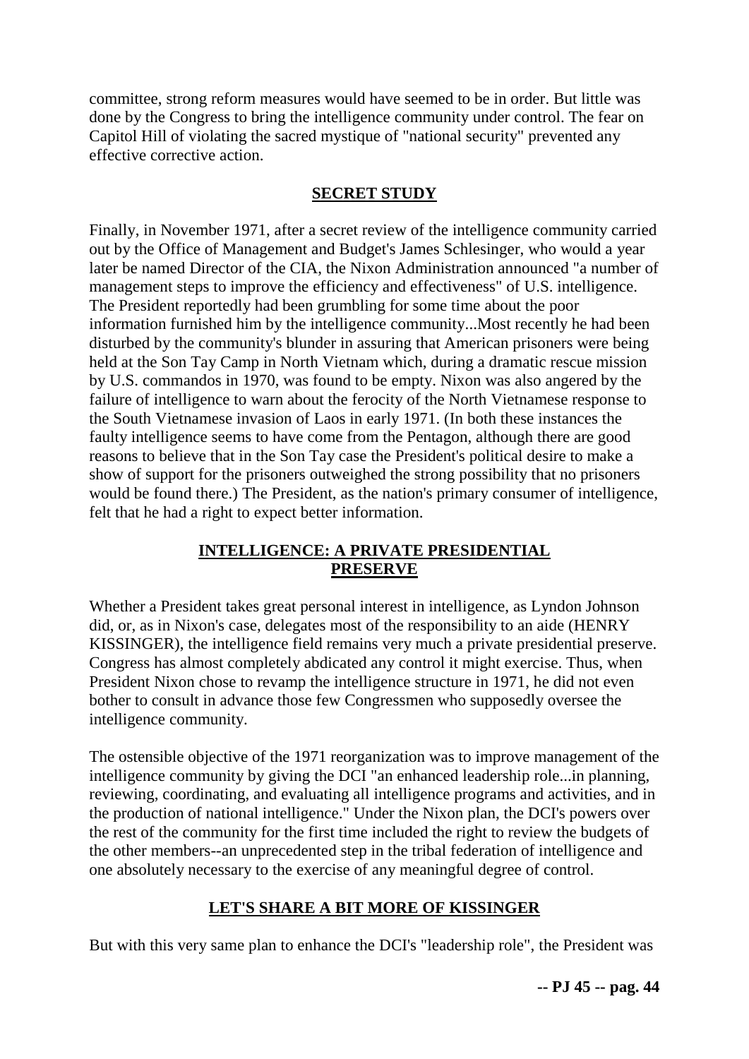committee, strong reform measures would have seemed to be in order. But little was done by the Congress to bring the intelligence community under control. The fear on Capitol Hill of violating the sacred mystique of "national security" prevented any effective corrective action.

## SECRET STUDY

Finally, in November 1971, after a secret review of the intelligence community carried out by the Office of Management and Budget's James Schlesinger, who would a year later be named Director of the CIA, the Nixon Administration announced "a number of management steps to improve the efficiency and effectiveness" of U.S. intelligence. The President reportedly had been grumbling for some time about the poor information furnished him by the intelligence community...Most recently he had been disturbed by the community's blunder in assuring that American prisoners were being held at the Son Tay Camp in North Vietnam which, during a dramatic rescue mission by U.S. commandos in 1970, was found to be empty. Nixon was also angered by the failure of intelligence to warn about the ferocity of the North Vietnamese response to the South Vietnamese invasion of Laos in early 1971. (In both these instances the faulty intelligence seems to have come from the Pentagon, although there are good reasons to believe that in the Son Tay case the President's political desire to make a show of support for the prisoners outweighed the strong possibility that no prisoners would be found there.) The President, as the nation's primary consumer of intelligence, felt that he had a right to expect better information.

## INTELLIGENCE: A PRIVATE PRESIDENTIAL PRESERVE

Whether a President takes great personal interest in intelligence, as Lyndon Johnson did, or, as in Nixon's case, delegates most of the responsibility to an aide (HENRY KISSINGER), the intelligence field remains very much a private presidential preserve. Congress has almost completely abdicated any control it might exercise. Thus, when President Nixon chose to revamp the intelligence structure in 1971, he did not even bother to consult in advance those few Congressmen who supposedly oversee the intelligence community.

The ostensible objective of the 1971 reorganization was to improve management of the intelligence community by giving the DCI "an enhanced leadership role...in planning, reviewing, coordinating, and evaluating all intelligence programs and activities, and in the production of national intelligence." Under the Nixon plan, the DCI's powers over the rest of the community for the first time included the right to review the budgets of the other members--an unprecedented step in the tribal federation of intelligence and one absolutely necessary to the exercise of any meaningful degree of control.

## LET'S SHARE A BIT MORE OF KISSINGER

But with this very same plan to enhance the DCI's "leadership role", the President was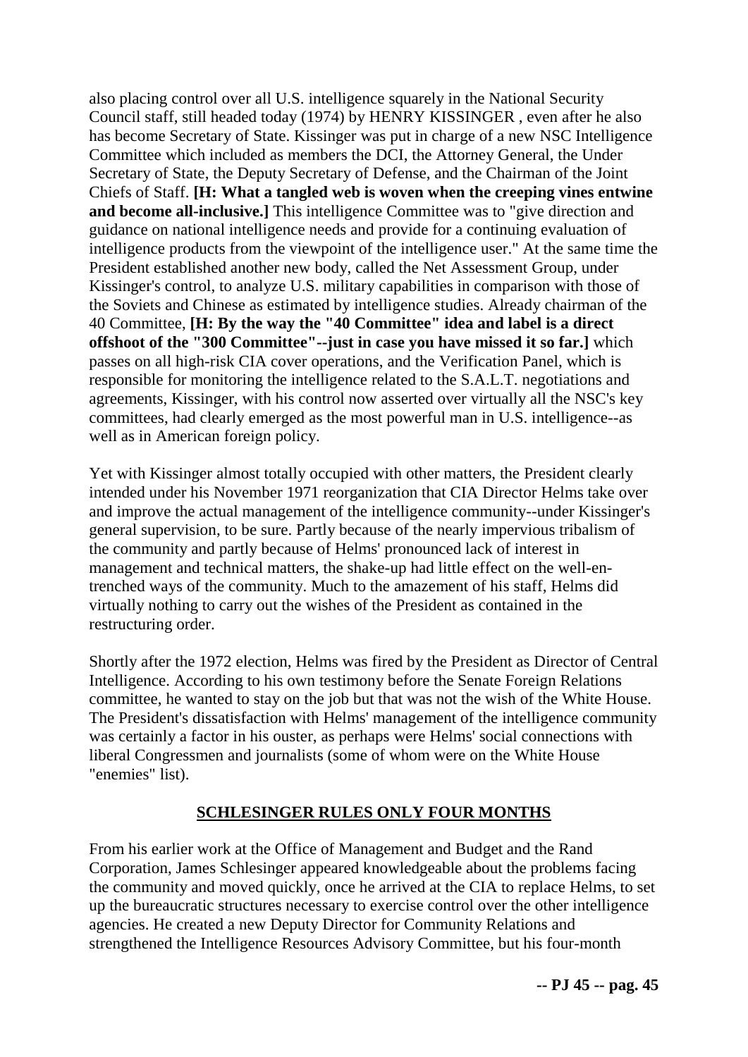also placing control over all U.S. intelligence squarely in the National Security Council staff, still headed today (1974) by HENRY KISSINGER , even after he also has become Secretary of State. Kissinger was put in charge of a new NSC Intelligence Committee which included as members the DCI, the Attorney General, the Under Secretary of State, the Deputy Secretary of Defense, and the Chairman of the Joint Chiefs of Staff. **[H: What a tangled web is woven when the creeping vines entwine and become all-inclusive.]** This intelligence Committee was to "give direction and guidance on national intelligence needs and provide for a continuing evaluation of intelligence products from the viewpoint of the intelligence user." At the same time the President established another new body, called the Net Assessment Group, under Kissinger's control, to analyze U.S. military capabilities in comparison with those of the Soviets and Chinese as estimated by intelligence studies. Already chairman of the 40 Committee, **[H: By the way the "40 Committee" idea and label is a direct offshoot of the "300 Committee"--just in case you have missed it so far.]** which passes on all high-risk CIA cover operations, and the Verification Panel, which is responsible for monitoring the intelligence related to the S.A.L.T. negotiations and agreements, Kissinger, with his control now asserted over virtually all the NSC's key committees, had clearly emerged as the most powerful man in U.S. intelligence--as well as in American foreign policy.

Yet with Kissinger almost totally occupied with other matters, the President clearly intended under his November 1971 reorganization that CIA Director Helms take over and improve the actual management of the intelligence community--under Kissinger's general supervision, to be sure. Partly because of the nearly impervious tribalism of the community and partly because of Helms' pronounced lack of interest in management and technical matters, the shake-up had little effect on the well-entrenched ways of the community. Much to the amazement of his staff, Helms did virtually nothing to carry out the wishes of the President as contained in the restructuring order.

Shortly after the 1972 election, Helms was fired by the President as Director of Central Intelligence. According to his own testimony before the Senate Foreign Relations committee, he wanted to stay on the job but that was not the wish of the White House. The President's dissatisfaction with Helms' management of the intelligence community was certainly a factor in his ouster, as perhaps were Helms' social connections with liberal Congressmen and journalists (some of whom were on the White House "enemies" list).

## SCHLESINGER RULES ONLY FOUR MONTHS

From his earlier work at the Office of Management and Budget and the Rand Corporation, James Schlesinger appeared knowledgeable about the problems facing the community and moved quickly, once he arrived at the CIA to replace Helms, to set up the bureaucratic structures necessary to exercise control over the other intelligence agencies. He created a new Deputy Director for Community Relations and strengthened the Intelligence Resources Advisory Committee, but his four-month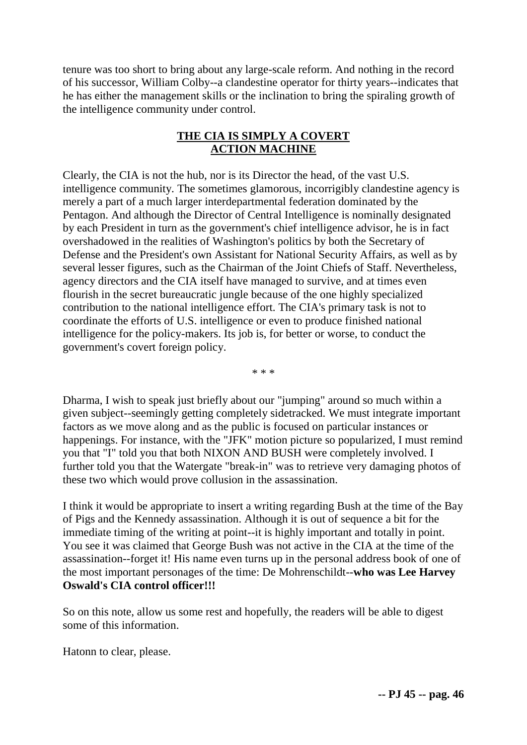tenure was too short to bring about any large-scale reform. And nothing in the record of his successor, William Colby--a clandestine operator for thirty years--indicates that he has either the management skills or the inclination to bring the spiraling growth of the intelligence community under control.

## THE CIA IS SIMPLY A COVERT ACTION MACHINE

Clearly, the CIA is not the hub, nor is its Director the head, of the vast U.S. intelligence community. The sometimes glamorous, incorrigibly clandestine agency is merely a part of a much larger interdepartmental federation dominated by the Pentagon. And although the Director of Central Intelligence is nominally designated by each President in turn as the government's chief intelligence advisor, he is in fact overshadowed in the realities of Washington's politics by both the Secretary of Defense and the President's own Assistant for National Security Affairs, as well as by several lesser figures, such as the Chairman of the Joint Chiefs of Staff. Nevertheless, agency directors and the CIA itself have managed to survive, and at times even flourish in the secret bureaucratic jungle because of the one highly specialized contribution to the national intelligence effort. The CIA's primary task is not to coordinate the efforts of U.S. intelligence or even to produce finished national intelligence for the policy-makers. Its job is, for better or worse, to conduct the government's covert foreign policy.

* * *

Dharma, I wish to speak just briefly about our "jumping" around so much within a given subject--seemingly getting completely sidetracked. We must integrate important factors as we move along and as the public is focused on particular instances or happenings. For instance, with the "JFK" motion picture so popularized, I must remind you that "I" told you that both NIXON AND BUSH were completely involved. I further told you that the Watergate "break-in" was to retrieve very damaging photos of these two which would prove collusion in the assassination.

I think it would be appropriate to insert a writing regarding Bush at the time of the Bay of Pigs and the Kennedy assassination. Although it is out of sequence a bit for the immediate timing of the writing at point--it is highly important and totally in point. You see it was claimed that George Bush was not active in the CIA at the time of the assassination--forget it! His name even turns up in the personal address book of one of the most important personages of the time: De Mohrenschildt--**who was Lee Harvey Oswald's CIA control officer!!!**

So on this note, allow us some rest and hopefully, the readers will be able to digest some of this information.

Hatonn to clear, please.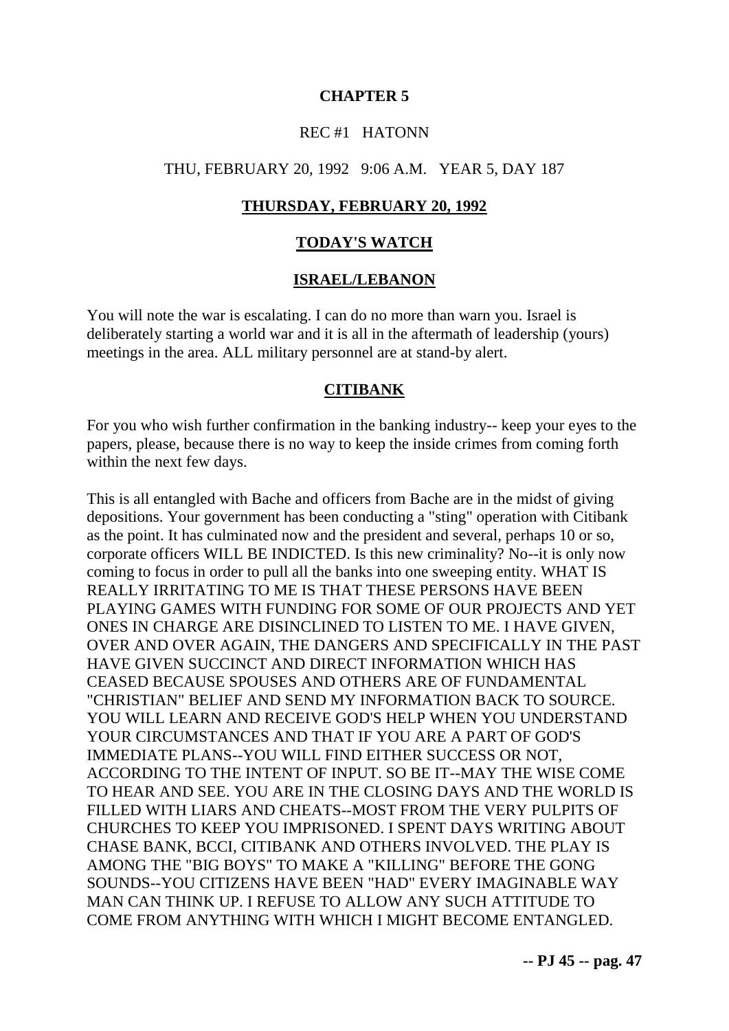# CHAPTER 5

REC #1 HATONN

THU, FEBRUARY 20, 1992 9:06 A.M. YEAR 5, DAY 187

## THURSDAY, FEBRUARY 20, 1992

## TODAY'S WATCH

### ISRAEL/LEBANON

You will note the war is escalating. I can do no more than warn you. Israel is deliberately starting a world war and it is all in the aftermath of leadership (yours) meetings in the area. ALL military personnel are at stand-by alert.

### CITIBANK

For you who wish further confirmation in the banking industry-- keep your eyes to the papers, please, because there is no way to keep the inside crimes from coming forth within the next few days.

This is all entangled with Bache and officers from Bache are in the midst of giving depositions. Your government has been conducting a "sting" operation with Citibank as the point. It has culminated now and the president and several, perhaps 10 or so, corporate officers WILL BE INDICTED. Is this new criminality? No--it is only now coming to focus in order to pull all the banks into one sweeping entity. WHAT IS REALLY IRRITATING TO ME IS THAT THESE PERSONS HAVE BEEN PLAYING GAMES WITH FUNDING FOR SOME OF OUR PROJECTS AND YET ONES IN CHARGE ARE DISINCLINED TO LISTEN TO ME. I HAVE GIVEN, OVER AND OVER AGAIN, THE DANGERS AND SPECIFICALLY IN THE PAST HAVE GIVEN SUCCINCT AND DIRECT INFORMATION WHICH HAS CEASED BECAUSE SPOUSES AND OTHERS ARE OF FUNDAMENTAL "CHRISTIAN" BELIEF AND SEND MY INFORMATION BACK TO SOURCE. YOU WILL LEARN AND RECEIVE GOD'S HELP WHEN YOU UNDERSTAND YOUR CIRCUMSTANCES AND THAT IF YOU ARE A PART OF GOD'S IMMEDIATE PLANS--YOU WILL FIND EITHER SUCCESS OR NOT, ACCORDING TO THE INTENT OF INPUT. SO BE IT--MAY THE WISE COME TO HEAR AND SEE. YOU ARE IN THE CLOSING DAYS AND THE WORLD IS FILLED WITH LIARS AND CHEATS--MOST FROM THE VERY PULPITS OF CHURCHES TO KEEP YOU IMPRISONED. I SPENT DAYS WRITING ABOUT CHASE BANK, BCCI, CITIBANK AND OTHERS INVOLVED. THE PLAY IS AMONG THE "BIG BOYS" TO MAKE A "KILLING" BEFORE THE GONG SOUNDS--YOU CITIZENS HAVE BEEN "HAD" EVERY IMAGINABLE WAY MAN CAN THINK UP. I REFUSE TO ALLOW ANY SUCH ATTITUDE TO COME FROM ANYTHING WITH WHICH I MIGHT BECOME ENTANGLED.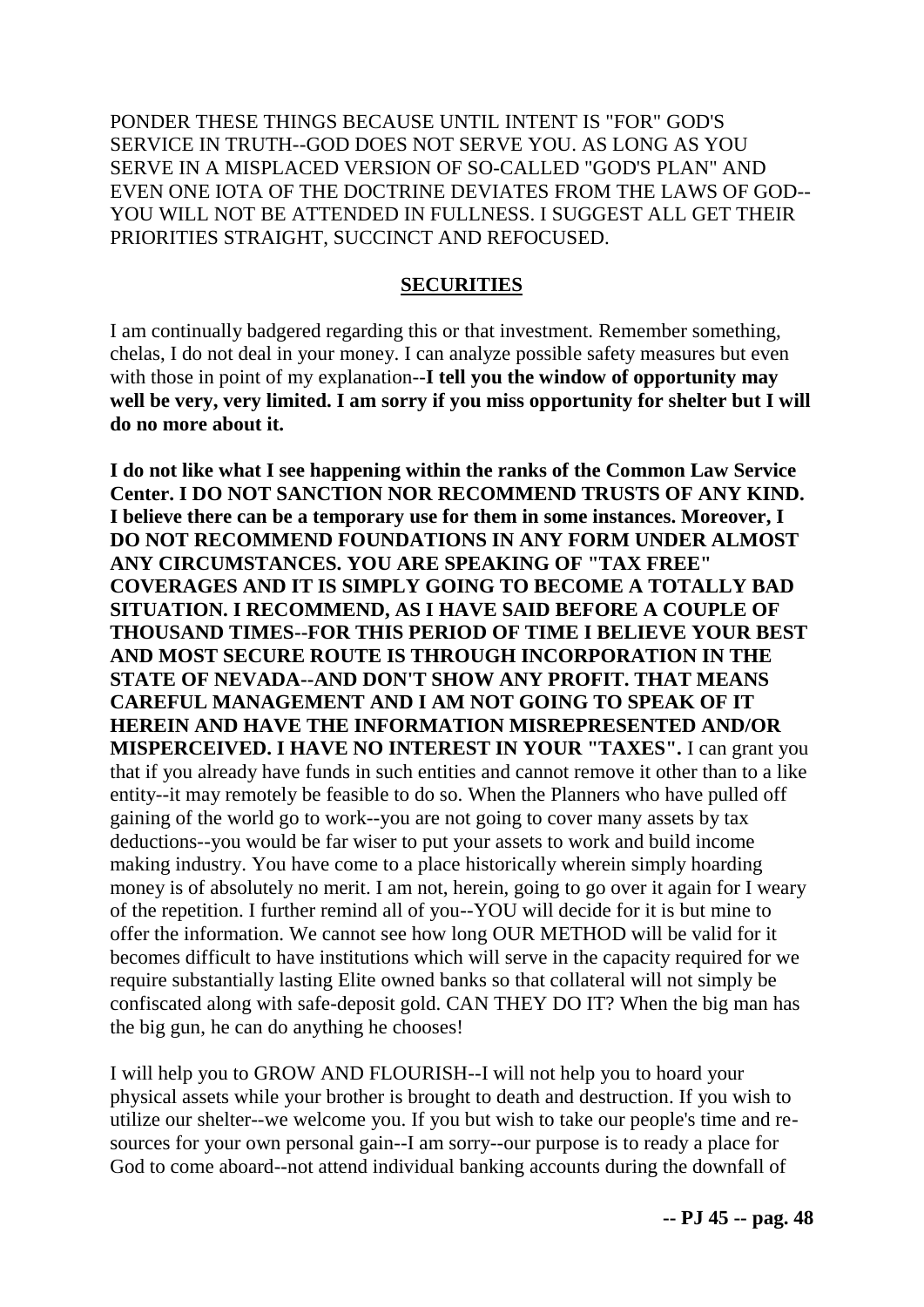PONDER THESE THINGS BECAUSE UNTIL INTENT IS "FOR" GOD'S SERVICE IN TRUTH--GOD DOES NOT SERVE YOU. AS LONG AS YOU SERVE IN A MISPLACED VERSION OF SO-CALLED "GOD'S PLAN" AND EVEN ONE IOTA OF THE DOCTRINE DEVIATES FROM THE LAWS OF GOD--YOU WILL NOT BE ATTENDED IN FULLNESS. I SUGGEST ALL GET THEIR PRIORITIES STRAIGHT, SUCCINCT AND REFOCUSED.

## SECURITIES

I am continually badgered regarding this or that investment. Remember something, chelas, I do not deal in your money. I can analyze possible safety measures but even with those in point of my explanation--**I tell you the window of opportunity may well be very, very limited. I am sorry if you miss opportunity for shelter but I will do no more about it.**

**I do not like what I see happening within the ranks of the Common Law Service Center. I DO NOT SANCTION NOR RECOMMEND TRUSTS OF ANY KIND. I believe there can be a temporary use for them in some instances. Moreover, I DO NOT RECOMMEND FOUNDATIONS IN ANY FORM UNDER ALMOST ANY CIRCUMSTANCES. YOU ARE SPEAKING OF "TAX FREE" COVERAGES AND IT IS SIMPLY GOING TO BECOME A TOTALLY BAD SITUATION. I RECOMMEND, AS I HAVE SAID BEFORE A COUPLE OF THOUSAND TIMES--FOR THIS PERIOD OF TIME I BELIEVE YOUR BEST AND MOST SECURE ROUTE IS THROUGH INCORPORATION IN THE STATE OF NEVADA--AND DON'T SHOW ANY PROFIT. THAT MEANS CAREFUL MANAGEMENT AND I AM NOT GOING TO SPEAK OF IT HEREIN AND HAVE THE INFORMATION MISREPRESENTED AND/OR MISPERCEIVED. I HAVE NO INTEREST IN YOUR "TAXES".** I can grant you that if you already have funds in such entities and cannot remove it other than to a like entity--it may remotely be feasible to do so. When the Planners who have pulled off gaining of the world go to work--you are not going to cover many assets by tax deductions--you would be far wiser to put your assets to work and build income making industry. You have come to a place historically wherein simply hoarding money is of absolutely no merit. I am not, herein, going to go over it again for I weary of the repetition. I further remind all of you--YOU will decide for it is but mine to offer the information. We cannot see how long OUR METHOD will be valid for it becomes difficult to have institutions which will serve in the capacity required for we require substantially lasting Elite owned banks so that collateral will not simply be confiscated along with safe-deposit gold. CAN THEY DO IT? When the big man has the big gun, he can do anything he chooses!

I will help you to GROW AND FLOURISH--I will not help you to hoard your physical assets while your brother is brought to death and destruction. If you wish to utilize our shelter--we welcome you. If you but wish to take our people's time and re-sources for your own personal gain--I am sorry--our purpose is to ready a place for God to come aboard--not attend individual banking accounts during the downfall of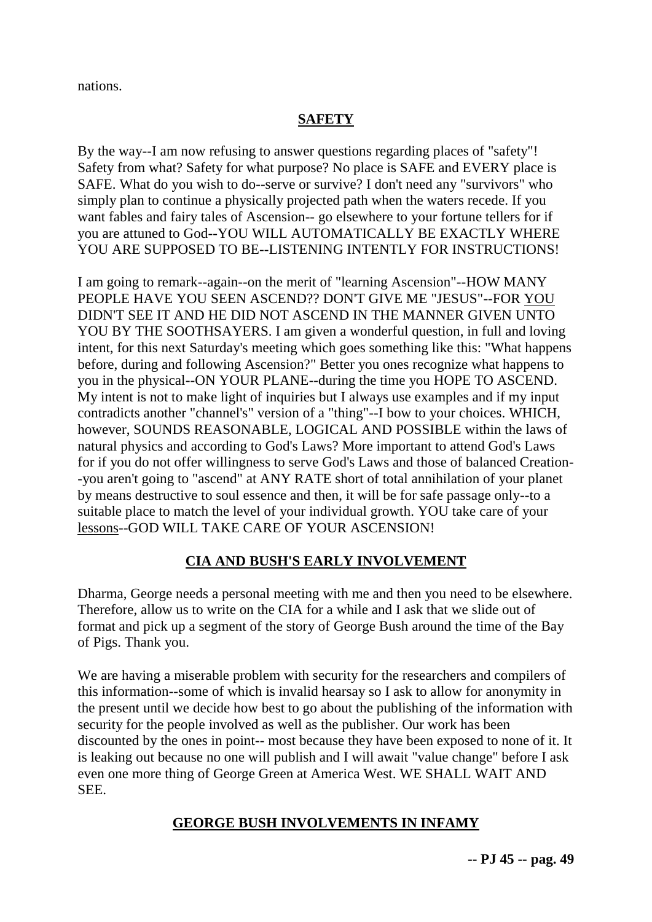nations.

## **SAFETY**

By the way--I am now refusing to answer questions regarding places of "safety"! Safety from what? Safety for what purpose? No place is SAFE and EVERY place is SAFE. What do you wish to do--serve or survive? I don't need any "survivors" who simply plan to continue a physically projected path when the waters recede. If you want fables and fairy tales of Ascension-- go elsewhere to your fortune tellers for if you are attuned to God--YOU WILL AUTOMATICALLY BE EXACTLY WHERE YOU ARE SUPPOSED TO BE--LISTENING INTENTLY FOR INSTRUCTIONS!

I am going to remark--again--on the merit of "learning Ascension"--HOW MANY PEOPLE HAVE YOU SEEN ASCEND?? DON'T GIVE ME "JESUS"--FOR YOU DIDN'T SEE IT AND HE DID NOT ASCEND IN THE MANNER GIVEN UNTO YOU BY THE SOOTHSAYERS. I am given a wonderful question, in full and loving intent, for this next Saturday's meeting which goes something like this: "What happens before, during and following Ascension?" Better you ones recognize what happens to you in the physical--ON YOUR PLANE--during the time you HOPE TO ASCEND. My intent is not to make light of inquiries but I always use examples and if my input contradicts another "channel's" version of a "thing"--I bow to your choices. WHICH, however, SOUNDS REASONABLE, LOGICAL AND POSSIBLE within the laws of natural physics and according to God's Laws? More important to attend God's Laws for if you do not offer willingness to serve God's Laws and those of balanced Creation--you aren't going to "ascend" at ANY RATE short of total annihilation of your planet by means destructive to soul essence and then, it will be for safe passage only--to a suitable place to match the level of your individual growth. YOU take care of your lessons--GOD WILL TAKE CARE OF YOUR ASCENSION!

## **CIA AND BUSH'S EARLY INVOLVEMENT**

Dharma, George needs a personal meeting with me and then you need to be elsewhere. Therefore, allow us to write on the CIA for a while and I ask that we slide out of format and pick up a segment of the story of George Bush around the time of the Bay of Pigs. Thank you.

We are having a miserable problem with security for the researchers and compilers of this information--some of which is invalid hearsay so I ask to allow for anonymity in the present until we decide how best to go about the publishing of the information with security for the people involved as well as the publisher. Our work has been discounted by the ones in point-- most because they have been exposed to none of it. It is leaking out because no one will publish and I will await "value change" before I ask even one more thing of George Green at America West. WE SHALL WAIT AND SEE.

## **GEORGE BUSH INVOLVEMENTS IN INFAMY**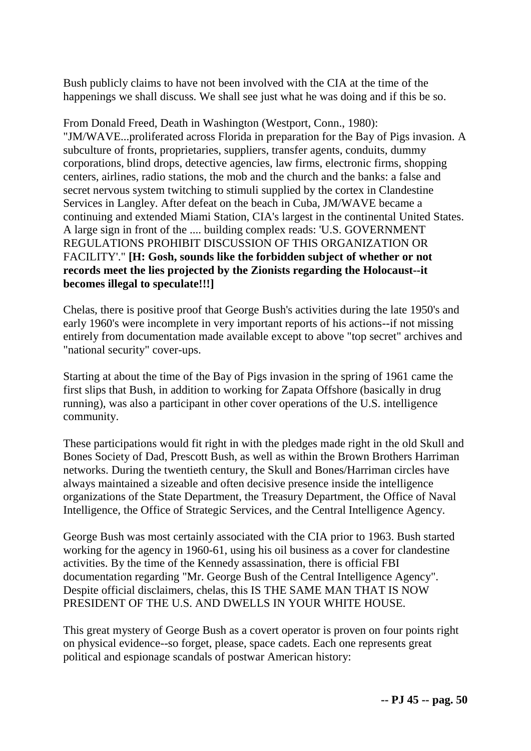Bush publicly claims to have not been involved with the CIA at the time of the happenings we shall discuss. We shall see just what he was doing and if this be so.

From Donald Freed, Death in Washington (Westport, Conn., 1980): "JM/WAVE...proliferated across Florida in preparation for the Bay of Pigs invasion. A subculture of fronts, proprietaries, suppliers, transfer agents, conduits, dummy corporations, blind drops, detective agencies, law firms, electronic firms, shopping centers, airlines, radio stations, the mob and the church and the banks: a false and secret nervous system twitching to stimuli supplied by the cortex in Clandestine Services in Langley. After defeat on the beach in Cuba, JM/WAVE became a continuing and extended Miami Station, CIA's largest in the continental United States. A large sign in front of the .... building complex reads: 'U.S. GOVERNMENT REGULATIONS PROHIBIT DISCUSSION OF THIS ORGANIZATION OR FACILITY'." **[H: Gosh, sounds like the forbidden subject of whether or not records meet the lies projected by the Zionists regarding the Holocaust--it becomes illegal to speculate!!!]**

Chelas, there is positive proof that George Bush's activities during the late 1950's and early 1960's were incomplete in very important reports of his actions--if not missing entirely from documentation made available except to above "top secret" archives and "national security" cover-ups.

Starting at about the time of the Bay of Pigs invasion in the spring of 1961 came the first slips that Bush, in addition to working for Zapata Offshore (basically in drug running), was also a participant in other cover operations of the U.S. intelligence community.

These participations would fit right in with the pledges made right in the old Skull and Bones Society of Dad, Prescott Bush, as well as within the Brown Brothers Harriman networks. During the twentieth century, the Skull and Bones/Harriman circles have always maintained a sizeable and often decisive presence inside the intelligence organizations of the State Department, the Treasury Department, the Office of Naval Intelligence, the Office of Strategic Services, and the Central Intelligence Agency.

George Bush was most certainly associated with the CIA prior to 1963. Bush started working for the agency in 1960-61, using his oil business as a cover for clandestine activities. By the time of the Kennedy assassination, there is official FBI documentation regarding "Mr. George Bush of the Central Intelligence Agency". Despite official disclaimers, chelas, this IS THE SAME MAN THAT IS NOW PRESIDENT OF THE U.S. AND DWELLS IN YOUR WHITE HOUSE.

This great mystery of George Bush as a covert operator is proven on four points right on physical evidence--so forget, please, space cadets. Each one represents great political and espionage scandals of postwar American history: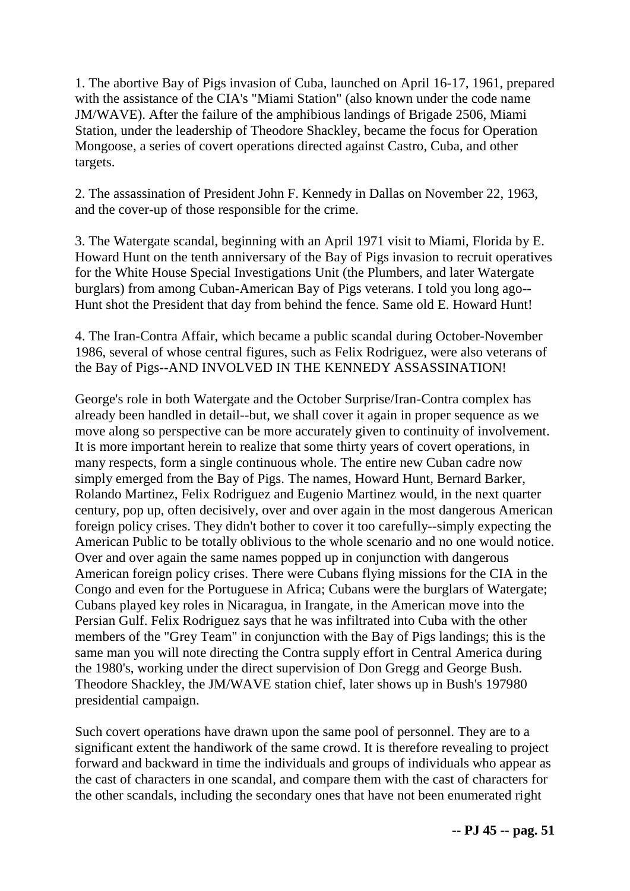1. The abortive Bay of Pigs invasion of Cuba, launched on April 16-17, 1961, prepared with the assistance of the CIA's "Miami Station" (also known under the code name JM/WAVE). After the failure of the amphibious landings of Brigade 2506, Miami Station, under the leadership of Theodore Shackley, became the focus for Operation Mongoose, a series of covert operations directed against Castro, Cuba, and other targets.

2. The assassination of President John F. Kennedy in Dallas on November 22, 1963, and the cover-up of those responsible for the crime.

3. The Watergate scandal, beginning with an April 1971 visit to Miami, Florida by E. Howard Hunt on the tenth anniversary of the Bay of Pigs invasion to recruit operatives for the White House Special Investigations Unit (the Plumbers, and later Watergate burglars) from among Cuban-American Bay of Pigs veterans. I told you long ago--Hunt shot the President that day from behind the fence. Same old E. Howard Hunt!

4. The Iran-Contra Affair, which became a public scandal during October-November 1986, several of whose central figures, such as Felix Rodriguez, were also veterans of the Bay of Pigs--AND INVOLVED IN THE KENNEDY ASSASSINATION!

George's role in both Watergate and the October Surprise/Iran-Contra complex has already been handled in detail--but, we shall cover it again in proper sequence as we move along so perspective can be more accurately given to continuity of involvement. It is more important herein to realize that some thirty years of covert operations, in many respects, form a single continuous whole. The entire new Cuban cadre now simply emerged from the Bay of Pigs. The names, Howard Hunt, Bernard Barker, Rolando Martinez, Felix Rodriguez and Eugenio Martinez would, in the next quarter century, pop up, often decisively, over and over again in the most dangerous American foreign policy crises. They didn't bother to cover it too carefully--simply expecting the American Public to be totally oblivious to the whole scenario and no one would notice. Over and over again the same names popped up in conjunction with dangerous American foreign policy crises. There were Cubans flying missions for the CIA in the Congo and even for the Portuguese in Africa; Cubans were the burglars of Watergate; Cubans played key roles in Nicaragua, in Irangate, in the American move into the Persian Gulf. Felix Rodriguez says that he was infiltrated into Cuba with the other members of the "Grey Team" in conjunction with the Bay of Pigs landings; this is the same man you will note directing the Contra supply effort in Central America during the 1980's, working under the direct supervision of Don Gregg and George Bush. Theodore Shackley, the JM/WAVE station chief, later shows up in Bush's 197980 presidential campaign.

Such covert operations have drawn upon the same pool of personnel. They are to a significant extent the handiwork of the same crowd. It is therefore revealing to project forward and backward in time the individuals and groups of individuals who appear as the cast of characters in one scandal, and compare them with the cast of characters for the other scandals, including the secondary ones that have not been enumerated right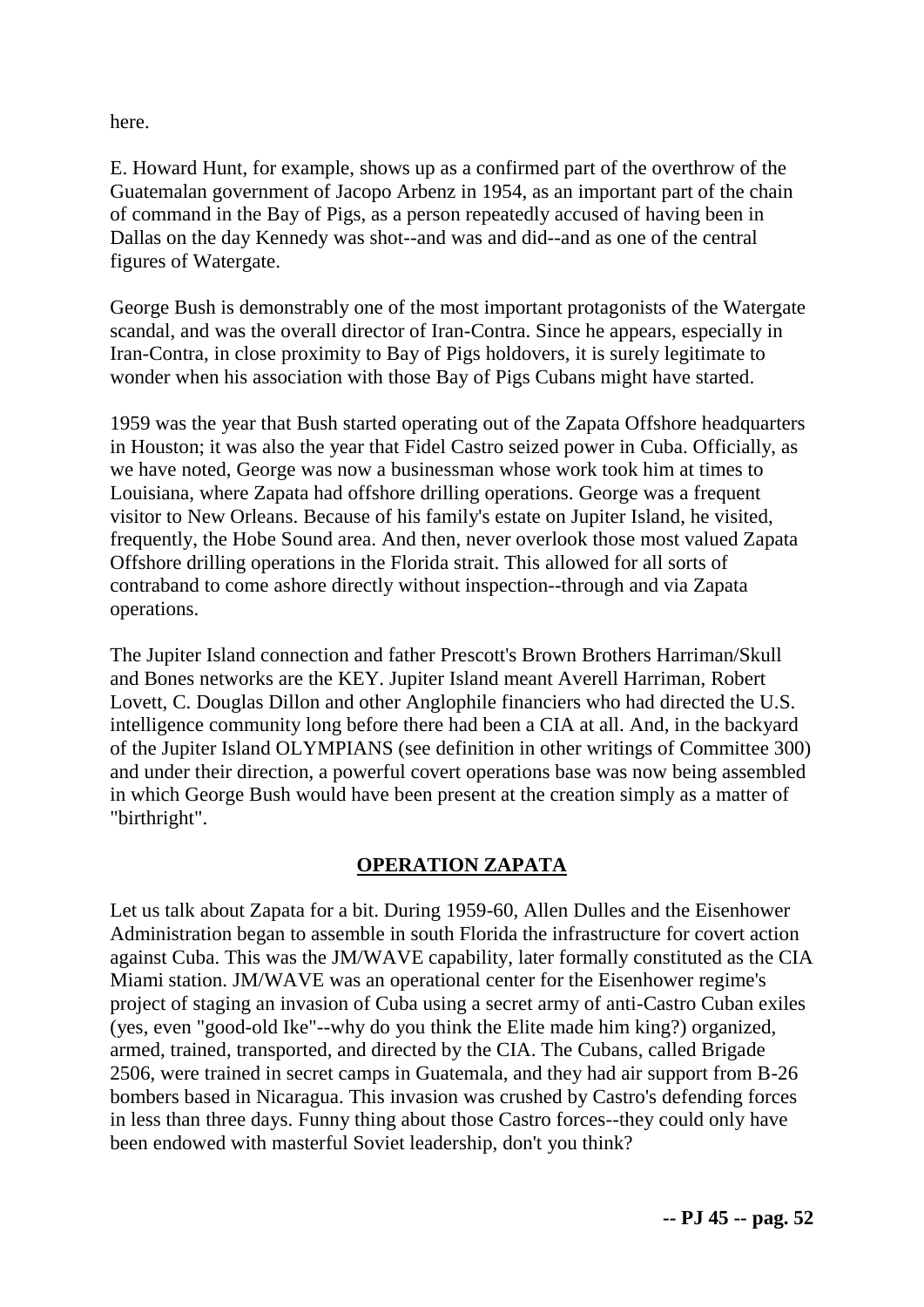here.

E. Howard Hunt, for example, shows up as a confirmed part of the overthrow of the Guatemalan government of Jacopo Arbenz in 1954, as an important part of the chain of command in the Bay of Pigs, as a person repeatedly accused of having been in Dallas on the day Kennedy was shot--and was and did--and as one of the central figures of Watergate.

George Bush is demonstrably one of the most important protagonists of the Watergate scandal, and was the overall director of Iran-Contra. Since he appears, especially in Iran-Contra, in close proximity to Bay of Pigs holdovers, it is surely legitimate to wonder when his association with those Bay of Pigs Cubans might have started.

1959 was the year that Bush started operating out of the Zapata Offshore headquarters in Houston; it was also the year that Fidel Castro seized power in Cuba. Officially, as we have noted, George was now a businessman whose work took him at times to Louisiana, where Zapata had offshore drilling operations. George was a frequent visitor to New Orleans. Because of his family's estate on Jupiter Island, he visited, frequently, the Hobe Sound area. And then, never overlook those most valued Zapata Offshore drilling operations in the Florida strait. This allowed for all sorts of contraband to come ashore directly without inspection--through and via Zapata operations.

The Jupiter Island connection and father Prescott's Brown Brothers Harriman/Skull and Bones networks are the KEY. Jupiter Island meant Averell Harriman, Robert Lovett, C. Douglas Dillon and other Anglophile financiers who had directed the U.S. intelligence community long before there had been a CIA at all. And, in the backyard of the Jupiter Island OLYMPIANS (see definition in other writings of Committee 300) and under their direction, a powerful covert operations base was now being assembled in which George Bush would have been present at the creation simply as a matter of "birthright".

## OPERATION ZAPATA

Let us talk about Zapata for a bit. During 1959-60, Allen Dulles and the Eisenhower Administration began to assemble in south Florida the infrastructure for covert action against Cuba. This was the JM/WAVE capability, later formally constituted as the CIA Miami station. JM/WAVE was an operational center for the Eisenhower regime's project of staging an invasion of Cuba using a secret army of anti-Castro Cuban exiles (yes, even "good-old Ike"--why do you think the Elite made him king?) organized, armed, trained, transported, and directed by the CIA. The Cubans, called Brigade 2506, were trained in secret camps in Guatemala, and they had air support from B-26 bombers based in Nicaragua. This invasion was crushed by Castro's defending forces in less than three days. Funny thing about those Castro forces--they could only have been endowed with masterful Soviet leadership, don't you think?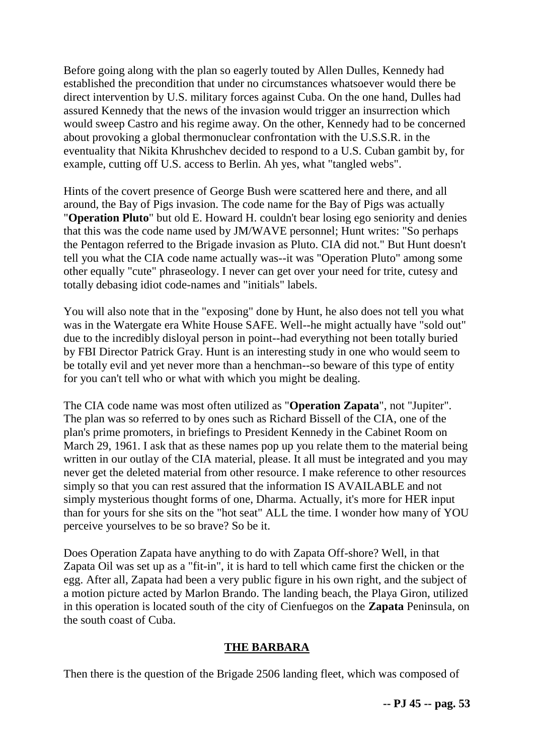Before going along with the plan so eagerly touted by Allen Dulles, Kennedy had established the precondition that under no circumstances whatsoever would there be direct intervention by U.S. military forces against Cuba. On the one hand, Dulles had assured Kennedy that the news of the invasion would trigger an insurrection which would sweep Castro and his regime away. On the other, Kennedy had to be concerned about provoking a global thermonuclear confrontation with the U.S.S.R. in the eventuality that Nikita Khrushchev decided to respond to a U.S. Cuban gambit by, for example, cutting off U.S. access to Berlin. Ah yes, what "tangled webs".

Hints of the covert presence of George Bush were scattered here and there, and all around, the Bay of Pigs invasion. The code name for the Bay of Pigs was actually "**Operation Pluto**" but old E. Howard H. couldn't bear losing ego seniority and denies that this was the code name used by JM/WAVE personnel; Hunt writes: "So perhaps the Pentagon referred to the Brigade invasion as Pluto. CIA did not." But Hunt doesn't tell you what the CIA code name actually was--it was "Operation Pluto" among some other equally "cute" phraseology. I never can get over your need for trite, cutesy and totally debasing idiot code-names and "initials" labels.

You will also note that in the "exposing" done by Hunt, he also does not tell you what was in the Watergate era White House SAFE. Well--he might actually have "sold out" due to the incredibly disloyal person in point--had everything not been totally buried by FBI Director Patrick Gray. Hunt is an interesting study in one who would seem to be totally evil and yet never more than a henchman--so beware of this type of entity for you can't tell who or what with which you might be dealing.

The CIA code name was most often utilized as "**Operation Zapata**", not "Jupiter". The plan was so referred to by ones such as Richard Bissell of the CIA, one of the plan's prime promoters, in briefings to President Kennedy in the Cabinet Room on March 29, 1961. I ask that as these names pop up you relate them to the material being written in our outlay of the CIA material, please. It all must be integrated and you may never get the deleted material from other resource. I make reference to other resources simply so that you can rest assured that the information IS AVAILABLE and not simply mysterious thought forms of one, Dharma. Actually, it's more for HER input than for yours for she sits on the "hot seat" ALL the time. I wonder how many of YOU perceive yourselves to be so brave? So be it.

Does Operation Zapata have anything to do with Zapata Off-shore? Well, in that Zapata Oil was set up as a "fit-in", it is hard to tell which came first the chicken or the egg. After all, Zapata had been a very public figure in his own right, and the subject of a motion picture acted by Marlon Brando. The landing beach, the Playa Giron, utilized in this operation is located south of the city of Cienfuegos on the **Zapata** Peninsula, on the south coast of Cuba.

## THE BARBARA

Then there is the question of the Brigade 2506 landing fleet, which was composed of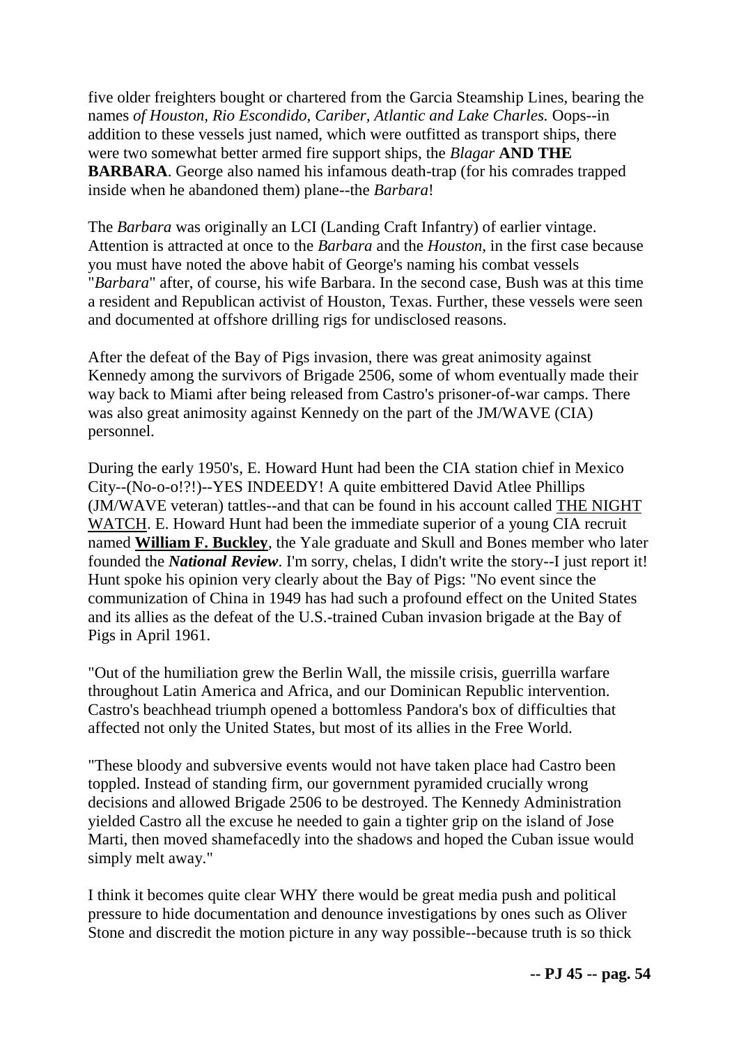five older freighters bought or chartered from the Garcia Steamship Lines, bearing the names *of Houston, Rio Escondido, Cariber, Atlantic and Lake Charles.* Oops--in addition to these vessels just named, which were outfitted as transport ships, there were two somewhat better armed fire support ships, the *Blagar* **AND THE BARBARA**. George also named his infamous death-trap (for his comrades trapped inside when he abandoned them) plane--the *Barbara*!

The *Barbara* was originally an LCI (Landing Craft Infantry) of earlier vintage. Attention is attracted at once to the *Barbara* and the *Houston*, in the first case because you must have noted the above habit of George's naming his combat vessels "*Barbara*" after, of course, his wife Barbara. In the second case, Bush was at this time a resident and Republican activist of Houston, Texas. Further, these vessels were seen and documented at offshore drilling rigs for undisclosed reasons.

After the defeat of the Bay of Pigs invasion, there was great animosity against Kennedy among the survivors of Brigade 2506, some of whom eventually made their way back to Miami after being released from Castro's prisoner-of-war camps. There was also great animosity against Kennedy on the part of the JM/WAVE (CIA) personnel.

During the early 1950's, E. Howard Hunt had been the CIA station chief in Mexico City--(No-o-o!?!)--YES INDEEDY! A quite embittered David Atlee Phillips (JM/WAVE veteran) tattles--and that can be found in his account called <u>THE NIGHT WATCH</u>. E. Howard Hunt had been the immediate superior of a young CIA recruit named **<u>William F. Buckley</u>**, the Yale graduate and Skull and Bones member who later founded the ***National Review***. I'm sorry, chelas, I didn't write the story--I just report it! Hunt spoke his opinion very clearly about the Bay of Pigs: "No event since the communization of China in 1949 has had such a profound effect on the United States and its allies as the defeat of the U.S.-trained Cuban invasion brigade at the Bay of Pigs in April 1961.

"Out of the humiliation grew the Berlin Wall, the missile crisis, guerrilla warfare throughout Latin America and Africa, and our Dominican Republic intervention. Castro's beachhead triumph opened a bottomless Pandora's box of difficulties that affected not only the United States, but most of its allies in the Free World.

"These bloody and subversive events would not have taken place had Castro been toppled. Instead of standing firm, our government pyramided crucially wrong decisions and allowed Brigade 2506 to be destroyed. The Kennedy Administration yielded Castro all the excuse he needed to gain a tighter grip on the island of Jose Marti, then moved shamefacedly into the shadows and hoped the Cuban issue would simply melt away."

I think it becomes quite clear WHY there would be great media push and political pressure to hide documentation and denounce investigations by ones such as Oliver Stone and discredit the motion picture in any way possible--because truth is so thick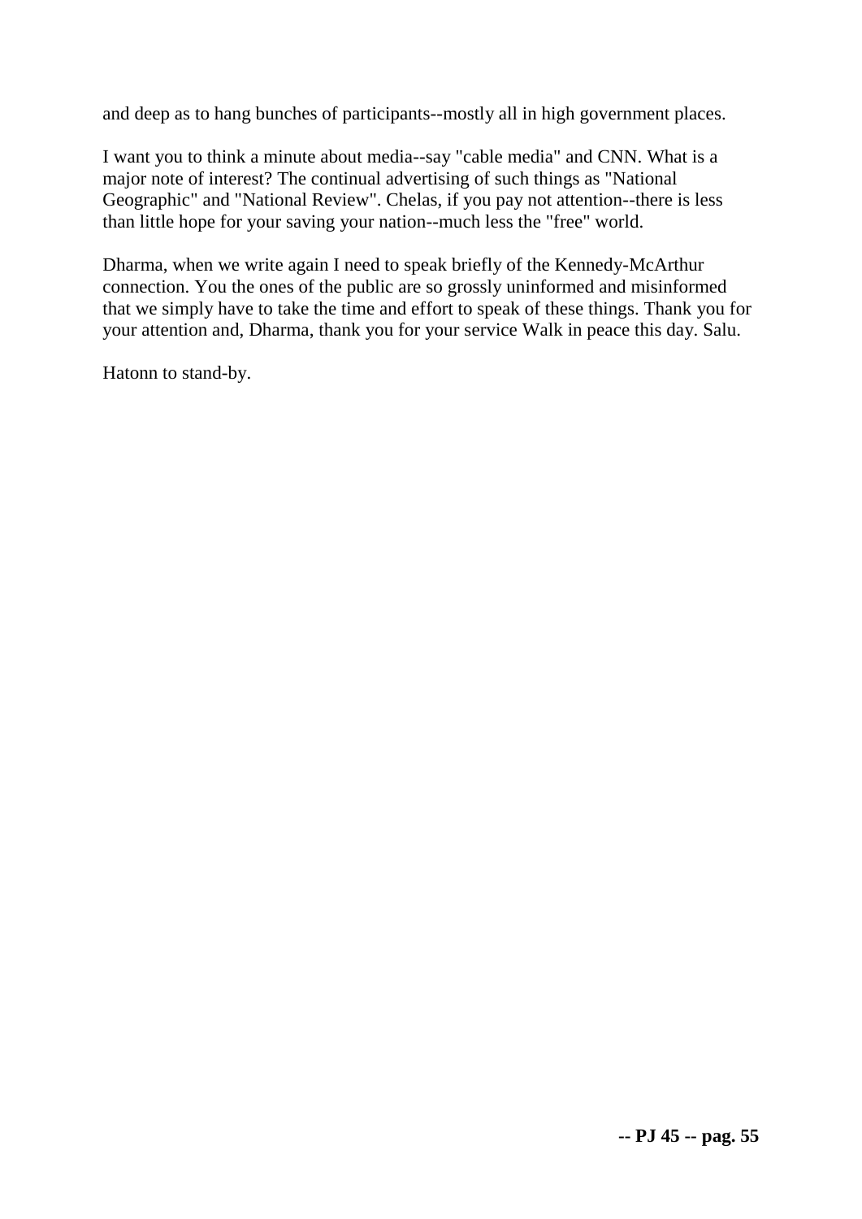and deep as to hang bunches of participants--mostly all in high government places.

I want you to think a minute about media--say "cable media" and CNN. What is a major note of interest? The continual advertising of such things as "National Geographic" and "National Review". Chelas, if you pay not attention--there is less than little hope for your saving your nation--much less the "free" world.

Dharma, when we write again I need to speak briefly of the Kennedy-McArthur connection. You the ones of the public are so grossly uninformed and misinformed that we simply have to take the time and effort to speak of these things. Thank you for your attention and, Dharma, thank you for your service Walk in peace this day. Salu.

Hatonn to stand-by.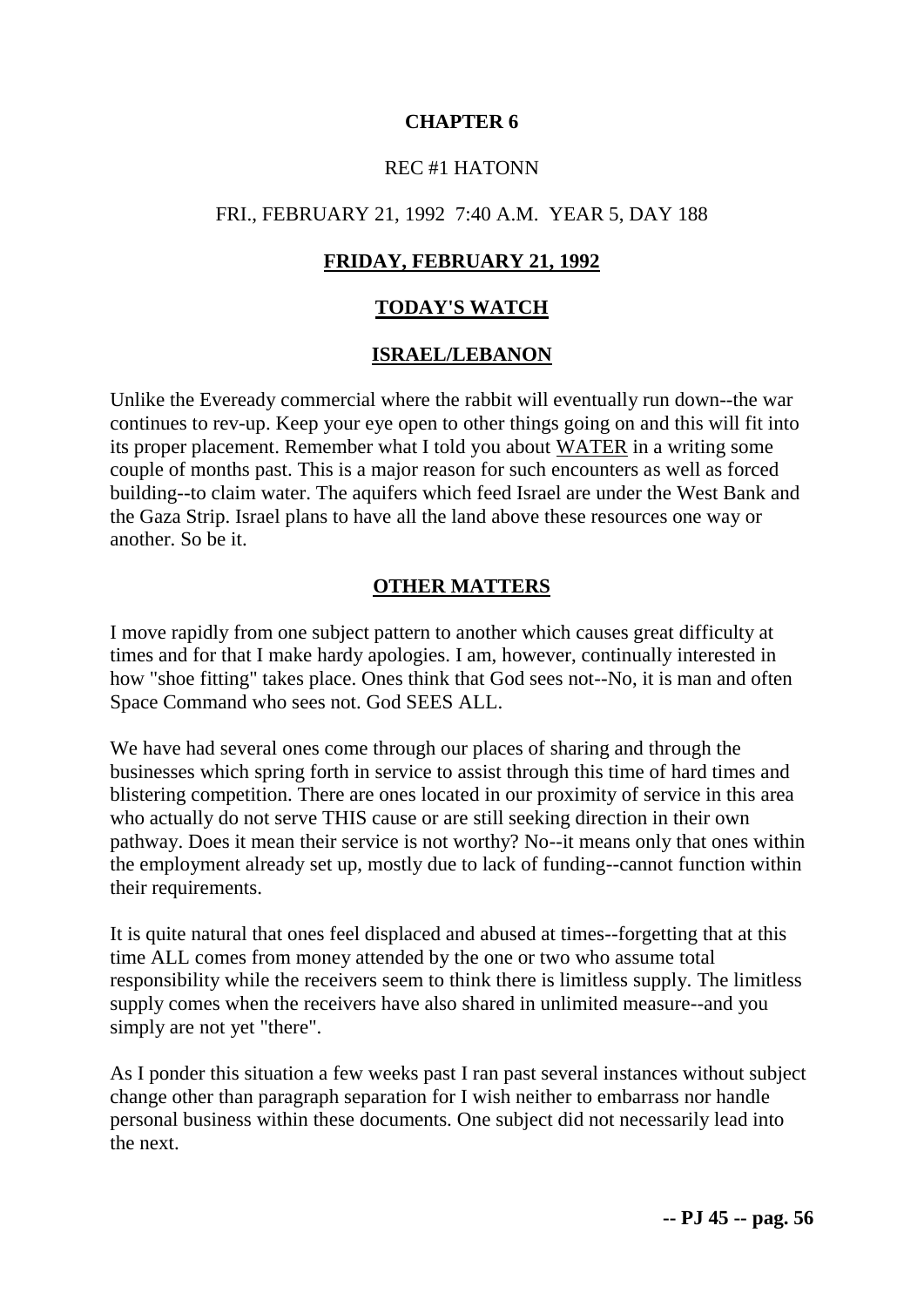# CHAPTER 6

REC #1 HATONN

FRI., FEBRUARY 21, 1992 7:40 A.M. YEAR 5, DAY 188

## FRIDAY, FEBRUARY 21, 1992

## TODAY'S WATCH

### ISRAEL/LEBANON

Unlike the Eveready commercial where the rabbit will eventually run down--the war continues to rev-up. Keep your eye open to other things going on and this will fit into its proper placement. Remember what I told you about WATER in a writing some couple of months past. This is a major reason for such encounters as well as forced building--to claim water. The aquifers which feed Israel are under the West Bank and the Gaza Strip. Israel plans to have all the land above these resources one way or another. So be it.

### OTHER MATTERS

I move rapidly from one subject pattern to another which causes great difficulty at times and for that I make hardy apologies. I am, however, continually interested in how "shoe fitting" takes place. Ones think that God sees not--No, it is man and often Space Command who sees not. God SEES ALL.

We have had several ones come through our places of sharing and through the businesses which spring forth in service to assist through this time of hard times and blistering competition. There are ones located in our proximity of service in this area who actually do not serve THIS cause or are still seeking direction in their own pathway. Does it mean their service is not worthy? No--it means only that ones within the employment already set up, mostly due to lack of funding--cannot function within their requirements.

It is quite natural that ones feel displaced and abused at times--forgetting that at this time ALL comes from money attended by the one or two who assume total responsibility while the receivers seem to think there is limitless supply. The limitless supply comes when the receivers have also shared in unlimited measure--and you simply are not yet "there".

As I ponder this situation a few weeks past I ran past several instances without subject change other than paragraph separation for I wish neither to embarrass nor handle personal business within these documents. One subject did not necessarily lead into the next.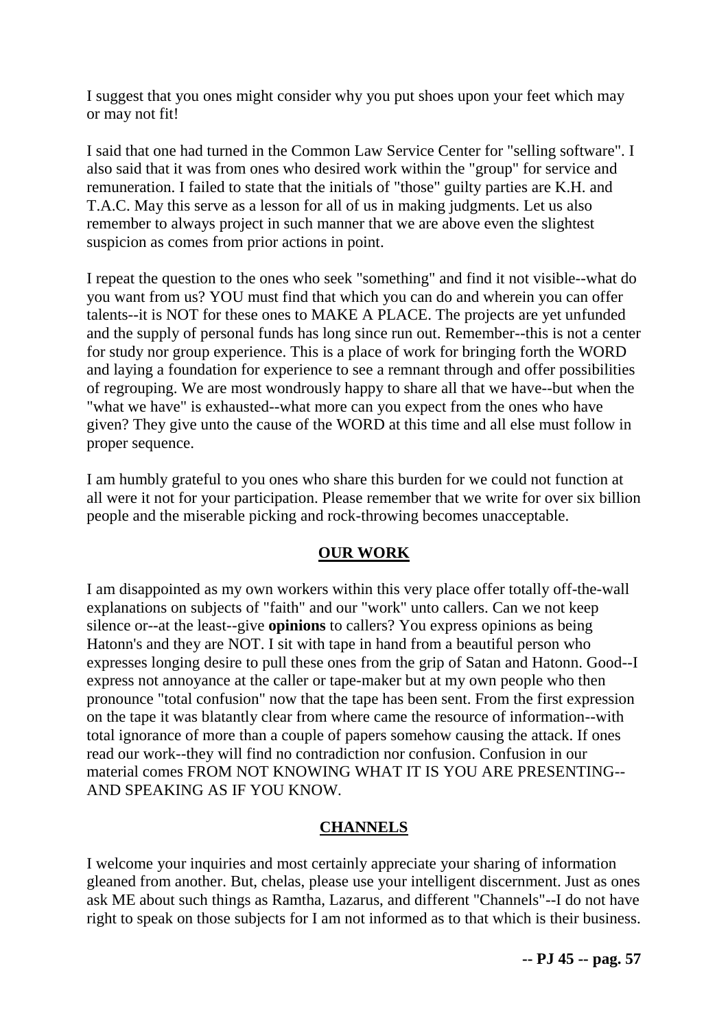I suggest that you ones might consider why you put shoes upon your feet which may or may not fit!

I said that one had turned in the Common Law Service Center for "selling software". I also said that it was from ones who desired work within the "group" for service and remuneration. I failed to state that the initials of "those" guilty parties are K.H. and T.A.C. May this serve as a lesson for all of us in making judgments. Let us also remember to always project in such manner that we are above even the slightest suspicion as comes from prior actions in point.

I repeat the question to the ones who seek "something" and find it not visible--what do you want from us? YOU must find that which you can do and wherein you can offer talents--it is NOT for these ones to MAKE A PLACE. The projects are yet unfunded and the supply of personal funds has long since run out. Remember--this is not a center for study nor group experience. This is a place of work for bringing forth the WORD and laying a foundation for experience to see a remnant through and offer possibilities of regrouping. We are most wondrously happy to share all that we have--but when the "what we have" is exhausted--what more can you expect from the ones who have given? They give unto the cause of the WORD at this time and all else must follow in proper sequence.

I am humbly grateful to you ones who share this burden for we could not function at all were it not for your participation. Please remember that we write for over six billion people and the miserable picking and rock-throwing becomes unacceptable.

## OUR WORK

I am disappointed as my own workers within this very place offer totally off-the-wall explanations on subjects of "faith" and our "work" unto callers. Can we not keep silence or--at the least--give **opinions** to callers? You express opinions as being Hatonn's and they are NOT. I sit with tape in hand from a beautiful person who expresses longing desire to pull these ones from the grip of Satan and Hatonn. Good--I express not annoyance at the caller or tape-maker but at my own people who then pronounce "total confusion" now that the tape has been sent. From the first expression on the tape it was blatantly clear from where came the resource of information--with total ignorance of more than a couple of papers somehow causing the attack. If ones read our work--they will find no contradiction nor confusion. Confusion in our material comes FROM NOT KNOWING WHAT IT IS YOU ARE PRESENTING--AND SPEAKING AS IF YOU KNOW.

## CHANNELS

I welcome your inquiries and most certainly appreciate your sharing of information gleaned from another. But, chelas, please use your intelligent discernment. Just as ones ask ME about such things as Ramtha, Lazarus, and different "Channels"--I do not have right to speak on those subjects for I am not informed as to that which is their business.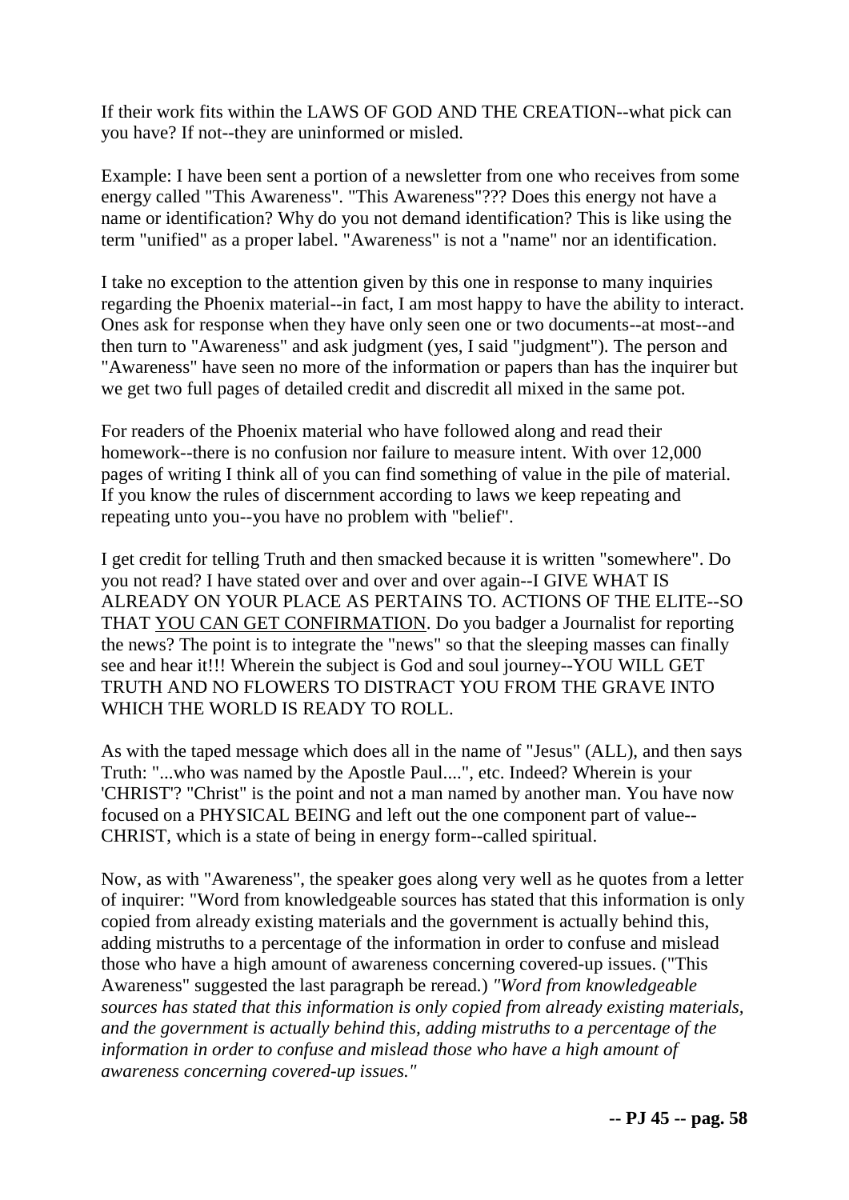If their work fits within the LAWS OF GOD AND THE CREATION--what pick can you have? If not--they are uninformed or misled.

Example: I have been sent a portion of a newsletter from one who receives from some energy called "This Awareness". "This Awareness"??? Does this energy not have a name or identification? Why do you not demand identification? This is like using the term "unified" as a proper label. "Awareness" is not a "name" nor an identification.

I take no exception to the attention given by this one in response to many inquiries regarding the Phoenix material--in fact, I am most happy to have the ability to interact. Ones ask for response when they have only seen one or two documents--at most--and then turn to "Awareness" and ask judgment (yes, I said "judgment"). The person and "Awareness" have seen no more of the information or papers than has the inquirer but we get two full pages of detailed credit and discredit all mixed in the same pot.

For readers of the Phoenix material who have followed along and read their homework--there is no confusion nor failure to measure intent. With over 12,000 pages of writing I think all of you can find something of value in the pile of material. If you know the rules of discernment according to laws we keep repeating and repeating unto you--you have no problem with "belief".

I get credit for telling Truth and then smacked because it is written "somewhere". Do you not read? I have stated over and over and over again--I GIVE WHAT IS ALREADY ON YOUR PLACE AS PERTAINS TO. ACTIONS OF THE ELITE--SO THAT <u>YOU CAN GET CONFIRMATION</u>. Do you badger a Journalist for reporting the news? The point is to integrate the "news" so that the sleeping masses can finally see and hear it!!! Wherein the subject is God and soul journey--YOU WILL GET TRUTH AND NO FLOWERS TO DISTRACT YOU FROM THE GRAVE INTO WHICH THE WORLD IS READY TO ROLL.

As with the taped message which does all in the name of "Jesus" (ALL), and then says Truth: "...who was named by the Apostle Paul....", etc. Indeed? Wherein is your 'CHRIST'? "Christ" is the point and not a man named by another man. You have now focused on a PHYSICAL BEING and left out the one component part of value--CHRIST, which is a state of being in energy form--called spiritual.

Now, as with "Awareness", the speaker goes along very well as he quotes from a letter of inquirer: "Word from knowledgeable sources has stated that this information is only copied from already existing materials and the government is actually behind this, adding mistruths to a percentage of the information in order to confuse and mislead those who have a high amount of awareness concerning covered-up issues. ("This Awareness" suggested the last paragraph be reread.) *"Word from knowledgeable sources has stated that this information is only copied from already existing materials, and the government is actually behind this, adding mistruths to a percentage of the information in order to confuse and mislead those who have a high amount of awareness concerning covered-up issues."*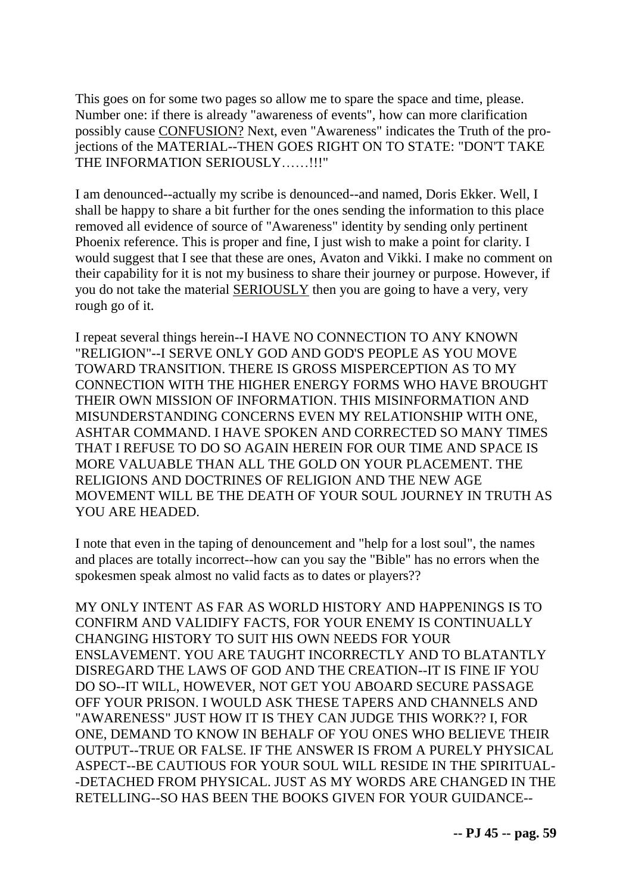This goes on for some two pages so allow me to spare the space and time, please. Number one: if there is already "awareness of events", how can more clarification possibly cause <u>CONFUSION?</u> Next, even "Awareness" indicates the Truth of the projections of the MATERIAL--THEN GOES RIGHT ON TO STATE: "DON'T TAKE THE INFORMATION SERIOUSLY……!!!"

I am denounced--actually my scribe is denounced--and named, Doris Ekker. Well, I shall be happy to share a bit further for the ones sending the information to this place removed all evidence of source of "Awareness" identity by sending only pertinent Phoenix reference. This is proper and fine, I just wish to make a point for clarity. I would suggest that I see that these are ones, Avaton and Vikki. I make no comment on their capability for it is not my business to share their journey or purpose. However, if you do not take the material <u>SERIOUSLY</u> then you are going to have a very, very rough go of it.

I repeat several things herein--I HAVE NO CONNECTION TO ANY KNOWN "RELIGION"--I SERVE ONLY GOD AND GOD'S PEOPLE AS YOU MOVE TOWARD TRANSITION. THERE IS GROSS MISPERCEPTION AS TO MY CONNECTION WITH THE HIGHER ENERGY FORMS WHO HAVE BROUGHT THEIR OWN MISSION OF INFORMATION. THIS MISINFORMATION AND MISUNDERSTANDING CONCERNS EVEN MY RELATIONSHIP WITH ONE, ASHTAR COMMAND. I HAVE SPOKEN AND CORRECTED SO MANY TIMES THAT I REFUSE TO DO SO AGAIN HEREIN FOR OUR TIME AND SPACE IS MORE VALUABLE THAN ALL THE GOLD ON YOUR PLACEMENT. THE RELIGIONS AND DOCTRINES OF RELIGION AND THE NEW AGE MOVEMENT WILL BE THE DEATH OF YOUR SOUL JOURNEY IN TRUTH AS YOU ARE HEADED.

I note that even in the taping of denouncement and "help for a lost soul", the names and places are totally incorrect--how can you say the "Bible" has no errors when the spokesmen speak almost no valid facts as to dates or players??

MY ONLY INTENT AS FAR AS WORLD HISTORY AND HAPPENINGS IS TO CONFIRM AND VALIDIFY FACTS, FOR YOUR ENEMY IS CONTINUALLY CHANGING HISTORY TO SUIT HIS OWN NEEDS FOR YOUR ENSLAVEMENT. YOU ARE TAUGHT INCORRECTLY AND TO BLATANTLY DISREGARD THE LAWS OF GOD AND THE CREATION--IT IS FINE IF YOU DO SO--IT WILL, HOWEVER, NOT GET YOU ABOARD SECURE PASSAGE OFF YOUR PRISON. I WOULD ASK THESE TAPERS AND CHANNELS AND "AWARENESS" JUST HOW IT IS THEY CAN JUDGE THIS WORK?? I, FOR ONE, DEMAND TO KNOW IN BEHALF OF YOU ONES WHO BELIEVE THEIR OUTPUT--TRUE OR FALSE. IF THE ANSWER IS FROM A PURELY PHYSICAL ASPECT--BE CAUTIOUS FOR YOUR SOUL WILL RESIDE IN THE SPIRITUAL--DETACHED FROM PHYSICAL. JUST AS MY WORDS ARE CHANGED IN THE RETELLING--SO HAS BEEN THE BOOKS GIVEN FOR YOUR GUIDANCE--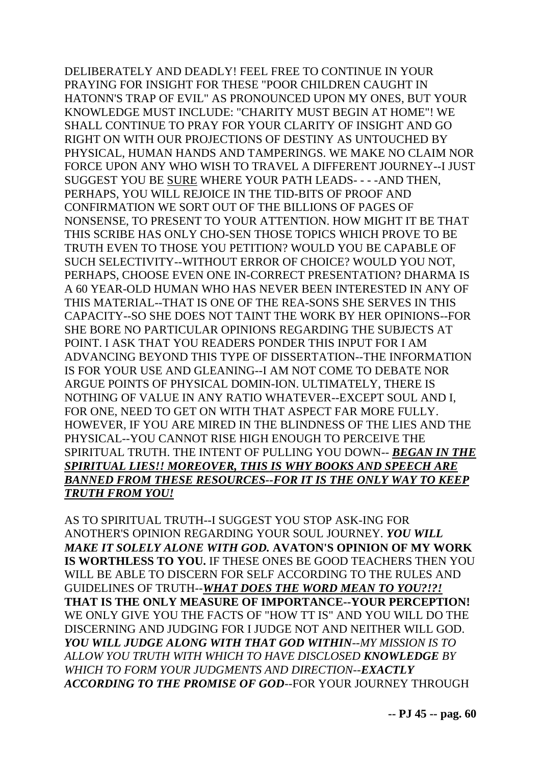DELIBERATELY AND DEADLY! FEEL FREE TO CONTINUE IN YOUR PRAYING FOR INSIGHT FOR THESE "POOR CHILDREN CAUGHT IN HATONN'S TRAP OF EVIL" AS PRONOUNCED UPON MY ONES, BUT YOUR KNOWLEDGE MUST INCLUDE: "CHARITY MUST BEGIN AT HOME"! WE SHALL CONTINUE TO PRAY FOR YOUR CLARITY OF INSIGHT AND GO RIGHT ON WITH OUR PROJECTIONS OF DESTINY AS UNTOUCHED BY PHYSICAL, HUMAN HANDS AND TAMPERINGS. WE MAKE NO CLAIM NOR FORCE UPON ANY WHO WISH TO TRAVEL A DIFFERENT JOURNEY--I JUST SUGGEST YOU BE <u>SURE</u> WHERE YOUR PATH LEADS- - - -AND THEN, PERHAPS, YOU WILL REJOICE IN THE TID-BITS OF PROOF AND CONFIRMATION WE SORT OUT OF THE BILLIONS OF PAGES OF NONSENSE, TO PRESENT TO YOUR ATTENTION. HOW MIGHT IT BE THAT THIS SCRIBE HAS ONLY CHO-SEN THOSE TOPICS WHICH PROVE TO BE TRUTH EVEN TO THOSE YOU PETITION? WOULD YOU BE CAPABLE OF SUCH SELECTIVITY--WITHOUT ERROR OF CHOICE? WOULD YOU NOT, PERHAPS, CHOOSE EVEN ONE IN-CORRECT PRESENTATION? DHARMA IS A 60 YEAR-OLD HUMAN WHO HAS NEVER BEEN INTERESTED IN ANY OF THIS MATERIAL--THAT IS ONE OF THE REA-SONS SHE SERVES IN THIS CAPACITY--SO SHE DOES NOT TAINT THE WORK BY HER OPINIONS--FOR SHE BORE NO PARTICULAR OPINIONS REGARDING THE SUBJECTS AT POINT. I ASK THAT YOU READERS PONDER THIS INPUT FOR I AM ADVANCING BEYOND THIS TYPE OF DISSERTATION--THE INFORMATION IS FOR YOUR USE AND GLEANING--I AM NOT COME TO DEBATE NOR ARGUE POINTS OF PHYSICAL DOMIN-ION. ULTIMATELY, THERE IS NOTHING OF VALUE IN ANY RATIO WHATEVER--EXCEPT SOUL AND I, FOR ONE, NEED TO GET ON WITH THAT ASPECT FAR MORE FULLY. HOWEVER, IF YOU ARE MIRED IN THE BLINDNESS OF THE LIES AND THE PHYSICAL--YOU CANNOT RISE HIGH ENOUGH TO PERCEIVE THE SPIRITUAL TRUTH. THE INTENT OF PULLING YOU DOWN-- ***<u>BEGAN IN THE SPIRITUAL LIES!! MOREOVER, THIS IS WHY BOOKS AND SPEECH ARE BANNED FROM THESE RESOURCES--FOR IT IS THE ONLY WAY TO KEEP TRUTH FROM YOU!</u>***

AS TO SPIRITUAL TRUTH--I SUGGEST YOU STOP ASK-ING FOR ANOTHER'S OPINION REGARDING YOUR SOUL JOURNEY. ***YOU WILL MAKE IT SOLELY ALONE WITH GOD.*** **AVATON'S OPINION OF MY WORK IS WORTHLESS TO YOU.** IF THESE ONES BE GOOD TEACHERS THEN YOU WILL BE ABLE TO DISCERN FOR SELF ACCORDING TO THE RULES AND GUIDELINES OF TRUTH--***<u>WHAT DOES THE WORD MEAN TO YOU?!?!</u>*** **THAT IS THE ONLY MEASURE OF IMPORTANCE--YOUR PERCEPTION!** WE ONLY GIVE YOU THE FACTS OF "HOW TT IS" AND YOU WILL DO THE DISCERNING AND JUDGING FOR I JUDGE NOT AND NEITHER WILL GOD. ***YOU WILL JUDGE ALONG WITH THAT GOD WITHIN***--*MY MISSION IS TO ALLOW YOU TRUTH WITH WHICH TO HAVE DISCLOSED* ***KNOWLEDGE*** *BY WHICH TO FORM YOUR JUDGMENTS AND DIRECTION--****EXACTLY ACCORDING TO THE PROMISE OF GOD***--FOR YOUR JOURNEY THROUGH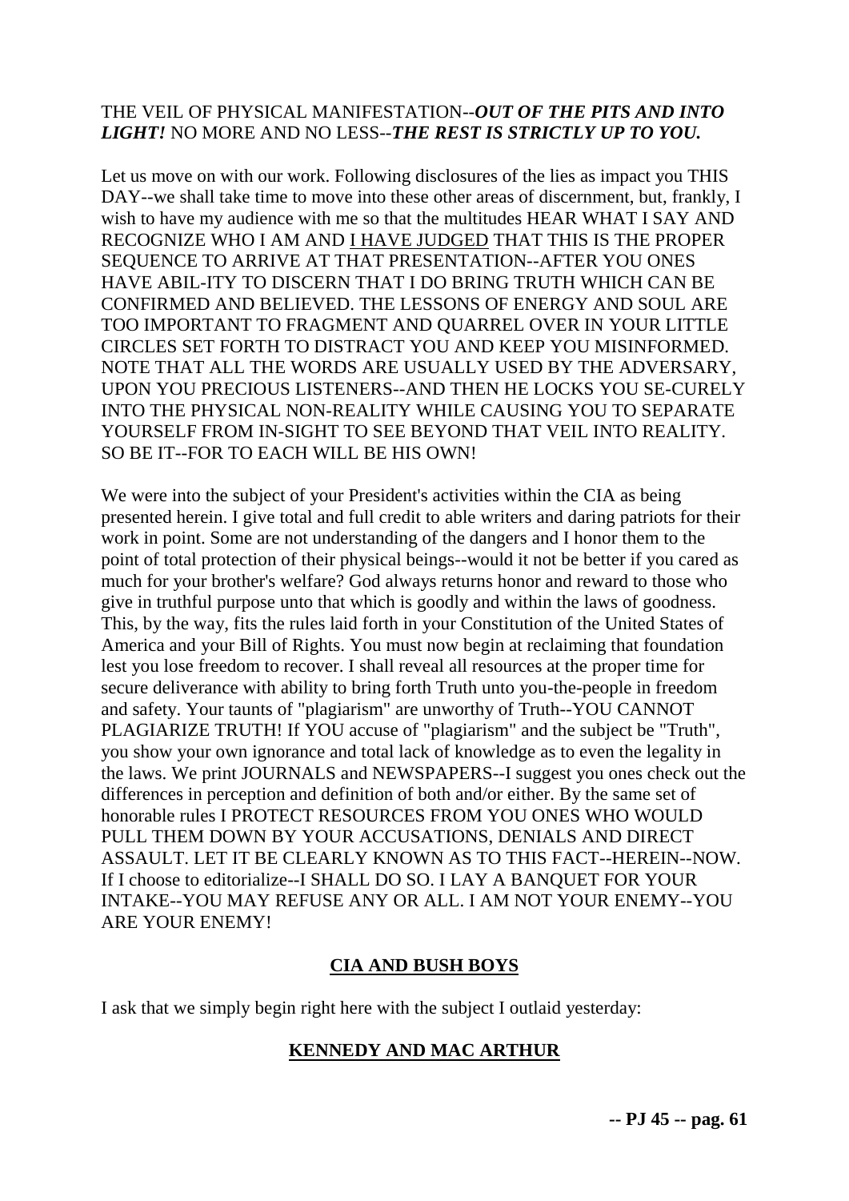THE VEIL OF PHYSICAL MANIFESTATION--*OUT OF THE PITS AND INTO LIGHT!* NO MORE AND NO LESS--*THE REST IS STRICTLY UP TO YOU.*

Let us move on with our work. Following disclosures of the lies as impact you THIS DAY--we shall take time to move into these other areas of discernment, but, frankly, I wish to have my audience with me so that the multitudes HEAR WHAT I SAY AND RECOGNIZE WHO I AM AND I HAVE JUDGED THAT THIS IS THE PROPER SEQUENCE TO ARRIVE AT THAT PRESENTATION--AFTER YOU ONES HAVE ABIL-ITY TO DISCERN THAT I DO BRING TRUTH WHICH CAN BE CONFIRMED AND BELIEVED. THE LESSONS OF ENERGY AND SOUL ARE TOO IMPORTANT TO FRAGMENT AND QUARREL OVER IN YOUR LITTLE CIRCLES SET FORTH TO DISTRACT YOU AND KEEP YOU MISINFORMED. NOTE THAT ALL THE WORDS ARE USUALLY USED BY THE ADVERSARY, UPON YOU PRECIOUS LISTENERS--AND THEN HE LOCKS YOU SE-CURELY INTO THE PHYSICAL NON-REALITY WHILE CAUSING YOU TO SEPARATE YOURSELF FROM IN-SIGHT TO SEE BEYOND THAT VEIL INTO REALITY. SO BE IT--FOR TO EACH WILL BE HIS OWN!

We were into the subject of your President's activities within the CIA as being presented herein. I give total and full credit to able writers and daring patriots for their work in point. Some are not understanding of the dangers and I honor them to the point of total protection of their physical beings--would it not be better if you cared as much for your brother's welfare? God always returns honor and reward to those who give in truthful purpose unto that which is goodly and within the laws of goodness. This, by the way, fits the rules laid forth in your Constitution of the United States of America and your Bill of Rights. You must now begin at reclaiming that foundation lest you lose freedom to recover. I shall reveal all resources at the proper time for secure deliverance with ability to bring forth Truth unto you-the-people in freedom and safety. Your taunts of "plagiarism" are unworthy of Truth--YOU CANNOT PLAGIARIZE TRUTH! If YOU accuse of "plagiarism" and the subject be "Truth", you show your own ignorance and total lack of knowledge as to even the legality in the laws. We print JOURNALS and NEWSPAPERS--I suggest you ones check out the differences in perception and definition of both and/or either. By the same set of honorable rules I PROTECT RESOURCES FROM YOU ONES WHO WOULD PULL THEM DOWN BY YOUR ACCUSATIONS, DENIALS AND DIRECT ASSAULT. LET IT BE CLEARLY KNOWN AS TO THIS FACT--HEREIN--NOW. If I choose to editorialize--I SHALL DO SO. I LAY A BANQUET FOR YOUR INTAKE--YOU MAY REFUSE ANY OR ALL. I AM NOT YOUR ENEMY--YOU ARE YOUR ENEMY!

## CIA AND BUSH BOYS

I ask that we simply begin right here with the subject I outlaid yesterday:

## KENNEDY AND MAC ARTHUR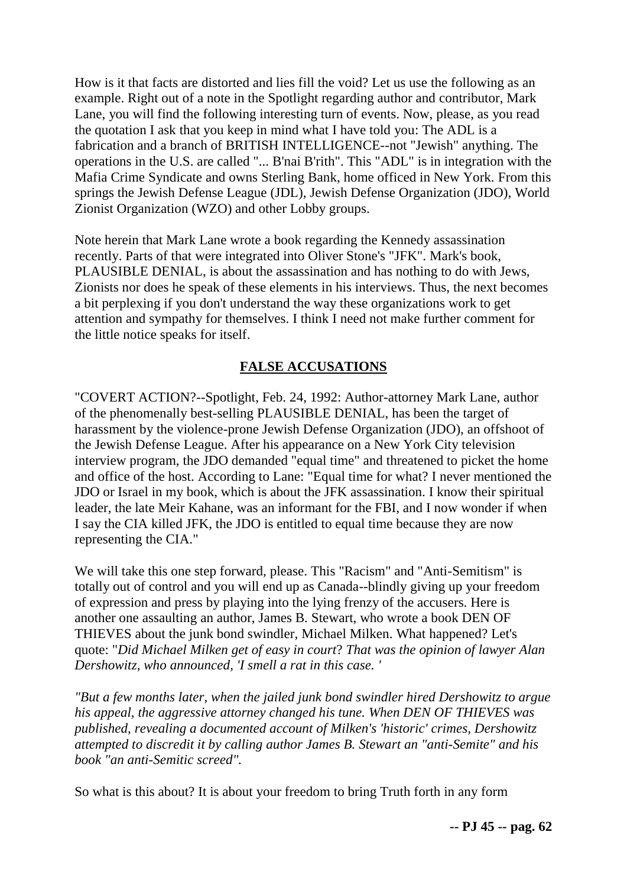How is it that facts are distorted and lies fill the void? Let us use the following as an example. Right out of a note in the Spotlight regarding author and contributor, Mark Lane, you will find the following interesting turn of events. Now, please, as you read the quotation I ask that you keep in mind what I have told you: The ADL is a fabrication and a branch of BRITISH INTELLIGENCE--not "Jewish" anything. The operations in the U.S. are called "... B'nai B'rith". This "ADL" is in integration with the Mafia Crime Syndicate and owns Sterling Bank, home officed in New York. From this springs the Jewish Defense League (JDL), Jewish Defense Organization (JDO), World Zionist Organization (WZO) and other Lobby groups.

Note herein that Mark Lane wrote a book regarding the Kennedy assassination recently. Parts of that were integrated into Oliver Stone's "JFK". Mark's book, PLAUSIBLE DENIAL, is about the assassination and has nothing to do with Jews, Zionists nor does he speak of these elements in his interviews. Thus, the next becomes a bit perplexing if you don't understand the way these organizations work to get attention and sympathy for themselves. I think I need not make further comment for the little notice speaks for itself.

## FALSE ACCUSATIONS

"COVERT ACTION?--Spotlight, Feb. 24, 1992: Author-attorney Mark Lane, author of the phenomenally best-selling PLAUSIBLE DENIAL, has been the target of harassment by the violence-prone Jewish Defense Organization (JDO), an offshoot of the Jewish Defense League. After his appearance on a New York City television interview program, the JDO demanded "equal time" and threatened to picket the home and office of the host. According to Lane: "Equal time for what? I never mentioned the JDO or Israel in my book, which is about the JFK assassination. I know their spiritual leader, the late Meir Kahane, was an informant for the FBI, and I now wonder if when I say the CIA killed JFK, the JDO is entitled to equal time because they are now representing the CIA."

We will take this one step forward, please. This "Racism" and "Anti-Semitism" is totally out of control and you will end up as Canada--blindly giving up your freedom of expression and press by playing into the lying frenzy of the accusers. Here is another one assaulting an author, James B. Stewart, who wrote a book DEN OF THIEVES about the junk bond swindler, Michael Milken. What happened? Let's quote: "*Did Michael Milken get of easy in court? That was the opinion of lawyer Alan Dershowitz, who announced, 'I smell a rat in this case. '*

*"But a few months later, when the jailed junk bond swindler hired Dershowitz to argue his appeal, the aggressive attorney changed his tune. When DEN OF THIEVES was published, revealing a documented account of Milken's 'historic' crimes, Dershowitz attempted to discredit it by calling author James B. Stewart an "anti-Semite" and his book "an anti-Semitic screed".*

So what is this about? It is about your freedom to bring Truth forth in any form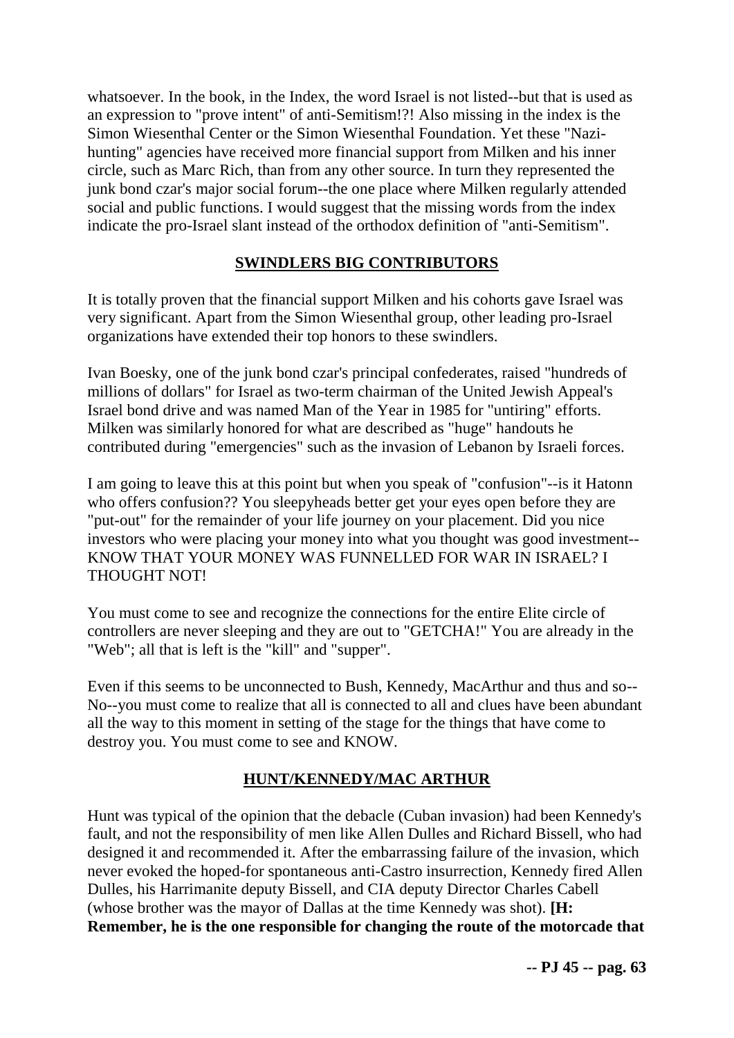whatsoever. In the book, in the Index, the word Israel is not listed--but that is used as an expression to "prove intent" of anti-Semitism!?! Also missing in the index is the Simon Wiesenthal Center or the Simon Wiesenthal Foundation. Yet these "Nazi-hunting" agencies have received more financial support from Milken and his inner circle, such as Marc Rich, than from any other source. In turn they represented the junk bond czar's major social forum--the one place where Milken regularly attended social and public functions. I would suggest that the missing words from the index indicate the pro-Israel slant instead of the orthodox definition of "anti-Semitism".

## SWINDLERS BIG CONTRIBUTORS

It is totally proven that the financial support Milken and his cohorts gave Israel was very significant. Apart from the Simon Wiesenthal group, other leading pro-Israel organizations have extended their top honors to these swindlers.

Ivan Boesky, one of the junk bond czar's principal confederates, raised "hundreds of millions of dollars" for Israel as two-term chairman of the United Jewish Appeal's Israel bond drive and was named Man of the Year in 1985 for "untiring" efforts. Milken was similarly honored for what are described as "huge" handouts he contributed during "emergencies" such as the invasion of Lebanon by Israeli forces.

I am going to leave this at this point but when you speak of "confusion"--is it Hatonn who offers confusion?? You sleepyheads better get your eyes open before they are "put-out" for the remainder of your life journey on your placement. Did you nice investors who were placing your money into what you thought was good investment--KNOW THAT YOUR MONEY WAS FUNNELLED FOR WAR IN ISRAEL? I THOUGHT NOT!

You must come to see and recognize the connections for the entire Elite circle of controllers are never sleeping and they are out to "GETCHA!" You are already in the "Web"; all that is left is the "kill" and "supper".

Even if this seems to be unconnected to Bush, Kennedy, MacArthur and thus and so--No--you must come to realize that all is connected to all and clues have been abundant all the way to this moment in setting of the stage for the things that have come to destroy you. You must come to see and KNOW.

## HUNT/KENNEDY/MAC ARTHUR

Hunt was typical of the opinion that the debacle (Cuban invasion) had been Kennedy's fault, and not the responsibility of men like Allen Dulles and Richard Bissell, who had designed it and recommended it. After the embarrassing failure of the invasion, which never evoked the hoped-for spontaneous anti-Castro insurrection, Kennedy fired Allen Dulles, his Harrimanite deputy Bissell, and CIA deputy Director Charles Cabell (whose brother was the mayor of Dallas at the time Kennedy was shot). **[H: Remember, he is the one responsible for changing the route of the motorcade that**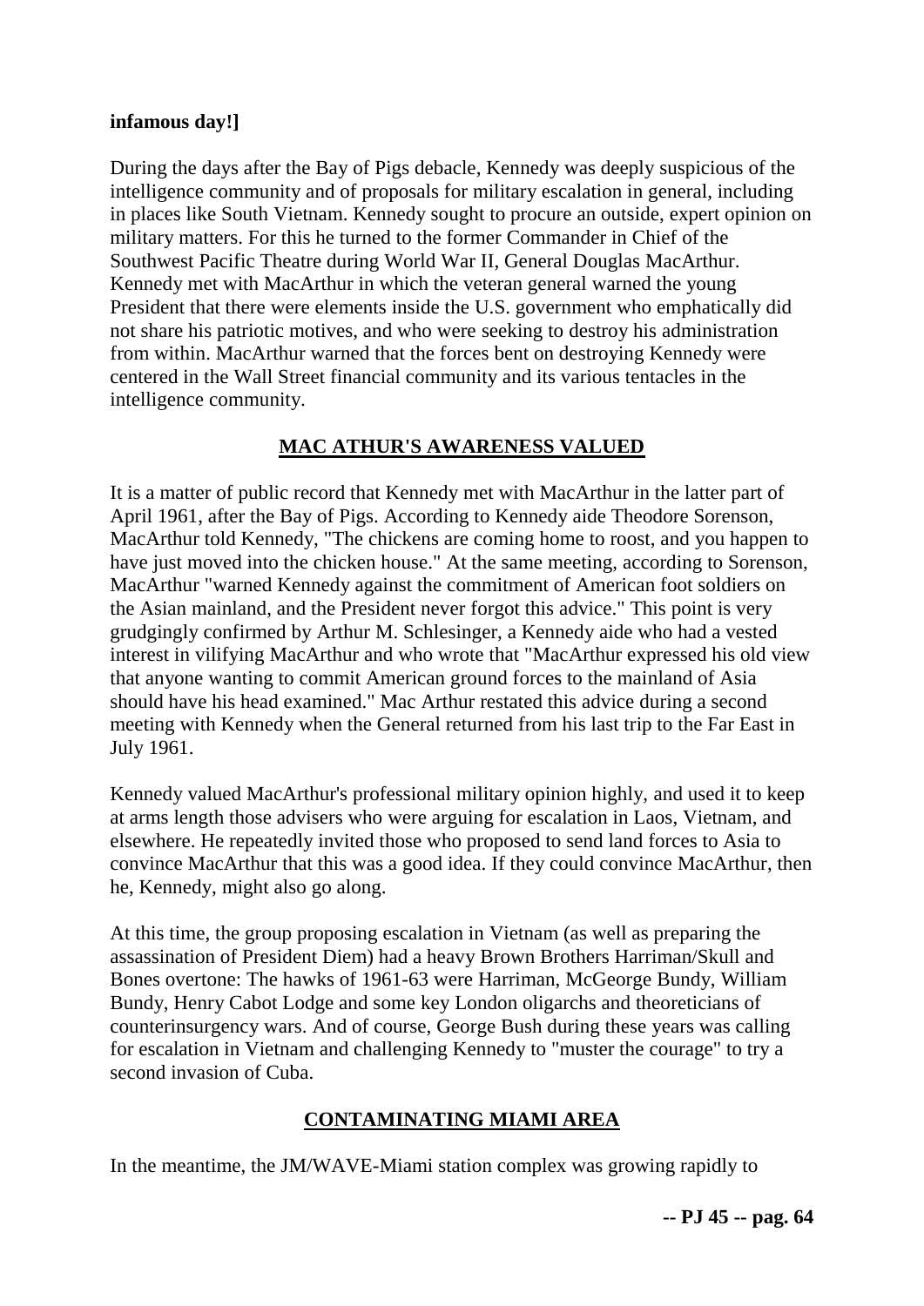**infamous day!]**

During the days after the Bay of Pigs debacle, Kennedy was deeply suspicious of the intelligence community and of proposals for military escalation in general, including in places like South Vietnam. Kennedy sought to procure an outside, expert opinion on military matters. For this he turned to the former Commander in Chief of the Southwest Pacific Theatre during World War II, General Douglas MacArthur. Kennedy met with MacArthur in which the veteran general warned the young President that there were elements inside the U.S. government who emphatically did not share his patriotic motives, and who were seeking to destroy his administration from within. MacArthur warned that the forces bent on destroying Kennedy were centered in the Wall Street financial community and its various tentacles in the intelligence community.

## MAC ATHUR'S AWARENESS VALUED

It is a matter of public record that Kennedy met with MacArthur in the latter part of April 1961, after the Bay of Pigs. According to Kennedy aide Theodore Sorenson, MacArthur told Kennedy, "The chickens are coming home to roost, and you happen to have just moved into the chicken house." At the same meeting, according to Sorenson, MacArthur "warned Kennedy against the commitment of American foot soldiers on the Asian mainland, and the President never forgot this advice." This point is very grudgingly confirmed by Arthur M. Schlesinger, a Kennedy aide who had a vested interest in vilifying MacArthur and who wrote that "MacArthur expressed his old view that anyone wanting to commit American ground forces to the mainland of Asia should have his head examined." Mac Arthur restated this advice during a second meeting with Kennedy when the General returned from his last trip to the Far East in July 1961.

Kennedy valued MacArthur's professional military opinion highly, and used it to keep at arms length those advisers who were arguing for escalation in Laos, Vietnam, and elsewhere. He repeatedly invited those who proposed to send land forces to Asia to convince MacArthur that this was a good idea. If they could convince MacArthur, then he, Kennedy, might also go along.

At this time, the group proposing escalation in Vietnam (as well as preparing the assassination of President Diem) had a heavy Brown Brothers Harriman/Skull and Bones overtone: The hawks of 1961-63 were Harriman, McGeorge Bundy, William Bundy, Henry Cabot Lodge and some key London oligarchs and theoreticians of counterinsurgency wars. And of course, George Bush during these years was calling for escalation in Vietnam and challenging Kennedy to "muster the courage" to try a second invasion of Cuba.

## CONTAMINATING MIAMI AREA

In the meantime, the JM/WAVE-Miami station complex was growing rapidly to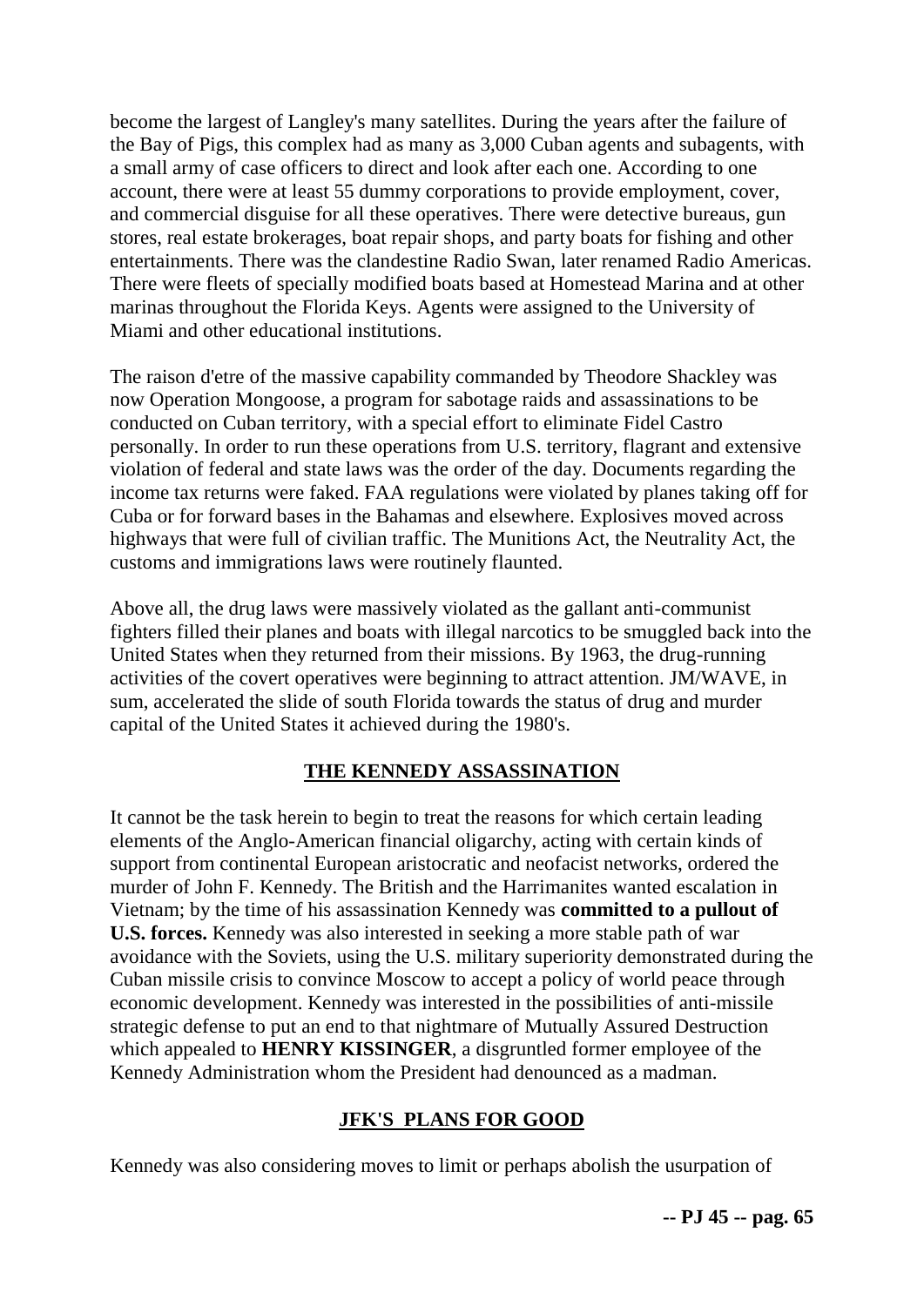become the largest of Langley's many satellites. During the years after the failure of the Bay of Pigs, this complex had as many as 3,000 Cuban agents and subagents, with a small army of case officers to direct and look after each one. According to one account, there were at least 55 dummy corporations to provide employment, cover, and commercial disguise for all these operatives. There were detective bureaus, gun stores, real estate brokerages, boat repair shops, and party boats for fishing and other entertainments. There was the clandestine Radio Swan, later renamed Radio Americas. There were fleets of specially modified boats based at Homestead Marina and at other marinas throughout the Florida Keys. Agents were assigned to the University of Miami and other educational institutions.

The raison d'etre of the massive capability commanded by Theodore Shackley was now Operation Mongoose, a program for sabotage raids and assassinations to be conducted on Cuban territory, with a special effort to eliminate Fidel Castro personally. In order to run these operations from U.S. territory, flagrant and extensive violation of federal and state laws was the order of the day. Documents regarding the income tax returns were faked. FAA regulations were violated by planes taking off for Cuba or for forward bases in the Bahamas and elsewhere. Explosives moved across highways that were full of civilian traffic. The Munitions Act, the Neutrality Act, the customs and immigrations laws were routinely flaunted.

Above all, the drug laws were massively violated as the gallant anti-communist fighters filled their planes and boats with illegal narcotics to be smuggled back into the United States when they returned from their missions. By 1963, the drug-running activities of the covert operatives were beginning to attract attention. JM/WAVE, in sum, accelerated the slide of south Florida towards the status of drug and murder capital of the United States it achieved during the 1980's.

## THE KENNEDY ASSASSINATION

It cannot be the task herein to begin to treat the reasons for which certain leading elements of the Anglo-American financial oligarchy, acting with certain kinds of support from continental European aristocratic and neofacist networks, ordered the murder of John F. Kennedy. The British and the Harrimanites wanted escalation in Vietnam; by the time of his assassination Kennedy was **committed to a pullout of U.S. forces.** Kennedy was also interested in seeking a more stable path of war avoidance with the Soviets, using the U.S. military superiority demonstrated during the Cuban missile crisis to convince Moscow to accept a policy of world peace through economic development. Kennedy was interested in the possibilities of anti-missile strategic defense to put an end to that nightmare of Mutually Assured Destruction which appealed to **HENRY KISSINGER**, a disgruntled former employee of the Kennedy Administration whom the President had denounced as a madman.

## JFK'S PLANS FOR GOOD

Kennedy was also considering moves to limit or perhaps abolish the usurpation of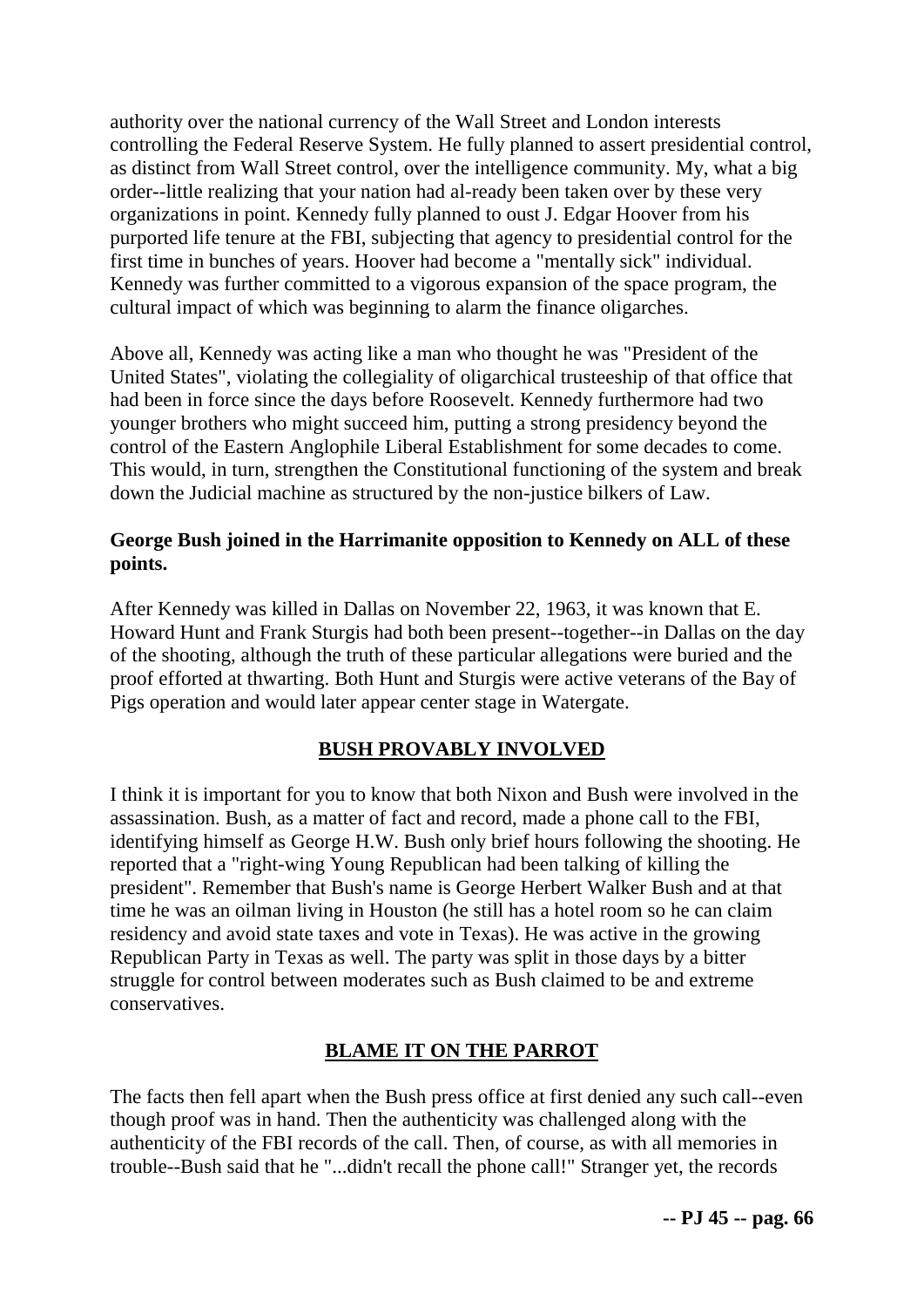authority over the national currency of the Wall Street and London interests controlling the Federal Reserve System. He fully planned to assert presidential control, as distinct from Wall Street control, over the intelligence community. My, what a big order--little realizing that your nation had al-ready been taken over by these very organizations in point. Kennedy fully planned to oust J. Edgar Hoover from his purported life tenure at the FBI, subjecting that agency to presidential control for the first time in bunches of years. Hoover had become a "mentally sick" individual. Kennedy was further committed to a vigorous expansion of the space program, the cultural impact of which was beginning to alarm the finance oligarches.

Above all, Kennedy was acting like a man who thought he was "President of the United States", violating the collegiality of oligarchical trusteeship of that office that had been in force since the days before Roosevelt. Kennedy furthermore had two younger brothers who might succeed him, putting a strong presidency beyond the control of the Eastern Anglophile Liberal Establishment for some decades to come. This would, in turn, strengthen the Constitutional functioning of the system and break down the Judicial machine as structured by the non-justice bilkers of Law.

**George Bush joined in the Harrimanite opposition to Kennedy on ALL of these points.**

After Kennedy was killed in Dallas on November 22, 1963, it was known that E. Howard Hunt and Frank Sturgis had both been present--together--in Dallas on the day of the shooting, although the truth of these particular allegations were buried and the proof efforted at thwarting. Both Hunt and Sturgis were active veterans of the Bay of Pigs operation and would later appear center stage in Watergate.

## BUSH PROVABLY INVOLVED

I think it is important for you to know that both Nixon and Bush were involved in the assassination. Bush, as a matter of fact and record, made a phone call to the FBI, identifying himself as George H.W. Bush only brief hours following the shooting. He reported that a "right-wing Young Republican had been talking of killing the president". Remember that Bush's name is George Herbert Walker Bush and at that time he was an oilman living in Houston (he still has a hotel room so he can claim residency and avoid state taxes and vote in Texas). He was active in the growing Republican Party in Texas as well. The party was split in those days by a bitter struggle for control between moderates such as Bush claimed to be and extreme conservatives.

## BLAME IT ON THE PARROT

The facts then fell apart when the Bush press office at first denied any such call--even though proof was in hand. Then the authenticity was challenged along with the authenticity of the FBI records of the call. Then, of course, as with all memories in trouble--Bush said that he "...didn't recall the phone call!" Stranger yet, the records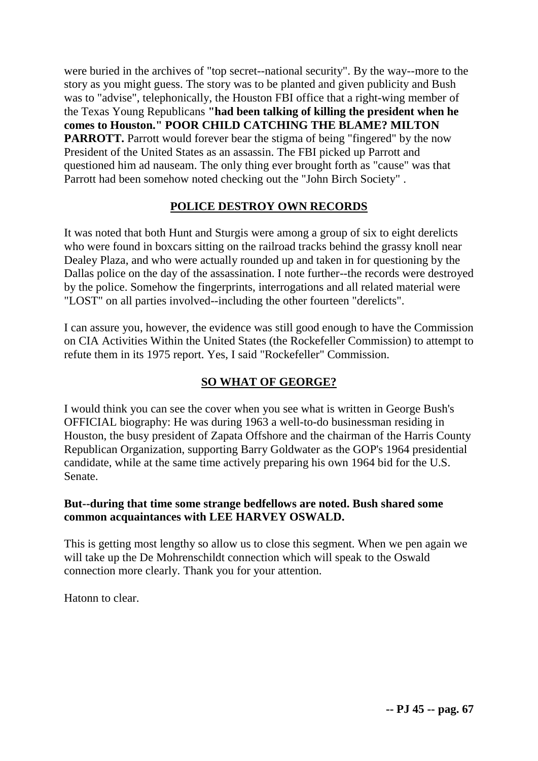were buried in the archives of "top secret--national security". By the way--more to the story as you might guess. The story was to be planted and given publicity and Bush was to "advise", telephonically, the Houston FBI office that a right-wing member of the Texas Young Republicans **"had been talking of killing the president when he comes to Houston." POOR CHILD CATCHING THE BLAME? MILTON PARROTT.** Parrott would forever bear the stigma of being "fingered" by the now President of the United States as an assassin. The FBI picked up Parrott and questioned him ad nauseam. The only thing ever brought forth as "cause" was that Parrott had been somehow noted checking out the "John Birch Society" .

## POLICE DESTROY OWN RECORDS

It was noted that both Hunt and Sturgis were among a group of six to eight derelicts who were found in boxcars sitting on the railroad tracks behind the grassy knoll near Dealey Plaza, and who were actually rounded up and taken in for questioning by the Dallas police on the day of the assassination. I note further--the records were destroyed by the police. Somehow the fingerprints, interrogations and all related material were "LOST" on all parties involved--including the other fourteen "derelicts".

I can assure you, however, the evidence was still good enough to have the Commission on CIA Activities Within the United States (the Rockefeller Commission) to attempt to refute them in its 1975 report. Yes, I said "Rockefeller" Commission.

## SO WHAT OF GEORGE?

I would think you can see the cover when you see what is written in George Bush's OFFICIAL biography: He was during 1963 a well-to-do businessman residing in Houston, the busy president of Zapata Offshore and the chairman of the Harris County Republican Organization, supporting Barry Goldwater as the GOP's 1964 presidential candidate, while at the same time actively preparing his own 1964 bid for the U.S. Senate.

**But--during that time some strange bedfellows are noted. Bush shared some common acquaintances with LEE HARVEY OSWALD.**

This is getting most lengthy so allow us to close this segment. When we pen again we will take up the De Mohrenschildt connection which will speak to the Oswald connection more clearly. Thank you for your attention.

Hatonn to clear.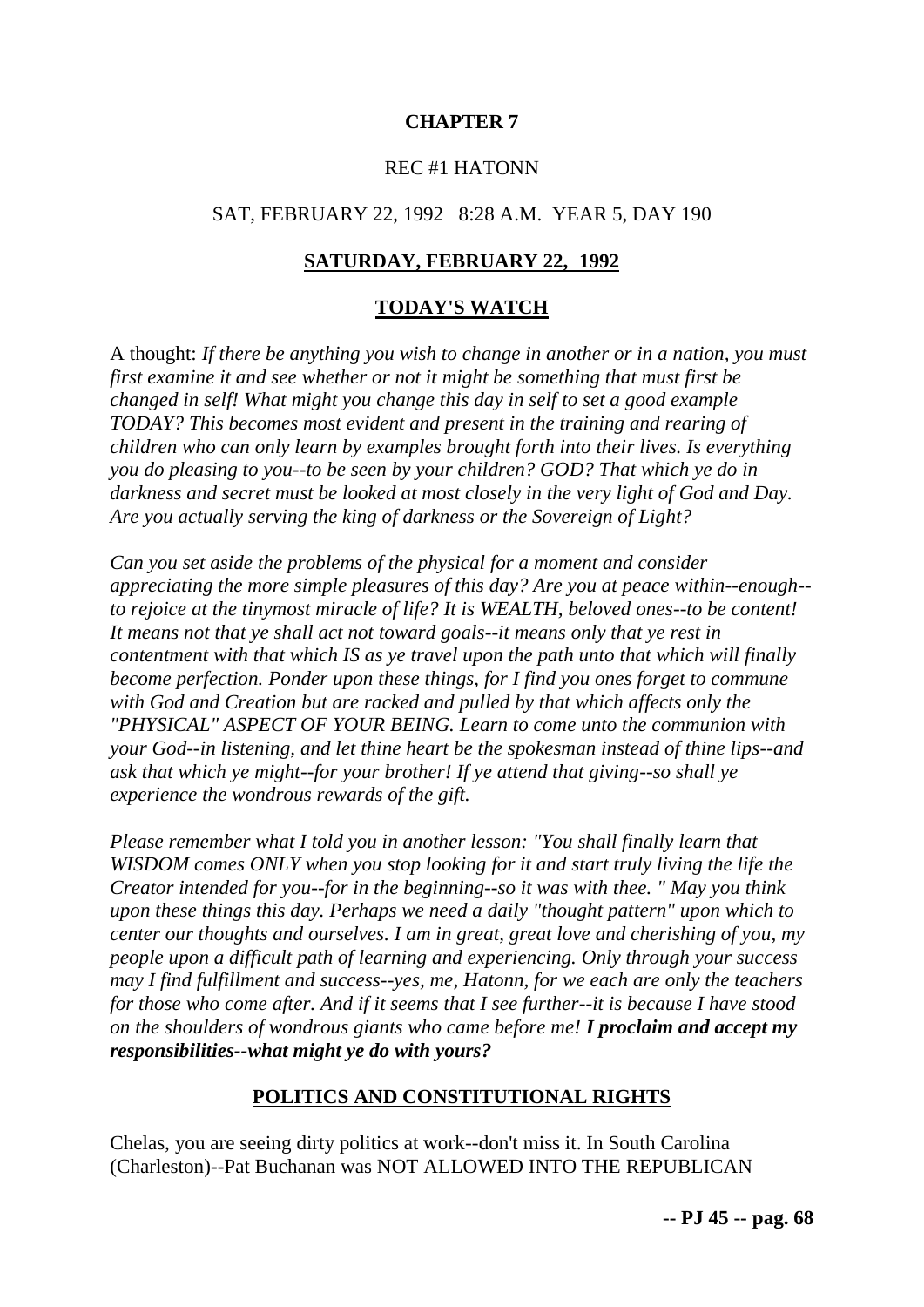**CHAPTER 7**

REC #1 HATONN

SAT, FEBRUARY 22, 1992 8:28 A.M. YEAR 5, DAY 190

**SATURDAY, FEBRUARY 22, 1992**

**TODAY'S WATCH**

A thought: *If there be anything you wish to change in another or in a nation, you must first examine it and see whether or not it might be something that must first be changed in self! What might you change this day in self to set a good example TODAY? This becomes most evident and present in the training and rearing of children who can only learn by examples brought forth into their lives. Is everything you do pleasing to you--to be seen by your children? GOD? That which ye do in darkness and secret must be looked at most closely in the very light of God and Day. Are you actually serving the king of darkness or the Sovereign of Light?*

*Can you set aside the problems of the physical for a moment and consider appreciating the more simple pleasures of this day? Are you at peace within--enough--to rejoice at the tinymost miracle of life? It is WEALTH, beloved ones--to be content! It means not that ye shall act not toward goals--it means only that ye rest in contentment with that which IS as ye travel upon the path unto that which will finally become perfection. Ponder upon these things, for I find you ones forget to commune with God and Creation but are racked and pulled by that which affects only the "PHYSICAL" ASPECT OF YOUR BEING. Learn to come unto the communion with your God--in listening, and let thine heart be the spokesman instead of thine lips--and ask that which ye might--for your brother! If ye attend that giving--so shall ye experience the wondrous rewards of the gift.*

*Please remember what I told you in another lesson: "You shall finally learn that WISDOM comes ONLY when you stop looking for it and start truly living the life the Creator intended for you--for in the beginning--so it was with thee. " May you think upon these things this day. Perhaps we need a daily "thought pattern" upon which to center our thoughts and ourselves. I am in great, great love and cherishing of you, my people upon a difficult path of learning and experiencing. Only through your success may I find fulfillment and success--yes, me, Hatonn, for we each are only the teachers for those who come after. And if it seems that I see further--it is because I have stood on the shoulders of wondrous giants who came before me!* ***I proclaim and accept my responsibilities--what might ye do with yours?***

**POLITICS AND CONSTITUTIONAL RIGHTS**

Chelas, you are seeing dirty politics at work--don't miss it. In South Carolina (Charleston)--Pat Buchanan was NOT ALLOWED INTO THE REPUBLICAN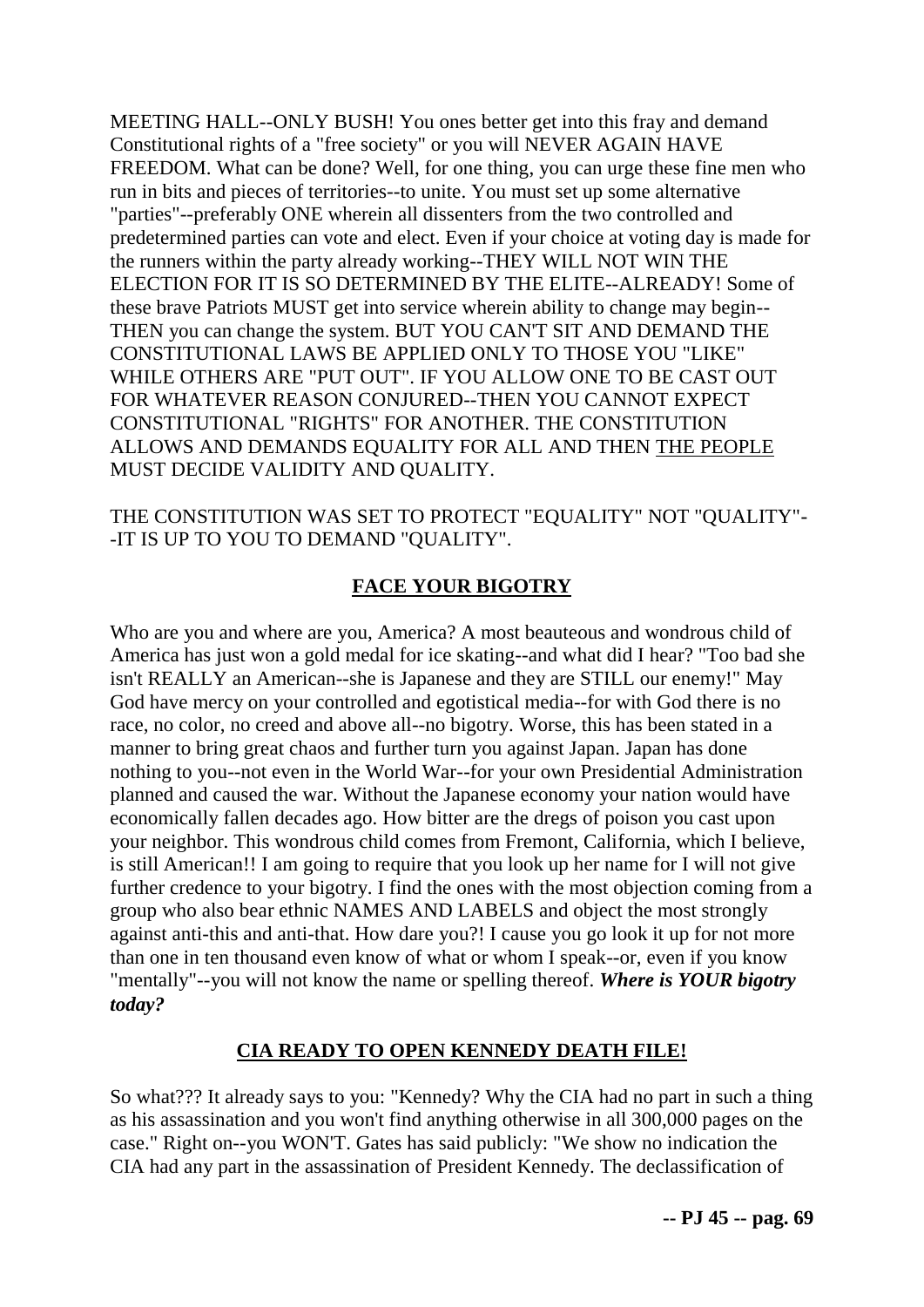MEETING HALL--ONLY BUSH! You ones better get into this fray and demand Constitutional rights of a "free society" or you will NEVER AGAIN HAVE FREEDOM. What can be done? Well, for one thing, you can urge these fine men who run in bits and pieces of territories--to unite. You must set up some alternative "parties"--preferably ONE wherein all dissenters from the two controlled and predetermined parties can vote and elect. Even if your choice at voting day is made for the runners within the party already working--THEY WILL NOT WIN THE ELECTION FOR IT IS SO DETERMINED BY THE ELITE--ALREADY! Some of these brave Patriots MUST get into service wherein ability to change may begin--THEN you can change the system. BUT YOU CAN'T SIT AND DEMAND THE CONSTITUTIONAL LAWS BE APPLIED ONLY TO THOSE YOU "LIKE" WHILE OTHERS ARE "PUT OUT". IF YOU ALLOW ONE TO BE CAST OUT FOR WHATEVER REASON CONJURED--THEN YOU CANNOT EXPECT CONSTITUTIONAL "RIGHTS" FOR ANOTHER. THE CONSTITUTION ALLOWS AND DEMANDS EQUALITY FOR ALL AND THEN <u>THE PEOPLE</u> MUST DECIDE VALIDITY AND QUALITY.

THE CONSTITUTION WAS SET TO PROTECT "EQUALITY" NOT "QUALITY"--IT IS UP TO YOU TO DEMAND "QUALITY".

## FACE YOUR BIGOTRY

Who are you and where are you, America? A most beauteous and wondrous child of America has just won a gold medal for ice skating--and what did I hear? "Too bad she isn't REALLY an American--she is Japanese and they are STILL our enemy!" May God have mercy on your controlled and egotistical media--for with God there is no race, no color, no creed and above all--no bigotry. Worse, this has been stated in a manner to bring great chaos and further turn you against Japan. Japan has done nothing to you--not even in the World War--for your own Presidential Administration planned and caused the war. Without the Japanese economy your nation would have economically fallen decades ago. How bitter are the dregs of poison you cast upon your neighbor. This wondrous child comes from Fremont, California, which I believe, is still American!! I am going to require that you look up her name for I will not give further credence to your bigotry. I find the ones with the most objection coming from a group who also bear ethnic NAMES AND LABELS and object the most strongly against anti-this and anti-that. How dare you?! I cause you go look it up for not more than one in ten thousand even know of what or whom I speak--or, even if you know "mentally"--you will not know the name or spelling thereof. ***Where is YOUR bigotry today?***

## CIA READY TO OPEN KENNEDY DEATH FILE!

So what??? It already says to you: "Kennedy? Why the CIA had no part in such a thing as his assassination and you won't find anything otherwise in all 300,000 pages on the case." Right on--you WON'T. Gates has said publicly: "We show no indication the CIA had any part in the assassination of President Kennedy. The declassification of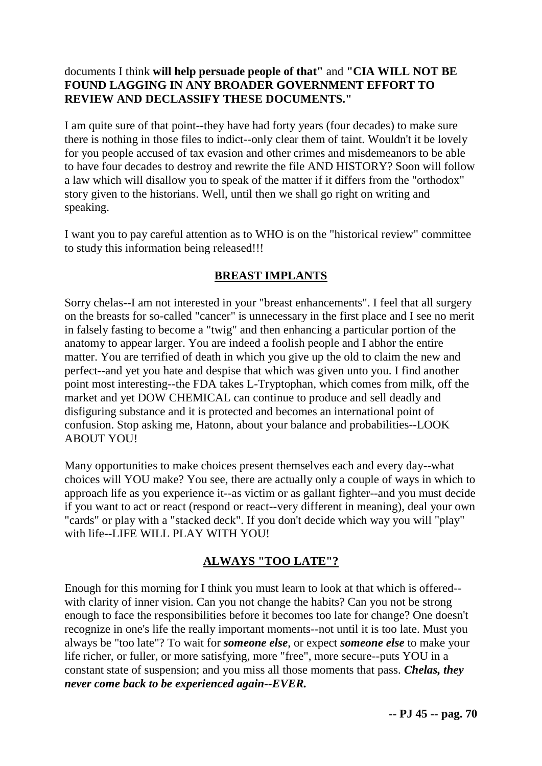documents I think **will help persuade people of that"** and **"CIA WILL NOT BE FOUND LAGGING IN ANY BROADER GOVERNMENT EFFORT TO REVIEW AND DECLASSIFY THESE DOCUMENTS."**

I am quite sure of that point--they have had forty years (four decades) to make sure there is nothing in those files to indict--only clear them of taint. Wouldn't it be lovely for you people accused of tax evasion and other crimes and misdemeanors to be able to have four decades to destroy and rewrite the file AND HISTORY? Soon will follow a law which will disallow you to speak of the matter if it differs from the "orthodox" story given to the historians. Well, until then we shall go right on writing and speaking.

I want you to pay careful attention as to WHO is on the "historical review" committee to study this information being released!!!

## BREAST IMPLANTS

Sorry chelas--I am not interested in your "breast enhancements". I feel that all surgery on the breasts for so-called "cancer" is unnecessary in the first place and I see no merit in falsely fasting to become a "twig" and then enhancing a particular portion of the anatomy to appear larger. You are indeed a foolish people and I abhor the entire matter. You are terrified of death in which you give up the old to claim the new and perfect--and yet you hate and despise that which was given unto you. I find another point most interesting--the FDA takes L-Tryptophan, which comes from milk, off the market and yet DOW CHEMICAL can continue to produce and sell deadly and disfiguring substance and it is protected and becomes an international point of confusion. Stop asking me, Hatonn, about your balance and probabilities--LOOK ABOUT YOU!

Many opportunities to make choices present themselves each and every day--what choices will YOU make? You see, there are actually only a couple of ways in which to approach life as you experience it--as victim or as gallant fighter--and you must decide if you want to act or react (respond or react--very different in meaning), deal your own "cards" or play with a "stacked deck". If you don't decide which way you will "play" with life--LIFE WILL PLAY WITH YOU!

## ALWAYS "TOO LATE"?

Enough for this morning for I think you must learn to look at that which is offered--with clarity of inner vision. Can you not change the habits? Can you not be strong enough to face the responsibilities before it becomes too late for change? One doesn't recognize in one's life the really important moments--not until it is too late. Must you always be "too late"? To wait for ***someone else***, or expect ***someone else*** to make your life richer, or fuller, or more satisfying, more "free", more secure--puts YOU in a constant state of suspension; and you miss all those moments that pass. ***Chelas, they never come back to be experienced again--EVER.***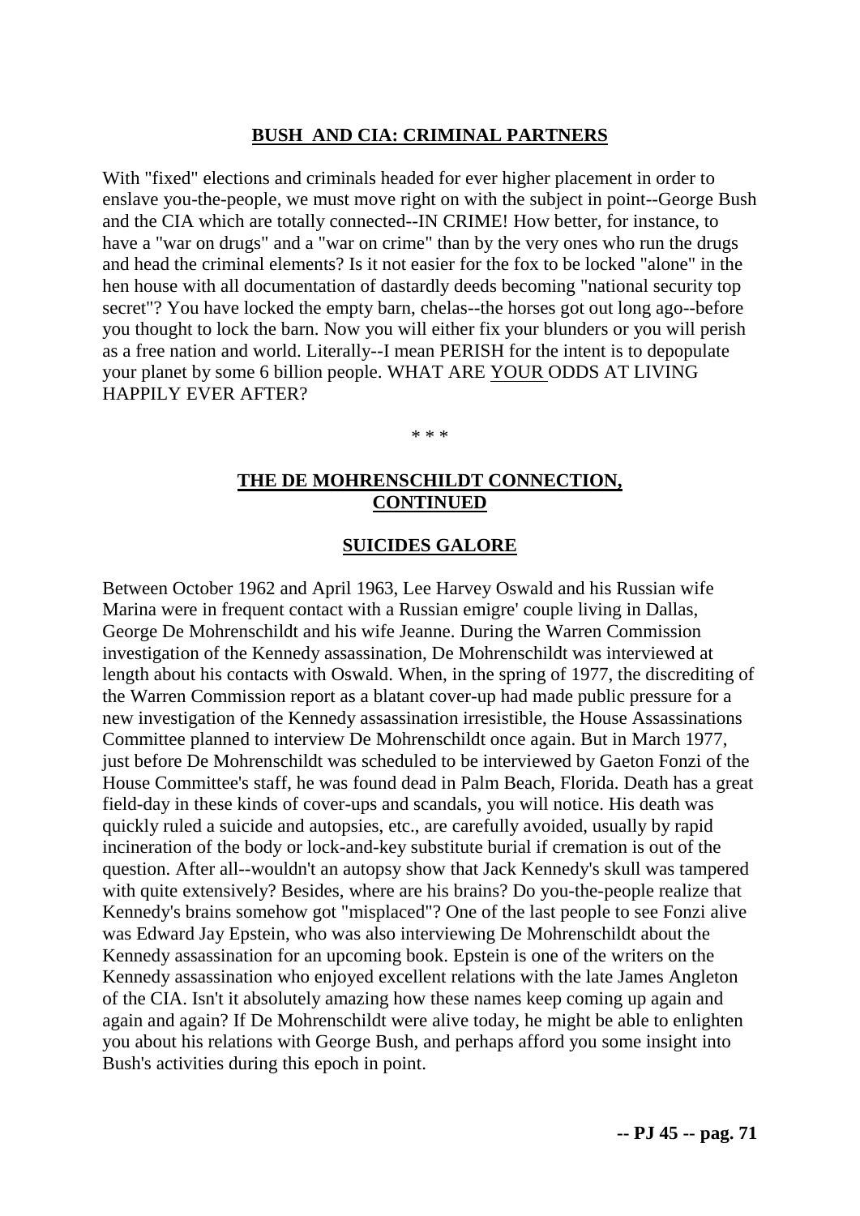## BUSH AND CIA: CRIMINAL PARTNERS

With "fixed" elections and criminals headed for ever higher placement in order to enslave you-the-people, we must move right on with the subject in point--George Bush and the CIA which are totally connected--IN CRIME! How better, for instance, to have a "war on drugs" and a "war on crime" than by the very ones who run the drugs and head the criminal elements? Is it not easier for the fox to be locked "alone" in the hen house with all documentation of dastardly deeds becoming "national security top secret"? You have locked the empty barn, chelas--the horses got out long ago--before you thought to lock the barn. Now you will either fix your blunders or you will perish as a free nation and world. Literally--I mean PERISH for the intent is to depopulate your planet by some 6 billion people. WHAT ARE YOUR ODDS AT LIVING HAPPILY EVER AFTER?

\* \* \*

## THE DE MOHRENSCHILDT CONNECTION, CONTINUED

## SUICIDES GALORE

Between October 1962 and April 1963, Lee Harvey Oswald and his Russian wife Marina were in frequent contact with a Russian emigre' couple living in Dallas, George De Mohrenschildt and his wife Jeanne. During the Warren Commission investigation of the Kennedy assassination, De Mohrenschildt was interviewed at length about his contacts with Oswald. When, in the spring of 1977, the discrediting of the Warren Commission report as a blatant cover-up had made public pressure for a new investigation of the Kennedy assassination irresistible, the House Assassinations Committee planned to interview De Mohrenschildt once again. But in March 1977, just before De Mohrenschildt was scheduled to be interviewed by Gaeton Fonzi of the House Committee's staff, he was found dead in Palm Beach, Florida. Death has a great field-day in these kinds of cover-ups and scandals, you will notice. His death was quickly ruled a suicide and autopsies, etc., are carefully avoided, usually by rapid incineration of the body or lock-and-key substitute burial if cremation is out of the question. After all--wouldn't an autopsy show that Jack Kennedy's skull was tampered with quite extensively? Besides, where are his brains? Do you-the-people realize that Kennedy's brains somehow got "misplaced"? One of the last people to see Fonzi alive was Edward Jay Epstein, who was also interviewing De Mohrenschildt about the Kennedy assassination for an upcoming book. Epstein is one of the writers on the Kennedy assassination who enjoyed excellent relations with the late James Angleton of the CIA. Isn't it absolutely amazing how these names keep coming up again and again and again? If De Mohrenschildt were alive today, he might be able to enlighten you about his relations with George Bush, and perhaps afford you some insight into Bush's activities during this epoch in point.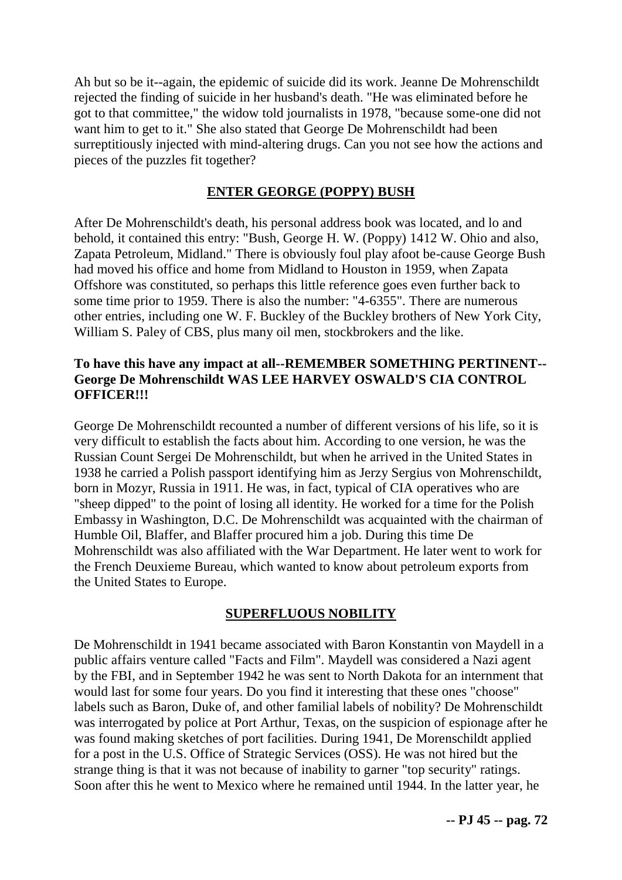Ah but so be it--again, the epidemic of suicide did its work. Jeanne De Mohrenschildt rejected the finding of suicide in her husband's death. "He was eliminated before he got to that committee," the widow told journalists in 1978, "because some-one did not want him to get to it." She also stated that George De Mohrenschildt had been surreptitiously injected with mind-altering drugs. Can you not see how the actions and pieces of the puzzles fit together?

## ENTER GEORGE (POPPY) BUSH

After De Mohrenschildt's death, his personal address book was located, and lo and behold, it contained this entry: "Bush, George H. W. (Poppy) 1412 W. Ohio and also, Zapata Petroleum, Midland." There is obviously foul play afoot be-cause George Bush had moved his office and home from Midland to Houston in 1959, when Zapata Offshore was constituted, so perhaps this little reference goes even further back to some time prior to 1959. There is also the number: "4-6355". There are numerous other entries, including one W. F. Buckley of the Buckley brothers of New York City, William S. Paley of CBS, plus many oil men, stockbrokers and the like.

**To have this have any impact at all--REMEMBER SOMETHING PERTINENT--George De Mohrenschildt WAS LEE HARVEY OSWALD'S CIA CONTROL OFFICER!!!**

George De Mohrenschildt recounted a number of different versions of his life, so it is very difficult to establish the facts about him. According to one version, he was the Russian Count Sergei De Mohrenschildt, but when he arrived in the United States in 1938 he carried a Polish passport identifying him as Jerzy Sergius von Mohrenschildt, born in Mozyr, Russia in 1911. He was, in fact, typical of CIA operatives who are "sheep dipped" to the point of losing all identity. He worked for a time for the Polish Embassy in Washington, D.C. De Mohrenschildt was acquainted with the chairman of Humble Oil, Blaffer, and Blaffer procured him a job. During this time De Mohrenschildt was also affiliated with the War Department. He later went to work for the French Deuxieme Bureau, which wanted to know about petroleum exports from the United States to Europe.

## SUPERFLUOUS NOBILITY

De Mohrenschildt in 1941 became associated with Baron Konstantin von Maydell in a public affairs venture called "Facts and Film". Maydell was considered a Nazi agent by the FBI, and in September 1942 he was sent to North Dakota for an internment that would last for some four years. Do you find it interesting that these ones "choose" labels such as Baron, Duke of, and other familial labels of nobility? De Mohrenschildt was interrogated by police at Port Arthur, Texas, on the suspicion of espionage after he was found making sketches of port facilities. During 1941, De Morenschildt applied for a post in the U.S. Office of Strategic Services (OSS). He was not hired but the strange thing is that it was not because of inability to garner "top security" ratings. Soon after this he went to Mexico where he remained until 1944. In the latter year, he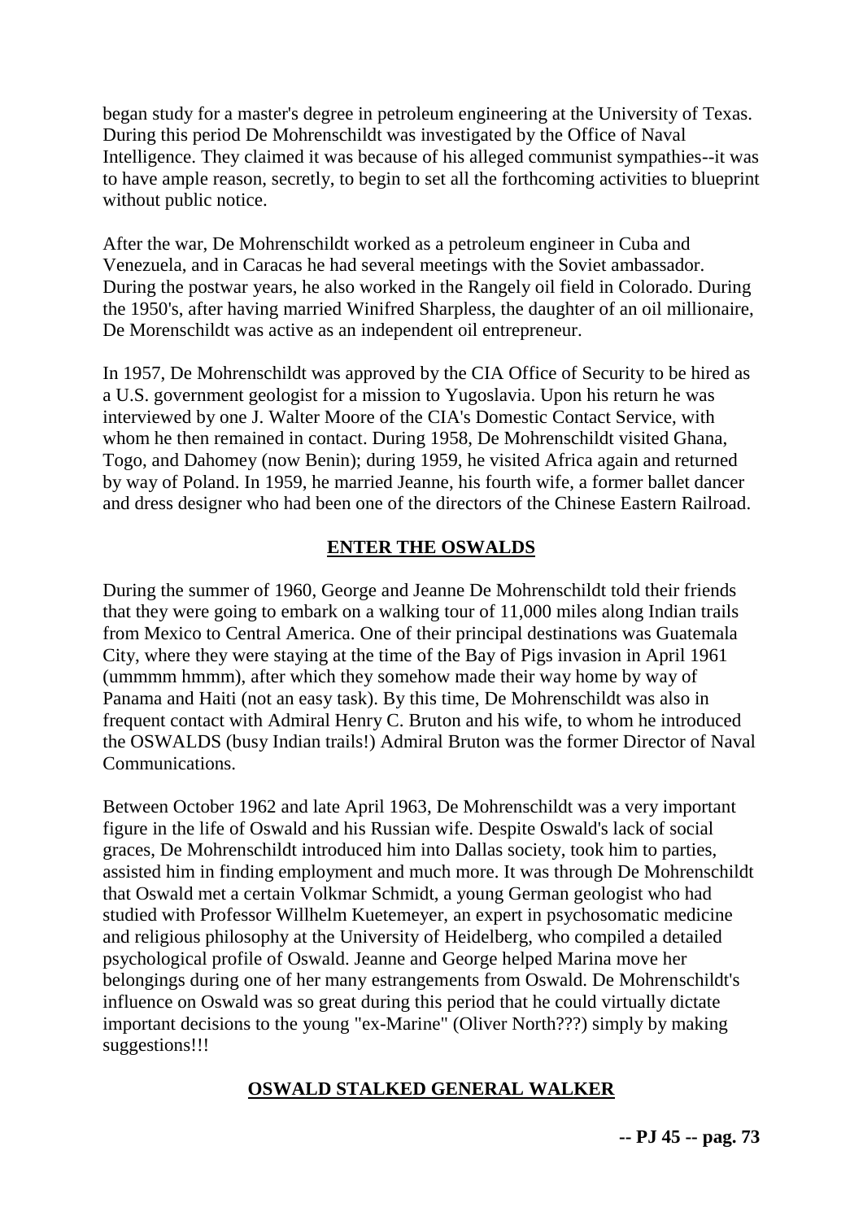began study for a master's degree in petroleum engineering at the University of Texas. During this period De Mohrenschildt was investigated by the Office of Naval Intelligence. They claimed it was because of his alleged communist sympathies--it was to have ample reason, secretly, to begin to set all the forthcoming activities to blueprint without public notice.

After the war, De Mohrenschildt worked as a petroleum engineer in Cuba and Venezuela, and in Caracas he had several meetings with the Soviet ambassador. During the postwar years, he also worked in the Rangely oil field in Colorado. During the 1950's, after having married Winifred Sharpless, the daughter of an oil millionaire, De Morenschildt was active as an independent oil entrepreneur.

In 1957, De Mohrenschildt was approved by the CIA Office of Security to be hired as a U.S. government geologist for a mission to Yugoslavia. Upon his return he was interviewed by one J. Walter Moore of the CIA's Domestic Contact Service, with whom he then remained in contact. During 1958, De Mohrenschildt visited Ghana, Togo, and Dahomey (now Benin); during 1959, he visited Africa again and returned by way of Poland. In 1959, he married Jeanne, his fourth wife, a former ballet dancer and dress designer who had been one of the directors of the Chinese Eastern Railroad.

## ENTER THE OSWALDS

During the summer of 1960, George and Jeanne De Mohrenschildt told their friends that they were going to embark on a walking tour of 11,000 miles along Indian trails from Mexico to Central America. One of their principal destinations was Guatemala City, where they were staying at the time of the Bay of Pigs invasion in April 1961 (ummmm hmmm), after which they somehow made their way home by way of Panama and Haiti (not an easy task). By this time, De Mohrenschildt was also in frequent contact with Admiral Henry C. Bruton and his wife, to whom he introduced the OSWALDS (busy Indian trails!) Admiral Bruton was the former Director of Naval Communications.

Between October 1962 and late April 1963, De Mohrenschildt was a very important figure in the life of Oswald and his Russian wife. Despite Oswald's lack of social graces, De Mohrenschildt introduced him into Dallas society, took him to parties, assisted him in finding employment and much more. It was through De Mohrenschildt that Oswald met a certain Volkmar Schmidt, a young German geologist who had studied with Professor Willhelm Kuetemeyer, an expert in psychosomatic medicine and religious philosophy at the University of Heidelberg, who compiled a detailed psychological profile of Oswald. Jeanne and George helped Marina move her belongings during one of her many estrangements from Oswald. De Mohrenschildt's influence on Oswald was so great during this period that he could virtually dictate important decisions to the young "ex-Marine" (Oliver North???) simply by making suggestions!!!

## OSWALD STALKED GENERAL WALKER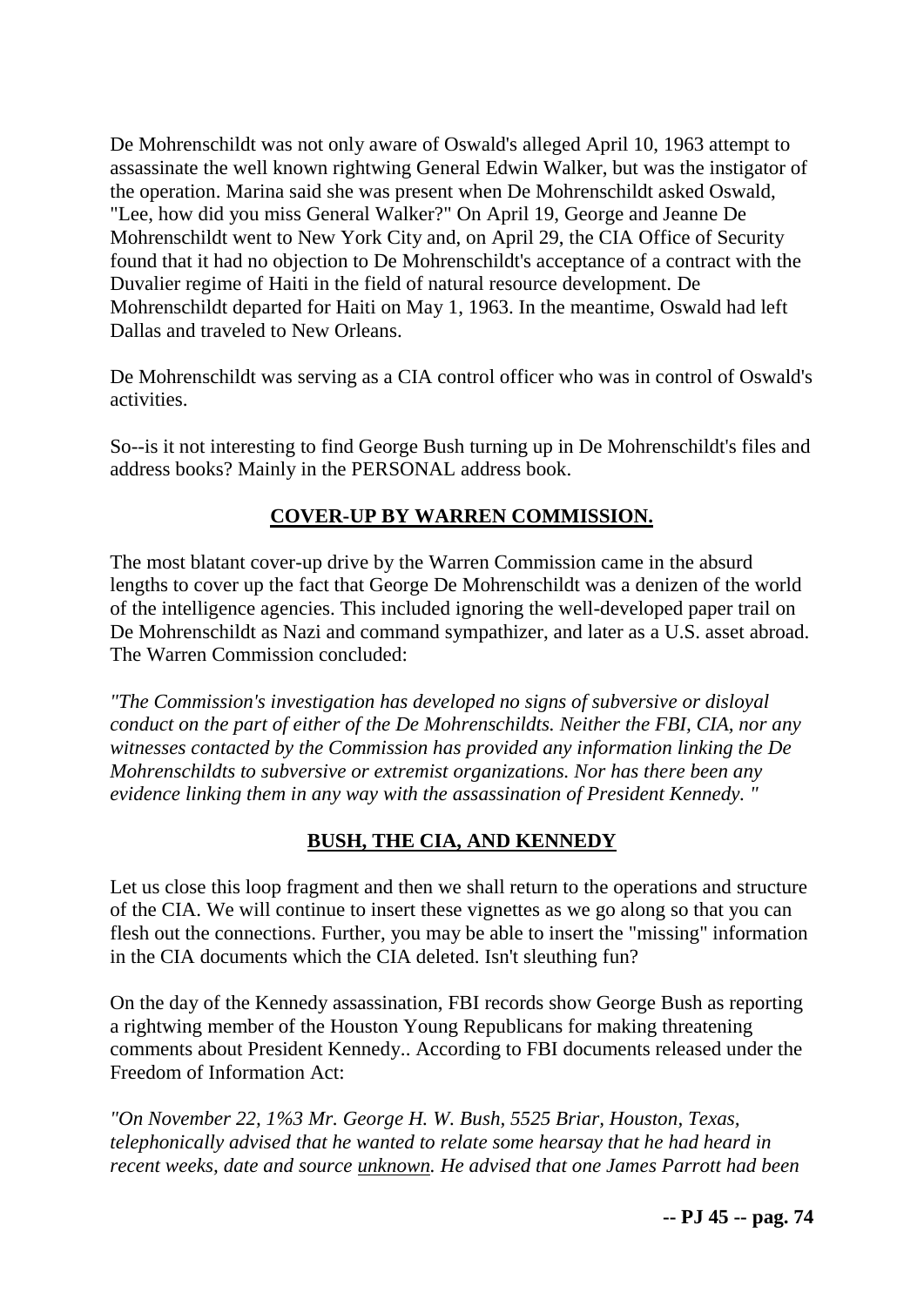De Mohrenschildt was not only aware of Oswald's alleged April 10, 1963 attempt to assassinate the well known rightwing General Edwin Walker, but was the instigator of the operation. Marina said she was present when De Mohrenschildt asked Oswald, "Lee, how did you miss General Walker?" On April 19, George and Jeanne De Mohrenschildt went to New York City and, on April 29, the CIA Office of Security found that it had no objection to De Mohrenschildt's acceptance of a contract with the Duvalier regime of Haiti in the field of natural resource development. De Mohrenschildt departed for Haiti on May 1, 1963. In the meantime, Oswald had left Dallas and traveled to New Orleans.

De Mohrenschildt was serving as a CIA control officer who was in control of Oswald's activities.

So--is it not interesting to find George Bush turning up in De Mohrenschildt's files and address books? Mainly in the PERSONAL address book.

## COVER-UP BY WARREN COMMISSION.

The most blatant cover-up drive by the Warren Commission came in the absurd lengths to cover up the fact that George De Mohrenschildt was a denizen of the world of the intelligence agencies. This included ignoring the well-developed paper trail on De Mohrenschildt as Nazi and command sympathizer, and later as a U.S. asset abroad. The Warren Commission concluded:

*"The Commission's investigation has developed no signs of subversive or disloyal conduct on the part of either of the De Mohrenschildts. Neither the FBI, CIA, nor any witnesses contacted by the Commission has provided any information linking the De Mohrenschildts to subversive or extremist organizations. Nor has there been any evidence linking them in any way with the assassination of President Kennedy. "*

## BUSH, THE CIA, AND KENNEDY

Let us close this loop fragment and then we shall return to the operations and structure of the CIA. We will continue to insert these vignettes as we go along so that you can flesh out the connections. Further, you may be able to insert the "missing" information in the CIA documents which the CIA deleted. Isn't sleuthing fun?

On the day of the Kennedy assassination, FBI records show George Bush as reporting a rightwing member of the Houston Young Republicans for making threatening comments about President Kennedy.. According to FBI documents released under the Freedom of Information Act:

*"On November 22, 1%3 Mr. George H. W. Bush, 5525 Briar, Houston, Texas, telephonically advised that he wanted to relate some hearsay that he had heard in recent weeks, date and source unknown. He advised that one James Parrott had been*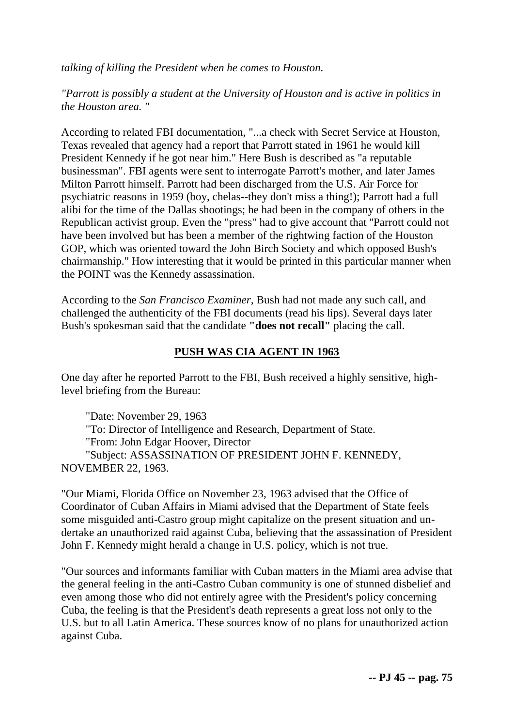*talking of killing the President when he comes to Houston.*

*"Parrott is possibly a student at the University of Houston and is active in politics in the Houston area. "*

According to related FBI documentation, "...a check with Secret Service at Houston, Texas revealed that agency had a report that Parrott stated in 1961 he would kill President Kennedy if he got near him." Here Bush is described as "a reputable businessman". FBI agents were sent to interrogate Parrott's mother, and later James Milton Parrott himself. Parrott had been discharged from the U.S. Air Force for psychiatric reasons in 1959 (boy, chelas--they don't miss a thing!); Parrott had a full alibi for the time of the Dallas shootings; he had been in the company of others in the Republican activist group. Even the "press" had to give account that "Parrott could not have been involved but has been a member of the rightwing faction of the Houston GOP, which was oriented toward the John Birch Society and which opposed Bush's chairmanship." How interesting that it would be printed in this particular manner when the POINT was the Kennedy assassination.

According to the *San Francisco Examiner*, Bush had not made any such call, and challenged the authenticity of the FBI documents (read his lips). Several days later Bush's spokesman said that the candidate **"does not recall"** placing the call.

## PUSH WAS CIA AGENT IN 1963

One day after he reported Parrott to the FBI, Bush received a highly sensitive, high-level briefing from the Bureau:

"Date: November 29, 1963
"To: Director of Intelligence and Research, Department of State.
"From: John Edgar Hoover, Director
"Subject: ASSASSINATION OF PRESIDENT JOHN F. KENNEDY, NOVEMBER 22, 1963.

"Our Miami, Florida Office on November 23, 1963 advised that the Office of Coordinator of Cuban Affairs in Miami advised that the Department of State feels some misguided anti-Castro group might capitalize on the present situation and undertake an unauthorized raid against Cuba, believing that the assassination of President John F. Kennedy might herald a change in U.S. policy, which is not true.

"Our sources and informants familiar with Cuban matters in the Miami area advise that the general feeling in the anti-Castro Cuban community is one of stunned disbelief and even among those who did not entirely agree with the President's policy concerning Cuba, the feeling is that the President's death represents a great loss not only to the U.S. but to all Latin America. These sources know of no plans for unauthorized action against Cuba.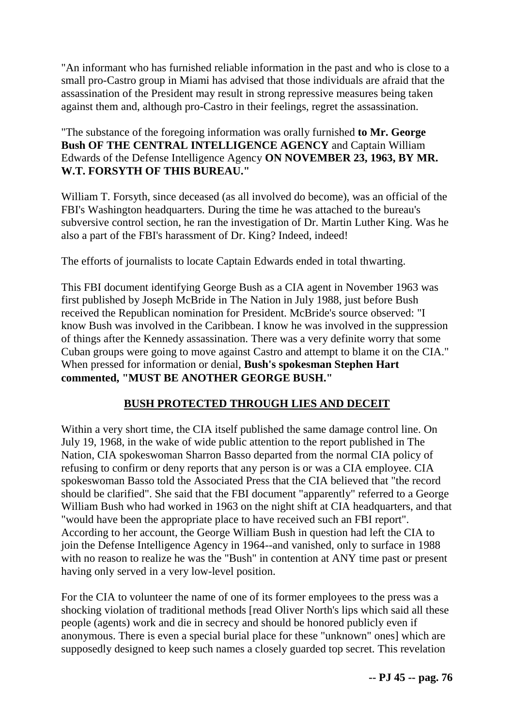"An informant who has furnished reliable information in the past and who is close to a small pro-Castro group in Miami has advised that those individuals are afraid that the assassination of the President may result in strong repressive measures being taken against them and, although pro-Castro in their feelings, regret the assassination.

"The substance of the foregoing information was orally furnished **to Mr. George Bush OF THE CENTRAL INTELLIGENCE AGENCY** and Captain William Edwards of the Defense Intelligence Agency **ON NOVEMBER 23, 1963, BY MR. W.T. FORSYTH OF THIS BUREAU."**

William T. Forsyth, since deceased (as all involved do become), was an official of the FBI's Washington headquarters. During the time he was attached to the bureau's subversive control section, he ran the investigation of Dr. Martin Luther King. Was he also a part of the FBI's harassment of Dr. King? Indeed, indeed!

The efforts of journalists to locate Captain Edwards ended in total thwarting.

This FBI document identifying George Bush as a CIA agent in November 1963 was first published by Joseph McBride in The Nation in July 1988, just before Bush received the Republican nomination for President. McBride's source observed: "I know Bush was involved in the Caribbean. I know he was involved in the suppression of things after the Kennedy assassination. There was a very definite worry that some Cuban groups were going to move against Castro and attempt to blame it on the CIA." When pressed for information or denial, **Bush's spokesman Stephen Hart commented, "MUST BE ANOTHER GEORGE BUSH."**

## BUSH PROTECTED THROUGH LIES AND DECEIT

Within a very short time, the CIA itself published the same damage control line. On July 19, 1968, in the wake of wide public attention to the report published in The Nation, CIA spokeswoman Sharron Basso departed from the normal CIA policy of refusing to confirm or deny reports that any person is or was a CIA employee. CIA spokeswoman Basso told the Associated Press that the CIA believed that "the record should be clarified". She said that the FBI document "apparently" referred to a George William Bush who had worked in 1963 on the night shift at CIA headquarters, and that "would have been the appropriate place to have received such an FBI report". According to her account, the George William Bush in question had left the CIA to join the Defense Intelligence Agency in 1964--and vanished, only to surface in 1988 with no reason to realize he was the "Bush" in contention at ANY time past or present having only served in a very low-level position.

For the CIA to volunteer the name of one of its former employees to the press was a shocking violation of traditional methods [read Oliver North's lips which said all these people (agents) work and die in secrecy and should be honored publicly even if anonymous. There is even a special burial place for these "unknown" ones] which are supposedly designed to keep such names a closely guarded top secret. This revelation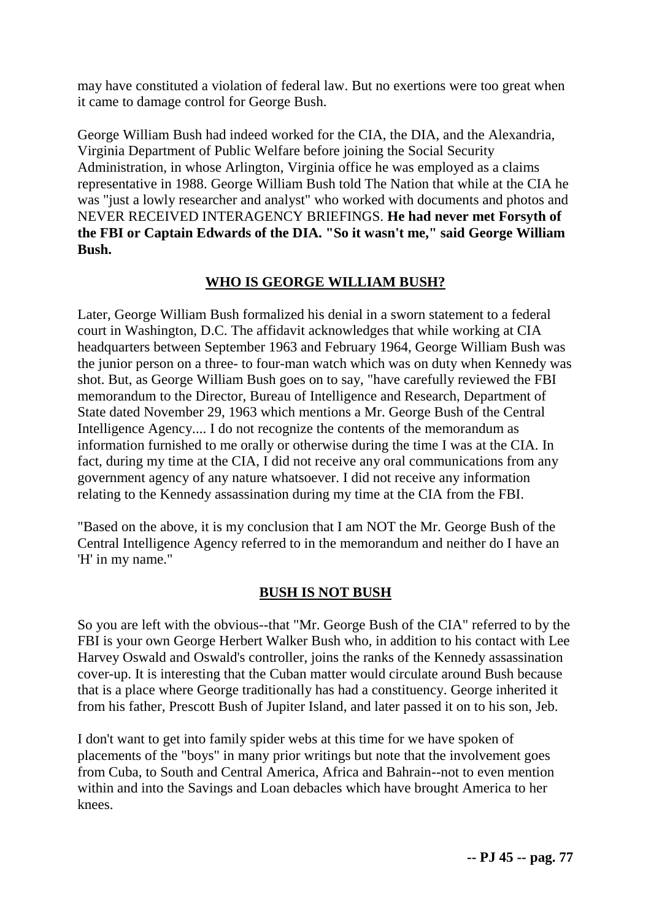may have constituted a violation of federal law. But no exertions were too great when it came to damage control for George Bush.

George William Bush had indeed worked for the CIA, the DIA, and the Alexandria, Virginia Department of Public Welfare before joining the Social Security Administration, in whose Arlington, Virginia office he was employed as a claims representative in 1988. George William Bush told The Nation that while at the CIA he was "just a lowly researcher and analyst" who worked with documents and photos and NEVER RECEIVED INTERAGENCY BRIEFINGS. **He had never met Forsyth of the FBI or Captain Edwards of the DIA. "So it wasn't me," said George William Bush.**

## WHO IS GEORGE WILLIAM BUSH?

Later, George William Bush formalized his denial in a sworn statement to a federal court in Washington, D.C. The affidavit acknowledges that while working at CIA headquarters between September 1963 and February 1964, George William Bush was the junior person on a three- to four-man watch which was on duty when Kennedy was shot. But, as George William Bush goes on to say, "have carefully reviewed the FBI memorandum to the Director, Bureau of Intelligence and Research, Department of State dated November 29, 1963 which mentions a Mr. George Bush of the Central Intelligence Agency.... I do not recognize the contents of the memorandum as information furnished to me orally or otherwise during the time I was at the CIA. In fact, during my time at the CIA, I did not receive any oral communications from any government agency of any nature whatsoever. I did not receive any information relating to the Kennedy assassination during my time at the CIA from the FBI.

"Based on the above, it is my conclusion that I am NOT the Mr. George Bush of the Central Intelligence Agency referred to in the memorandum and neither do I have an 'H' in my name."

## BUSH IS NOT BUSH

So you are left with the obvious--that "Mr. George Bush of the CIA" referred to by the FBI is your own George Herbert Walker Bush who, in addition to his contact with Lee Harvey Oswald and Oswald's controller, joins the ranks of the Kennedy assassination cover-up. It is interesting that the Cuban matter would circulate around Bush because that is a place where George traditionally has had a constituency. George inherited it from his father, Prescott Bush of Jupiter Island, and later passed it on to his son, Jeb.

I don't want to get into family spider webs at this time for we have spoken of placements of the "boys" in many prior writings but note that the involvement goes from Cuba, to South and Central America, Africa and Bahrain--not to even mention within and into the Savings and Loan debacles which have brought America to her knees.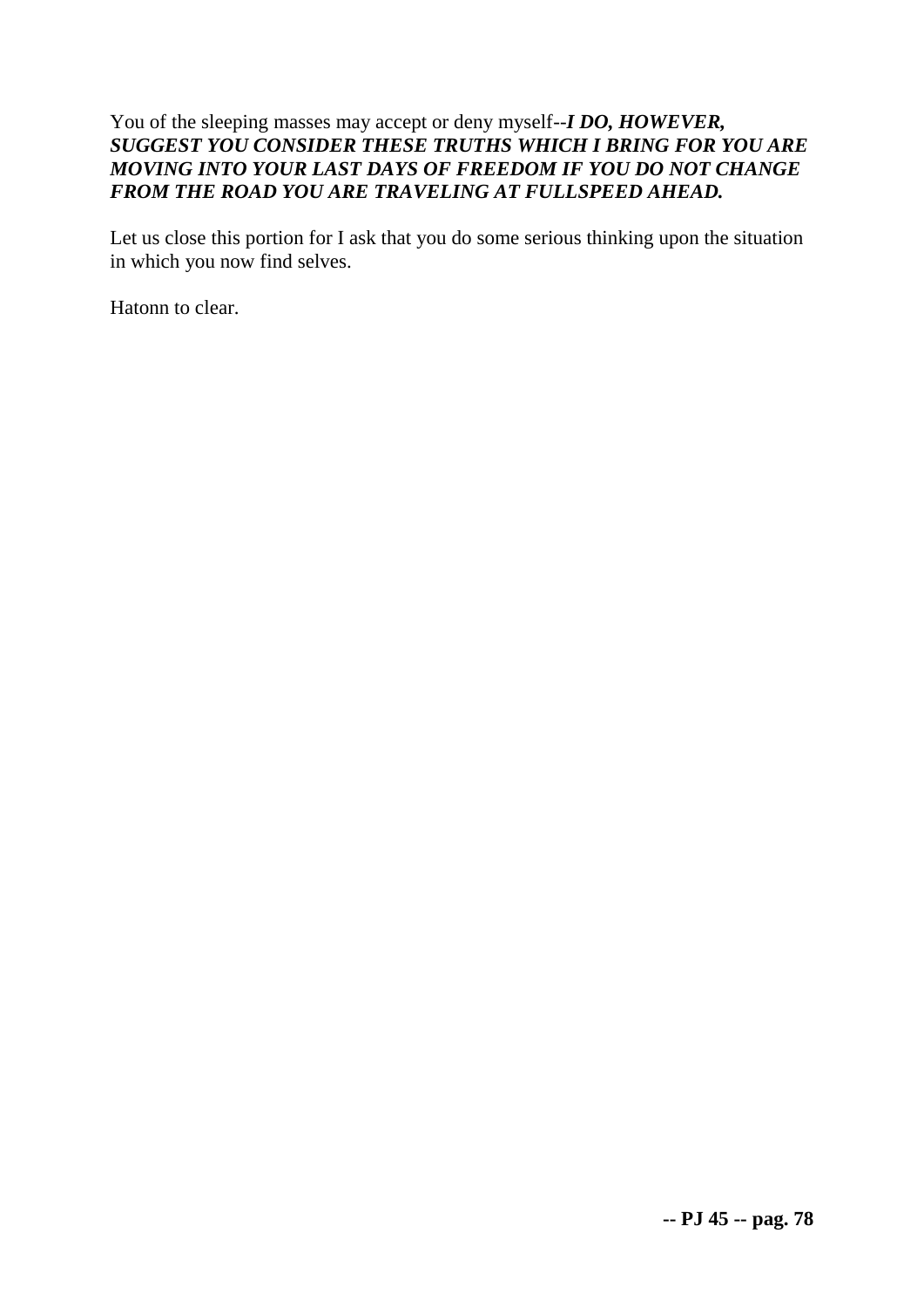You of the sleeping masses may accept or deny myself--***I DO, HOWEVER, SUGGEST YOU CONSIDER THESE TRUTHS WHICH I BRING FOR YOU ARE MOVING INTO YOUR LAST DAYS OF FREEDOM IF YOU DO NOT CHANGE FROM THE ROAD YOU ARE TRAVELING AT FULLSPEED AHEAD.***

Let us close this portion for I ask that you do some serious thinking upon the situation in which you now find selves.

Hatonn to clear.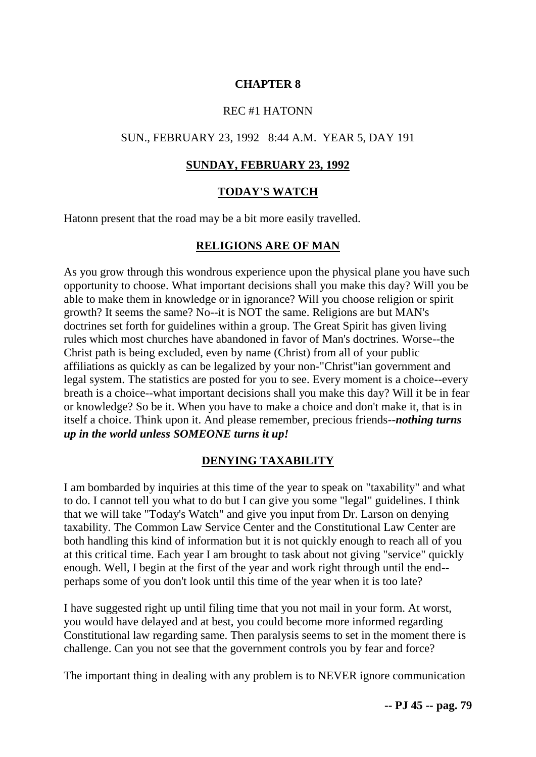**CHAPTER 8**

REC #1 HATONN

SUN., FEBRUARY 23, 1992 8:44 A.M. YEAR 5, DAY 191

## SUNDAY, FEBRUARY 23, 1992

## TODAY'S WATCH

Hatonn present that the road may be a bit more easily travelled.

## RELIGIONS ARE OF MAN

As you grow through this wondrous experience upon the physical plane you have such opportunity to choose. What important decisions shall you make this day? Will you be able to make them in knowledge or in ignorance? Will you choose religion or spirit growth? It seems the same? No--it is NOT the same. Religions are but MAN's doctrines set forth for guidelines within a group. The Great Spirit has given living rules which most churches have abandoned in favor of Man's doctrines. Worse--the Christ path is being excluded, even by name (Christ) from all of your public affiliations as quickly as can be legalized by your non-"Christ"ian government and legal system. The statistics are posted for you to see. Every moment is a choice--every breath is a choice--what important decisions shall you make this day? Will it be in fear or knowledge? So be it. When you have to make a choice and don't make it, that is in itself a choice. Think upon it. And please remember, precious friends--***nothing turns up in the world unless SOMEONE turns it up!***

## DENYING TAXABILITY

I am bombarded by inquiries at this time of the year to speak on "taxability" and what to do. I cannot tell you what to do but I can give you some "legal" guidelines. I think that we will take "Today's Watch" and give you input from Dr. Larson on denying taxability. The Common Law Service Center and the Constitutional Law Center are both handling this kind of information but it is not quickly enough to reach all of you at this critical time. Each year I am brought to task about not giving "service" quickly enough. Well, I begin at the first of the year and work right through until the end--perhaps some of you don't look until this time of the year when it is too late?

I have suggested right up until filing time that you not mail in your form. At worst, you would have delayed and at best, you could become more informed regarding Constitutional law regarding same. Then paralysis seems to set in the moment there is challenge. Can you not see that the government controls you by fear and force?

The important thing in dealing with any problem is to NEVER ignore communication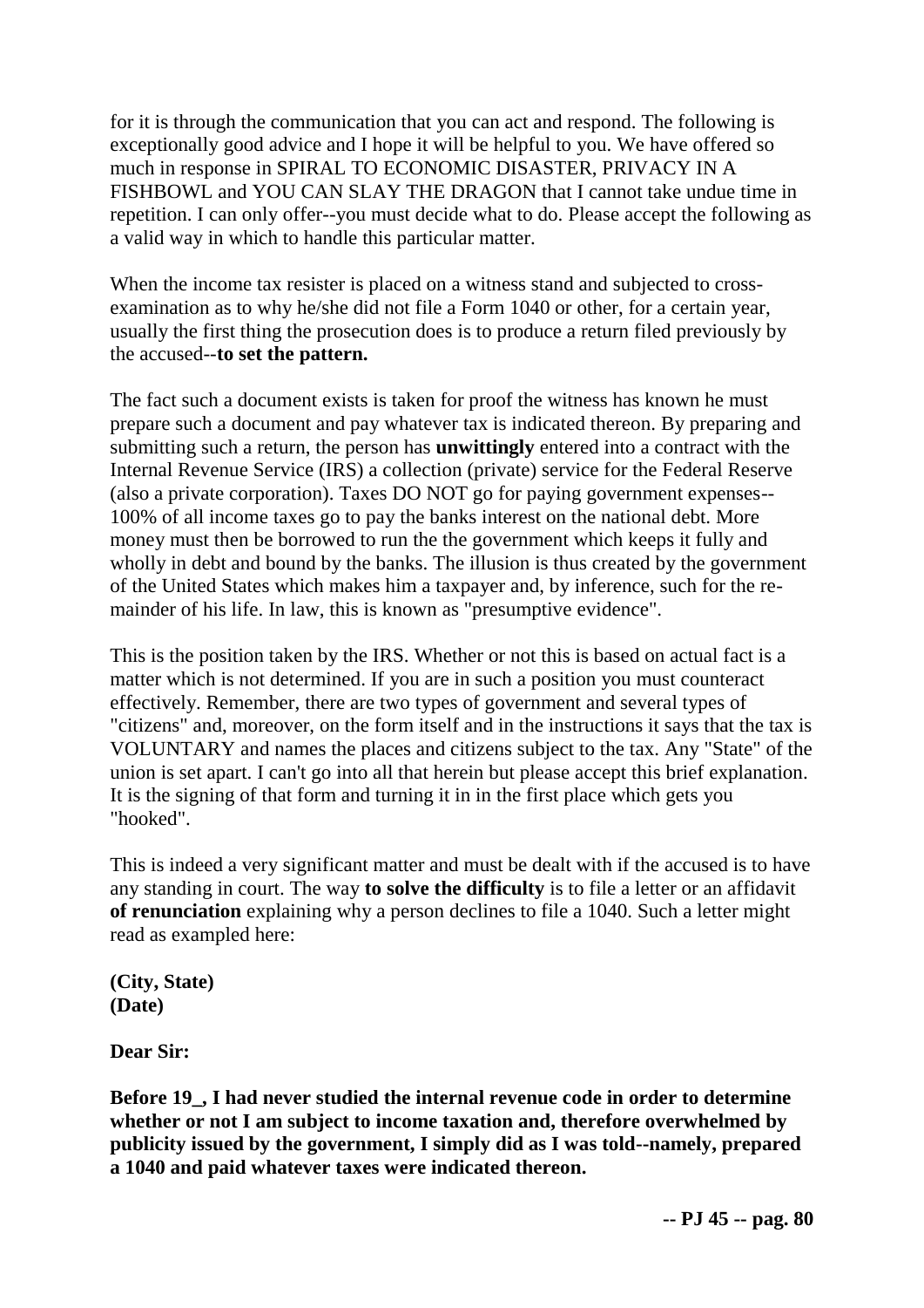for it is through the communication that you can act and respond. The following is exceptionally good advice and I hope it will be helpful to you. We have offered so much in response in SPIRAL TO ECONOMIC DISASTER, PRIVACY IN A FISHBOWL and YOU CAN SLAY THE DRAGON that I cannot take undue time in repetition. I can only offer--you must decide what to do. Please accept the following as a valid way in which to handle this particular matter.

When the income tax resister is placed on a witness stand and subjected to cross-examination as to why he/she did not file a Form 1040 or other, for a certain year, usually the first thing the prosecution does is to produce a return filed previously by the accused--**to set the pattern.**

The fact such a document exists is taken for proof the witness has known he must prepare such a document and pay whatever tax is indicated thereon. By preparing and submitting such a return, the person has **unwittingly** entered into a contract with the Internal Revenue Service (IRS) a collection (private) service for the Federal Reserve (also a private corporation). Taxes DO NOT go for paying government expenses--100% of all income taxes go to pay the banks interest on the national debt. More money must then be borrowed to run the the government which keeps it fully and wholly in debt and bound by the banks. The illusion is thus created by the government of the United States which makes him a taxpayer and, by inference, such for the remainder of his life. In law, this is known as "presumptive evidence".

This is the position taken by the IRS. Whether or not this is based on actual fact is a matter which is not determined. If you are in such a position you must counteract effectively. Remember, there are two types of government and several types of "citizens" and, moreover, on the form itself and in the instructions it says that the tax is VOLUNTARY and names the places and citizens subject to the tax. Any "State" of the union is set apart. I can't go into all that herein but please accept this brief explanation. It is the signing of that form and turning it in in the first place which gets you "hooked".

This is indeed a very significant matter and must be dealt with if the accused is to have any standing in court. The way **to solve the difficulty** is to file a letter or an affidavit **of renunciation** explaining why a person declines to file a 1040. Such a letter might read as exampled here:

**(City, State)**
**(Date)**

**Dear Sir:**

**Before 19_, I had never studied the internal revenue code in order to determine whether or not I am subject to income taxation and, therefore overwhelmed by publicity issued by the government, I simply did as I was told--namely, prepared a 1040 and paid whatever taxes were indicated thereon.**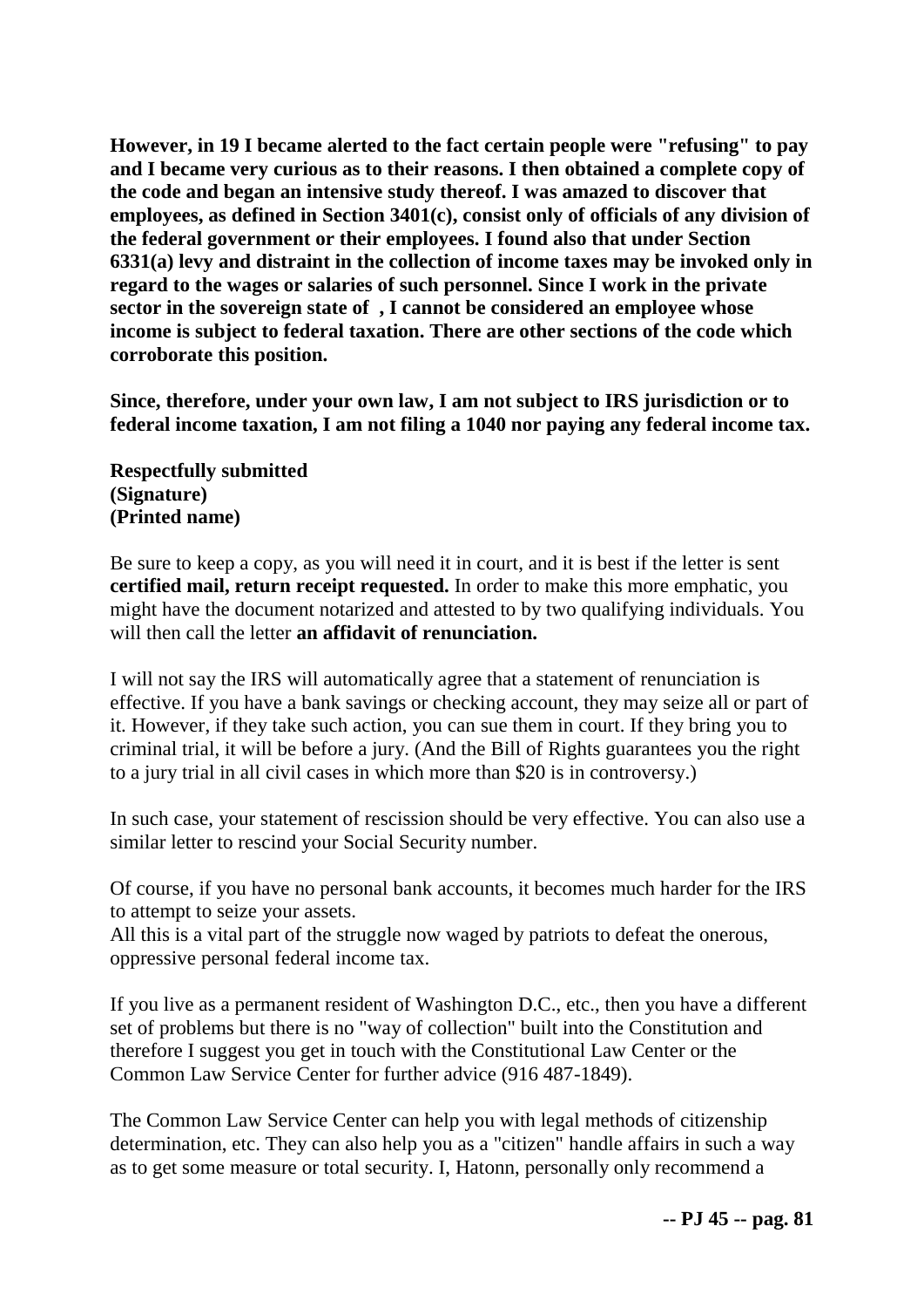**However, in 19 I became alerted to the fact certain people were "refusing" to pay and I became very curious as to their reasons. I then obtained a complete copy of the code and began an intensive study thereof. I was amazed to discover that employees, as defined in Section 3401(c), consist only of officials of any division of the federal government or their employees. I found also that under Section 6331(a) levy and distraint in the collection of income taxes may be invoked only in regard to the wages or salaries of such personnel. Since I work in the private sector in the sovereign state of , I cannot be considered an employee whose income is subject to federal taxation. There are other sections of the code which corroborate this position.**

**Since, therefore, under your own law, I am not subject to IRS jurisdiction or to federal income taxation, I am not filing a 1040 nor paying any federal income tax.**

**Respectfully submitted**
**(Signature)**
**(Printed name)**

Be sure to keep a copy, as you will need it in court, and it is best if the letter is sent **certified mail, return receipt requested.** In order to make this more emphatic, you might have the document notarized and attested to by two qualifying individuals. You will then call the letter **an affidavit of renunciation.**

I will not say the IRS will automatically agree that a statement of renunciation is effective. If you have a bank savings or checking account, they may seize all or part of it. However, if they take such action, you can sue them in court. If they bring you to criminal trial, it will be before a jury. (And the Bill of Rights guarantees you the right to a jury trial in all civil cases in which more than $20 is in controversy.)

In such case, your statement of rescission should be very effective. You can also use a similar letter to rescind your Social Security number.

Of course, if you have no personal bank accounts, it becomes much harder for the IRS to attempt to seize your assets.
All this is a vital part of the struggle now waged by patriots to defeat the onerous, oppressive personal federal income tax.

If you live as a permanent resident of Washington D.C., etc., then you have a different set of problems but there is no "way of collection" built into the Constitution and therefore I suggest you get in touch with the Constitutional Law Center or the Common Law Service Center for further advice (916 487-1849).

The Common Law Service Center can help you with legal methods of citizenship determination, etc. They can also help you as a "citizen" handle affairs in such a way as to get some measure or total security. I, Hatonn, personally only recommend a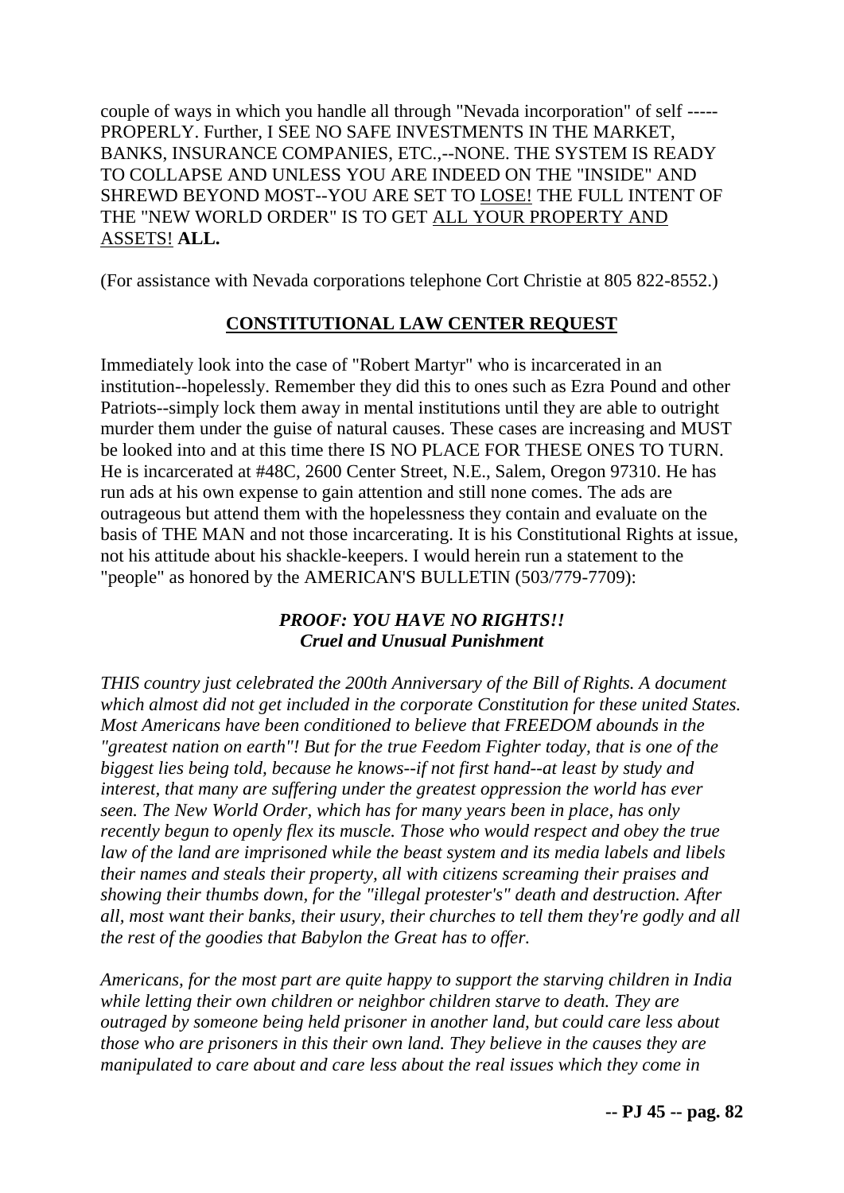couple of ways in which you handle all through "Nevada incorporation" of self ----- PROPERLY. Further, I SEE NO SAFE INVESTMENTS IN THE MARKET, BANKS, INSURANCE COMPANIES, ETC.,--NONE. THE SYSTEM IS READY TO COLLAPSE AND UNLESS YOU ARE INDEED ON THE "INSIDE" AND SHREWD BEYOND MOST--YOU ARE SET TO <u>LOSE!</u> THE FULL INTENT OF THE "NEW WORLD ORDER" IS TO GET <u>ALL YOUR PROPERTY AND ASSETS!</u> **ALL.**

(For assistance with Nevada corporations telephone Cort Christie at 805 822-8552.)

## <u>CONSTITUTIONAL LAW CENTER REQUEST</u>

Immediately look into the case of "Robert Martyr" who is incarcerated in an institution--hopelessly. Remember they did this to ones such as Ezra Pound and other Patriots--simply lock them away in mental institutions until they are able to outright murder them under the guise of natural causes. These cases are increasing and MUST be looked into and at this time there IS NO PLACE FOR THESE ONES TO TURN. He is incarcerated at #48C, 2600 Center Street, N.E., Salem, Oregon 97310. He has run ads at his own expense to gain attention and still none comes. The ads are outrageous but attend them with the hopelessness they contain and evaluate on the basis of THE MAN and not those incarcerating. It is his Constitutional Rights at issue, not his attitude about his shackle-keepers. I would herein run a statement to the "people" as honored by the AMERICAN'S BULLETIN (503/779-7709):

### ***PROOF: YOU HAVE NO RIGHTS!!***
### ***Cruel and Unusual Punishment***

*THIS country just celebrated the 200th Anniversary of the Bill of Rights. A document which almost did not get included in the corporate Constitution for these united States. Most Americans have been conditioned to believe that FREEDOM abounds in the "greatest nation on earth"! But for the true Feedom Fighter today, that is one of the biggest lies being told, because he knows--if not first hand--at least by study and interest, that many are suffering under the greatest oppression the world has ever seen. The New World Order, which has for many years been in place, has only recently begun to openly flex its muscle. Those who would respect and obey the true law of the land are imprisoned while the beast system and its media labels and libels their names and steals their property, all with citizens screaming their praises and showing their thumbs down, for the "illegal protester's" death and destruction. After all, most want their banks, their usury, their churches to tell them they're godly and all the rest of the goodies that Babylon the Great has to offer.*

*Americans, for the most part are quite happy to support the starving children in India while letting their own children or neighbor children starve to death. They are outraged by someone being held prisoner in another land, but could care less about those who are prisoners in this their own land. They believe in the causes they are manipulated to care about and care less about the real issues which they come in*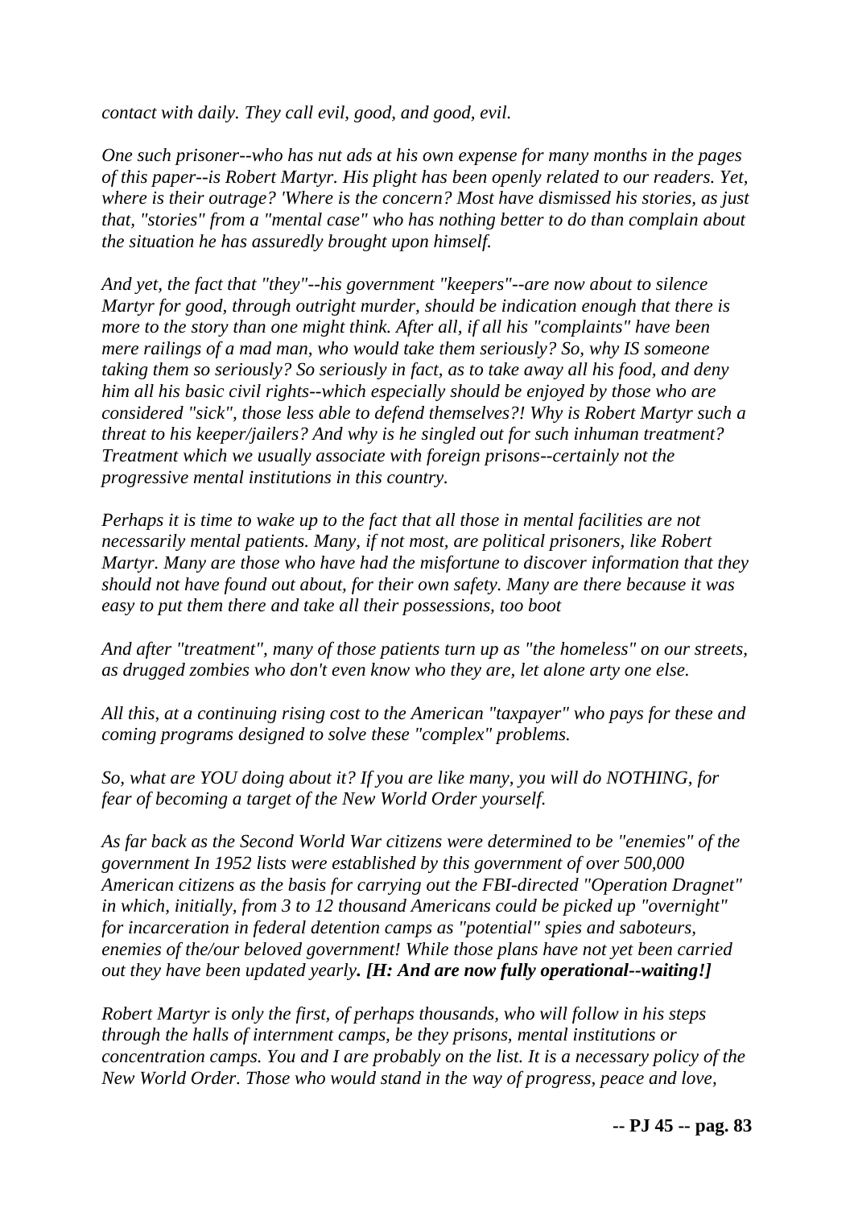*contact with daily. They call evil, good, and good, evil.*

*One such prisoner--who has nut ads at his own expense for many months in the pages of this paper--is Robert Martyr. His plight has been openly related to our readers. Yet, where is their outrage? 'Where is the concern? Most have dismissed his stories, as just that, "stories" from a "mental case" who has nothing better to do than complain about the situation he has assuredly brought upon himself.*

*And yet, the fact that "they"--his government "keepers"--are now about to silence Martyr for good, through outright murder, should be indication enough that there is more to the story than one might think. After all, if all his "complaints" have been mere railings of a mad man, who would take them seriously? So, why IS someone taking them so seriously? So seriously in fact, as to take away all his food, and deny him all his basic civil rights--which especially should be enjoyed by those who are considered "sick", those less able to defend themselves?! Why is Robert Martyr such a threat to his keeper/jailers? And why is he singled out for such inhuman treatment? Treatment which we usually associate with foreign prisons--certainly not the progressive mental institutions in this country.*

*Perhaps it is time to wake up to the fact that all those in mental facilities are not necessarily mental patients. Many, if not most, are political prisoners, like Robert Martyr. Many are those who have had the misfortune to discover information that they should not have found out about, for their own safety. Many are there because it was easy to put them there and take all their possessions, too boot*

*And after "treatment", many of those patients turn up as "the homeless" on our streets, as drugged zombies who don't even know who they are, let alone arty one else.*

*All this, at a continuing rising cost to the American "taxpayer" who pays for these and coming programs designed to solve these "complex" problems.*

*So, what are YOU doing about it? If you are like many, you will do NOTHING, for fear of becoming a target of the New World Order yourself.*

*As far back as the Second World War citizens were determined to be "enemies" of the government In 1952 lists were established by this government of over 500,000 American citizens as the basis for carrying out the FBI-directed "Operation Dragnet" in which, initially, from 3 to 12 thousand Americans could be picked up "overnight" for incarceration in federal detention camps as "potential" spies and saboteurs, enemies of the/our beloved government! While those plans have not yet been carried out they have been updated yearly.* ***[H: And are now fully operational--waiting!]***

*Robert Martyr is only the first, of perhaps thousands, who will follow in his steps through the halls of internment camps, be they prisons, mental institutions or concentration camps. You and I are probably on the list. It is a necessary policy of the New World Order. Those who would stand in the way of progress, peace and love,*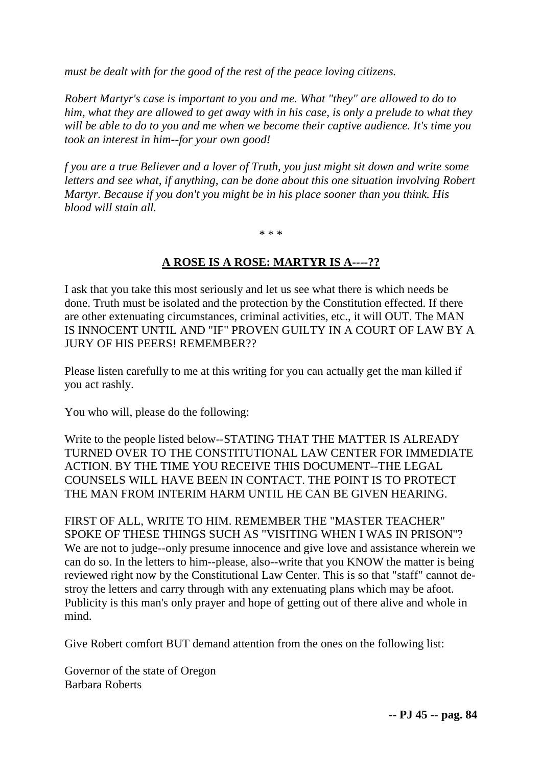*must be dealt with for the good of the rest of the peace loving citizens.*

*Robert Martyr's case is important to you and me. What "they" are allowed to do to him, what they are allowed to get away with in his case, is only a prelude to what they will be able to do to you and me when we become their captive audience. It's time you took an interest in him--for your own good!*

*f you are a true Believer and a lover of Truth, you just might sit down and write some letters and see what, if anything, can be done about this one situation involving Robert Martyr. Because if you don't you might be in his place sooner than you think. His blood will stain all.*

* * *

## **A ROSE IS A ROSE: MARTYR IS A----??**

I ask that you take this most seriously and let us see what there is which needs be done. Truth must be isolated and the protection by the Constitution effected. If there are other extenuating circumstances, criminal activities, etc., it will OUT. The MAN IS INNOCENT UNTIL AND "IF" PROVEN GUILTY IN A COURT OF LAW BY A JURY OF HIS PEERS! REMEMBER??

Please listen carefully to me at this writing for you can actually get the man killed if you act rashly.

You who will, please do the following:

Write to the people listed below--STATING THAT THE MATTER IS ALREADY TURNED OVER TO THE CONSTITUTIONAL LAW CENTER FOR IMMEDIATE ACTION. BY THE TIME YOU RECEIVE THIS DOCUMENT--THE LEGAL COUNSELS WILL HAVE BEEN IN CONTACT. THE POINT IS TO PROTECT THE MAN FROM INTERIM HARM UNTIL HE CAN BE GIVEN HEARING.

FIRST OF ALL, WRITE TO HIM. REMEMBER THE "MASTER TEACHER" SPOKE OF THESE THINGS SUCH AS "VISITING WHEN I WAS IN PRISON"? We are not to judge--only presume innocence and give love and assistance wherein we can do so. In the letters to him--please, also--write that you KNOW the matter is being reviewed right now by the Constitutional Law Center. This is so that "staff" cannot destroy the letters and carry through with any extenuating plans which may be afoot. Publicity is this man's only prayer and hope of getting out of there alive and whole in mind.

Give Robert comfort BUT demand attention from the ones on the following list:

Governor of the state of Oregon
Barbara Roberts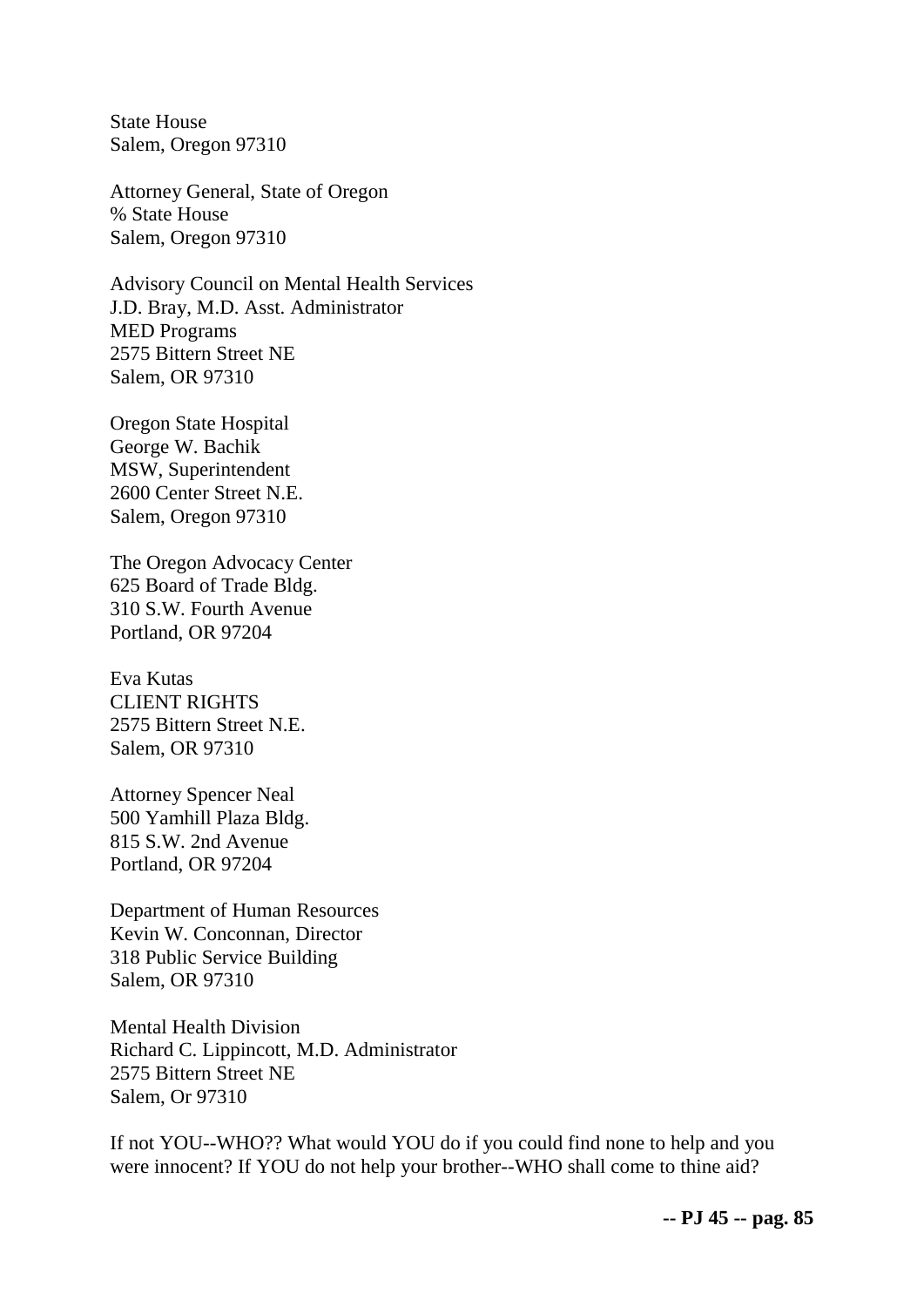State House
Salem, Oregon 97310

Attorney General, State of Oregon
% State House
Salem, Oregon 97310

Advisory Council on Mental Health Services
J.D. Bray, M.D. Asst. Administrator
MED Programs
2575 Bittern Street NE
Salem, OR 97310

Oregon State Hospital
George W. Bachik
MSW, Superintendent
2600 Center Street N.E.
Salem, Oregon 97310

The Oregon Advocacy Center
625 Board of Trade Bldg.
310 S.W. Fourth Avenue
Portland, OR 97204

Eva Kutas
CLIENT RIGHTS
2575 Bittern Street N.E.
Salem, OR 97310

Attorney Spencer Neal
500 Yamhill Plaza Bldg.
815 S.W. 2nd Avenue
Portland, OR 97204

Department of Human Resources
Kevin W. Conconnan, Director
318 Public Service Building
Salem, OR 97310

Mental Health Division
Richard C. Lippincott, M.D. Administrator
2575 Bittern Street NE
Salem, Or 97310

If not YOU--WHO?? What would YOU do if you could find none to help and you were innocent? If YOU do not help your brother--WHO shall come to thine aid?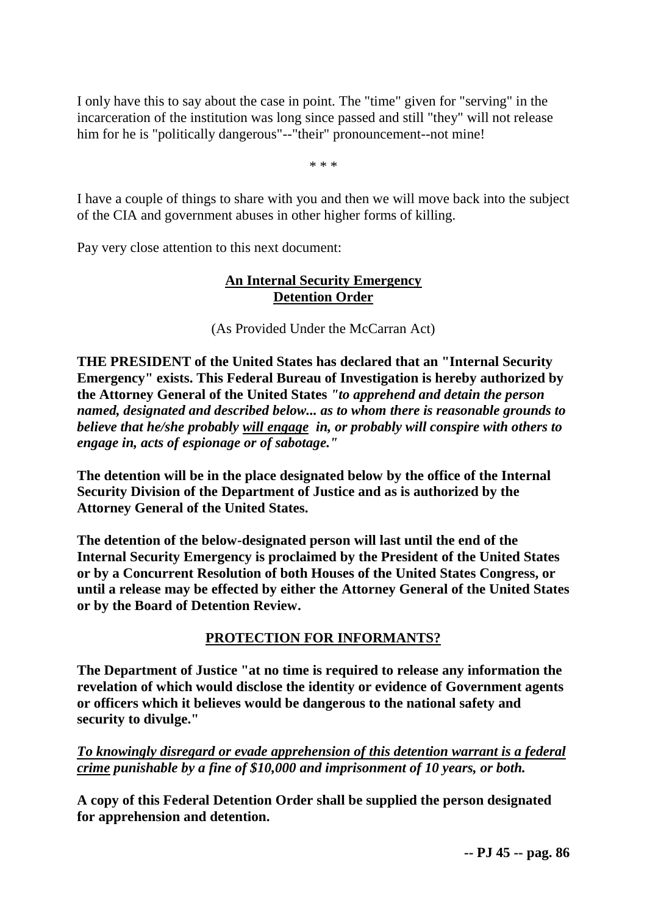I only have this to say about the case in point. The "time" given for "serving" in the incarceration of the institution was long since passed and still "they" will not release him for he is "politically dangerous"--"their" pronouncement--not mine!

\* \* \*

I have a couple of things to share with you and then we will move back into the subject of the CIA and government abuses in other higher forms of killing.

Pay very close attention to this next document:

**<u>An Internal Security Emergency</u>**
**<u>Detention Order</u>**

(As Provided Under the McCarran Act)

**THE PRESIDENT of the United States has declared that an "Internal Security Emergency" exists. This Federal Bureau of Investigation is hereby authorized by the Attorney General of the United States *"to apprehend and detain the person named, designated and described below... as to whom there is reasonable grounds to believe that he/she probably <u>will engage</u> in, or probably will conspire with others to engage in, acts of espionage or of sabotage."***

**The detention will be in the place designated below by the office of the Internal Security Division of the Department of Justice and as is authorized by the Attorney General of the United States.**

**The detention of the below-designated person will last until the end of the Internal Security Emergency is proclaimed by the President of the United States or by a Concurrent Resolution of both Houses of the United States Congress, or until a release may be effected by either the Attorney General of the United States or by the Board of Detention Review.**

**<u>PROTECTION FOR INFORMANTS?</u>**

**The Department of Justice "at no time is required to release any information the revelation of which would disclose the identity or evidence of Government agents or officers which it believes would be dangerous to the national safety and security to divulge."**

***<u>To knowingly disregard or evade apprehension of this detention warrant is a federal crime</u> punishable by a fine of $10,000 and imprisonment of 10 years, or both.***

**A copy of this Federal Detention Order shall be supplied the person designated for apprehension and detention.**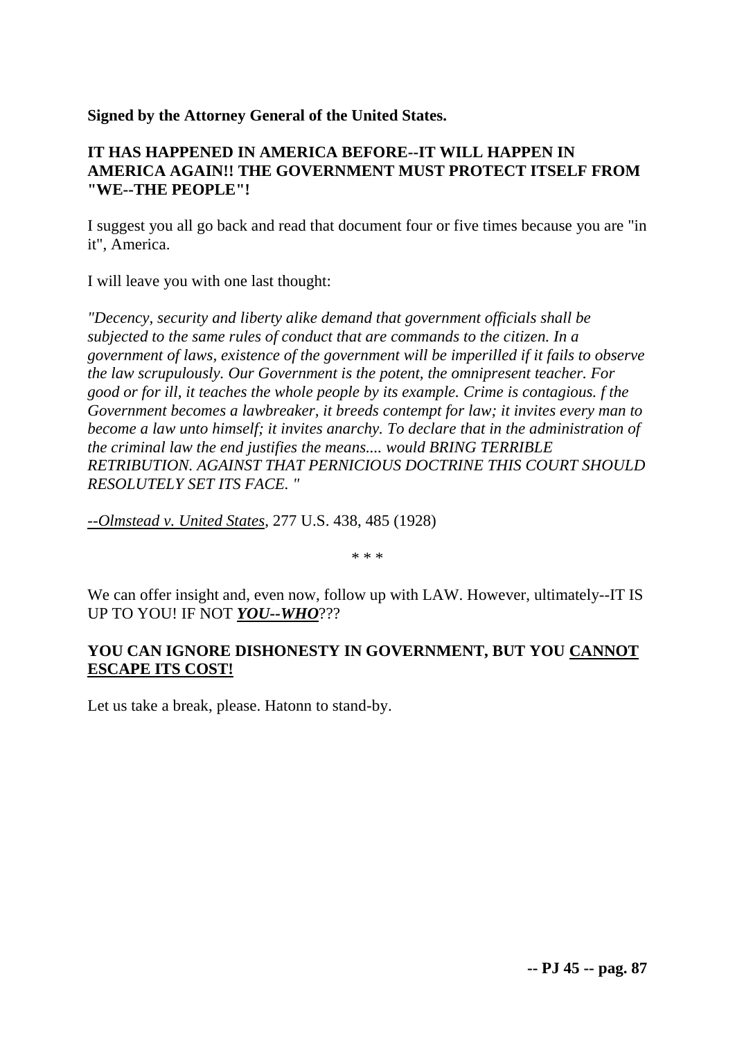**Signed by the Attorney General of the United States.**

**IT HAS HAPPENED IN AMERICA BEFORE--IT WILL HAPPEN IN AMERICA AGAIN!! THE GOVERNMENT MUST PROTECT ITSELF FROM "WE--THE PEOPLE"!**

I suggest you all go back and read that document four or five times because you are "in it", America.

I will leave you with one last thought:

*"Decency, security and liberty alike demand that government officials shall be subjected to the same rules of conduct that are commands to the citizen. In a government of laws, existence of the government will be imperilled if it fails to observe the law scrupulously. Our Government is the potent, the omnipresent teacher. For good or for ill, it teaches the whole people by its example. Crime is contagious. f the Government becomes a lawbreaker, it breeds contempt for law; it invites every man to become a law unto himself; it invites anarchy. To declare that in the administration of the criminal law the end justifies the means.... would BRING TERRIBLE RETRIBUTION. AGAINST THAT PERNICIOUS DOCTRINE THIS COURT SHOULD RESOLUTELY SET ITS FACE. "*

*--Olmstead v. United States*, 277 U.S. 438, 485 (1928)

\* \* \*

We can offer insight and, even now, follow up with LAW. However, ultimately--IT IS UP TO YOU! IF NOT ***YOU--WHO***???

**YOU CAN IGNORE DISHONESTY IN GOVERNMENT, BUT YOU CANNOT ESCAPE ITS COST!**

Let us take a break, please. Hatonn to stand-by.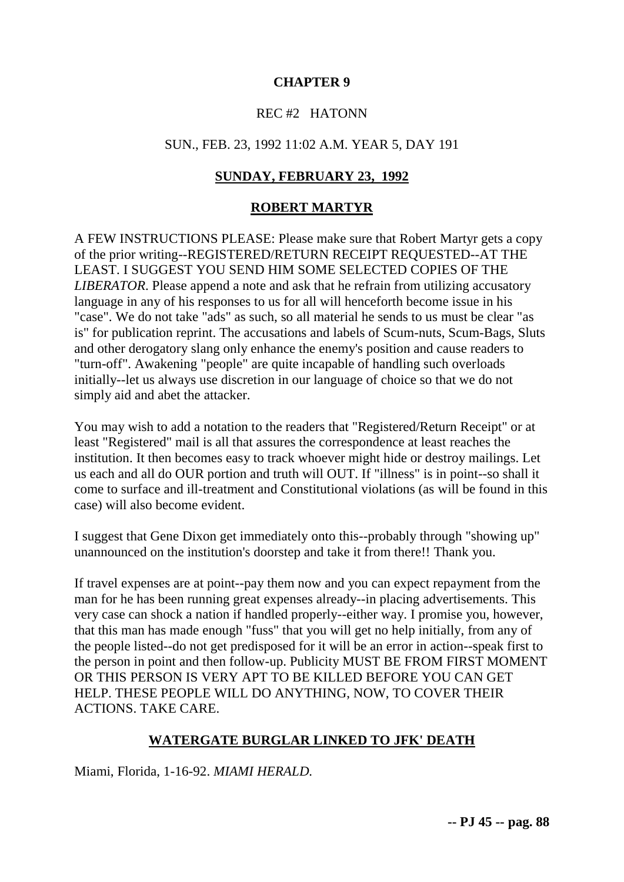# CHAPTER 9

REC #2 HATONN

SUN., FEB. 23, 1992 11:02 A.M. YEAR 5, DAY 191

## SUNDAY, FEBRUARY 23, 1992

## ROBERT MARTYR

A FEW INSTRUCTIONS PLEASE: Please make sure that Robert Martyr gets a copy of the prior writing--REGISTERED/RETURN RECEIPT REQUESTED--AT THE LEAST. I SUGGEST YOU SEND HIM SOME SELECTED COPIES OF THE *LIBERATOR*. Please append a note and ask that he refrain from utilizing accusatory language in any of his responses to us for all will henceforth become issue in his "case". We do not take "ads" as such, so all material he sends to us must be clear "as is" for publication reprint. The accusations and labels of Scum-nuts, Scum-Bags, Sluts and other derogatory slang only enhance the enemy's position and cause readers to "turn-off". Awakening "people" are quite incapable of handling such overloads initially--let us always use discretion in our language of choice so that we do not simply aid and abet the attacker.

You may wish to add a notation to the readers that "Registered/Return Receipt" or at least "Registered" mail is all that assures the correspondence at least reaches the institution. It then becomes easy to track whoever might hide or destroy mailings. Let us each and all do OUR portion and truth will OUT. If "illness" is in point--so shall it come to surface and ill-treatment and Constitutional violations (as will be found in this case) will also become evident.

I suggest that Gene Dixon get immediately onto this--probably through "showing up" unannounced on the institution's doorstep and take it from there!! Thank you.

If travel expenses are at point--pay them now and you can expect repayment from the man for he has been running great expenses already--in placing advertisements. This very case can shock a nation if handled properly--either way. I promise you, however, that this man has made enough "fuss" that you will get no help initially, from any of the people listed--do not get predisposed for it will be an error in action--speak first to the person in point and then follow-up. Publicity MUST BE FROM FIRST MOMENT OR THIS PERSON IS VERY APT TO BE KILLED BEFORE YOU CAN GET HELP. THESE PEOPLE WILL DO ANYTHING, NOW, TO COVER THEIR ACTIONS. TAKE CARE.

## WATERGATE BURGLAR LINKED TO JFK' DEATH

Miami, Florida, 1-16-92. *MIAMI HERALD.*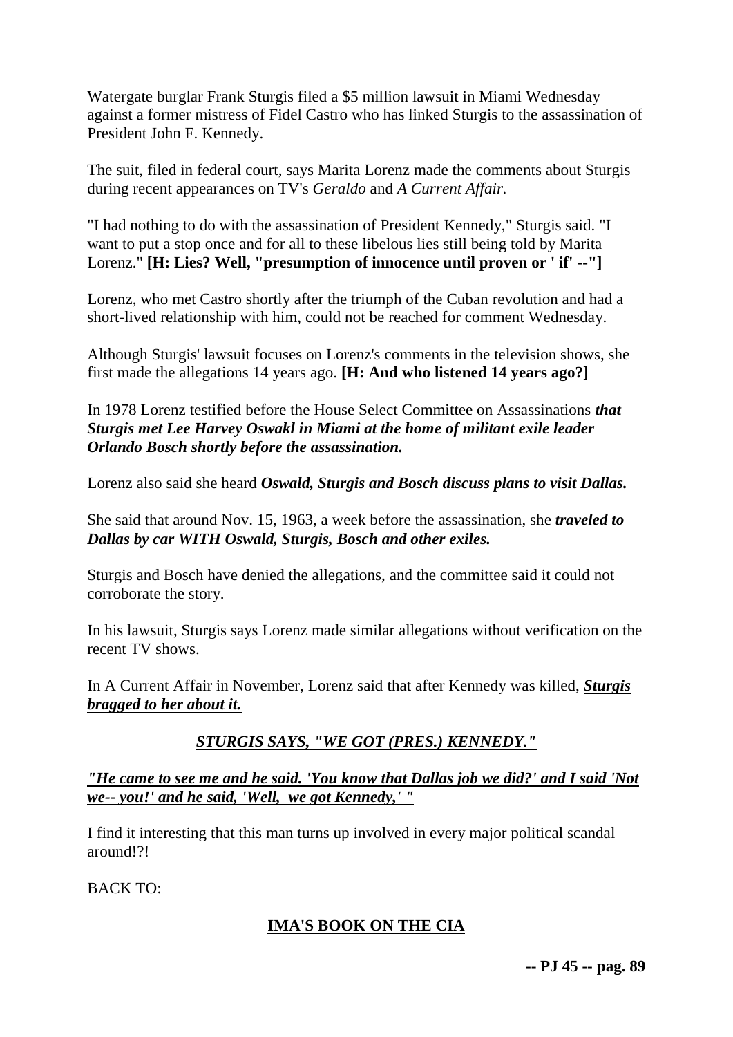Watergate burglar Frank Sturgis filed a $5 million lawsuit in Miami Wednesday against a former mistress of Fidel Castro who has linked Sturgis to the assassination of President John F. Kennedy.

The suit, filed in federal court, says Marita Lorenz made the comments about Sturgis during recent appearances on TV's *Geraldo* and *A Current Affair.*

"I had nothing to do with the assassination of President Kennedy," Sturgis said. "I want to put a stop once and for all to these libelous lies still being told by Marita Lorenz." **[H: Lies? Well, "presumption of innocence until proven or ' if' --"]**

Lorenz, who met Castro shortly after the triumph of the Cuban revolution and had a short-lived relationship with him, could not be reached for comment Wednesday.

Although Sturgis' lawsuit focuses on Lorenz's comments in the television shows, she first made the allegations 14 years ago. **[H: And who listened 14 years ago?]**

In 1978 Lorenz testified before the House Select Committee on Assassinations ***that Sturgis met Lee Harvey Oswakl in Miami at the home of militant exile leader Orlando Bosch shortly before the assassination.***

Lorenz also said she heard ***Oswald, Sturgis and Bosch discuss plans to visit Dallas.***

She said that around Nov. 15, 1963, a week before the assassination, she ***traveled to Dallas by car WITH Oswald, Sturgis, Bosch and other exiles.***

Sturgis and Bosch have denied the allegations, and the committee said it could not corroborate the story.

In his lawsuit, Sturgis says Lorenz made similar allegations without verification on the recent TV shows.

In A Current Affair in November, Lorenz said that after Kennedy was killed, ***<u>Sturgis bragged to her about it.</u>***

***<u>STURGIS SAYS, "WE GOT (PRES.) KENNEDY."</u>***

***<u>"He came to see me and he said. 'You know that Dallas job we did?' and I said 'Not we-- you!' and he said, 'Well, we got Kennedy,' "</u>***

I find it interesting that this man turns up involved in every major political scandal around!?!

BACK TO:

**<u>IMA'S BOOK ON THE CIA</u>**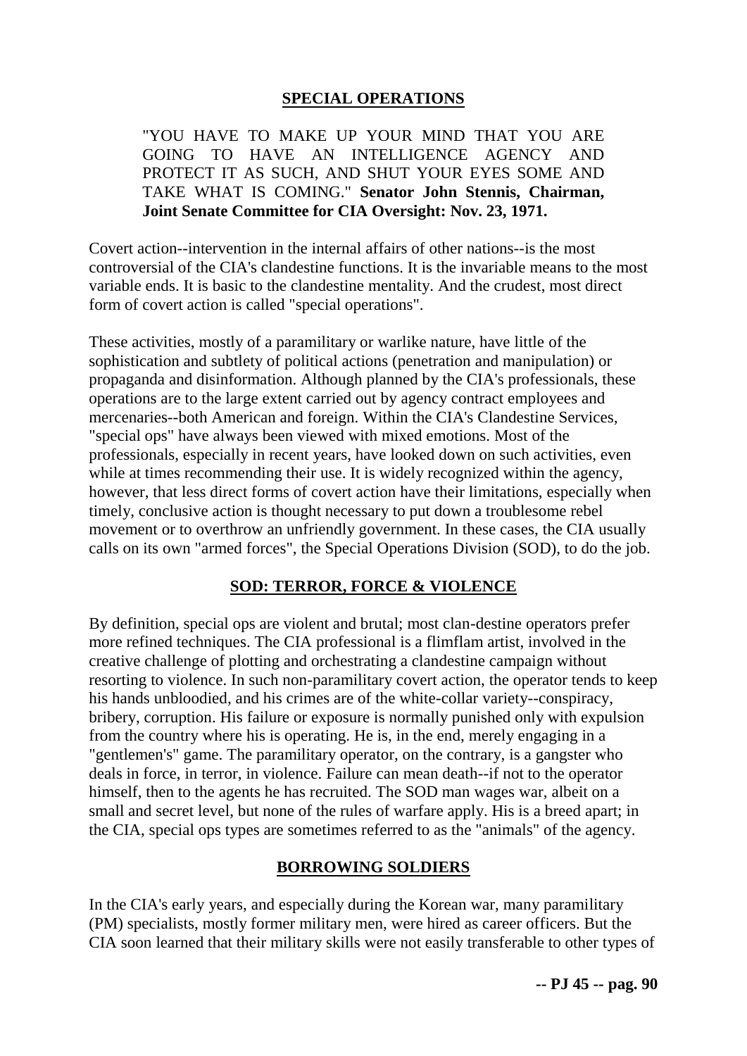## SPECIAL OPERATIONS

> "YOU HAVE TO MAKE UP YOUR MIND THAT YOU ARE GOING TO HAVE AN INTELLIGENCE AGENCY AND PROTECT IT AS SUCH, AND SHUT YOUR EYES SOME AND TAKE WHAT IS COMING." **Senator John Stennis, Chairman, Joint Senate Committee for CIA Oversight: Nov. 23, 1971.**

Covert action--intervention in the internal affairs of other nations--is the most controversial of the CIA's clandestine functions. It is the invariable means to the most variable ends. It is basic to the clandestine mentality. And the crudest, most direct form of covert action is called "special operations".

These activities, mostly of a paramilitary or warlike nature, have little of the sophistication and subtlety of political actions (penetration and manipulation) or propaganda and disinformation. Although planned by the CIA's professionals, these operations are to the large extent carried out by agency contract employees and mercenaries--both American and foreign. Within the CIA's Clandestine Services, "special ops" have always been viewed with mixed emotions. Most of the professionals, especially in recent years, have looked down on such activities, even while at times recommending their use. It is widely recognized within the agency, however, that less direct forms of covert action have their limitations, especially when timely, conclusive action is thought necessary to put down a troublesome rebel movement or to overthrow an unfriendly government. In these cases, the CIA usually calls on its own "armed forces", the Special Operations Division (SOD), to do the job.

## SOD: TERROR, FORCE & VIOLENCE

By definition, special ops are violent and brutal; most clan-destine operators prefer more refined techniques. The CIA professional is a flimflam artist, involved in the creative challenge of plotting and orchestrating a clandestine campaign without resorting to violence. In such non-paramilitary covert action, the operator tends to keep his hands unbloodied, and his crimes are of the white-collar variety--conspiracy, bribery, corruption. His failure or exposure is normally punished only with expulsion from the country where his is operating. He is, in the end, merely engaging in a "gentlemen's" game. The paramilitary operator, on the contrary, is a gangster who deals in force, in terror, in violence. Failure can mean death--if not to the operator himself, then to the agents he has recruited. The SOD man wages war, albeit on a small and secret level, but none of the rules of warfare apply. His is a breed apart; in the CIA, special ops types are sometimes referred to as the "animals" of the agency.

## BORROWING SOLDIERS

In the CIA's early years, and especially during the Korean war, many paramilitary (PM) specialists, mostly former military men, were hired as career officers. But the CIA soon learned that their military skills were not easily transferable to other types of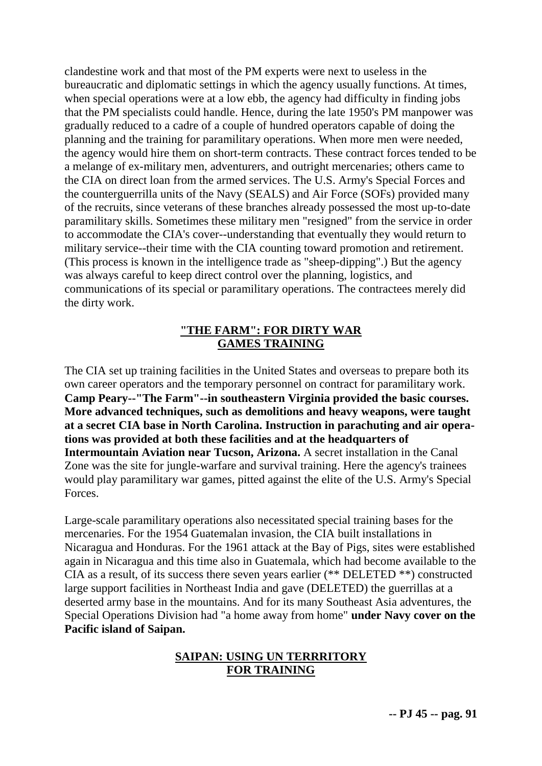clandestine work and that most of the PM experts were next to useless in the bureaucratic and diplomatic settings in which the agency usually functions. At times, when special operations were at a low ebb, the agency had difficulty in finding jobs that the PM specialists could handle. Hence, during the late 1950's PM manpower was gradually reduced to a cadre of a couple of hundred operators capable of doing the planning and the training for paramilitary operations. When more men were needed, the agency would hire them on short-term contracts. These contract forces tended to be a melange of ex-military men, adventurers, and outright mercenaries; others came to the CIA on direct loan from the armed services. The U.S. Army's Special Forces and the counterguerrilla units of the Navy (SEALS) and Air Force (SOFs) provided many of the recruits, since veterans of these branches already possessed the most up-to-date paramilitary skills. Sometimes these military men "resigned" from the service in order to accommodate the CIA's cover--understanding that eventually they would return to military service--their time with the CIA counting toward promotion and retirement. (This process is known in the intelligence trade as "sheep-dipping".) But the agency was always careful to keep direct control over the planning, logistics, and communications of its special or paramilitary operations. The contractees merely did the dirty work.

## "THE FARM": FOR DIRTY WAR GAMES TRAINING

The CIA set up training facilities in the United States and overseas to prepare both its own career operators and the temporary personnel on contract for paramilitary work. **Camp Peary--"The Farm"--in southeastern Virginia provided the basic courses. More advanced techniques, such as demolitions and heavy weapons, were taught at a secret CIA base in North Carolina. Instruction in parachuting and air operations was provided at both these facilities and at the headquarters of Intermountain Aviation near Tucson, Arizona.** A secret installation in the Canal Zone was the site for jungle-warfare and survival training. Here the agency's trainees would play paramilitary war games, pitted against the elite of the U.S. Army's Special Forces.

Large-scale paramilitary operations also necessitated special training bases for the mercenaries. For the 1954 Guatemalan invasion, the CIA built installations in Nicaragua and Honduras. For the 1961 attack at the Bay of Pigs, sites were established again in Nicaragua and this time also in Guatemala, which had become available to the CIA as a result, of its success there seven years earlier (** DELETED **) constructed large support facilities in Northeast India and gave (DELETED) the guerrillas at a deserted army base in the mountains. And for its many Southeast Asia adventures, the Special Operations Division had "a home away from home" **under Navy cover on the Pacific island of Saipan.**

## SAIPAN: USING UN TERRRITORY FOR TRAINING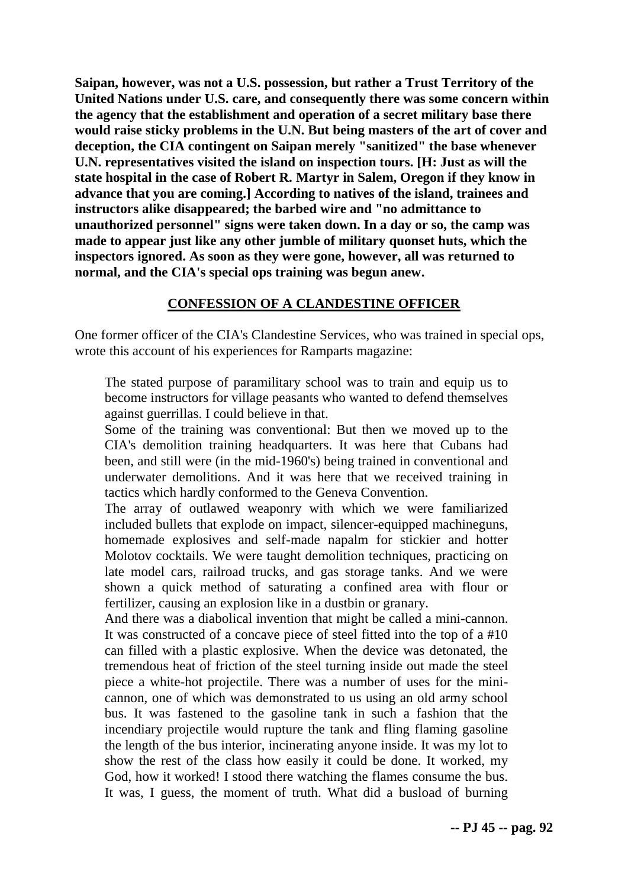**Saipan, however, was not a U.S. possession, but rather a Trust Territory of the United Nations under U.S. care, and consequently there was some concern within the agency that the establishment and operation of a secret military base there would raise sticky problems in the U.N. But being masters of the art of cover and deception, the CIA contingent on Saipan merely "sanitized" the base whenever U.N. representatives visited the island on inspection tours. [H: Just as will the state hospital in the case of Robert R. Martyr in Salem, Oregon if they know in advance that you are coming.] According to natives of the island, trainees and instructors alike disappeared; the barbed wire and "no admittance to unauthorized personnel" signs were taken down. In a day or so, the camp was made to appear just like any other jumble of military quonset huts, which the inspectors ignored. As soon as they were gone, however, all was returned to normal, and the CIA's special ops training was begun anew.**

## CONFESSION OF A CLANDESTINE OFFICER

One former officer of the CIA's Clandestine Services, who was trained in special ops, wrote this account of his experiences for Ramparts magazine:

> The stated purpose of paramilitary school was to train and equip us to become instructors for village peasants who wanted to defend themselves against guerrillas. I could believe in that.
>
> Some of the training was conventional: But then we moved up to the CIA's demolition training headquarters. It was here that Cubans had been, and still were (in the mid-1960's) being trained in conventional and underwater demolitions. And it was here that we received training in tactics which hardly conformed to the Geneva Convention.
>
> The array of outlawed weaponry with which we were familiarized included bullets that explode on impact, silencer-equipped machineguns, homemade explosives and self-made napalm for stickier and hotter Molotov cocktails. We were taught demolition techniques, practicing on late model cars, railroad trucks, and gas storage tanks. And we were shown a quick method of saturating a confined area with flour or fertilizer, causing an explosion like in a dustbin or granary.
>
> And there was a diabolical invention that might be called a mini-cannon. It was constructed of a concave piece of steel fitted into the top of a #10 can filled with a plastic explosive. When the device was detonated, the tremendous heat of friction of the steel turning inside out made the steel piece a white-hot projectile. There was a number of uses for the mini-cannon, one of which was demonstrated to us using an old army school bus. It was fastened to the gasoline tank in such a fashion that the incendiary projectile would rupture the tank and fling flaming gasoline the length of the bus interior, incinerating anyone inside. It was my lot to show the rest of the class how easily it could be done. It worked, my God, how it worked! I stood there watching the flames consume the bus. It was, I guess, the moment of truth. What did a busload of burning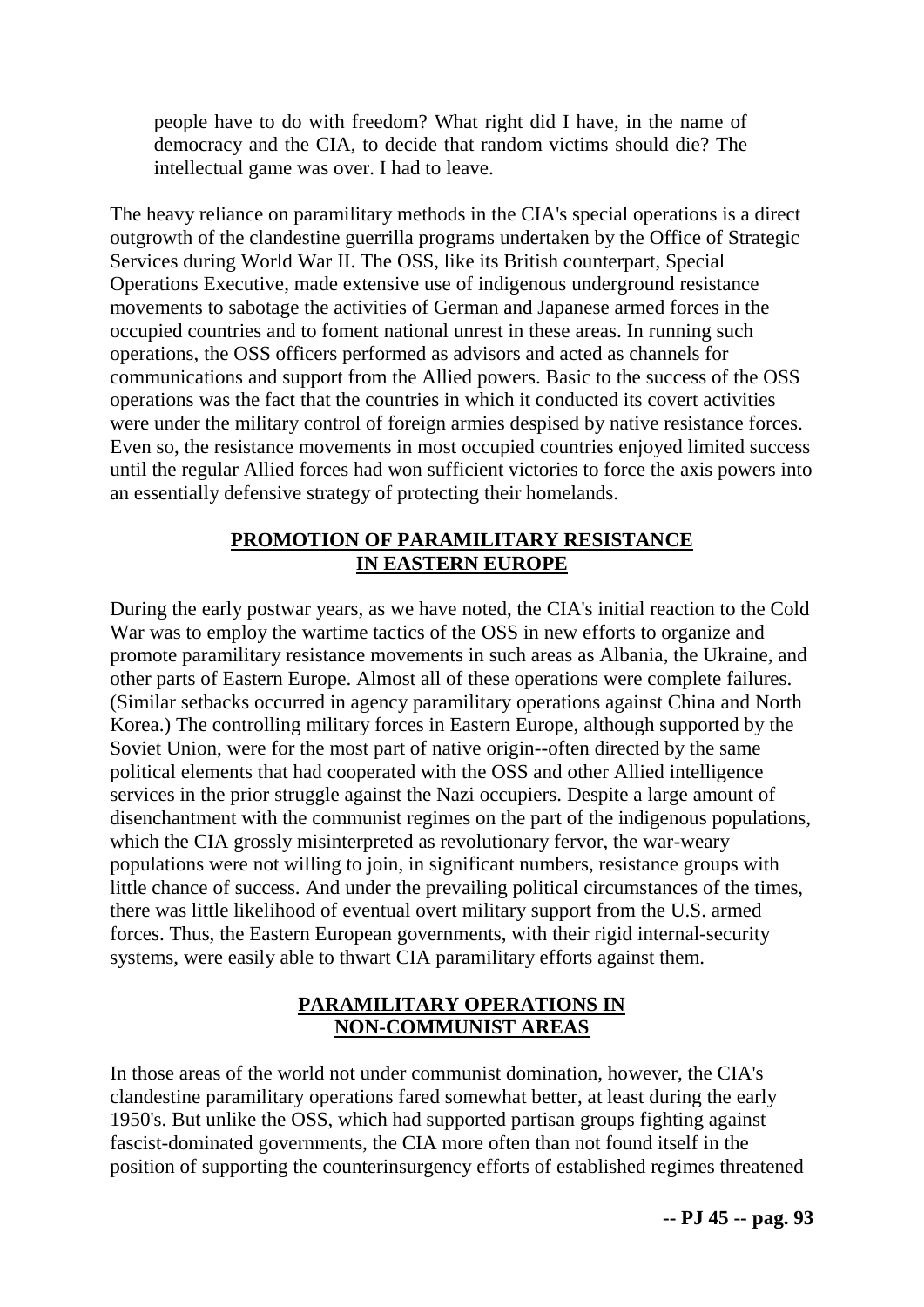people have to do with freedom? What right did I have, in the name of democracy and the CIA, to decide that random victims should die? The intellectual game was over. I had to leave.

The heavy reliance on paramilitary methods in the CIA's special operations is a direct outgrowth of the clandestine guerrilla programs undertaken by the Office of Strategic Services during World War II. The OSS, like its British counterpart, Special Operations Executive, made extensive use of indigenous underground resistance movements to sabotage the activities of German and Japanese armed forces in the occupied countries and to foment national unrest in these areas. In running such operations, the OSS officers performed as advisors and acted as channels for communications and support from the Allied powers. Basic to the success of the OSS operations was the fact that the countries in which it conducted its covert activities were under the military control of foreign armies despised by native resistance forces. Even so, the resistance movements in most occupied countries enjoyed limited success until the regular Allied forces had won sufficient victories to force the axis powers into an essentially defensive strategy of protecting their homelands.

## PROMOTION OF PARAMILITARY RESISTANCE IN EASTERN EUROPE

During the early postwar years, as we have noted, the CIA's initial reaction to the Cold War was to employ the wartime tactics of the OSS in new efforts to organize and promote paramilitary resistance movements in such areas as Albania, the Ukraine, and other parts of Eastern Europe. Almost all of these operations were complete failures. (Similar setbacks occurred in agency paramilitary operations against China and North Korea.) The controlling military forces in Eastern Europe, although supported by the Soviet Union, were for the most part of native origin--often directed by the same political elements that had cooperated with the OSS and other Allied intelligence services in the prior struggle against the Nazi occupiers. Despite a large amount of disenchantment with the communist regimes on the part of the indigenous populations, which the CIA grossly misinterpreted as revolutionary fervor, the war-weary populations were not willing to join, in significant numbers, resistance groups with little chance of success. And under the prevailing political circumstances of the times, there was little likelihood of eventual overt military support from the U.S. armed forces. Thus, the Eastern European governments, with their rigid internal-security systems, were easily able to thwart CIA paramilitary efforts against them.

## PARAMILITARY OPERATIONS IN NON-COMMUNIST AREAS

In those areas of the world not under communist domination, however, the CIA's clandestine paramilitary operations fared somewhat better, at least during the early 1950's. But unlike the OSS, which had supported partisan groups fighting against fascist-dominated governments, the CIA more often than not found itself in the position of supporting the counterinsurgency efforts of established regimes threatened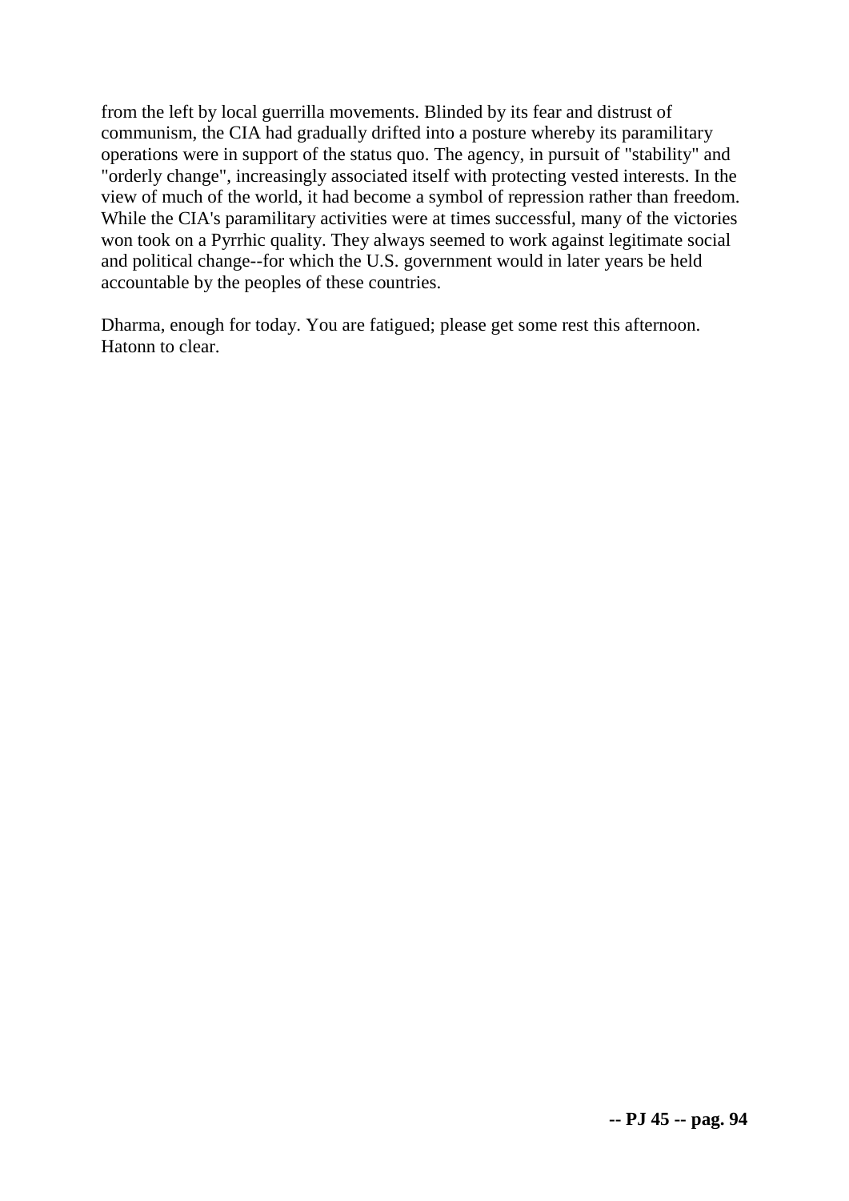from the left by local guerrilla movements. Blinded by its fear and distrust of communism, the CIA had gradually drifted into a posture whereby its paramilitary operations were in support of the status quo. The agency, in pursuit of "stability" and "orderly change", increasingly associated itself with protecting vested interests. In the view of much of the world, it had become a symbol of repression rather than freedom. While the CIA's paramilitary activities were at times successful, many of the victories won took on a Pyrrhic quality. They always seemed to work against legitimate social and political change--for which the U.S. government would in later years be held accountable by the peoples of these countries.

Dharma, enough for today. You are fatigued; please get some rest this afternoon. Hatonn to clear.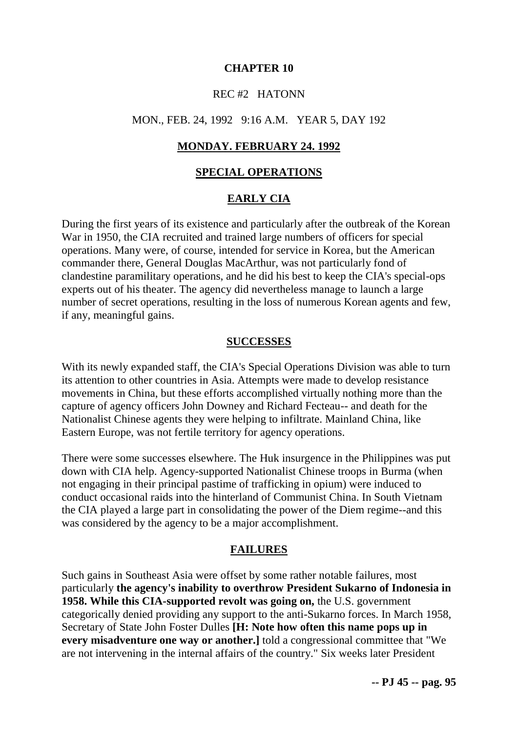# CHAPTER 10

REC #2 HATONN

MON., FEB. 24, 1992 9:16 A.M. YEAR 5, DAY 192

## MONDAY. FEBRUARY 24. 1992

## SPECIAL OPERATIONS

## EARLY CIA

During the first years of its existence and particularly after the outbreak of the Korean War in 1950, the CIA recruited and trained large numbers of officers for special operations. Many were, of course, intended for service in Korea, but the American commander there, General Douglas MacArthur, was not particularly fond of clandestine paramilitary operations, and he did his best to keep the CIA's special-ops experts out of his theater. The agency did nevertheless manage to launch a large number of secret operations, resulting in the loss of numerous Korean agents and few, if any, meaningful gains.

## SUCCESSES

With its newly expanded staff, the CIA's Special Operations Division was able to turn its attention to other countries in Asia. Attempts were made to develop resistance movements in China, but these efforts accomplished virtually nothing more than the capture of agency officers John Downey and Richard Fecteau-- and death for the Nationalist Chinese agents they were helping to infiltrate. Mainland China, like Eastern Europe, was not fertile territory for agency operations.

There were some successes elsewhere. The Huk insurgence in the Philippines was put down with CIA help. Agency-supported Nationalist Chinese troops in Burma (when not engaging in their principal pastime of trafficking in opium) were induced to conduct occasional raids into the hinterland of Communist China. In South Vietnam the CIA played a large part in consolidating the power of the Diem regime--and this was considered by the agency to be a major accomplishment.

## FAILURES

Such gains in Southeast Asia were offset by some rather notable failures, most particularly **the agency's inability to overthrow President Sukarno of Indonesia in 1958. While this CIA-supported revolt was going on,** the U.S. government categorically denied providing any support to the anti-Sukarno forces. In March 1958, Secretary of State John Foster Dulles **[H: Note how often this name pops up in every misadventure one way or another.]** told a congressional committee that "We are not intervening in the internal affairs of the country." Six weeks later President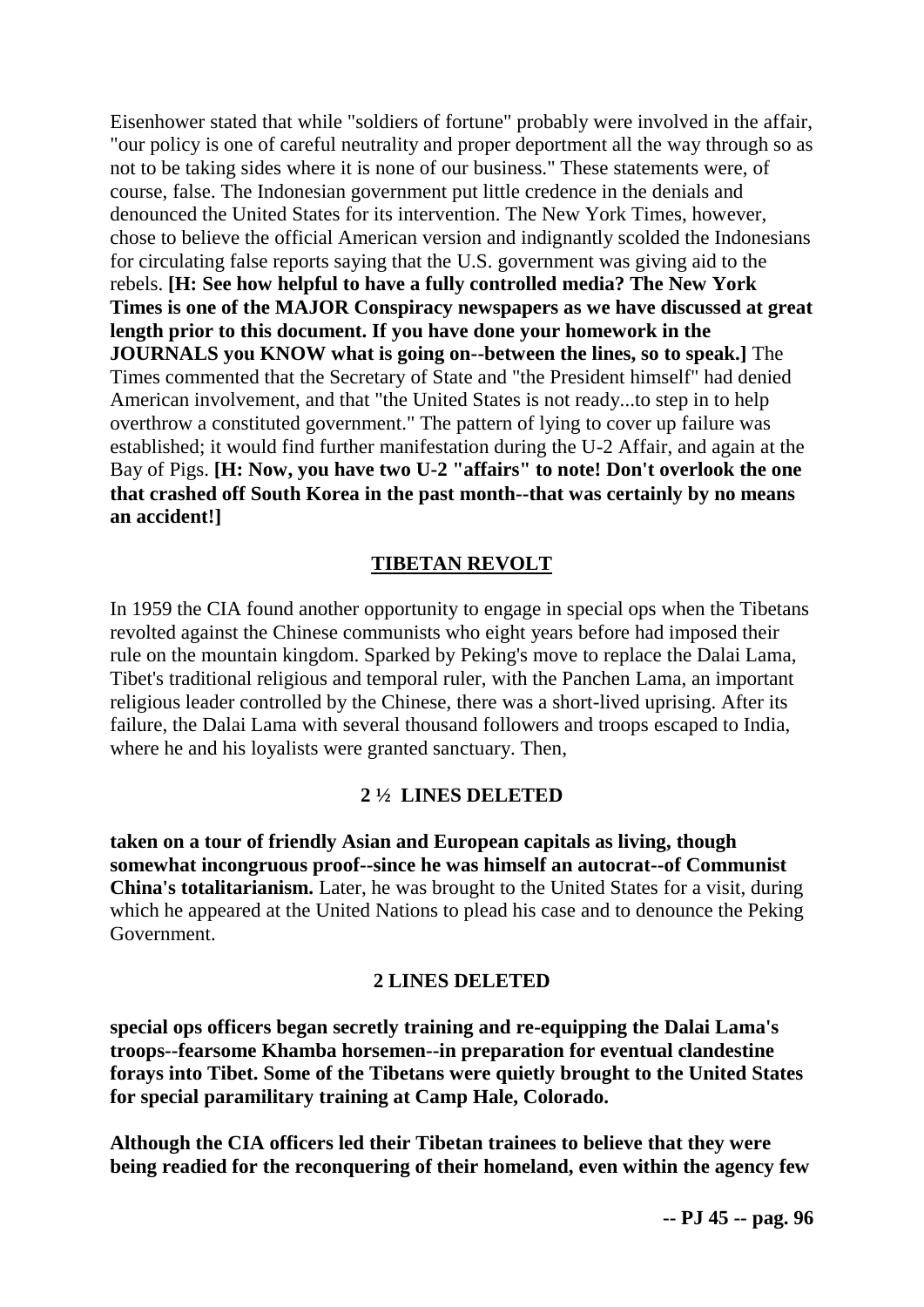Eisenhower stated that while "soldiers of fortune" probably were involved in the affair, "our policy is one of careful neutrality and proper deportment all the way through so as not to be taking sides where it is none of our business." These statements were, of course, false. The Indonesian government put little credence in the denials and denounced the United States for its intervention. The New York Times, however, chose to believe the official American version and indignantly scolded the Indonesians for circulating false reports saying that the U.S. government was giving aid to the rebels. **[H: See how helpful to have a fully controlled media? The New York Times is one of the MAJOR Conspiracy newspapers as we have discussed at great length prior to this document. If you have done your homework in the JOURNALS you KNOW what is going on--between the lines, so to speak.]** The Times commented that the Secretary of State and "the President himself" had denied American involvement, and that "the United States is not ready...to step in to help overthrow a constituted government." The pattern of lying to cover up failure was established; it would find further manifestation during the U-2 Affair, and again at the Bay of Pigs. **[H: Now, you have two U-2 "affairs" to note! Don't overlook the one that crashed off South Korea in the past month--that was certainly by no means an accident!]**

## TIBETAN REVOLT

In 1959 the CIA found another opportunity to engage in special ops when the Tibetans revolted against the Chinese communists who eight years before had imposed their rule on the mountain kingdom. Sparked by Peking's move to replace the Dalai Lama, Tibet's traditional religious and temporal ruler, with the Panchen Lama, an important religious leader controlled by the Chinese, there was a short-lived uprising. After its failure, the Dalai Lama with several thousand followers and troops escaped to India, where he and his loyalists were granted sanctuary. Then,

**2 ½ LINES DELETED**

**taken on a tour of friendly Asian and European capitals as living, though somewhat incongruous proof--since he was himself an autocrat--of Communist China's totalitarianism.** Later, he was brought to the United States for a visit, during which he appeared at the United Nations to plead his case and to denounce the Peking Government.

**2 LINES DELETED**

**special ops officers began secretly training and re-equipping the Dalai Lama's troops--fearsome Khamba horsemen--in preparation for eventual clandestine forays into Tibet. Some of the Tibetans were quietly brought to the United States for special paramilitary training at Camp Hale, Colorado.**

**Although the CIA officers led their Tibetan trainees to believe that they were being readied for the reconquering of their homeland, even within the agency few**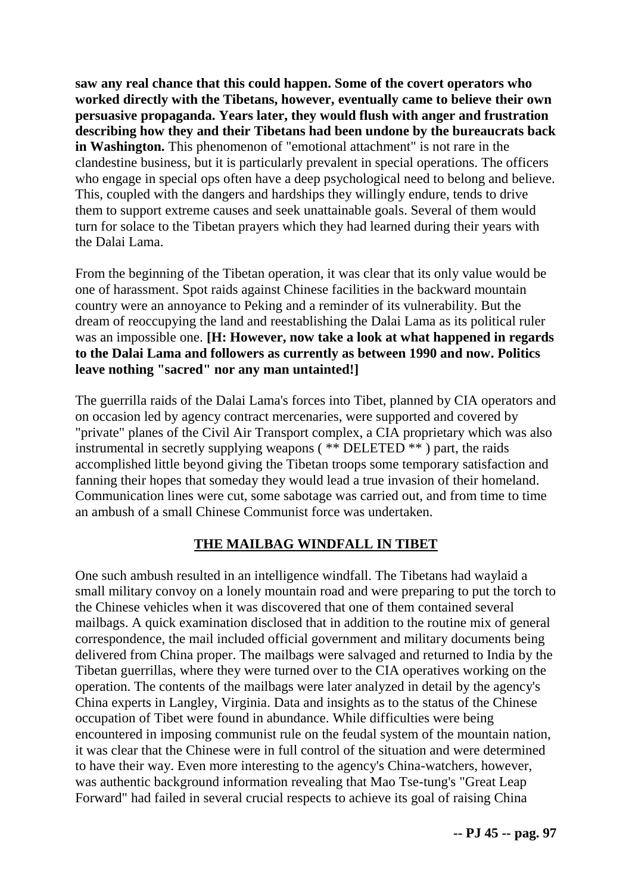**saw any real chance that this could happen. Some of the covert operators who worked directly with the Tibetans, however, eventually came to believe their own persuasive propaganda. Years later, they would flush with anger and frustration describing how they and their Tibetans had been undone by the bureaucrats back in Washington.** This phenomenon of "emotional attachment" is not rare in the clandestine business, but it is particularly prevalent in special operations. The officers who engage in special ops often have a deep psychological need to belong and believe. This, coupled with the dangers and hardships they willingly endure, tends to drive them to support extreme causes and seek unattainable goals. Several of them would turn for solace to the Tibetan prayers which they had learned during their years with the Dalai Lama.

From the beginning of the Tibetan operation, it was clear that its only value would be one of harassment. Spot raids against Chinese facilities in the backward mountain country were an annoyance to Peking and a reminder of its vulnerability. But the dream of reoccupying the land and reestablishing the Dalai Lama as its political ruler was an impossible one. **[H: However, now take a look at what happened in regards to the Dalai Lama and followers as currently as between 1990 and now. Politics leave nothing "sacred" nor any man untainted!]**

The guerrilla raids of the Dalai Lama's forces into Tibet, planned by CIA operators and on occasion led by agency contract mercenaries, were supported and covered by "private" planes of the Civil Air Transport complex, a CIA proprietary which was also instrumental in secretly supplying weapons ( ** DELETED ** ) part, the raids accomplished little beyond giving the Tibetan troops some temporary satisfaction and fanning their hopes that someday they would lead a true invasion of their homeland. Communication lines were cut, some sabotage was carried out, and from time to time an ambush of a small Chinese Communist force was undertaken.

## THE MAILBAG WINDFALL IN TIBET

One such ambush resulted in an intelligence windfall. The Tibetans had waylaid a small military convoy on a lonely mountain road and were preparing to put the torch to the Chinese vehicles when it was discovered that one of them contained several mailbags. A quick examination disclosed that in addition to the routine mix of general correspondence, the mail included official government and military documents being delivered from China proper. The mailbags were salvaged and returned to India by the Tibetan guerrillas, where they were turned over to the CIA operatives working on the operation. The contents of the mailbags were later analyzed in detail by the agency's China experts in Langley, Virginia. Data and insights as to the status of the Chinese occupation of Tibet were found in abundance. While difficulties were being encountered in imposing communist rule on the feudal system of the mountain nation, it was clear that the Chinese were in full control of the situation and were determined to have their way. Even more interesting to the agency's China-watchers, however, was authentic background information revealing that Mao Tse-tung's "Great Leap Forward" had failed in several crucial respects to achieve its goal of raising China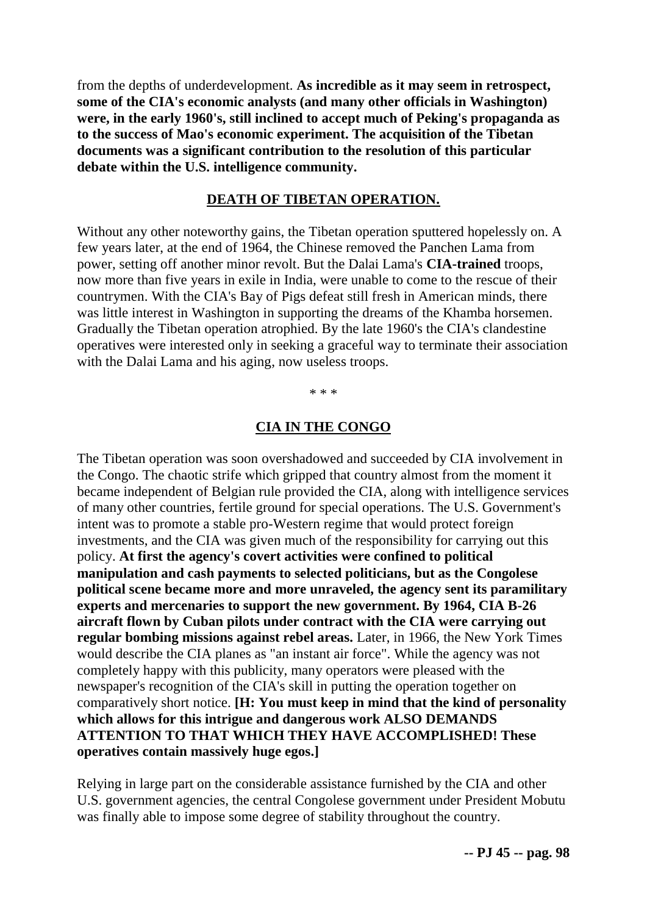from the depths of underdevelopment. **As incredible as it may seem in retrospect, some of the CIA's economic analysts (and many other officials in Washington) were, in the early 1960's, still inclined to accept much of Peking's propaganda as to the success of Mao's economic experiment. The acquisition of the Tibetan documents was a significant contribution to the resolution of this particular debate within the U.S. intelligence community.**

## DEATH OF TIBETAN OPERATION.

Without any other noteworthy gains, the Tibetan operation sputtered hopelessly on. A few years later, at the end of 1964, the Chinese removed the Panchen Lama from power, setting off another minor revolt. But the Dalai Lama's **CIA-trained** troops, now more than five years in exile in India, were unable to come to the rescue of their countrymen. With the CIA's Bay of Pigs defeat still fresh in American minds, there was little interest in Washington in supporting the dreams of the Khamba horsemen. Gradually the Tibetan operation atrophied. By the late 1960's the CIA's clandestine operatives were interested only in seeking a graceful way to terminate their association with the Dalai Lama and his aging, now useless troops.

* * *

## CIA IN THE CONGO

The Tibetan operation was soon overshadowed and succeeded by CIA involvement in the Congo. The chaotic strife which gripped that country almost from the moment it became independent of Belgian rule provided the CIA, along with intelligence services of many other countries, fertile ground for special operations. The U.S. Government's intent was to promote a stable pro-Western regime that would protect foreign investments, and the CIA was given much of the responsibility for carrying out this policy. **At first the agency's covert activities were confined to political manipulation and cash payments to selected politicians, but as the Congolese political scene became more and more unraveled, the agency sent its paramilitary experts and mercenaries to support the new government. By 1964, CIA B-26 aircraft flown by Cuban pilots under contract with the CIA were carrying out regular bombing missions against rebel areas.** Later, in 1966, the New York Times would describe the CIA planes as "an instant air force". While the agency was not completely happy with this publicity, many operators were pleased with the newspaper's recognition of the CIA's skill in putting the operation together on comparatively short notice. **[H: You must keep in mind that the kind of personality which allows for this intrigue and dangerous work ALSO DEMANDS ATTENTION TO THAT WHICH THEY HAVE ACCOMPLISHED! These operatives contain massively huge egos.]**

Relying in large part on the considerable assistance furnished by the CIA and other U.S. government agencies, the central Congolese government under President Mobutu was finally able to impose some degree of stability throughout the country.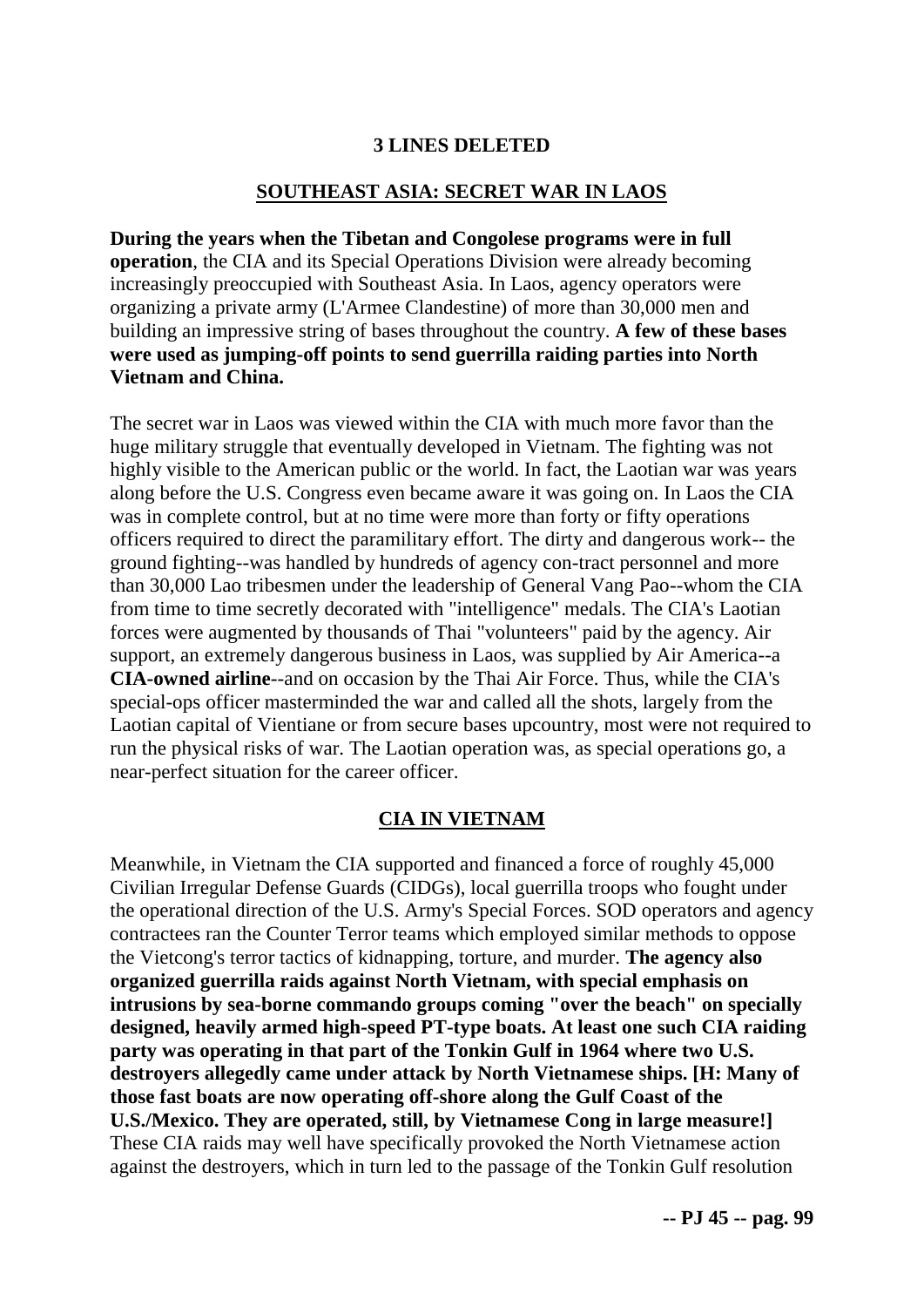**3 LINES DELETED**

## SOUTHEAST ASIA: SECRET WAR IN LAOS

**During the years when the Tibetan and Congolese programs were in full operation**, the CIA and its Special Operations Division were already becoming increasingly preoccupied with Southeast Asia. In Laos, agency operators were organizing a private army (L'Armee Clandestine) of more than 30,000 men and building an impressive string of bases throughout the country. **A few of these bases were used as jumping-off points to send guerrilla raiding parties into North Vietnam and China.**

The secret war in Laos was viewed within the CIA with much more favor than the huge military struggle that eventually developed in Vietnam. The fighting was not highly visible to the American public or the world. In fact, the Laotian war was years along before the U.S. Congress even became aware it was going on. In Laos the CIA was in complete control, but at no time were more than forty or fifty operations officers required to direct the paramilitary effort. The dirty and dangerous work-- the ground fighting--was handled by hundreds of agency con-tract personnel and more than 30,000 Lao tribesmen under the leadership of General Vang Pao--whom the CIA from time to time secretly decorated with "intelligence" medals. The CIA's Laotian forces were augmented by thousands of Thai "volunteers" paid by the agency. Air support, an extremely dangerous business in Laos, was supplied by Air America--a **CIA-owned airline**--and on occasion by the Thai Air Force. Thus, while the CIA's special-ops officer masterminded the war and called all the shots, largely from the Laotian capital of Vientiane or from secure bases upcountry, most were not required to run the physical risks of war. The Laotian operation was, as special operations go, a near-perfect situation for the career officer.

## CIA IN VIETNAM

Meanwhile, in Vietnam the CIA supported and financed a force of roughly 45,000 Civilian Irregular Defense Guards (CIDGs), local guerrilla troops who fought under the operational direction of the U.S. Army's Special Forces. SOD operators and agency contractees ran the Counter Terror teams which employed similar methods to oppose the Vietcong's terror tactics of kidnapping, torture, and murder. **The agency also organized guerrilla raids against North Vietnam, with special emphasis on intrusions by sea-borne commando groups coming "over the beach" on specially designed, heavily armed high-speed PT-type boats. At least one such CIA raiding party was operating in that part of the Tonkin Gulf in 1964 where two U.S. destroyers allegedly came under attack by North Vietnamese ships. [H: Many of those fast boats are now operating off-shore along the Gulf Coast of the U.S./Mexico. They are operated, still, by Vietnamese Cong in large measure!]** These CIA raids may well have specifically provoked the North Vietnamese action against the destroyers, which in turn led to the passage of the Tonkin Gulf resolution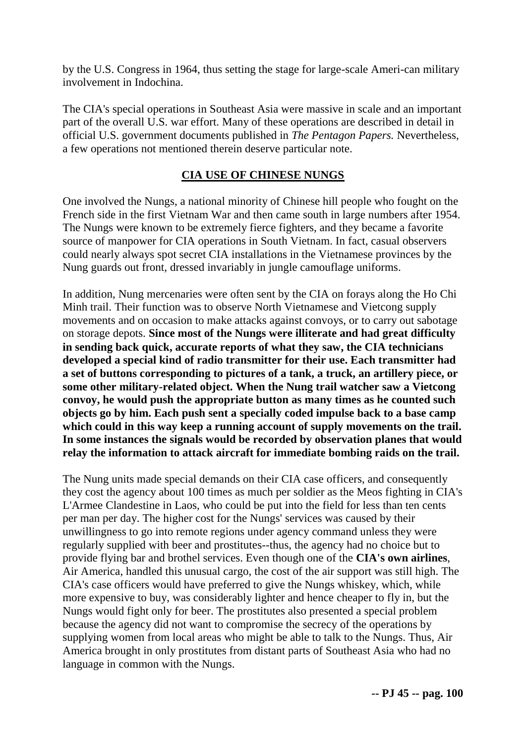by the U.S. Congress in 1964, thus setting the stage for large-scale Ameri-can military involvement in Indochina.

The CIA's special operations in Southeast Asia were massive in scale and an important part of the overall U.S. war effort. Many of these operations are described in detail in official U.S. government documents published in *The Pentagon Papers.* Nevertheless, a few operations not mentioned therein deserve particular note.

## CIA USE OF CHINESE NUNGS

One involved the Nungs, a national minority of Chinese hill people who fought on the French side in the first Vietnam War and then came south in large numbers after 1954. The Nungs were known to be extremely fierce fighters, and they became a favorite source of manpower for CIA operations in South Vietnam. In fact, casual observers could nearly always spot secret CIA installations in the Vietnamese provinces by the Nung guards out front, dressed invariably in jungle camouflage uniforms.

In addition, Nung mercenaries were often sent by the CIA on forays along the Ho Chi Minh trail. Their function was to observe North Vietnamese and Vietcong supply movements and on occasion to make attacks against convoys, or to carry out sabotage on storage depots. **Since most of the Nungs were illiterate and had great difficulty in sending back quick, accurate reports of what they saw, the CIA technicians developed a special kind of radio transmitter for their use. Each transmitter had a set of buttons corresponding to pictures of a tank, a truck, an artillery piece, or some other military-related object. When the Nung trail watcher saw a Vietcong convoy, he would push the appropriate button as many times as he counted such objects go by him. Each push sent a specially coded impulse back to a base camp which could in this way keep a running account of supply movements on the trail. In some instances the signals would be recorded by observation planes that would relay the information to attack aircraft for immediate bombing raids on the trail.**

The Nung units made special demands on their CIA case officers, and consequently they cost the agency about 100 times as much per soldier as the Meos fighting in CIA's L'Armee Clandestine in Laos, who could be put into the field for less than ten cents per man per day. The higher cost for the Nungs' services was caused by their unwillingness to go into remote regions under agency command unless they were regularly supplied with beer and prostitutes--thus, the agency had no choice but to provide flying bar and brothel services. Even though one of the **CIA's own airlines**, Air America, handled this unusual cargo, the cost of the air support was still high. The CIA's case officers would have preferred to give the Nungs whiskey, which, while more expensive to buy, was considerably lighter and hence cheaper to fly in, but the Nungs would fight only for beer. The prostitutes also presented a special problem because the agency did not want to compromise the secrecy of the operations by supplying women from local areas who might be able to talk to the Nungs. Thus, Air America brought in only prostitutes from distant parts of Southeast Asia who had no language in common with the Nungs.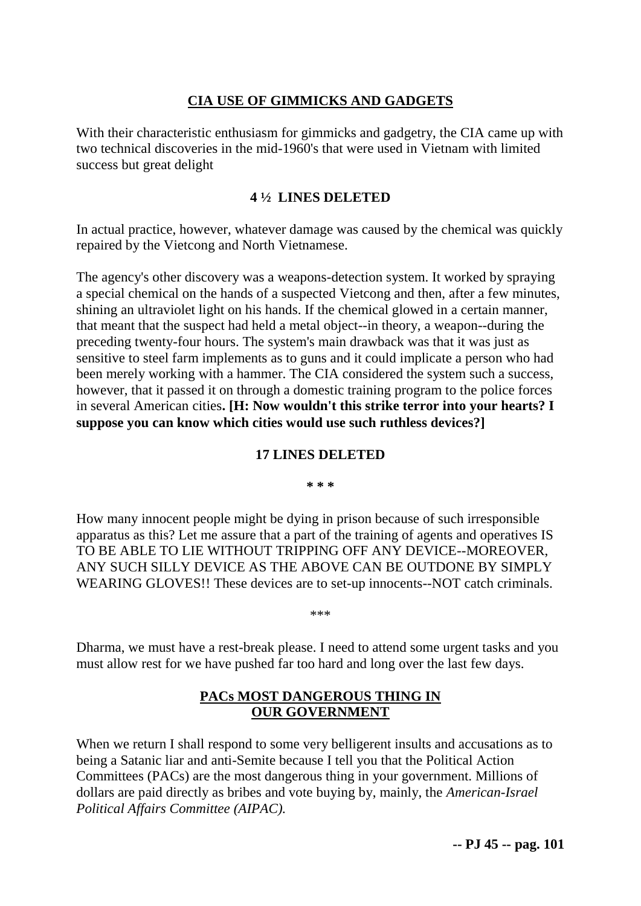## CIA USE OF GIMMICKS AND GADGETS

With their characteristic enthusiasm for gimmicks and gadgetry, the CIA came up with two technical discoveries in the mid-1960's that were used in Vietnam with limited success but great delight

**4 ½ LINES DELETED**

In actual practice, however, whatever damage was caused by the chemical was quickly repaired by the Vietcong and North Vietnamese.

The agency's other discovery was a weapons-detection system. It worked by spraying a special chemical on the hands of a suspected Vietcong and then, after a few minutes, shining an ultraviolet light on his hands. If the chemical glowed in a certain manner, that meant that the suspect had held a metal object--in theory, a weapon--during the preceding twenty-four hours. The system's main drawback was that it was just as sensitive to steel farm implements as to guns and it could implicate a person who had been merely working with a hammer. The CIA considered the system such a success, however, that it passed it on through a domestic training program to the police forces in several American cities**. [H: Now wouldn't this strike terror into your hearts? I suppose you can know which cities would use such ruthless devices?]**

**17 LINES DELETED**

**\* \* \***

How many innocent people might be dying in prison because of such irresponsible apparatus as this? Let me assure that a part of the training of agents and operatives IS TO BE ABLE TO LIE WITHOUT TRIPPING OFF ANY DEVICE--MOREOVER, ANY SUCH SILLY DEVICE AS THE ABOVE CAN BE OUTDONE BY SIMPLY WEARING GLOVES!! These devices are to set-up innocents--NOT catch criminals.

\*\*\*

Dharma, we must have a rest-break please. I need to attend some urgent tasks and you must allow rest for we have pushed far too hard and long over the last few days.

## PACs MOST DANGEROUS THING IN OUR GOVERNMENT

When we return I shall respond to some very belligerent insults and accusations as to being a Satanic liar and anti-Semite because I tell you that the Political Action Committees (PACs) are the most dangerous thing in your government. Millions of dollars are paid directly as bribes and vote buying by, mainly, the *American-Israel Political Affairs Committee (AIPAC).*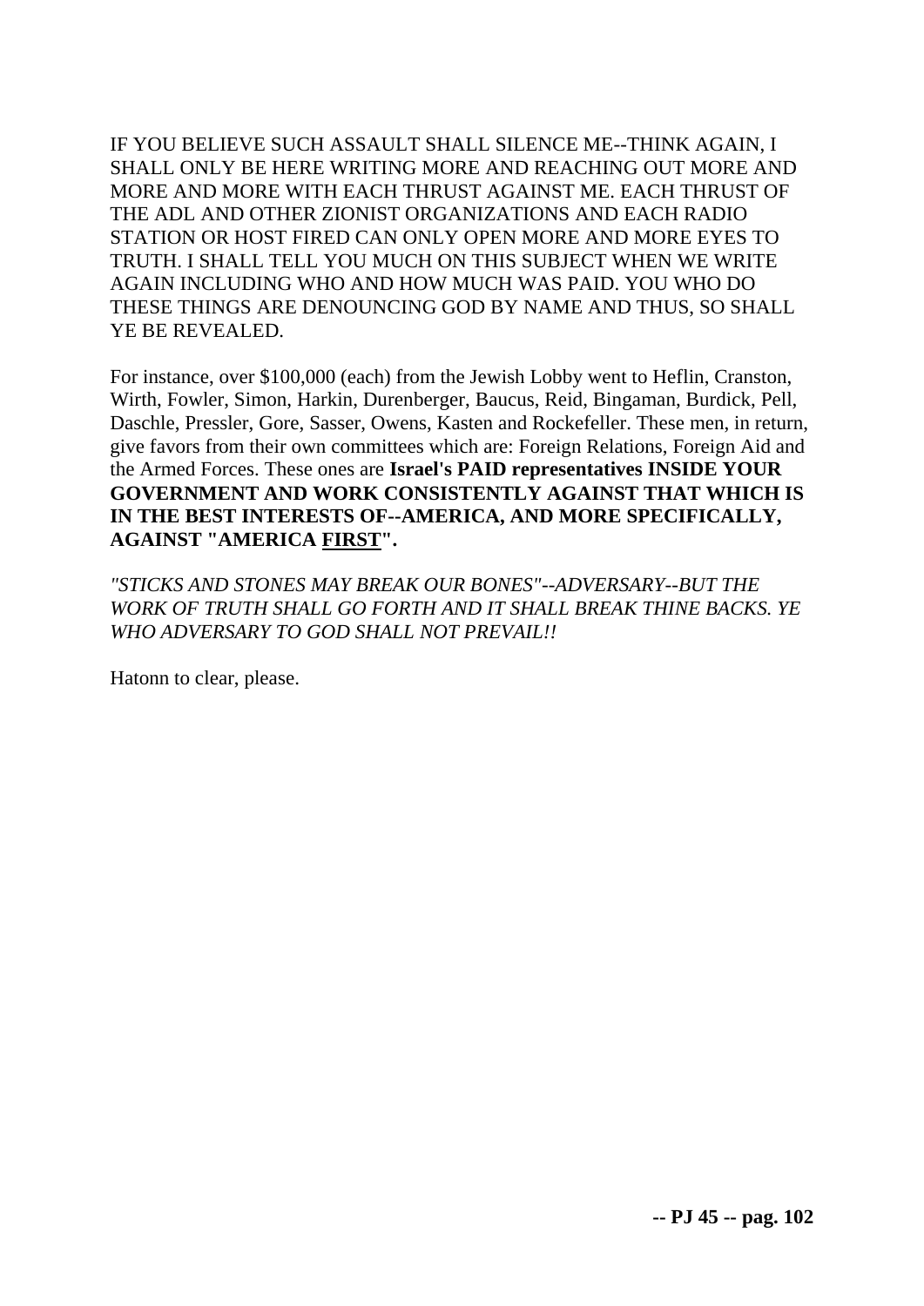IF YOU BELIEVE SUCH ASSAULT SHALL SILENCE ME--THINK AGAIN, I SHALL ONLY BE HERE WRITING MORE AND REACHING OUT MORE AND MORE AND MORE WITH EACH THRUST AGAINST ME. EACH THRUST OF THE ADL AND OTHER ZIONIST ORGANIZATIONS AND EACH RADIO STATION OR HOST FIRED CAN ONLY OPEN MORE AND MORE EYES TO TRUTH. I SHALL TELL YOU MUCH ON THIS SUBJECT WHEN WE WRITE AGAIN INCLUDING WHO AND HOW MUCH WAS PAID. YOU WHO DO THESE THINGS ARE DENOUNCING GOD BY NAME AND THUS, SO SHALL YE BE REVEALED.

For instance, over $100,000 (each) from the Jewish Lobby went to Heflin, Cranston, Wirth, Fowler, Simon, Harkin, Durenberger, Baucus, Reid, Bingaman, Burdick, Pell, Daschle, Pressler, Gore, Sasser, Owens, Kasten and Rockefeller. These men, in return, give favors from their own committees which are: Foreign Relations, Foreign Aid and the Armed Forces. These ones are **Israel's PAID representatives INSIDE YOUR GOVERNMENT AND WORK CONSISTENTLY AGAINST THAT WHICH IS IN THE BEST INTERESTS OF--AMERICA, AND MORE SPECIFICALLY, AGAINST "AMERICA <u>FIRST</u>".**

*"STICKS AND STONES MAY BREAK OUR BONES"--ADVERSARY--BUT THE WORK OF TRUTH SHALL GO FORTH AND IT SHALL BREAK THINE BACKS. YE WHO ADVERSARY TO GOD SHALL NOT PREVAIL!!*

Hatonn to clear, please.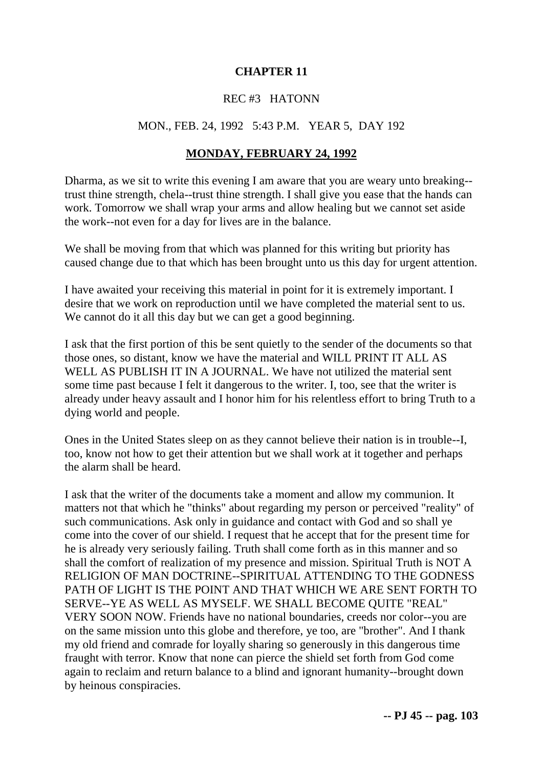## CHAPTER 11

REC #3 HATONN

MON., FEB. 24, 1992 5:43 P.M. YEAR 5, DAY 192

### MONDAY, FEBRUARY 24, 1992

Dharma, as we sit to write this evening I am aware that you are weary unto breaking--trust thine strength, chela--trust thine strength. I shall give you ease that the hands can work. Tomorrow we shall wrap your arms and allow healing but we cannot set aside the work--not even for a day for lives are in the balance.

We shall be moving from that which was planned for this writing but priority has caused change due to that which has been brought unto us this day for urgent attention.

I have awaited your receiving this material in point for it is extremely important. I desire that we work on reproduction until we have completed the material sent to us. We cannot do it all this day but we can get a good beginning.

I ask that the first portion of this be sent quietly to the sender of the documents so that those ones, so distant, know we have the material and WILL PRINT IT ALL AS WELL AS PUBLISH IT IN A JOURNAL. We have not utilized the material sent some time past because I felt it dangerous to the writer. I, too, see that the writer is already under heavy assault and I honor him for his relentless effort to bring Truth to a dying world and people.

Ones in the United States sleep on as they cannot believe their nation is in trouble--I, too, know not how to get their attention but we shall work at it together and perhaps the alarm shall be heard.

I ask that the writer of the documents take a moment and allow my communion. It matters not that which he "thinks" about regarding my person or perceived "reality" of such communications. Ask only in guidance and contact with God and so shall ye come into the cover of our shield. I request that he accept that for the present time for he is already very seriously failing. Truth shall come forth as in this manner and so shall the comfort of realization of my presence and mission. Spiritual Truth is NOT A RELIGION OF MAN DOCTRINE--SPIRITUAL ATTENDING TO THE GODNESS PATH OF LIGHT IS THE POINT AND THAT WHICH WE ARE SENT FORTH TO SERVE--YE AS WELL AS MYSELF. WE SHALL BECOME QUITE "REAL" VERY SOON NOW. Friends have no national boundaries, creeds nor color--you are on the same mission unto this globe and therefore, ye too, are "brother". And I thank my old friend and comrade for loyally sharing so generously in this dangerous time fraught with terror. Know that none can pierce the shield set forth from God come again to reclaim and return balance to a blind and ignorant humanity--brought down by heinous conspiracies.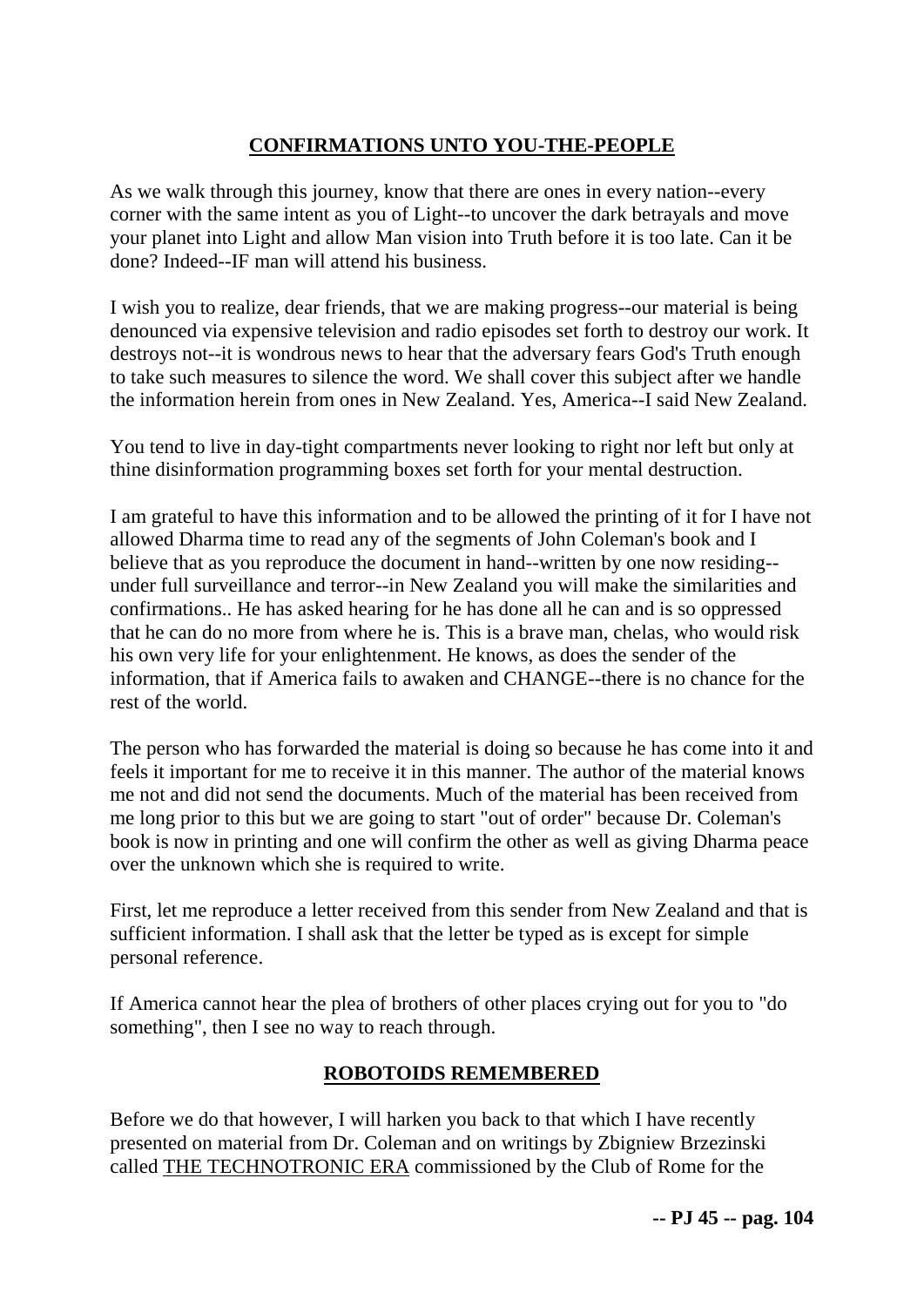## CONFIRMATIONS UNTO YOU-THE-PEOPLE

As we walk through this journey, know that there are ones in every nation--every corner with the same intent as you of Light--to uncover the dark betrayals and move your planet into Light and allow Man vision into Truth before it is too late. Can it be done? Indeed--IF man will attend his business.

I wish you to realize, dear friends, that we are making progress--our material is being denounced via expensive television and radio episodes set forth to destroy our work. It destroys not--it is wondrous news to hear that the adversary fears God's Truth enough to take such measures to silence the word. We shall cover this subject after we handle the information herein from ones in New Zealand. Yes, America--I said New Zealand.

You tend to live in day-tight compartments never looking to right nor left but only at thine disinformation programming boxes set forth for your mental destruction.

I am grateful to have this information and to be allowed the printing of it for I have not allowed Dharma time to read any of the segments of John Coleman's book and I believe that as you reproduce the document in hand--written by one now residing--under full surveillance and terror--in New Zealand you will make the similarities and confirmations.. He has asked hearing for he has done all he can and is so oppressed that he can do no more from where he is. This is a brave man, chelas, who would risk his own very life for your enlightenment. He knows, as does the sender of the information, that if America fails to awaken and CHANGE--there is no chance for the rest of the world.

The person who has forwarded the material is doing so because he has come into it and feels it important for me to receive it in this manner. The author of the material knows me not and did not send the documents. Much of the material has been received from me long prior to this but we are going to start "out of order" because Dr. Coleman's book is now in printing and one will confirm the other as well as giving Dharma peace over the unknown which she is required to write.

First, let me reproduce a letter received from this sender from New Zealand and that is sufficient information. I shall ask that the letter be typed as is except for simple personal reference.

If America cannot hear the plea of brothers of other places crying out for you to "do something", then I see no way to reach through.

## ROBOTOIDS REMEMBERED

Before we do that however, I will harken you back to that which I have recently presented on material from Dr. Coleman and on writings by Zbigniew Brzezinski called THE TECHNOTRONIC ERA commissioned by the Club of Rome for the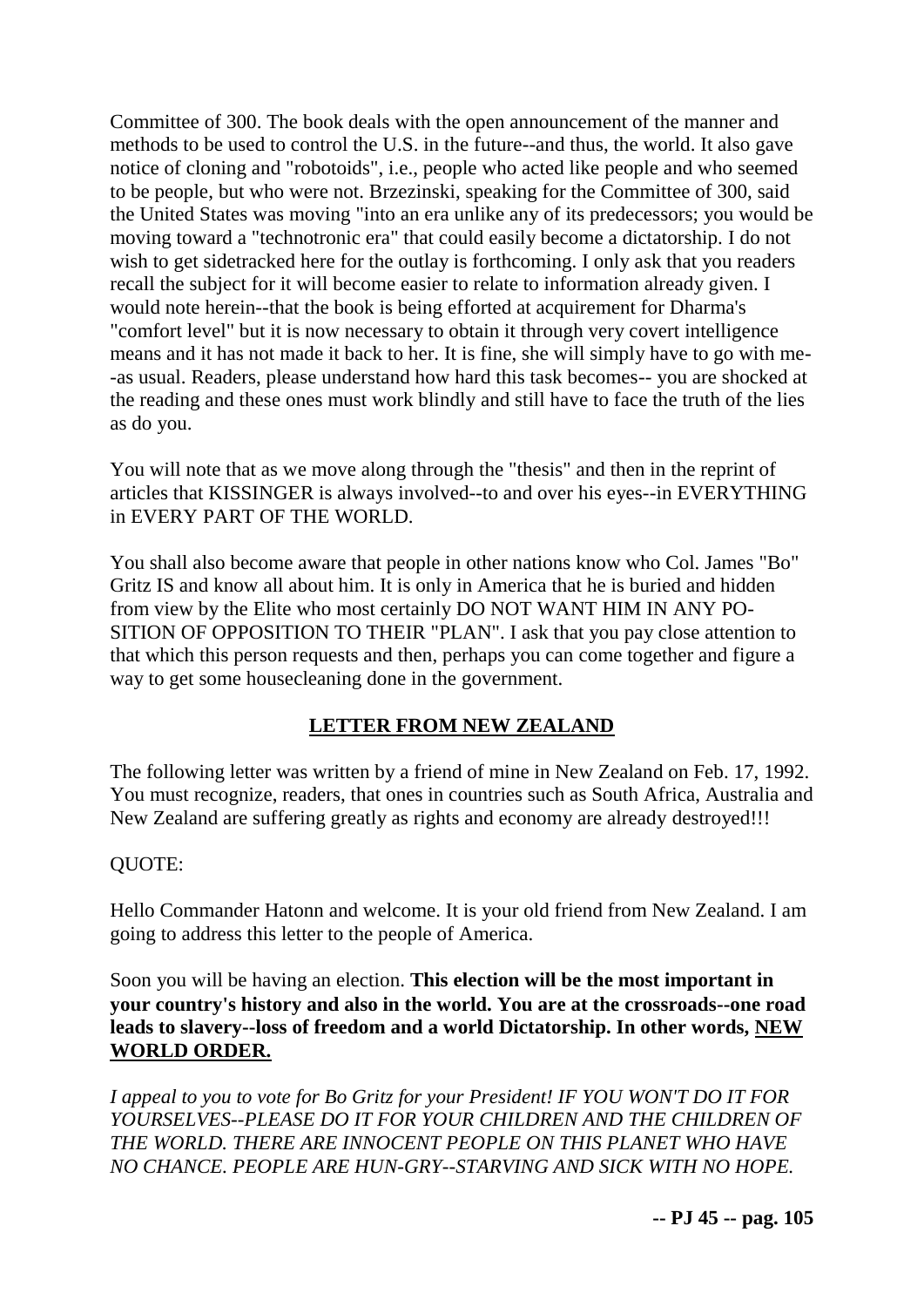Committee of 300. The book deals with the open announcement of the manner and methods to be used to control the U.S. in the future--and thus, the world. It also gave notice of cloning and "robotoids", i.e., people who acted like people and who seemed to be people, but who were not. Brzezinski, speaking for the Committee of 300, said the United States was moving "into an era unlike any of its predecessors; you would be moving toward a "technotronic era" that could easily become a dictatorship. I do not wish to get sidetracked here for the outlay is forthcoming. I only ask that you readers recall the subject for it will become easier to relate to information already given. I would note herein--that the book is being efforted at acquirement for Dharma's "comfort level" but it is now necessary to obtain it through very covert intelligence means and it has not made it back to her. It is fine, she will simply have to go with me--as usual. Readers, please understand how hard this task becomes-- you are shocked at the reading and these ones must work blindly and still have to face the truth of the lies as do you.

You will note that as we move along through the "thesis" and then in the reprint of articles that KISSINGER is always involved--to and over his eyes--in EVERYTHING in EVERY PART OF THE WORLD.

You shall also become aware that people in other nations know who Col. James "Bo" Gritz IS and know all about him. It is only in America that he is buried and hidden from view by the Elite who most certainly DO NOT WANT HIM IN ANY POSITION OF OPPOSITION TO THEIR "PLAN". I ask that you pay close attention to that which this person requests and then, perhaps you can come together and figure a way to get some housecleaning done in the government.

## LETTER FROM NEW ZEALAND

The following letter was written by a friend of mine in New Zealand on Feb. 17, 1992. You must recognize, readers, that ones in countries such as South Africa, Australia and New Zealand are suffering greatly as rights and economy are already destroyed!!!

QUOTE:

Hello Commander Hatonn and welcome. It is your old friend from New Zealand. I am going to address this letter to the people of America.

Soon you will be having an election. **This election will be the most important in your country's history and also in the world. You are at the crossroads--one road leads to slavery--loss of freedom and a world Dictatorship. In other words, NEW WORLD ORDER.**

*I appeal to you to vote for Bo Gritz for your President! IF YOU WON'T DO IT FOR YOURSELVES--PLEASE DO IT FOR YOUR CHILDREN AND THE CHILDREN OF THE WORLD. THERE ARE INNOCENT PEOPLE ON THIS PLANET WHO HAVE NO CHANCE. PEOPLE ARE HUNGRY--STARVING AND SICK WITH NO HOPE.*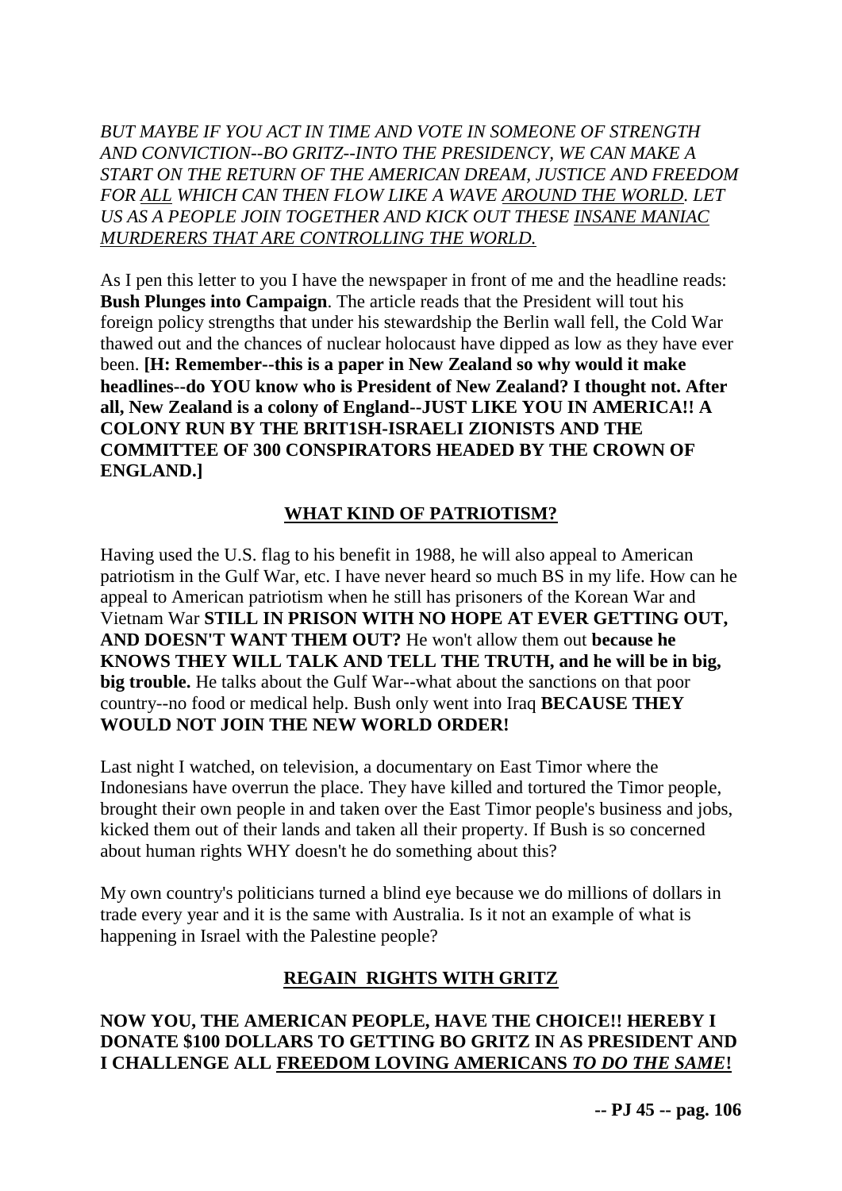*BUT MAYBE IF YOU ACT IN TIME AND VOTE IN SOMEONE OF STRENGTH AND CONVICTION--BO GRITZ--INTO THE PRESIDENCY, WE CAN MAKE A START ON THE RETURN OF THE AMERICAN DREAM, JUSTICE AND FREEDOM FOR ALL WHICH CAN THEN FLOW LIKE A WAVE AROUND THE WORLD. LET US AS A PEOPLE JOIN TOGETHER AND KICK OUT THESE INSANE MANIAC MURDERERS THAT ARE CONTROLLING THE WORLD.*

As I pen this letter to you I have the newspaper in front of me and the headline reads: **Bush Plunges into Campaign**. The article reads that the President will tout his foreign policy strengths that under his stewardship the Berlin wall fell, the Cold War thawed out and the chances of nuclear holocaust have dipped as low as they have ever been. **[H: Remember--this is a paper in New Zealand so why would it make headlines--do YOU know who is President of New Zealand? I thought not. After all, New Zealand is a colony of England--JUST LIKE YOU IN AMERICA!! A COLONY RUN BY THE BRIT1SH-ISRAELI ZIONISTS AND THE COMMITTEE OF 300 CONSPIRATORS HEADED BY THE CROWN OF ENGLAND.]**

## WHAT KIND OF PATRIOTISM?

Having used the U.S. flag to his benefit in 1988, he will also appeal to American patriotism in the Gulf War, etc. I have never heard so much BS in my life. How can he appeal to American patriotism when he still has prisoners of the Korean War and Vietnam War **STILL IN PRISON WITH NO HOPE AT EVER GETTING OUT, AND DOESN'T WANT THEM OUT?** He won't allow them out **because he KNOWS THEY WILL TALK AND TELL THE TRUTH, and he will be in big, big trouble.** He talks about the Gulf War--what about the sanctions on that poor country--no food or medical help. Bush only went into Iraq **BECAUSE THEY WOULD NOT JOIN THE NEW WORLD ORDER!**

Last night I watched, on television, a documentary on East Timor where the Indonesians have overrun the place. They have killed and tortured the Timor people, brought their own people in and taken over the East Timor people's business and jobs, kicked them out of their lands and taken all their property. If Bush is so concerned about human rights WHY doesn't he do something about this?

My own country's politicians turned a blind eye because we do millions of dollars in trade every year and it is the same with Australia. Is it not an example of what is happening in Israel with the Palestine people?

## REGAIN RIGHTS WITH GRITZ

**NOW YOU, THE AMERICAN PEOPLE, HAVE THE CHOICE!! HEREBY I DONATE $100 DOLLARS TO GETTING BO GRITZ IN AS PRESIDENT AND I CHALLENGE ALL FREEDOM LOVING AMERICANS *TO DO THE SAME*!**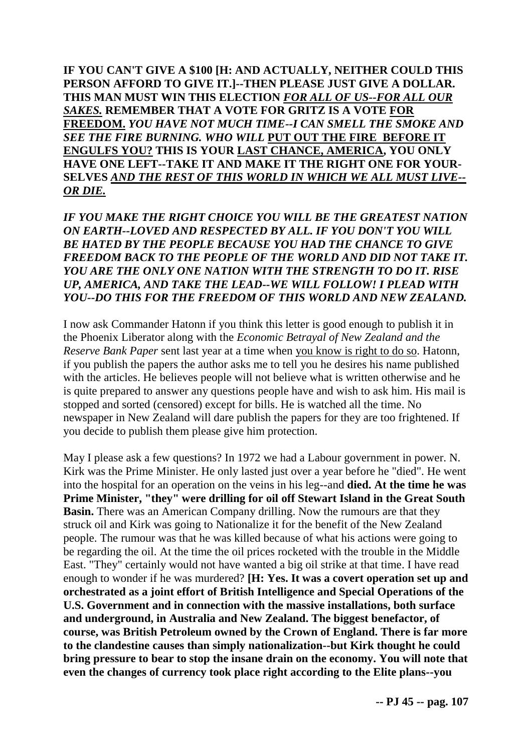**IF YOU CAN'T GIVE A $100 [H: AND ACTUALLY, NEITHER COULD THIS PERSON AFFORD TO GIVE IT.]--THEN PLEASE JUST GIVE A DOLLAR. THIS MAN MUST WIN THIS ELECTION** ***<u>FOR ALL OF US--FOR ALL OUR SAKES.</u>*** **REMEMBER THAT A VOTE FOR GRITZ IS A VOTE <u>FOR FREEDOM.</u>** ***YOU HAVE NOT MUCH TIME--I CAN SMELL THE SMOKE AND SEE THE FIRE BURNING. WHO WILL*** **<u>PUT OUT THE FIRE BEFORE IT ENGULFS YOU?</u> THIS IS YOUR <u>LAST CHANCE, AMERICA</u>, YOU ONLY HAVE ONE LEFT--TAKE IT AND MAKE IT THE RIGHT ONE FOR YOUR-SELVES** ***<u>AND THE REST OF THIS WORLD IN WHICH WE ALL MUST LIVE--OR DIE.</u>***

***IF YOU MAKE THE RIGHT CHOICE YOU WILL BE THE GREATEST NATION ON EARTH--LOVED AND RESPECTED BY ALL. IF YOU DON'T YOU WILL BE HATED BY THE PEOPLE BECAUSE YOU HAD THE CHANCE TO GIVE FREEDOM BACK TO THE PEOPLE OF THE WORLD AND DID NOT TAKE IT. YOU ARE THE ONLY ONE NATION WITH THE STRENGTH TO DO IT. RISE UP, AMERICA, AND TAKE THE LEAD--WE WILL FOLLOW! I PLEAD WITH YOU--DO THIS FOR THE FREEDOM OF THIS WORLD AND NEW ZEALAND.***

I now ask Commander Hatonn if you think this letter is good enough to publish it in the Phoenix Liberator along with the *Economic Betrayal of New Zealand and the Reserve Bank Paper* sent last year at a time when <u>you know is right to do so</u>. Hatonn, if you publish the papers the author asks me to tell you he desires his name published with the articles. He believes people will not believe what is written otherwise and he is quite prepared to answer any questions people have and wish to ask him. His mail is stopped and sorted (censored) except for bills. He is watched all the time. No newspaper in New Zealand will dare publish the papers for they are too frightened. If you decide to publish them please give him protection.

May I please ask a few questions? In 1972 we had a Labour government in power. N. Kirk was the Prime Minister. He only lasted just over a year before he "died". He went into the hospital for an operation on the veins in his leg--and **died. At the time he was Prime Minister, "they" were drilling for oil off Stewart Island in the Great South Basin.** There was an American Company drilling. Now the rumours are that they struck oil and Kirk was going to Nationalize it for the benefit of the New Zealand people. The rumour was that he was killed because of what his actions were going to be regarding the oil. At the time the oil prices rocketed with the trouble in the Middle East. "They" certainly would not have wanted a big oil strike at that time. I have read enough to wonder if he was murdered? **[H: Yes. It was a covert operation set up and orchestrated as a joint effort of British Intelligence and Special Operations of the U.S. Government and in connection with the massive installations, both surface and underground, in Australia and New Zealand. The biggest benefactor, of course, was British Petroleum owned by the Crown of England. There is far more to the clandestine causes than simply nationalization--but Kirk thought he could bring pressure to bear to stop the insane drain on the economy. You will note that even the changes of currency took place right according to the Elite plans--you**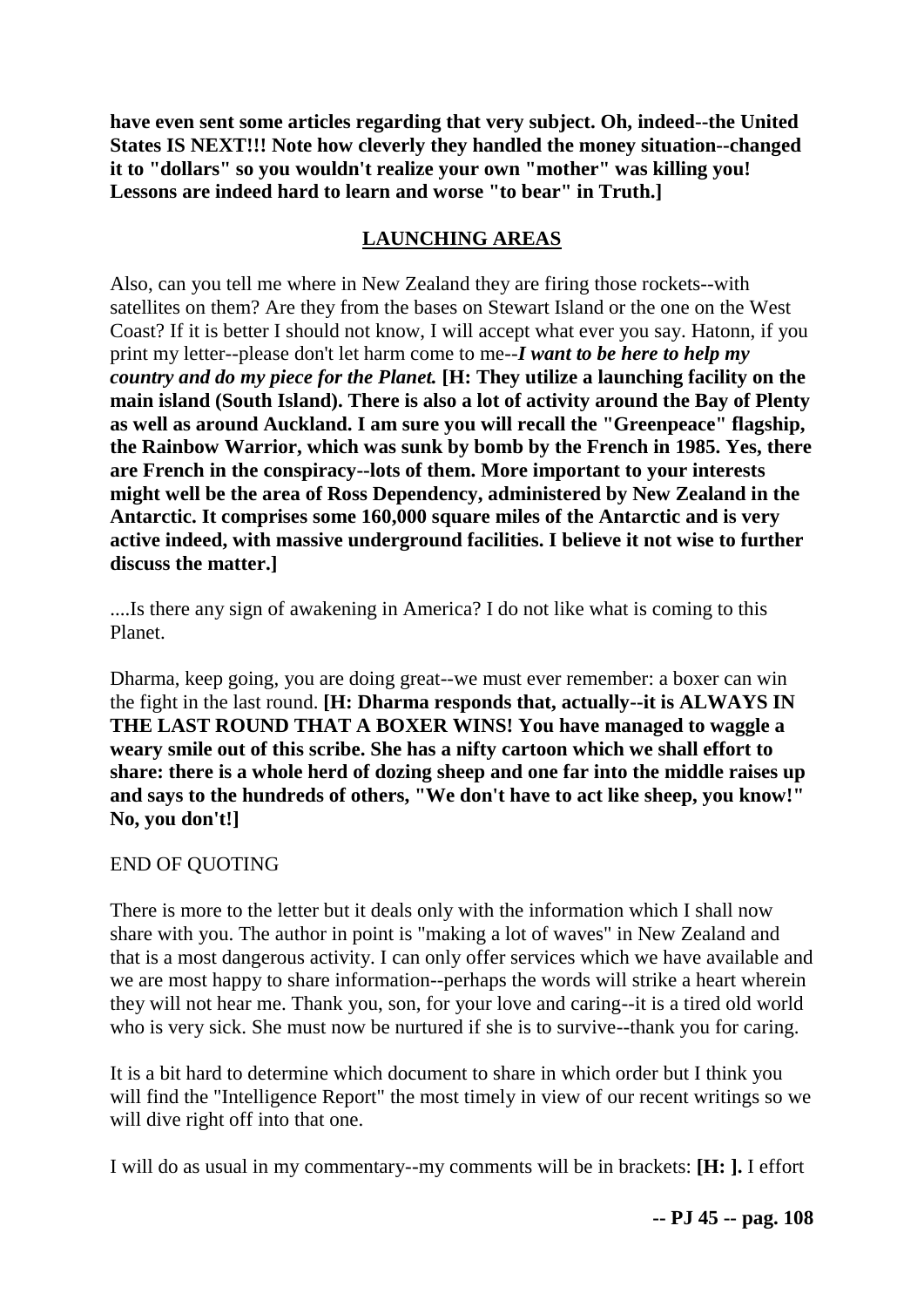**have even sent some articles regarding that very subject. Oh, indeed--the United States IS NEXT!!! Note how cleverly they handled the money situation--changed it to "dollars" so you wouldn't realize your own "mother" was killing you! Lessons are indeed hard to learn and worse "to bear" in Truth.]**

## LAUNCHING AREAS

Also, can you tell me where in New Zealand they are firing those rockets--with satellites on them? Are they from the bases on Stewart Island or the one on the West Coast? If it is better I should not know, I will accept what ever you say. Hatonn, if you print my letter--please don't let harm come to me--***I want to be here to help my country and do my piece for the Planet.*** **[H: They utilize a launching facility on the main island (South Island). There is also a lot of activity around the Bay of Plenty as well as around Auckland. I am sure you will recall the "Greenpeace" flagship, the Rainbow Warrior, which was sunk by bomb by the French in 1985. Yes, there are French in the conspiracy--lots of them. More important to your interests might well be the area of Ross Dependency, administered by New Zealand in the Antarctic. It comprises some 160,000 square miles of the Antarctic and is very active indeed, with massive underground facilities. I believe it not wise to further discuss the matter.]**

....Is there any sign of awakening in America? I do not like what is coming to this Planet.

Dharma, keep going, you are doing great--we must ever remember: a boxer can win the fight in the last round. **[H: Dharma responds that, actually--it is ALWAYS IN THE LAST ROUND THAT A BOXER WINS! You have managed to waggle a weary smile out of this scribe. She has a nifty cartoon which we shall effort to share: there is a whole herd of dozing sheep and one far into the middle raises up and says to the hundreds of others, "We don't have to act like sheep, you know!" No, you don't!]**

END OF QUOTING

There is more to the letter but it deals only with the information which I shall now share with you. The author in point is "making a lot of waves" in New Zealand and that is a most dangerous activity. I can only offer services which we have available and we are most happy to share information--perhaps the words will strike a heart wherein they will not hear me. Thank you, son, for your love and caring--it is a tired old world who is very sick. She must now be nurtured if she is to survive--thank you for caring.

It is a bit hard to determine which document to share in which order but I think you will find the "Intelligence Report" the most timely in view of our recent writings so we will dive right off into that one.

I will do as usual in my commentary--my comments will be in brackets: **[H: ].** I effort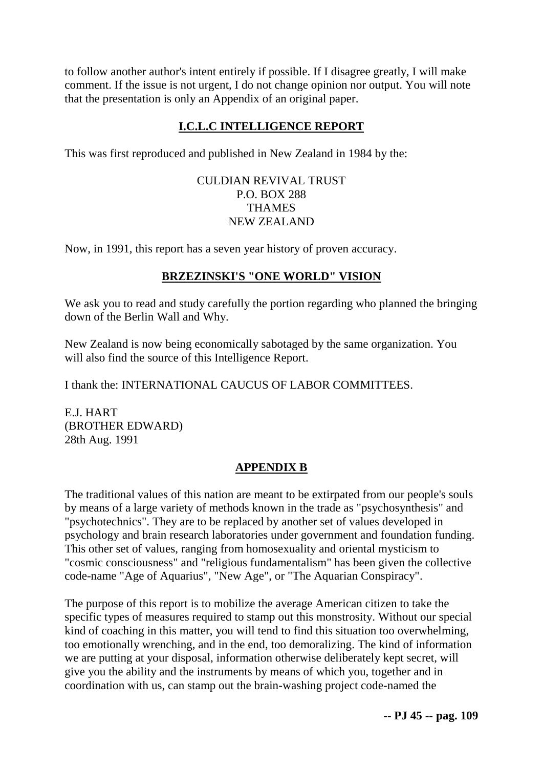to follow another author's intent entirely if possible. If I disagree greatly, I will make comment. If the issue is not urgent, I do not change opinion nor output. You will note that the presentation is only an Appendix of an original paper.

## I.C.L.C INTELLIGENCE REPORT

This was first reproduced and published in New Zealand in 1984 by the:

CULDIAN REVIVAL TRUST
P.O. BOX 288
THAMES
NEW ZEALAND

Now, in 1991, this report has a seven year history of proven accuracy.

## BRZEZINSKI'S "ONE WORLD" VISION

We ask you to read and study carefully the portion regarding who planned the bringing down of the Berlin Wall and Why.

New Zealand is now being economically sabotaged by the same organization. You will also find the source of this Intelligence Report.

I thank the: INTERNATIONAL CAUCUS OF LABOR COMMITTEES.

E.J. HART
(BROTHER EDWARD)
28th Aug. 1991

## APPENDIX B

The traditional values of this nation are meant to be extirpated from our people's souls by means of a large variety of methods known in the trade as "psychosynthesis" and "psychotechnics". They are to be replaced by another set of values developed in psychology and brain research laboratories under government and foundation funding. This other set of values, ranging from homosexuality and oriental mysticism to "cosmic consciousness" and "religious fundamentalism" has been given the collective code-name "Age of Aquarius", "New Age", or "The Aquarian Conspiracy".

The purpose of this report is to mobilize the average American citizen to take the specific types of measures required to stamp out this monstrosity. Without our special kind of coaching in this matter, you will tend to find this situation too overwhelming, too emotionally wrenching, and in the end, too demoralizing. The kind of information we are putting at your disposal, information otherwise deliberately kept secret, will give you the ability and the instruments by means of which you, together and in coordination with us, can stamp out the brain-washing project code-named the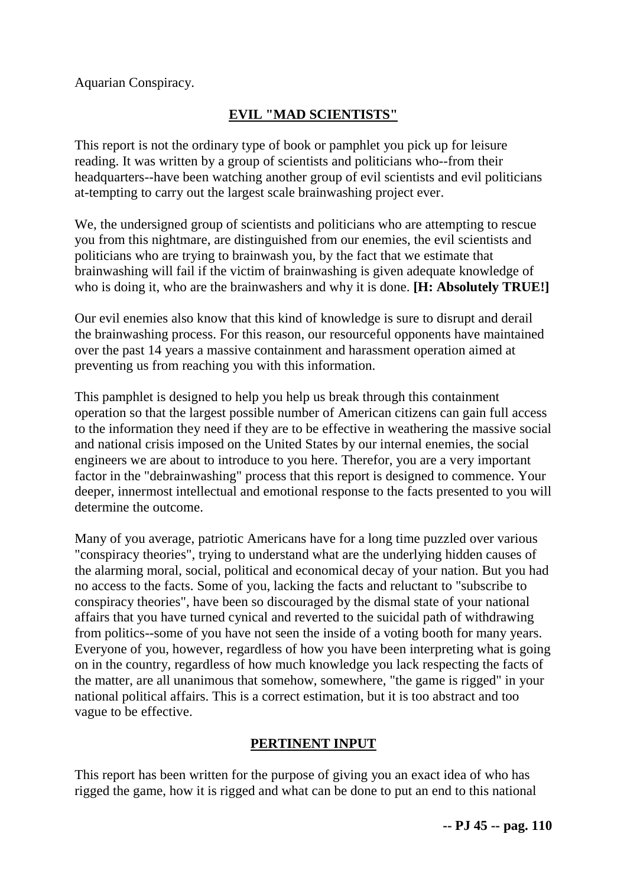Aquarian Conspiracy.

## EVIL "MAD SCIENTISTS"

This report is not the ordinary type of book or pamphlet you pick up for leisure reading. It was written by a group of scientists and politicians who--from their headquarters--have been watching another group of evil scientists and evil politicians at-tempting to carry out the largest scale brainwashing project ever.

We, the undersigned group of scientists and politicians who are attempting to rescue you from this nightmare, are distinguished from our enemies, the evil scientists and politicians who are trying to brainwash you, by the fact that we estimate that brainwashing will fail if the victim of brainwashing is given adequate knowledge of who is doing it, who are the brainwashers and why it is done. **[H: Absolutely TRUE!]**

Our evil enemies also know that this kind of knowledge is sure to disrupt and derail the brainwashing process. For this reason, our resourceful opponents have maintained over the past 14 years a massive containment and harassment operation aimed at preventing us from reaching you with this information.

This pamphlet is designed to help you help us break through this containment operation so that the largest possible number of American citizens can gain full access to the information they need if they are to be effective in weathering the massive social and national crisis imposed on the United States by our internal enemies, the social engineers we are about to introduce to you here. Therefor, you are a very important factor in the "debrainwashing" process that this report is designed to commence. Your deeper, innermost intellectual and emotional response to the facts presented to you will determine the outcome.

Many of you average, patriotic Americans have for a long time puzzled over various "conspiracy theories", trying to understand what are the underlying hidden causes of the alarming moral, social, political and economical decay of your nation. But you had no access to the facts. Some of you, lacking the facts and reluctant to "subscribe to conspiracy theories", have been so discouraged by the dismal state of your national affairs that you have turned cynical and reverted to the suicidal path of withdrawing from politics--some of you have not seen the inside of a voting booth for many years. Everyone of you, however, regardless of how you have been interpreting what is going on in the country, regardless of how much knowledge you lack respecting the facts of the matter, are all unanimous that somehow, somewhere, "the game is rigged" in your national political affairs. This is a correct estimation, but it is too abstract and too vague to be effective.

## PERTINENT INPUT

This report has been written for the purpose of giving you an exact idea of who has rigged the game, how it is rigged and what can be done to put an end to this national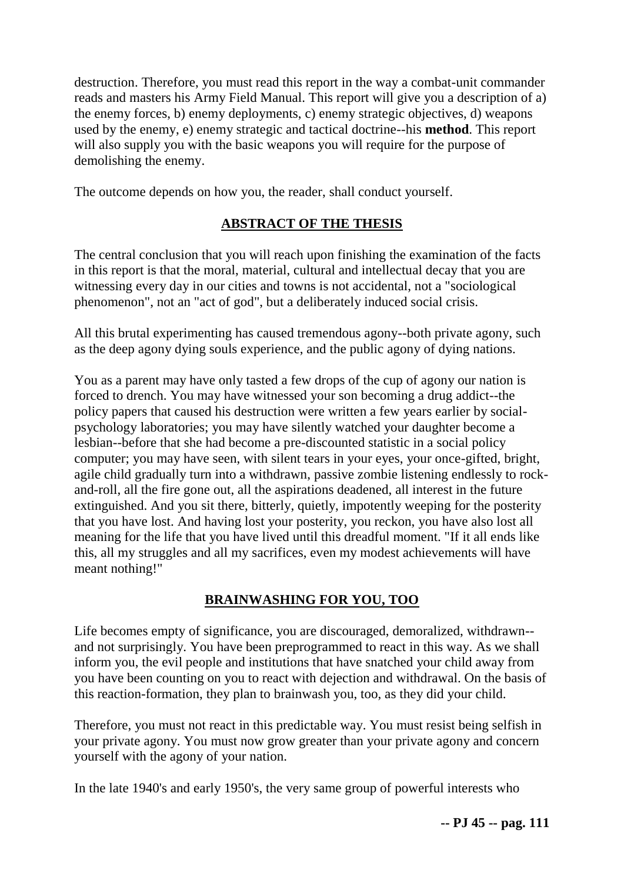destruction. Therefore, you must read this report in the way a combat-unit commander reads and masters his Army Field Manual. This report will give you a description of a) the enemy forces, b) enemy deployments, c) enemy strategic objectives, d) weapons used by the enemy, e) enemy strategic and tactical doctrine--his **method**. This report will also supply you with the basic weapons you will require for the purpose of demolishing the enemy.

The outcome depends on how you, the reader, shall conduct yourself.

## ABSTRACT OF THE THESIS

The central conclusion that you will reach upon finishing the examination of the facts in this report is that the moral, material, cultural and intellectual decay that you are witnessing every day in our cities and towns is not accidental, not a "sociological phenomenon", not an "act of god", but a deliberately induced social crisis.

All this brutal experimenting has caused tremendous agony--both private agony, such as the deep agony dying souls experience, and the public agony of dying nations.

You as a parent may have only tasted a few drops of the cup of agony our nation is forced to drench. You may have witnessed your son becoming a drug addict--the policy papers that caused his destruction were written a few years earlier by social-psychology laboratories; you may have silently watched your daughter become a lesbian--before that she had become a pre-discounted statistic in a social policy computer; you may have seen, with silent tears in your eyes, your once-gifted, bright, agile child gradually turn into a withdrawn, passive zombie listening endlessly to rock-and-roll, all the fire gone out, all the aspirations deadened, all interest in the future extinguished. And you sit there, bitterly, quietly, impotently weeping for the posterity that you have lost. And having lost your posterity, you reckon, you have also lost all meaning for the life that you have lived until this dreadful moment. "If it all ends like this, all my struggles and all my sacrifices, even my modest achievements will have meant nothing!"

## BRAINWASHING FOR YOU, TOO

Life becomes empty of significance, you are discouraged, demoralized, withdrawn--and not surprisingly. You have been preprogrammed to react in this way. As we shall inform you, the evil people and institutions that have snatched your child away from you have been counting on you to react with dejection and withdrawal. On the basis of this reaction-formation, they plan to brainwash you, too, as they did your child.

Therefore, you must not react in this predictable way. You must resist being selfish in your private agony. You must now grow greater than your private agony and concern yourself with the agony of your nation.

In the late 1940's and early 1950's, the very same group of powerful interests who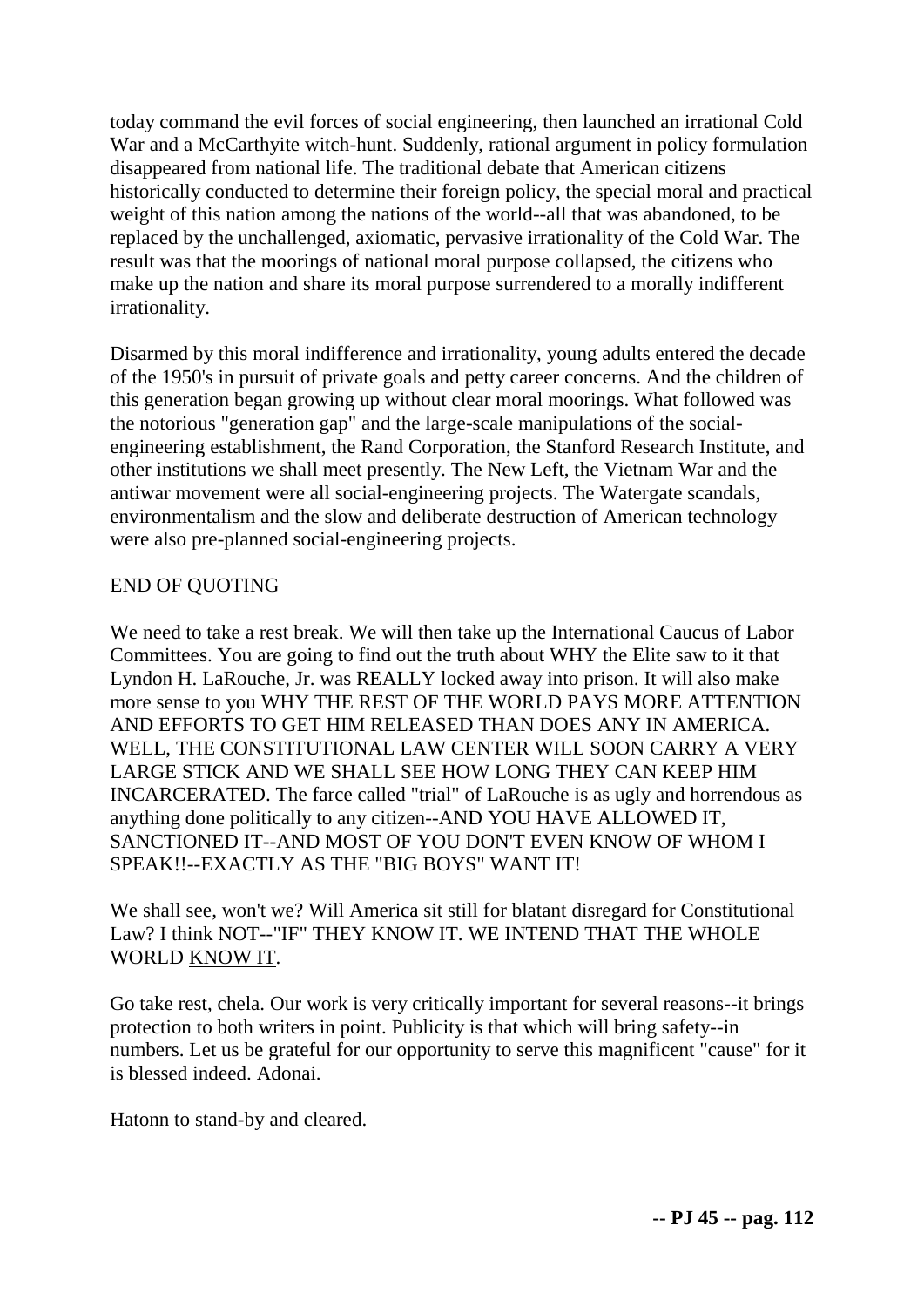today command the evil forces of social engineering, then launched an irrational Cold War and a McCarthyite witch-hunt. Suddenly, rational argument in policy formulation disappeared from national life. The traditional debate that American citizens historically conducted to determine their foreign policy, the special moral and practical weight of this nation among the nations of the world--all that was abandoned, to be replaced by the unchallenged, axiomatic, pervasive irrationality of the Cold War. The result was that the moorings of national moral purpose collapsed, the citizens who make up the nation and share its moral purpose surrendered to a morally indifferent irrationality.

Disarmed by this moral indifference and irrationality, young adults entered the decade of the 1950's in pursuit of private goals and petty career concerns. And the children of this generation began growing up without clear moral moorings. What followed was the notorious "generation gap" and the large-scale manipulations of the social-engineering establishment, the Rand Corporation, the Stanford Research Institute, and other institutions we shall meet presently. The New Left, the Vietnam War and the antiwar movement were all social-engineering projects. The Watergate scandals, environmentalism and the slow and deliberate destruction of American technology were also pre-planned social-engineering projects.

END OF QUOTING

We need to take a rest break. We will then take up the International Caucus of Labor Committees. You are going to find out the truth about WHY the Elite saw to it that Lyndon H. LaRouche, Jr. was REALLY locked away into prison. It will also make more sense to you WHY THE REST OF THE WORLD PAYS MORE ATTENTION AND EFFORTS TO GET HIM RELEASED THAN DOES ANY IN AMERICA. WELL, THE CONSTITUTIONAL LAW CENTER WILL SOON CARRY A VERY LARGE STICK AND WE SHALL SEE HOW LONG THEY CAN KEEP HIM INCARCERATED. The farce called "trial" of LaRouche is as ugly and horrendous as anything done politically to any citizen--AND YOU HAVE ALLOWED IT, SANCTIONED IT--AND MOST OF YOU DON'T EVEN KNOW OF WHOM I SPEAK!!--EXACTLY AS THE "BIG BOYS" WANT IT!

We shall see, won't we? Will America sit still for blatant disregard for Constitutional Law? I think NOT--"IF" THEY KNOW IT. WE INTEND THAT THE WHOLE WORLD KNOW IT.

Go take rest, chela. Our work is very critically important for several reasons--it brings protection to both writers in point. Publicity is that which will bring safety--in numbers. Let us be grateful for our opportunity to serve this magnificent "cause" for it is blessed indeed. Adonai.

Hatonn to stand-by and cleared.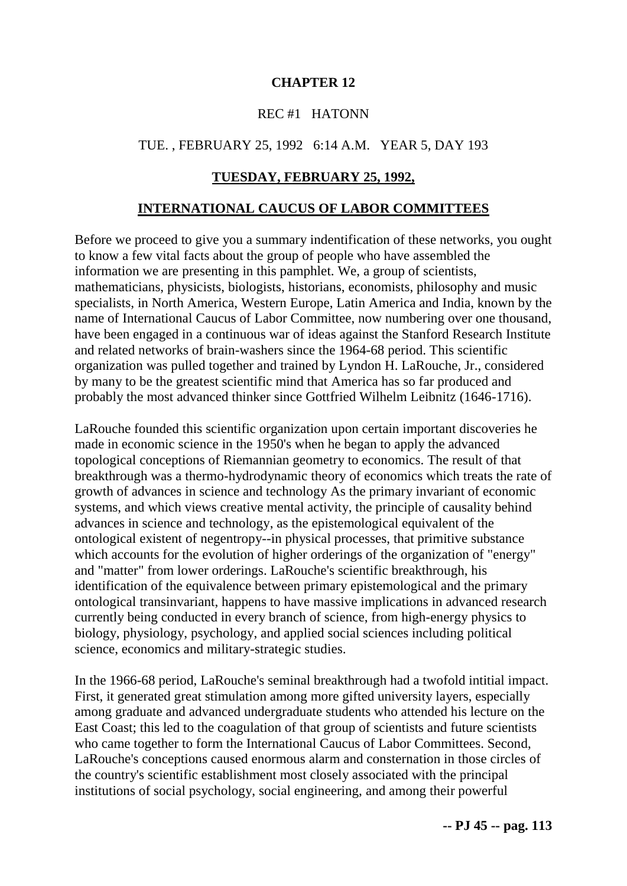# CHAPTER 12

REC #1 HATONN

TUE. , FEBRUARY 25, 1992 6:14 A.M. YEAR 5, DAY 193

## TUESDAY, FEBRUARY 25, 1992,

## INTERNATIONAL CAUCUS OF LABOR COMMITTEES

Before we proceed to give you a summary indentification of these networks, you ought to know a few vital facts about the group of people who have assembled the information we are presenting in this pamphlet. We, a group of scientists, mathematicians, physicists, biologists, historians, economists, philosophy and music specialists, in North America, Western Europe, Latin America and India, known by the name of International Caucus of Labor Committee, now numbering over one thousand, have been engaged in a continuous war of ideas against the Stanford Research Institute and related networks of brain-washers since the 1964-68 period. This scientific organization was pulled together and trained by Lyndon H. LaRouche, Jr., considered by many to be the greatest scientific mind that America has so far produced and probably the most advanced thinker since Gottfried Wilhelm Leibnitz (1646-1716).

LaRouche founded this scientific organization upon certain important discoveries he made in economic science in the 1950's when he began to apply the advanced topological conceptions of Riemannian geometry to economics. The result of that breakthrough was a thermo-hydrodynamic theory of economics which treats the rate of growth of advances in science and technology As the primary invariant of economic systems, and which views creative mental activity, the principle of causality behind advances in science and technology, as the epistemological equivalent of the ontological existent of negentropy--in physical processes, that primitive substance which accounts for the evolution of higher orderings of the organization of "energy" and "matter" from lower orderings. LaRouche's scientific breakthrough, his identification of the equivalence between primary epistemological and the primary ontological transinvariant, happens to have massive implications in advanced research currently being conducted in every branch of science, from high-energy physics to biology, physiology, psychology, and applied social sciences including political science, economics and military-strategic studies.

In the 1966-68 period, LaRouche's seminal breakthrough had a twofold intitial impact. First, it generated great stimulation among more gifted university layers, especially among graduate and advanced undergraduate students who attended his lecture on the East Coast; this led to the coagulation of that group of scientists and future scientists who came together to form the International Caucus of Labor Committees. Second, LaRouche's conceptions caused enormous alarm and consternation in those circles of the country's scientific establishment most closely associated with the principal institutions of social psychology, social engineering, and among their powerful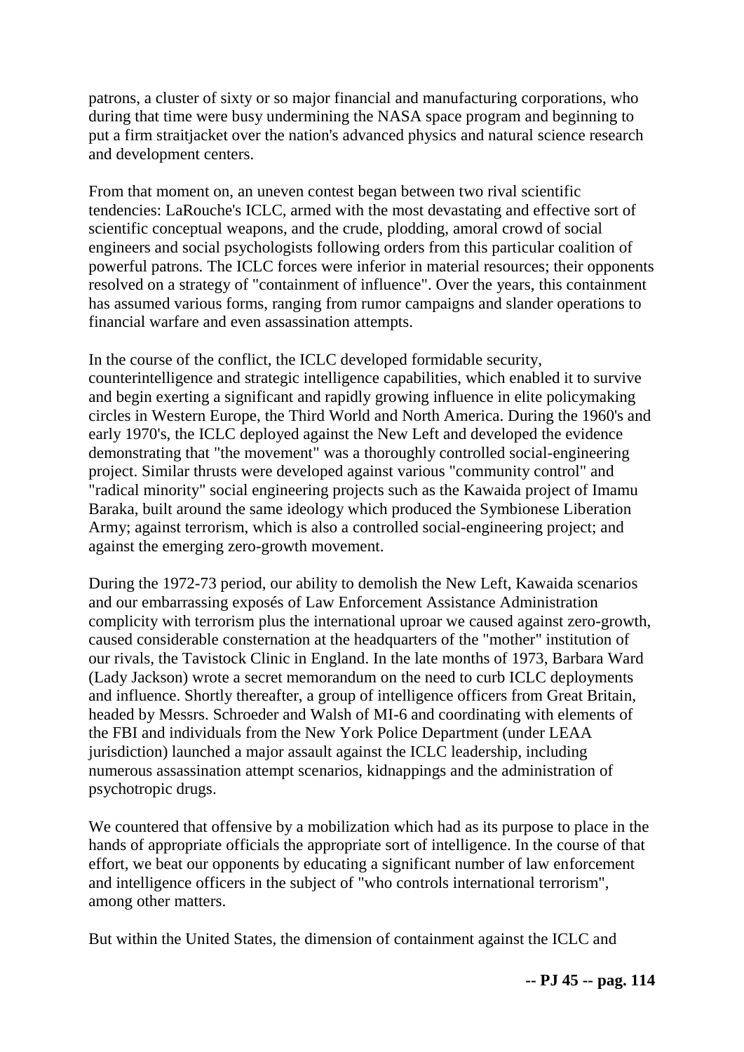patrons, a cluster of sixty or so major financial and manufacturing corporations, who during that time were busy undermining the NASA space program and beginning to put a firm straitjacket over the nation's advanced physics and natural science research and development centers.

From that moment on, an uneven contest began between two rival scientific tendencies: LaRouche's ICLC, armed with the most devastating and effective sort of scientific conceptual weapons, and the crude, plodding, amoral crowd of social engineers and social psychologists following orders from this particular coalition of powerful patrons. The ICLC forces were inferior in material resources; their opponents resolved on a strategy of "containment of influence". Over the years, this containment has assumed various forms, ranging from rumor campaigns and slander operations to financial warfare and even assassination attempts.

In the course of the conflict, the ICLC developed formidable security, counterintelligence and strategic intelligence capabilities, which enabled it to survive and begin exerting a significant and rapidly growing influence in elite policymaking circles in Western Europe, the Third World and North America. During the 1960's and early 1970's, the ICLC deployed against the New Left and developed the evidence demonstrating that "the movement" was a thoroughly controlled social-engineering project. Similar thrusts were developed against various "community control" and "radical minority" social engineering projects such as the Kawaida project of Imamu Baraka, built around the same ideology which produced the Symbionese Liberation Army; against terrorism, which is also a controlled social-engineering project; and against the emerging zero-growth movement.

During the 1972-73 period, our ability to demolish the New Left, Kawaida scenarios and our embarrassing exposés of Law Enforcement Assistance Administration complicity with terrorism plus the international uproar we caused against zero-growth, caused considerable consternation at the headquarters of the "mother" institution of our rivals, the Tavistock Clinic in England. In the late months of 1973, Barbara Ward (Lady Jackson) wrote a secret memorandum on the need to curb ICLC deployments and influence. Shortly thereafter, a group of intelligence officers from Great Britain, headed by Messrs. Schroeder and Walsh of MI-6 and coordinating with elements of the FBI and individuals from the New York Police Department (under LEAA jurisdiction) launched a major assault against the ICLC leadership, including numerous assassination attempt scenarios, kidnappings and the administration of psychotropic drugs.

We countered that offensive by a mobilization which had as its purpose to place in the hands of appropriate officials the appropriate sort of intelligence. In the course of that effort, we beat our opponents by educating a significant number of law enforcement and intelligence officers in the subject of "who controls international terrorism", among other matters.

But within the United States, the dimension of containment against the ICLC and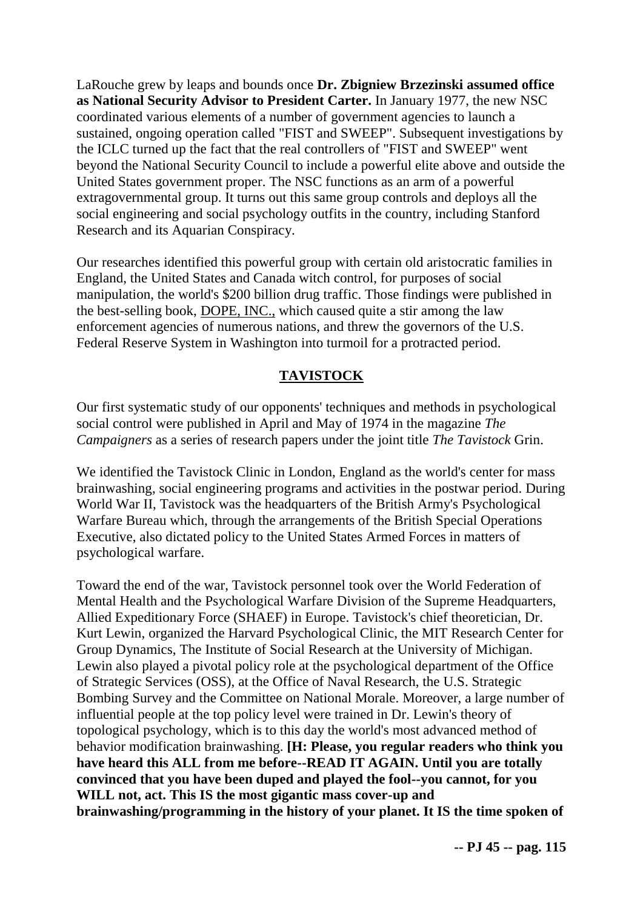LaRouche grew by leaps and bounds once **Dr. Zbigniew Brzezinski assumed office as National Security Advisor to President Carter.** In January 1977, the new NSC coordinated various elements of a number of government agencies to launch a sustained, ongoing operation called "FIST and SWEEP". Subsequent investigations by the ICLC turned up the fact that the real controllers of "FIST and SWEEP" went beyond the National Security Council to include a powerful elite above and outside the United States government proper. The NSC functions as an arm of a powerful extragovernmental group. It turns out this same group controls and deploys all the social engineering and social psychology outfits in the country, including Stanford Research and its Aquarian Conspiracy.

Our researches identified this powerful group with certain old aristocratic families in England, the United States and Canada witch control, for purposes of social manipulation, the world's $200 billion drug traffic. Those findings were published in the best-selling book, DOPE, INC., which caused quite a stir among the law enforcement agencies of numerous nations, and threw the governors of the U.S. Federal Reserve System in Washington into turmoil for a protracted period.

## TAVISTOCK

Our first systematic study of our opponents' techniques and methods in psychological social control were published in April and May of 1974 in the magazine *The Campaigners* as a series of research papers under the joint title *The Tavistock* Grin.

We identified the Tavistock Clinic in London, England as the world's center for mass brainwashing, social engineering programs and activities in the postwar period. During World War II, Tavistock was the headquarters of the British Army's Psychological Warfare Bureau which, through the arrangements of the British Special Operations Executive, also dictated policy to the United States Armed Forces in matters of psychological warfare.

Toward the end of the war, Tavistock personnel took over the World Federation of Mental Health and the Psychological Warfare Division of the Supreme Headquarters, Allied Expeditionary Force (SHAEF) in Europe. Tavistock's chief theoretician, Dr. Kurt Lewin, organized the Harvard Psychological Clinic, the MIT Research Center for Group Dynamics, The Institute of Social Research at the University of Michigan. Lewin also played a pivotal policy role at the psychological department of the Office of Strategic Services (OSS), at the Office of Naval Research, the U.S. Strategic Bombing Survey and the Committee on National Morale. Moreover, a large number of influential people at the top policy level were trained in Dr. Lewin's theory of topological psychology, which is to this day the world's most advanced method of behavior modification brainwashing. **[H: Please, you regular readers who think you have heard this ALL from me before--READ IT AGAIN. Until you are totally convinced that you have been duped and played the fool--you cannot, for you WILL not, act. This IS the most gigantic mass cover-up and brainwashing/programming in the history of your planet. It IS the time spoken of**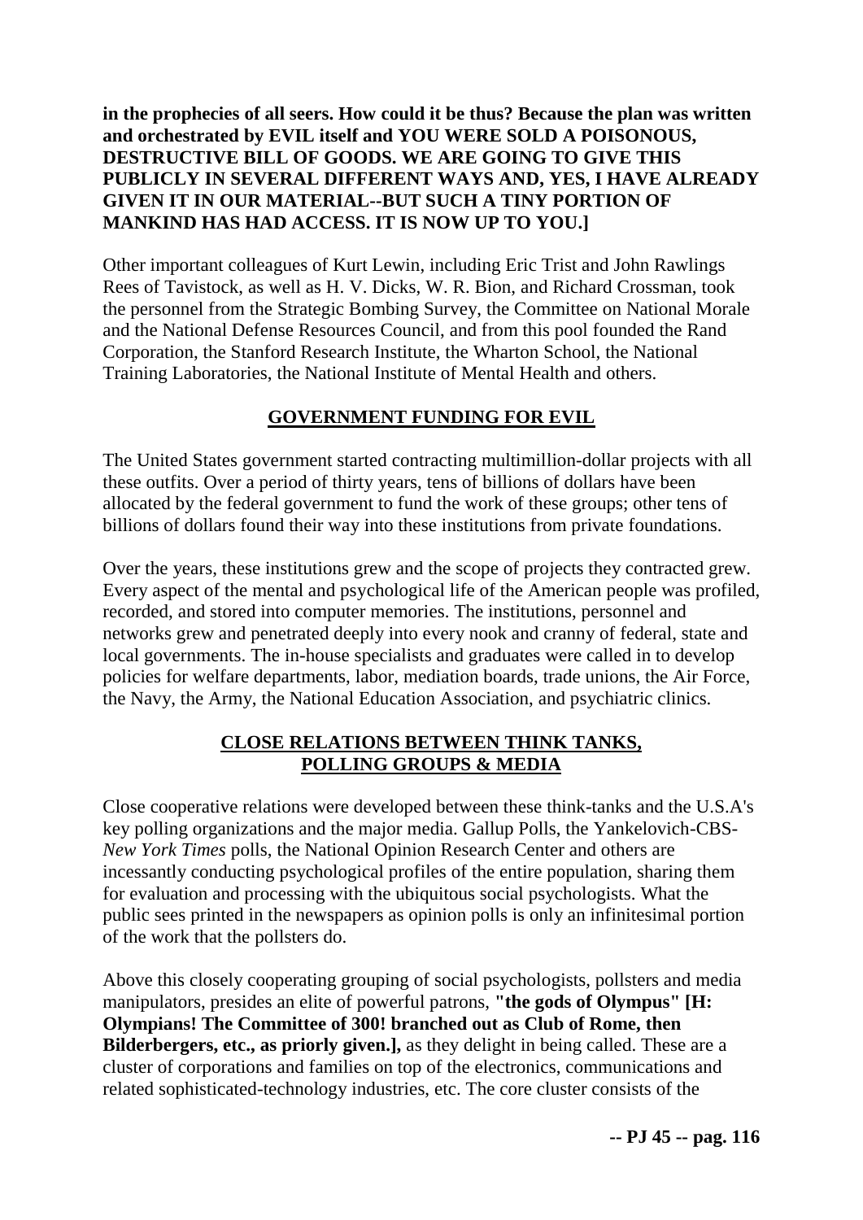**in the prophecies of all seers. How could it be thus? Because the plan was written and orchestrated by EVIL itself and YOU WERE SOLD A POISONOUS, DESTRUCTIVE BILL OF GOODS. WE ARE GOING TO GIVE THIS PUBLICLY IN SEVERAL DIFFERENT WAYS AND, YES, I HAVE ALREADY GIVEN IT IN OUR MATERIAL--BUT SUCH A TINY PORTION OF MANKIND HAS HAD ACCESS. IT IS NOW UP TO YOU.]**

Other important colleagues of Kurt Lewin, including Eric Trist and John Rawlings Rees of Tavistock, as well as H. V. Dicks, W. R. Bion, and Richard Crossman, took the personnel from the Strategic Bombing Survey, the Committee on National Morale and the National Defense Resources Council, and from this pool founded the Rand Corporation, the Stanford Research Institute, the Wharton School, the National Training Laboratories, the National Institute of Mental Health and others.

## GOVERNMENT FUNDING FOR EVIL

The United States government started contracting multimillion-dollar projects with all these outfits. Over a period of thirty years, tens of billions of dollars have been allocated by the federal government to fund the work of these groups; other tens of billions of dollars found their way into these institutions from private foundations.

Over the years, these institutions grew and the scope of projects they contracted grew. Every aspect of the mental and psychological life of the American people was profiled, recorded, and stored into computer memories. The institutions, personnel and networks grew and penetrated deeply into every nook and cranny of federal, state and local governments. The in-house specialists and graduates were called in to develop policies for welfare departments, labor, mediation boards, trade unions, the Air Force, the Navy, the Army, the National Education Association, and psychiatric clinics.

## CLOSE RELATIONS BETWEEN THINK TANKS, POLLING GROUPS & MEDIA

Close cooperative relations were developed between these think-tanks and the U.S.A's key polling organizations and the major media. Gallup Polls, the Yankelovich-CBS-*New York Times* polls, the National Opinion Research Center and others are incessantly conducting psychological profiles of the entire population, sharing them for evaluation and processing with the ubiquitous social psychologists. What the public sees printed in the newspapers as opinion polls is only an infinitesimal portion of the work that the pollsters do.

Above this closely cooperating grouping of social psychologists, pollsters and media manipulators, presides an elite of powerful patrons, **"the gods of Olympus" [H: Olympians! The Committee of 300! branched out as Club of Rome, then Bilderbergers, etc., as priorly given.],** as they delight in being called. These are a cluster of corporations and families on top of the electronics, communications and related sophisticated-technology industries, etc. The core cluster consists of the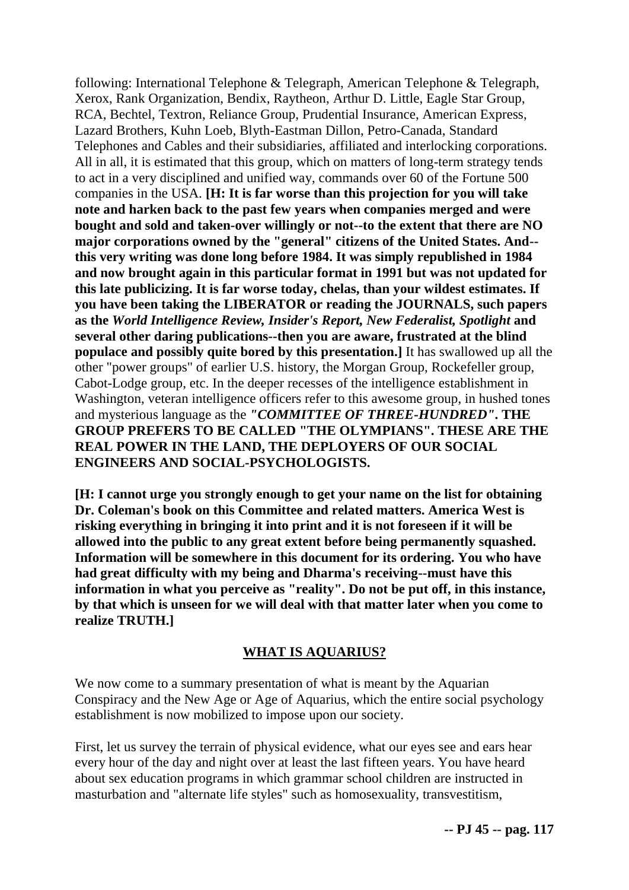following: International Telephone & Telegraph, American Telephone & Telegraph, Xerox, Rank Organization, Bendix, Raytheon, Arthur D. Little, Eagle Star Group, RCA, Bechtel, Textron, Reliance Group, Prudential Insurance, American Express, Lazard Brothers, Kuhn Loeb, Blyth-Eastman Dillon, Petro-Canada, Standard Telephones and Cables and their subsidiaries, affiliated and interlocking corporations. All in all, it is estimated that this group, which on matters of long-term strategy tends to act in a very disciplined and unified way, commands over 60 of the Fortune 500 companies in the USA. **[H: It is far worse than this projection for you will take note and harken back to the past few years when companies merged and were bought and sold and taken-over willingly or not--to the extent that there are NO major corporations owned by the "general" citizens of the United States. And--this very writing was done long before 1984. It was simply republished in 1984 and now brought again in this particular format in 1991 but was not updated for this late publicizing. It is far worse today, chelas, than your wildest estimates. If you have been taking the LIBERATOR or reading the JOURNALS, such papers as the *World Intelligence Review, Insider's Report, New Federalist, Spotlight* and several other daring publications--then you are aware, frustrated at the blind populace and possibly quite bored by this presentation.]** It has swallowed up all the other "power groups" of earlier U.S. history, the Morgan Group, Rockefeller group, Cabot-Lodge group, etc. In the deeper recesses of the intelligence establishment in Washington, veteran intelligence officers refer to this awesome group, in hushed tones and mysterious language as the ***"COMMITTEE OF THREE-HUNDRED"***. **THE GROUP PREFERS TO BE CALLED "THE OLYMPIANS". THESE ARE THE REAL POWER IN THE LAND, THE DEPLOYERS OF OUR SOCIAL ENGINEERS AND SOCIAL-PSYCHOLOGISTS.**

**[H: I cannot urge you strongly enough to get your name on the list for obtaining Dr. Coleman's book on this Committee and related matters. America West is risking everything in bringing it into print and it is not foreseen if it will be allowed into the public to any great extent before being permanently squashed. Information will be somewhere in this document for its ordering. You who have had great difficulty with my being and Dharma's receiving--must have this information in what you perceive as "reality". Do not be put off, in this instance, by that which is unseen for we will deal with that matter later when you come to realize TRUTH.]**

## WHAT IS AQUARIUS?

We now come to a summary presentation of what is meant by the Aquarian Conspiracy and the New Age or Age of Aquarius, which the entire social psychology establishment is now mobilized to impose upon our society.

First, let us survey the terrain of physical evidence, what our eyes see and ears hear every hour of the day and night over at least the last fifteen years. You have heard about sex education programs in which grammar school children are instructed in masturbation and "alternate life styles" such as homosexuality, transvestitism,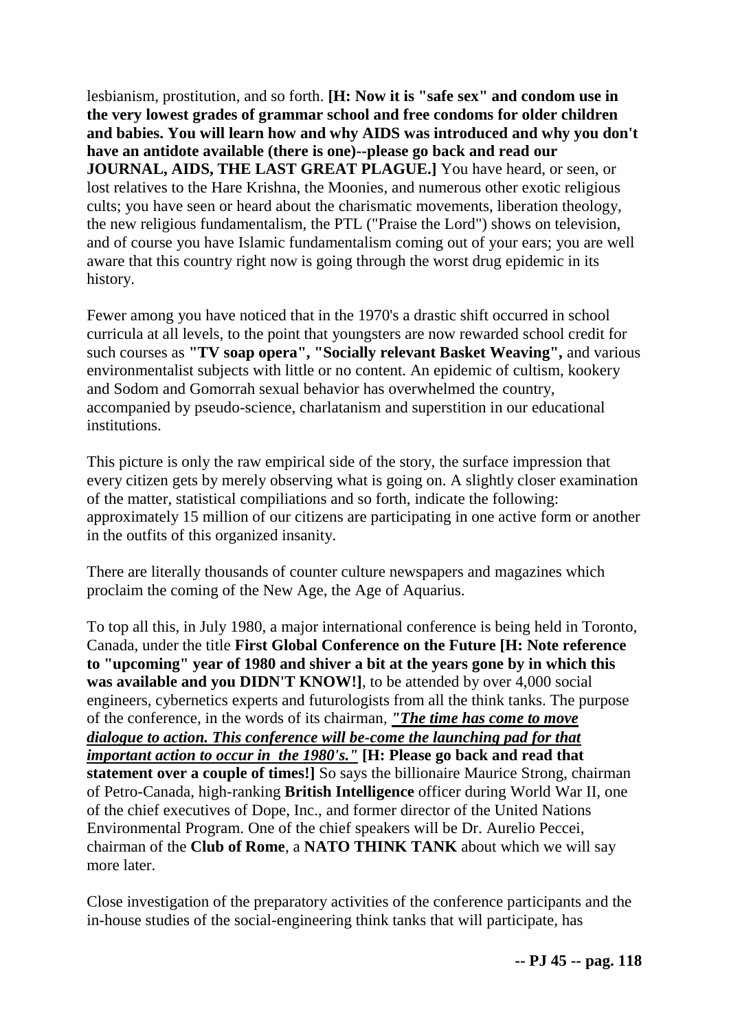lesbianism, prostitution, and so forth. **[H: Now it is "safe sex" and condom use in the very lowest grades of grammar school and free condoms for older children and babies. You will learn how and why AIDS was introduced and why you don't have an antidote available (there is one)--please go back and read our JOURNAL, AIDS, THE LAST GREAT PLAGUE.]** You have heard, or seen, or lost relatives to the Hare Krishna, the Moonies, and numerous other exotic religious cults; you have seen or heard about the charismatic movements, liberation theology, the new religious fundamentalism, the PTL ("Praise the Lord") shows on television, and of course you have Islamic fundamentalism coming out of your ears; you are well aware that this country right now is going through the worst drug epidemic in its history.

Fewer among you have noticed that in the 1970's a drastic shift occurred in school curricula at all levels, to the point that youngsters are now rewarded school credit for such courses as **"TV soap opera", "Socially relevant Basket Weaving",** and various environmentalist subjects with little or no content. An epidemic of cultism, kookery and Sodom and Gomorrah sexual behavior has overwhelmed the country, accompanied by pseudo-science, charlatanism and superstition in our educational institutions.

This picture is only the raw empirical side of the story, the surface impression that every citizen gets by merely observing what is going on. A slightly closer examination of the matter, statistical compiliations and so forth, indicate the following: approximately 15 million of our citizens are participating in one active form or another in the outfits of this organized insanity.

There are literally thousands of counter culture newspapers and magazines which proclaim the coming of the New Age, the Age of Aquarius.

To top all this, in July 1980, a major international conference is being held in Toronto, Canada, under the title **First Global Conference on the Future [H: Note reference to "upcoming" year of 1980 and shiver a bit at the years gone by in which this was available and you DIDN'T KNOW!]**, to be attended by over 4,000 social engineers, cybernetics experts and futurologists from all the think tanks. The purpose of the conference, in the words of its chairman, ***"The time has come to move dialogue to action. This conference will be-come the launching pad for that important action to occur in the 1980's."*** **[H: Please go back and read that statement over a couple of times!]** So says the billionaire Maurice Strong, chairman of Petro-Canada, high-ranking **British Intelligence** officer during World War II, one of the chief executives of Dope, Inc., and former director of the United Nations Environmental Program. One of the chief speakers will be Dr. Aurelio Peccei, chairman of the **Club of Rome**, a **NATO THINK TANK** about which we will say more later.

Close investigation of the preparatory activities of the conference participants and the in-house studies of the social-engineering think tanks that will participate, has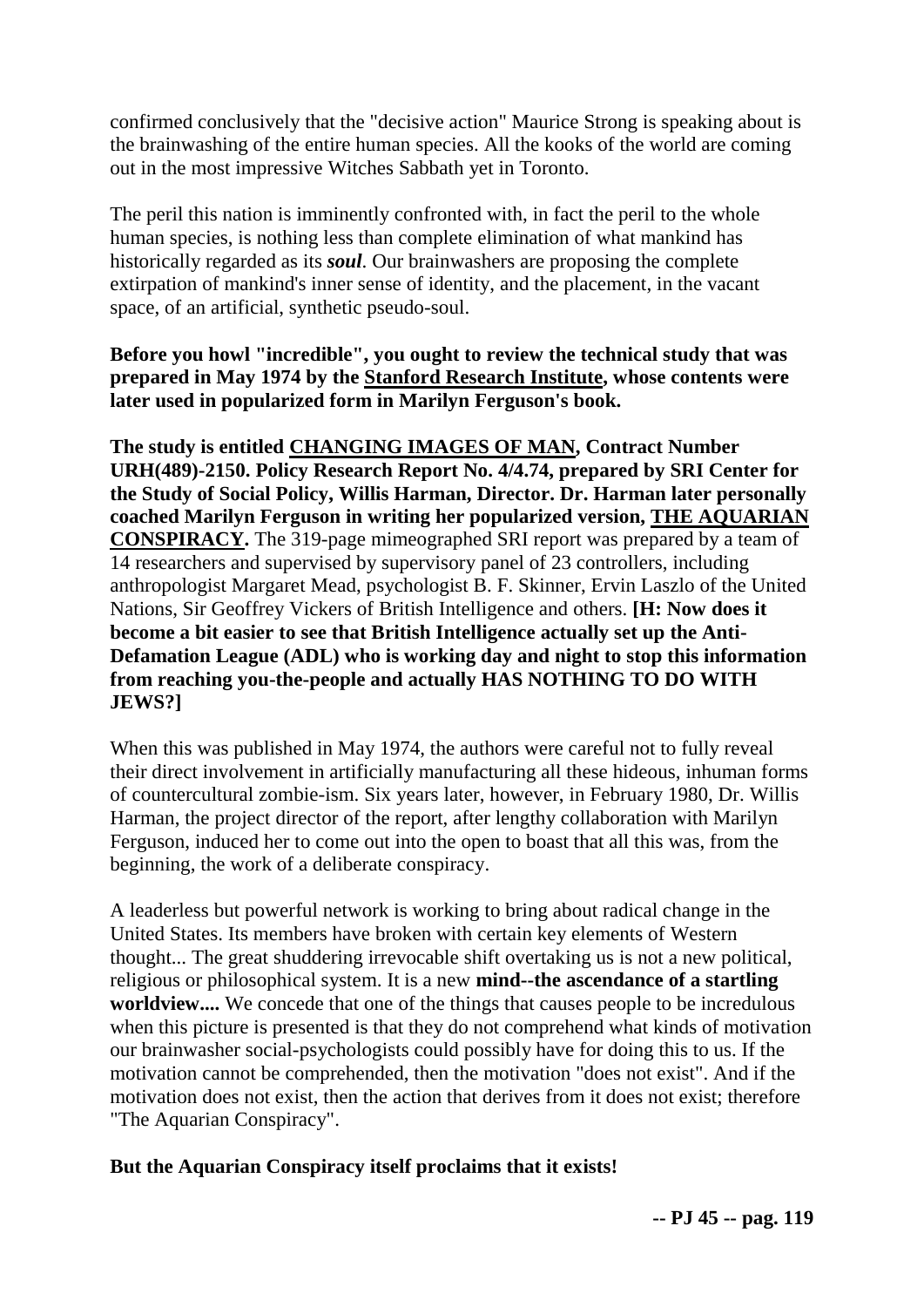confirmed conclusively that the "decisive action" Maurice Strong is speaking about is the brainwashing of the entire human species. All the kooks of the world are coming out in the most impressive Witches Sabbath yet in Toronto.

The peril this nation is imminently confronted with, in fact the peril to the whole human species, is nothing less than complete elimination of what mankind has historically regarded as its ***soul***. Our brainwashers are proposing the complete extirpation of mankind's inner sense of identity, and the placement, in the vacant space, of an artificial, synthetic pseudo-soul.

**Before you howl "incredible", you ought to review the technical study that was prepared in May 1974 by the Stanford Research Institute, whose contents were later used in popularized form in Marilyn Ferguson's book.**

**The study is entitled CHANGING IMAGES OF MAN, Contract Number URH(489)-2150. Policy Research Report No. 4/4.74, prepared by SRI Center for the Study of Social Policy, Willis Harman, Director. Dr. Harman later personally coached Marilyn Ferguson in writing her popularized version, THE AQUARIAN CONSPIRACY.** The 319-page mimeographed SRI report was prepared by a team of 14 researchers and supervised by supervisory panel of 23 controllers, including anthropologist Margaret Mead, psychologist B. F. Skinner, Ervin Laszlo of the United Nations, Sir Geoffrey Vickers of British Intelligence and others. **[H: Now does it become a bit easier to see that British Intelligence actually set up the Anti-Defamation League (ADL) who is working day and night to stop this information from reaching you-the-people and actually HAS NOTHING TO DO WITH JEWS?]**

When this was published in May 1974, the authors were careful not to fully reveal their direct involvement in artificially manufacturing all these hideous, inhuman forms of countercultural zombie-ism. Six years later, however, in February 1980, Dr. Willis Harman, the project director of the report, after lengthy collaboration with Marilyn Ferguson, induced her to come out into the open to boast that all this was, from the beginning, the work of a deliberate conspiracy.

A leaderless but powerful network is working to bring about radical change in the United States. Its members have broken with certain key elements of Western thought... The great shuddering irrevocable shift overtaking us is not a new political, religious or philosophical system. It is a new **mind--the ascendance of a startling worldview....** We concede that one of the things that causes people to be incredulous when this picture is presented is that they do not comprehend what kinds of motivation our brainwasher social-psychologists could possibly have for doing this to us. If the motivation cannot be comprehended, then the motivation "does not exist". And if the motivation does not exist, then the action that derives from it does not exist; therefore "The Aquarian Conspiracy".

**But the Aquarian Conspiracy itself proclaims that it exists!**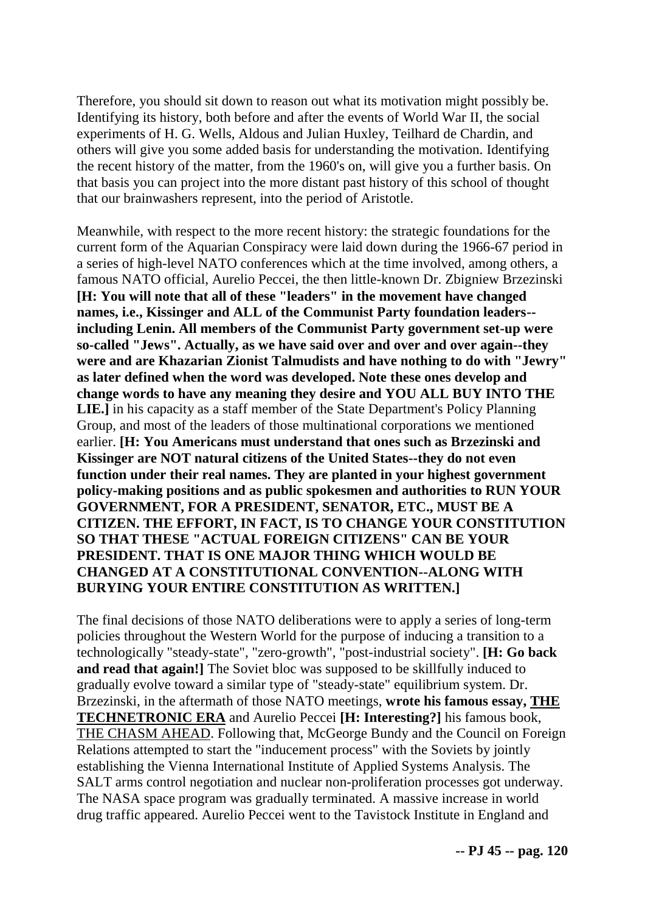Therefore, you should sit down to reason out what its motivation might possibly be. Identifying its history, both before and after the events of World War II, the social experiments of H. G. Wells, Aldous and Julian Huxley, Teilhard de Chardin, and others will give you some added basis for understanding the motivation. Identifying the recent history of the matter, from the 1960's on, will give you a further basis. On that basis you can project into the more distant past history of this school of thought that our brainwashers represent, into the period of Aristotle.

Meanwhile, with respect to the more recent history: the strategic foundations for the current form of the Aquarian Conspiracy were laid down during the 1966-67 period in a series of high-level NATO conferences which at the time involved, among others, a famous NATO official, Aurelio Peccei, the then little-known Dr. Zbigniew Brzezinski **[H: You will note that all of these "leaders" in the movement have changed names, i.e., Kissinger and ALL of the Communist Party foundation leaders--including Lenin. All members of the Communist Party government set-up were so-called "Jews". Actually, as we have said over and over and over again--they were and are Khazarian Zionist Talmudists and have nothing to do with "Jewry" as later defined when the word was developed. Note these ones develop and change words to have any meaning they desire and YOU ALL BUY INTO THE LIE.]** in his capacity as a staff member of the State Department's Policy Planning Group, and most of the leaders of those multinational corporations we mentioned earlier. **[H: You Americans must understand that ones such as Brzezinski and Kissinger are NOT natural citizens of the United States--they do not even function under their real names. They are planted in your highest government policy-making positions and as public spokesmen and authorities to RUN YOUR GOVERNMENT, FOR A PRESIDENT, SENATOR, ETC., MUST BE A CITIZEN. THE EFFORT, IN FACT, IS TO CHANGE YOUR CONSTITUTION SO THAT THESE "ACTUAL FOREIGN CITIZENS" CAN BE YOUR PRESIDENT. THAT IS ONE MAJOR THING WHICH WOULD BE CHANGED AT A CONSTITUTIONAL CONVENTION--ALONG WITH BURYING YOUR ENTIRE CONSTITUTION AS WRITTEN.]**

The final decisions of those NATO deliberations were to apply a series of long-term policies throughout the Western World for the purpose of inducing a transition to a technologically "steady-state", "zero-growth", "post-industrial society". **[H: Go back and read that again!]** The Soviet bloc was supposed to be skillfully induced to gradually evolve toward a similar type of "steady-state" equilibrium system. Dr. Brzezinski, in the aftermath of those NATO meetings, **wrote his famous essay, THE TECHNETRONIC ERA** and Aurelio Peccei **[H: Interesting?]** his famous book, THE CHASM AHEAD. Following that, McGeorge Bundy and the Council on Foreign Relations attempted to start the "inducement process" with the Soviets by jointly establishing the Vienna International Institute of Applied Systems Analysis. The SALT arms control negotiation and nuclear non-proliferation processes got underway. The NASA space program was gradually terminated. A massive increase in world drug traffic appeared. Aurelio Peccei went to the Tavistock Institute in England and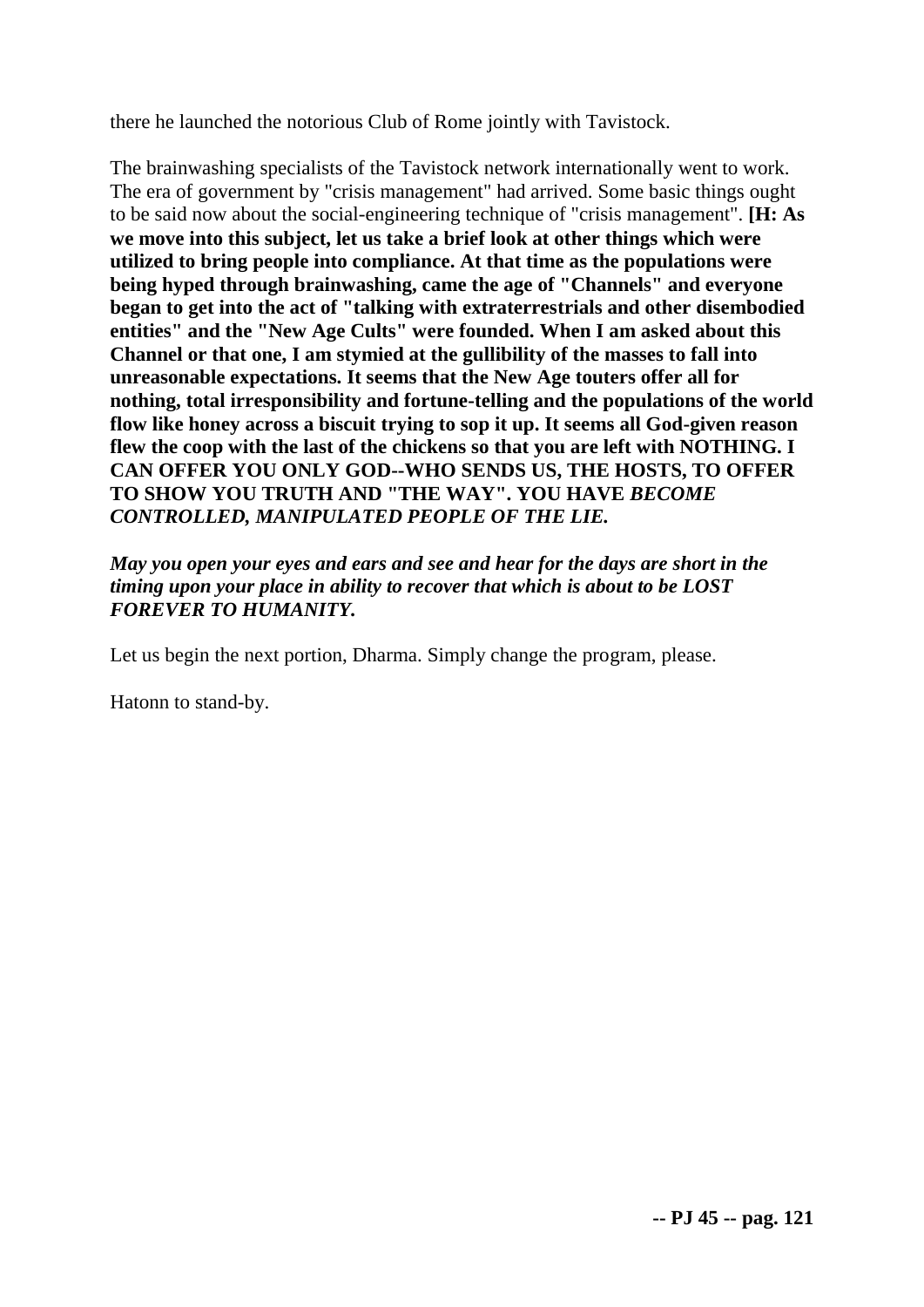there he launched the notorious Club of Rome jointly with Tavistock.

The brainwashing specialists of the Tavistock network internationally went to work. The era of government by "crisis management" had arrived. Some basic things ought to be said now about the social-engineering technique of "crisis management". **[H: As we move into this subject, let us take a brief look at other things which were utilized to bring people into compliance. At that time as the populations were being hyped through brainwashing, came the age of "Channels" and everyone began to get into the act of "talking with extraterrestrials and other disembodied entities" and the "New Age Cults" were founded. When I am asked about this Channel or that one, I am stymied at the gullibility of the masses to fall into unreasonable expectations. It seems that the New Age touters offer all for nothing, total irresponsibility and fortune-telling and the populations of the world flow like honey across a biscuit trying to sop it up. It seems all God-given reason flew the coop with the last of the chickens so that you are left with NOTHING. I CAN OFFER YOU ONLY GOD--WHO SENDS US, THE HOSTS, TO OFFER TO SHOW YOU TRUTH AND "THE WAY". YOU HAVE *BECOME CONTROLLED, MANIPULATED PEOPLE OF THE LIE.***

***May you open your eyes and ears and see and hear for the days are short in the timing upon your place in ability to recover that which is about to be LOST FOREVER TO HUMANITY.***

Let us begin the next portion, Dharma. Simply change the program, please.

Hatonn to stand-by.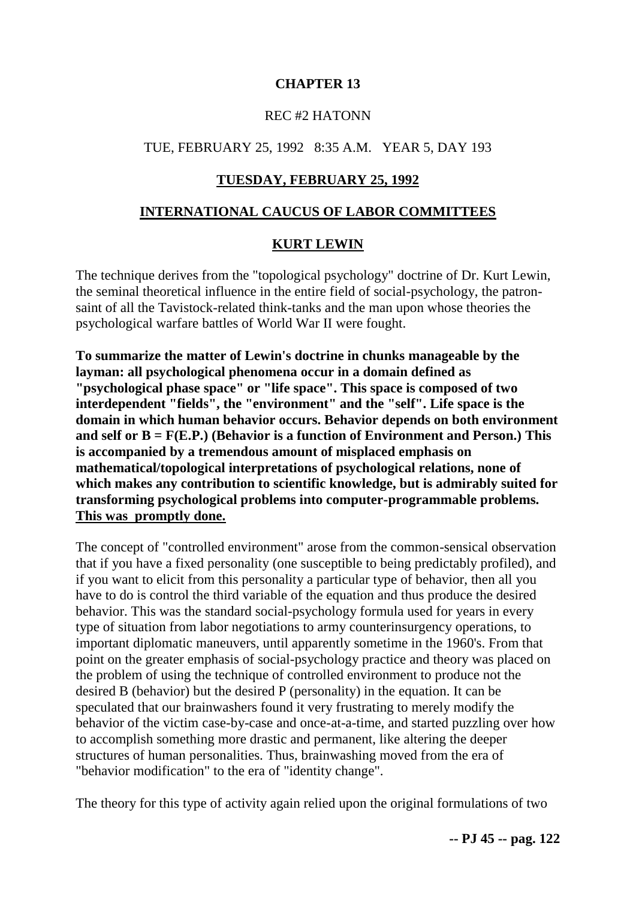# CHAPTER 13

REC #2 HATONN

TUE, FEBRUARY 25, 1992 8:35 A.M. YEAR 5, DAY 193

## TUESDAY, FEBRUARY 25, 1992

## INTERNATIONAL CAUCUS OF LABOR COMMITTEES

## KURT LEWIN

The technique derives from the "topological psychology" doctrine of Dr. Kurt Lewin, the seminal theoretical influence in the entire field of social-psychology, the patron-saint of all the Tavistock-related think-tanks and the man upon whose theories the psychological warfare battles of World War II were fought.

**To summarize the matter of Lewin's doctrine in chunks manageable by the layman: all psychological phenomena occur in a domain defined as "psychological phase space" or "life space". This space is composed of two interdependent "fields", the "environment" and the "self". Life space is the domain in which human behavior occurs. Behavior depends on both environment and self or B = F(E.P.) (Behavior is a function of Environment and Person.) This is accompanied by a tremendous amount of misplaced emphasis on mathematical/topological interpretations of psychological relations, none of which makes any contribution to scientific knowledge, but is admirably suited for transforming psychological problems into computer-programmable problems. <u>This was promptly done.</u>**

The concept of "controlled environment" arose from the common-sensical observation that if you have a fixed personality (one susceptible to being predictably profiled), and if you want to elicit from this personality a particular type of behavior, then all you have to do is control the third variable of the equation and thus produce the desired behavior. This was the standard social-psychology formula used for years in every type of situation from labor negotiations to army counterinsurgency operations, to important diplomatic maneuvers, until apparently sometime in the 1960's. From that point on the greater emphasis of social-psychology practice and theory was placed on the problem of using the technique of controlled environment to produce not the desired B (behavior) but the desired P (personality) in the equation. It can be speculated that our brainwashers found it very frustrating to merely modify the behavior of the victim case-by-case and once-at-a-time, and started puzzling over how to accomplish something more drastic and permanent, like altering the deeper structures of human personalities. Thus, brainwashing moved from the era of "behavior modification" to the era of "identity change".

The theory for this type of activity again relied upon the original formulations of two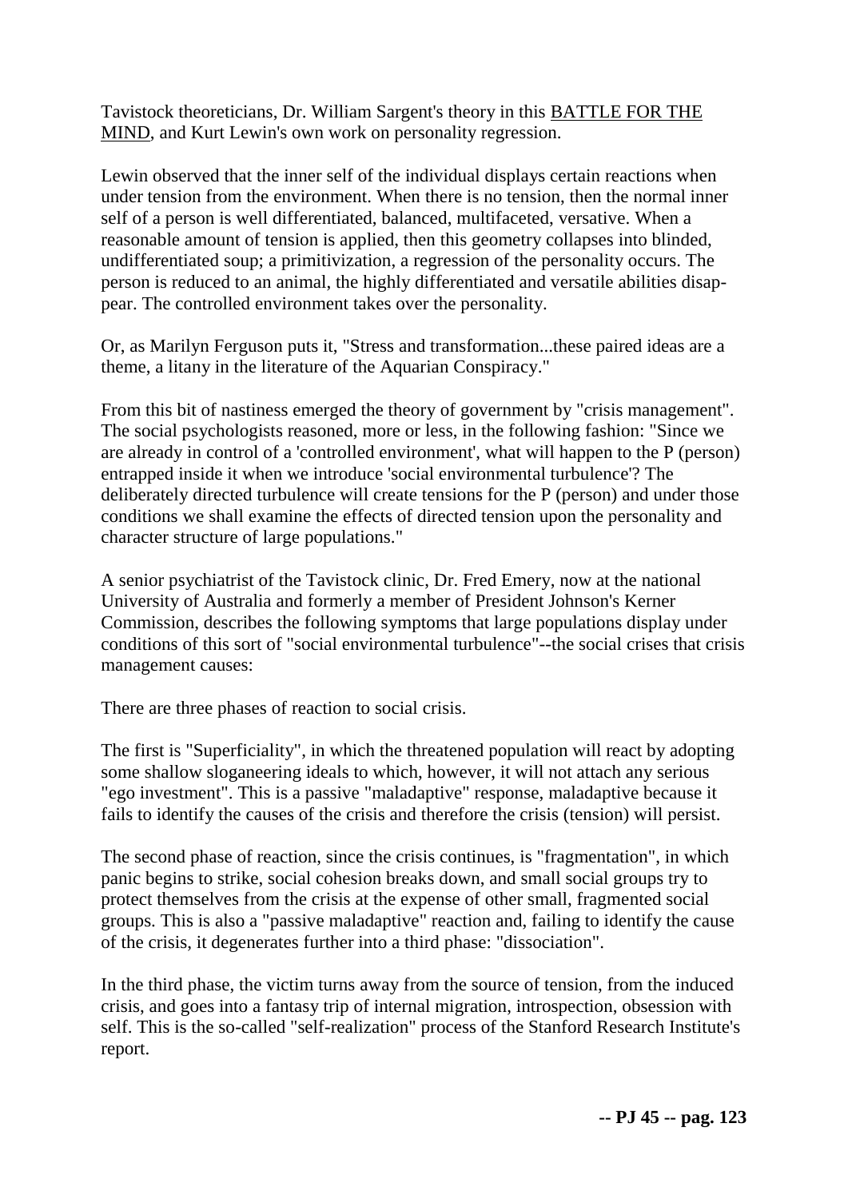Tavistock theoreticians, Dr. William Sargent's theory in this BATTLE FOR THE MIND, and Kurt Lewin's own work on personality regression.

Lewin observed that the inner self of the individual displays certain reactions when under tension from the environment. When there is no tension, then the normal inner self of a person is well differentiated, balanced, multifaceted, versative. When a reasonable amount of tension is applied, then this geometry collapses into blinded, undifferentiated soup; a primitivization, a regression of the personality occurs. The person is reduced to an animal, the highly differentiated and versatile abilities disappear. The controlled environment takes over the personality.

Or, as Marilyn Ferguson puts it, "Stress and transformation...these paired ideas are a theme, a litany in the literature of the Aquarian Conspiracy."

From this bit of nastiness emerged the theory of government by "crisis management". The social psychologists reasoned, more or less, in the following fashion: "Since we are already in control of a 'controlled environment', what will happen to the P (person) entrapped inside it when we introduce 'social environmental turbulence'? The deliberately directed turbulence will create tensions for the P (person) and under those conditions we shall examine the effects of directed tension upon the personality and character structure of large populations."

A senior psychiatrist of the Tavistock clinic, Dr. Fred Emery, now at the national University of Australia and formerly a member of President Johnson's Kerner Commission, describes the following symptoms that large populations display under conditions of this sort of "social environmental turbulence"--the social crises that crisis management causes:

There are three phases of reaction to social crisis.

The first is "Superficiality", in which the threatened population will react by adopting some shallow sloganeering ideals to which, however, it will not attach any serious "ego investment". This is a passive "maladaptive" response, maladaptive because it fails to identify the causes of the crisis and therefore the crisis (tension) will persist.

The second phase of reaction, since the crisis continues, is "fragmentation", in which panic begins to strike, social cohesion breaks down, and small social groups try to protect themselves from the crisis at the expense of other small, fragmented social groups. This is also a "passive maladaptive" reaction and, failing to identify the cause of the crisis, it degenerates further into a third phase: "dissociation".

In the third phase, the victim turns away from the source of tension, from the induced crisis, and goes into a fantasy trip of internal migration, introspection, obsession with self. This is the so-called "self-realization" process of the Stanford Research Institute's report.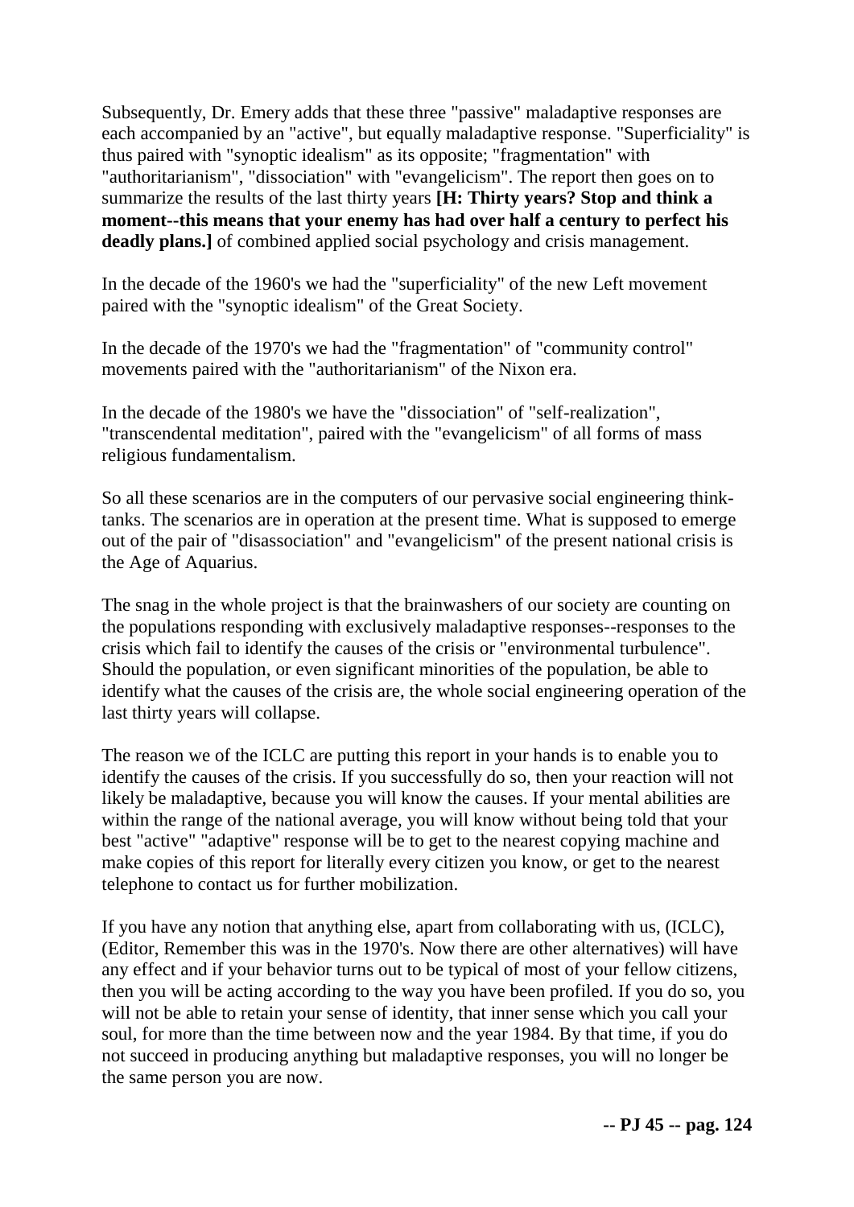Subsequently, Dr. Emery adds that these three "passive" maladaptive responses are each accompanied by an "active", but equally maladaptive response. "Superficiality" is thus paired with "synoptic idealism" as its opposite; "fragmentation" with "authoritarianism", "dissociation" with "evangelicism". The report then goes on to summarize the results of the last thirty years **[H: Thirty years? Stop and think a moment--this means that your enemy has had over half a century to perfect his deadly plans.]** of combined applied social psychology and crisis management.

In the decade of the 1960's we had the "superficiality" of the new Left movement paired with the "synoptic idealism" of the Great Society.

In the decade of the 1970's we had the "fragmentation" of "community control" movements paired with the "authoritarianism" of the Nixon era.

In the decade of the 1980's we have the "dissociation" of "self-realization", "transcendental meditation", paired with the "evangelicism" of all forms of mass religious fundamentalism.

So all these scenarios are in the computers of our pervasive social engineering think-tanks. The scenarios are in operation at the present time. What is supposed to emerge out of the pair of "disassociation" and "evangelicism" of the present national crisis is the Age of Aquarius.

The snag in the whole project is that the brainwashers of our society are counting on the populations responding with exclusively maladaptive responses--responses to the crisis which fail to identify the causes of the crisis or "environmental turbulence". Should the population, or even significant minorities of the population, be able to identify what the causes of the crisis are, the whole social engineering operation of the last thirty years will collapse.

The reason we of the ICLC are putting this report in your hands is to enable you to identify the causes of the crisis. If you successfully do so, then your reaction will not likely be maladaptive, because you will know the causes. If your mental abilities are within the range of the national average, you will know without being told that your best "active" "adaptive" response will be to get to the nearest copying machine and make copies of this report for literally every citizen you know, or get to the nearest telephone to contact us for further mobilization.

If you have any notion that anything else, apart from collaborating with us, (ICLC), (Editor, Remember this was in the 1970's. Now there are other alternatives) will have any effect and if your behavior turns out to be typical of most of your fellow citizens, then you will be acting according to the way you have been profiled. If you do so, you will not be able to retain your sense of identity, that inner sense which you call your soul, for more than the time between now and the year 1984. By that time, if you do not succeed in producing anything but maladaptive responses, you will no longer be the same person you are now.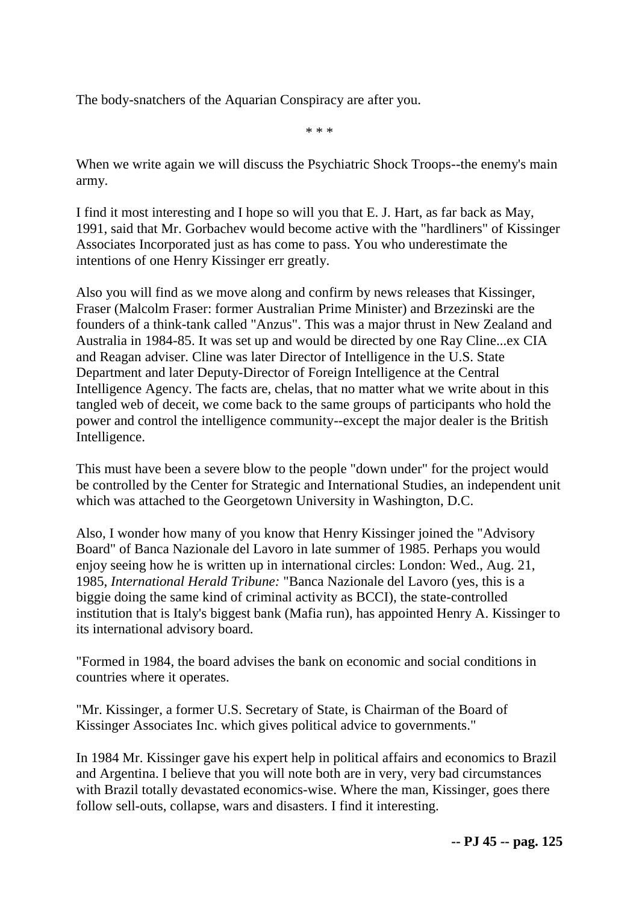The body-snatchers of the Aquarian Conspiracy are after you.

\* \* \*

When we write again we will discuss the Psychiatric Shock Troops--the enemy's main army.

I find it most interesting and I hope so will you that E. J. Hart, as far back as May, 1991, said that Mr. Gorbachev would become active with the "hardliners" of Kissinger Associates Incorporated just as has come to pass. You who underestimate the intentions of one Henry Kissinger err greatly.

Also you will find as we move along and confirm by news releases that Kissinger, Fraser (Malcolm Fraser: former Australian Prime Minister) and Brzezinski are the founders of a think-tank called "Anzus". This was a major thrust in New Zealand and Australia in 1984-85. It was set up and would be directed by one Ray Cline...ex CIA and Reagan adviser. Cline was later Director of Intelligence in the U.S. State Department and later Deputy-Director of Foreign Intelligence at the Central Intelligence Agency. The facts are, chelas, that no matter what we write about in this tangled web of deceit, we come back to the same groups of participants who hold the power and control the intelligence community--except the major dealer is the British Intelligence.

This must have been a severe blow to the people "down under" for the project would be controlled by the Center for Strategic and International Studies, an independent unit which was attached to the Georgetown University in Washington, D.C.

Also, I wonder how many of you know that Henry Kissinger joined the "Advisory Board" of Banca Nazionale del Lavoro in late summer of 1985. Perhaps you would enjoy seeing how he is written up in international circles: London: Wed., Aug. 21, 1985, *International Herald Tribune:* "Banca Nazionale del Lavoro (yes, this is a biggie doing the same kind of criminal activity as BCCI), the state-controlled institution that is Italy's biggest bank (Mafia run), has appointed Henry A. Kissinger to its international advisory board.

"Formed in 1984, the board advises the bank on economic and social conditions in countries where it operates.

"Mr. Kissinger, a former U.S. Secretary of State, is Chairman of the Board of Kissinger Associates Inc. which gives political advice to governments."

In 1984 Mr. Kissinger gave his expert help in political affairs and economics to Brazil and Argentina. I believe that you will note both are in very, very bad circumstances with Brazil totally devastated economics-wise. Where the man, Kissinger, goes there follow sell-outs, collapse, wars and disasters. I find it interesting.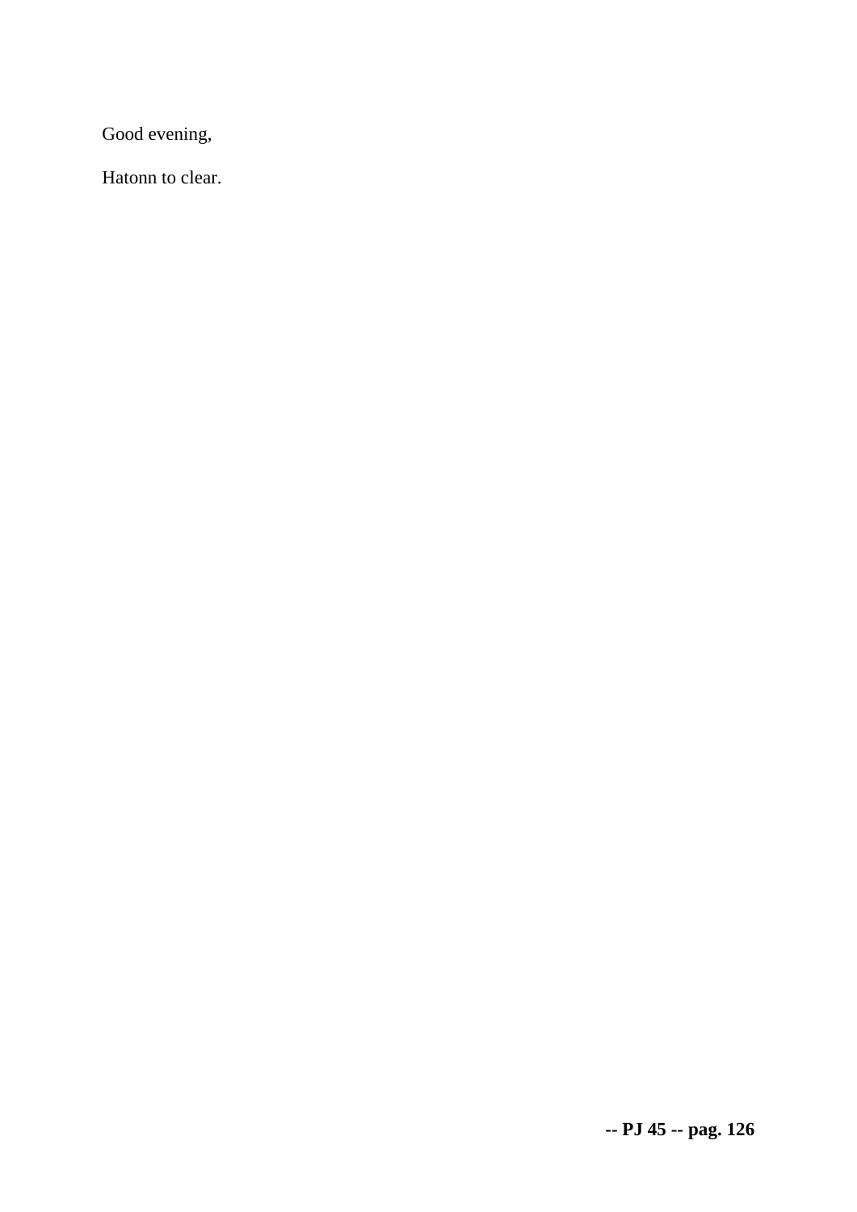Good evening,

Hatonn to clear.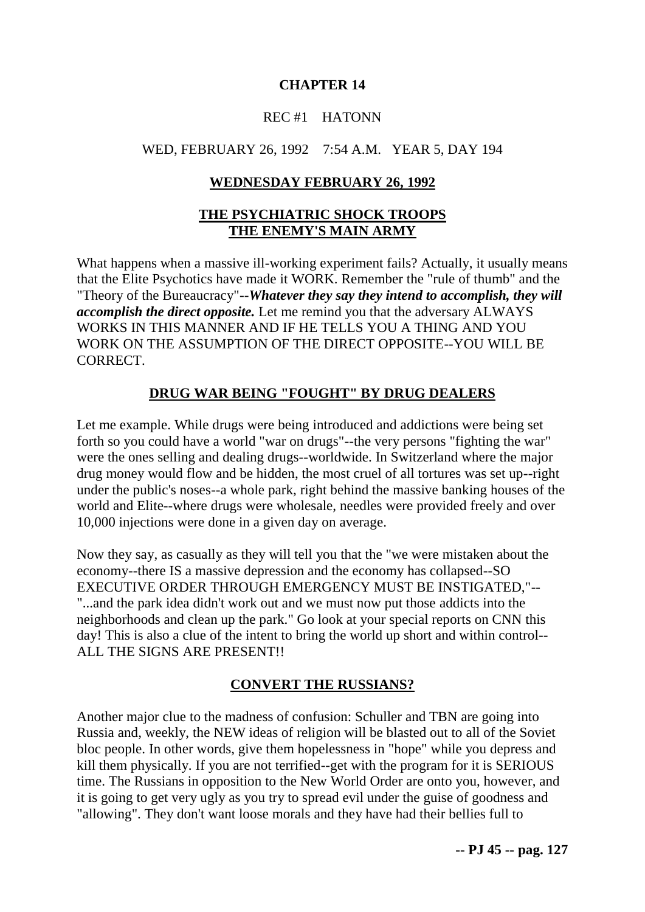# CHAPTER 14

REC #1 HATONN

WED, FEBRUARY 26, 1992 7:54 A.M. YEAR 5, DAY 194

## WEDNESDAY FEBRUARY 26, 1992

## THE PSYCHIATRIC SHOCK TROOPS THE ENEMY'S MAIN ARMY

What happens when a massive ill-working experiment fails? Actually, it usually means that the Elite Psychotics have made it WORK. Remember the "rule of thumb" and the "Theory of the Bureaucracy"--***Whatever they say they intend to accomplish, they will accomplish the direct opposite.*** Let me remind you that the adversary ALWAYS WORKS IN THIS MANNER AND IF HE TELLS YOU A THING AND YOU WORK ON THE ASSUMPTION OF THE DIRECT OPPOSITE--YOU WILL BE CORRECT.

## DRUG WAR BEING "FOUGHT" BY DRUG DEALERS

Let me example. While drugs were being introduced and addictions were being set forth so you could have a world "war on drugs"--the very persons "fighting the war" were the ones selling and dealing drugs--worldwide. In Switzerland where the major drug money would flow and be hidden, the most cruel of all tortures was set up--right under the public's noses--a whole park, right behind the massive banking houses of the world and Elite--where drugs were wholesale, needles were provided freely and over 10,000 injections were done in a given day on average.

Now they say, as casually as they will tell you that the "we were mistaken about the economy--there IS a massive depression and the economy has collapsed--SO EXECUTIVE ORDER THROUGH EMERGENCY MUST BE INSTIGATED,"--"...and the park idea didn't work out and we must now put those addicts into the neighborhoods and clean up the park." Go look at your special reports on CNN this day! This is also a clue of the intent to bring the world up short and within control--ALL THE SIGNS ARE PRESENT!!

## CONVERT THE RUSSIANS?

Another major clue to the madness of confusion: Schuller and TBN are going into Russia and, weekly, the NEW ideas of religion will be blasted out to all of the Soviet bloc people. In other words, give them hopelessness in "hope" while you depress and kill them physically. If you are not terrified--get with the program for it is SERIOUS time. The Russians in opposition to the New World Order are onto you, however, and it is going to get very ugly as you try to spread evil under the guise of goodness and "allowing". They don't want loose morals and they have had their bellies full to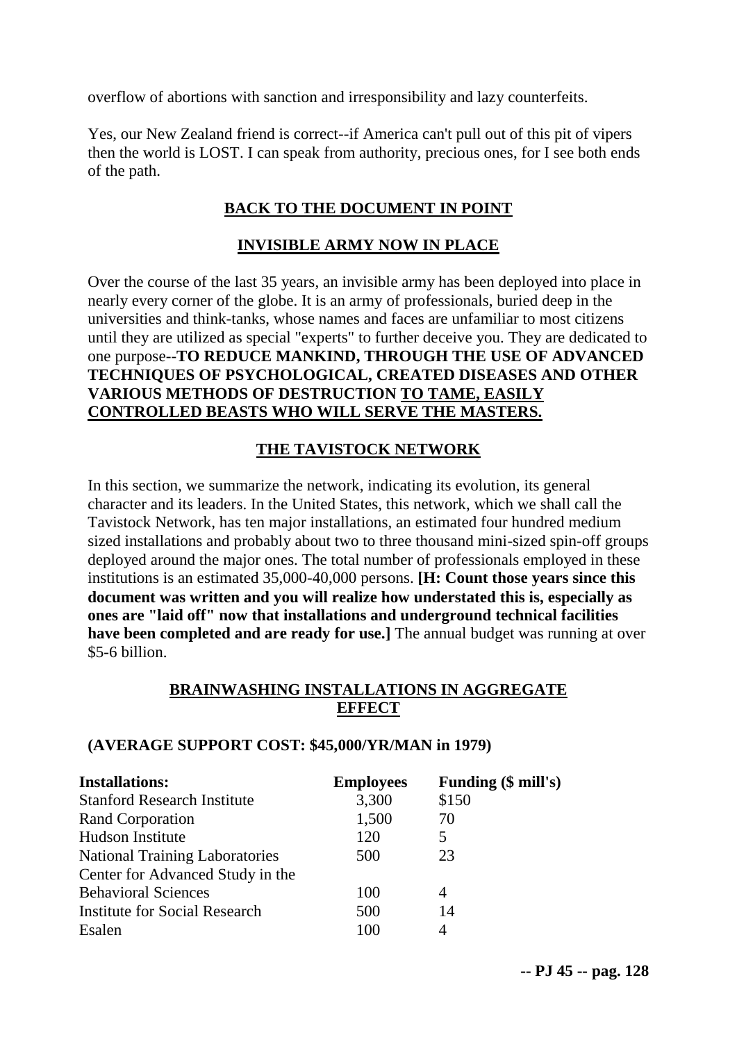overflow of abortions with sanction and irresponsibility and lazy counterfeits.

Yes, our New Zealand friend is correct--if America can't pull out of this pit of vipers then the world is LOST. I can speak from authority, precious ones, for I see both ends of the path.

## BACK TO THE DOCUMENT IN POINT

## INVISIBLE ARMY NOW IN PLACE

Over the course of the last 35 years, an invisible army has been deployed into place in nearly every corner of the globe. It is an army of professionals, buried deep in the universities and think-tanks, whose names and faces are unfamiliar to most citizens until they are utilized as special "experts" to further deceive you. They are dedicated to one purpose--**TO REDUCE MANKIND, THROUGH THE USE OF ADVANCED TECHNIQUES OF PSYCHOLOGICAL, CREATED DISEASES AND OTHER VARIOUS METHODS OF DESTRUCTION TO TAME, EASILY CONTROLLED BEASTS WHO WILL SERVE THE MASTERS.**

## THE TAVISTOCK NETWORK

In this section, we summarize the network, indicating its evolution, its general character and its leaders. In the United States, this network, which we shall call the Tavistock Network, has ten major installations, an estimated four hundred medium sized installations and probably about two to three thousand mini-sized spin-off groups deployed around the major ones. The total number of professionals employed in these institutions is an estimated 35,000-40,000 persons. **[H: Count those years since this document was written and you will realize how understated this is, especially as ones are "laid off" now that installations and underground technical facilities have been completed and are ready for use.]** The annual budget was running at over $5-6 billion.

## BRAINWASHING INSTALLATIONS IN AGGREGATE EFFECT

**(AVERAGE SUPPORT COST: $45,000/YR/MAN in 1979)**

| Installations: | Employees | Funding ($ mill's) |
|---|---|---|
| Stanford Research Institute | 3,300 | $150 |
| Rand Corporation | 1,500 | 70 |
| Hudson Institute | 120 | 5 |
| National Training Laboratories | 500 | 23 |
| Center for Advanced Study in the Behavioral Sciences | 100 | 4 |
| Institute for Social Research | 500 | 14 |
| Esalen | 100 | 4 |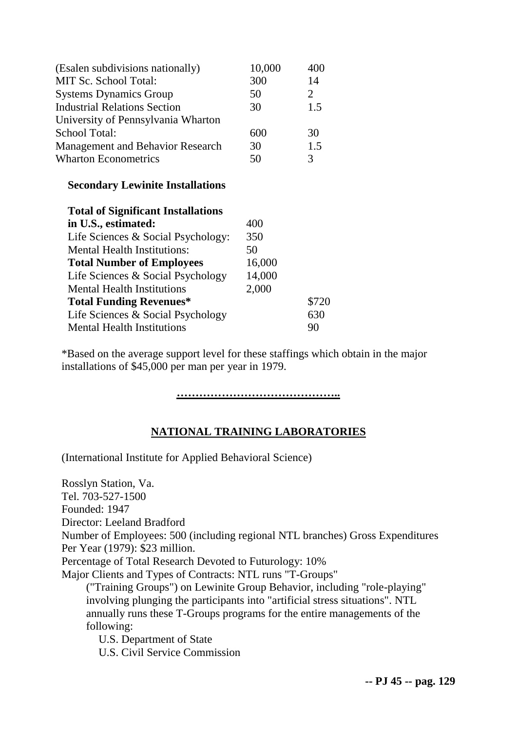| | | |
|---|---|---|
| (Esalen subdivisions nationally) | 10,000 | 400 |
| MIT Sc. School Total: | 300 | 14 |
| Systems Dynamics Group | 50 | 2 |
| Industrial Relations Section | 30 | 1.5 |
| University of Pennsylvania Wharton School Total: | 600 | 30 |
| Management and Behavior Research | 30 | 1.5 |
| Wharton Econometrics | 50 | 3 |

**Secondary Lewinite Installations**

| | | |
|---|---|---|
| **Total of Significant Installations in U.S., estimated:** | 400 | |
| Life Sciences & Social Psychology: | 350 | |
| Mental Health Institutions: | 50 | |
| **Total Number of Employees** | 16,000 | |
| Life Sciences & Social Psychology | 14,000 | |
| Mental Health Institutions | 2,000 | |
| **Total Funding Revenues*** | | $720 |
| Life Sciences & Social Psychology | | 630 |
| Mental Health Institutions | | 90 |

*Based on the average support level for these staffings which obtain in the major installations of $45,000 per man per year in 1979.

**……………………………………..**

## NATIONAL TRAINING LABORATORIES

(International Institute for Applied Behavioral Science)

Rosslyn Station, Va.
Tel. 703-527-1500
Founded: 1947
Director: Leeland Bradford
Number of Employees: 500 (including regional NTL branches) Gross Expenditures Per Year (1979): $23 million.
Percentage of Total Research Devoted to Futurology: 10%
Major Clients and Types of Contracts: NTL runs "T-Groups"
("Training Groups") on Lewinite Group Behavior, including "role-playing" involving plunging the participants into "artificial stress situations". NTL annually runs these T-Groups programs for the entire managements of the following:

U.S. Department of State
U.S. Civil Service Commission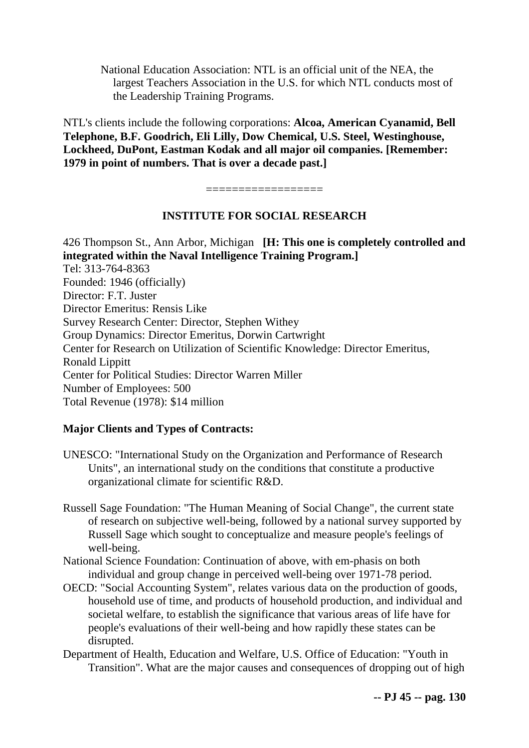National Education Association: NTL is an official unit of the NEA, the largest Teachers Association in the U.S. for which NTL conducts most of the Leadership Training Programs.

NTL's clients include the following corporations: **Alcoa, American Cyanamid, Bell Telephone, B.F. Goodrich, Eli Lilly, Dow Chemical, U.S. Steel, Westinghouse, Lockheed, DuPont, Eastman Kodak and all major oil companies. [Remember: 1979 in point of numbers. That is over a decade past.]**

=================

## INSTITUTE FOR SOCIAL RESEARCH

426 Thompson St., Ann Arbor, Michigan **[H: This one is completely controlled and integrated within the Naval Intelligence Training Program.]**
Tel: 313-764-8363
Founded: 1946 (officially)
Director: F.T. Juster
Director Emeritus: Rensis Like
Survey Research Center: Director, Stephen Withey
Group Dynamics: Director Emeritus, Dorwin Cartwright
Center for Research on Utilization of Scientific Knowledge: Director Emeritus, Ronald Lippitt
Center for Political Studies: Director Warren Miller
Number of Employees: 500
Total Revenue (1978): $14 million

**Major Clients and Types of Contracts:**

UNESCO: "International Study on the Organization and Performance of Research Units", an international study on the conditions that constitute a productive organizational climate for scientific R&D.

Russell Sage Foundation: "The Human Meaning of Social Change", the current state of research on subjective well-being, followed by a national survey supported by Russell Sage which sought to conceptualize and measure people's feelings of well-being.

National Science Foundation: Continuation of above, with em-phasis on both individual and group change in perceived well-being over 1971-78 period.

OECD: "Social Accounting System", relates various data on the production of goods, household use of time, and products of household production, and individual and societal welfare, to establish the significance that various areas of life have for people's evaluations of their well-being and how rapidly these states can be disrupted.

Department of Health, Education and Welfare, U.S. Office of Education: "Youth in Transition". What are the major causes and consequences of dropping out of high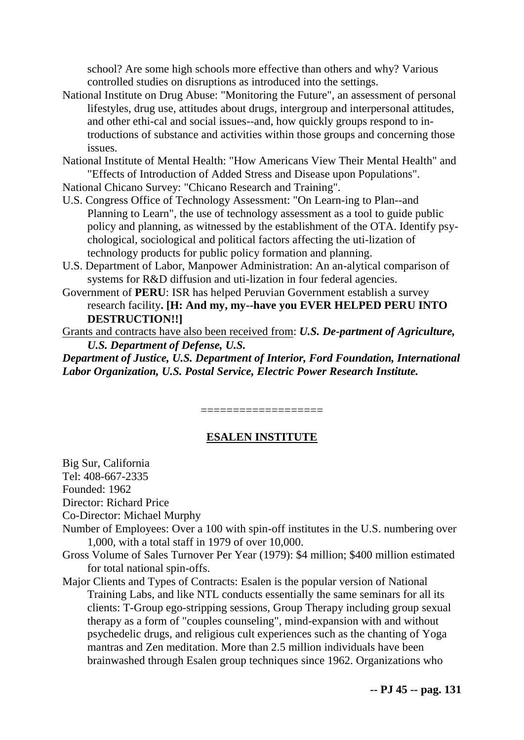school? Are some high schools more effective than others and why? Various controlled studies on disruptions as introduced into the settings.

National Institute on Drug Abuse: "Monitoring the Future", an assessment of personal lifestyles, drug use, attitudes about drugs, intergroup and interpersonal attitudes, and other ethi-cal and social issues--and, how quickly groups respond to in-troductions of substance and activities within those groups and concerning those issues.

National Institute of Mental Health: "How Americans View Their Mental Health" and "Effects of Introduction of Added Stress and Disease upon Populations".

National Chicano Survey: "Chicano Research and Training".

U.S. Congress Office of Technology Assessment: "On Learn-ing to Plan--and Planning to Learn", the use of technology assessment as a tool to guide public policy and planning, as witnessed by the establishment of the OTA. Identify psy-chological, sociological and political factors affecting the uti-lization of technology products for public policy formation and planning.

U.S. Department of Labor, Manpower Administration: An an-alytical comparison of systems for R&D diffusion and uti-lization in four federal agencies.

Government of **PERU**: ISR has helped Peruvian Government establish a survey research facility**. [H: And my, my--have you EVER HELPED PERU INTO DESTRUCTION!!]**

<u>Grants and contracts have also been received from</u>: ***U.S. De-partment of Agriculture, U.S. Department of Defense, U.S. Department of Justice, U.S. Department of Interior, Ford Foundation, International Labor Organization, U.S. Postal Service, Electric Power Research Institute.***

==================

## ESALEN INSTITUTE

Big Sur, California
Tel: 408-667-2335
Founded: 1962
Director: Richard Price
Co-Director: Michael Murphy

Number of Employees: Over a 100 with spin-off institutes in the U.S. numbering over 1,000, with a total staff in 1979 of over 10,000.

Gross Volume of Sales Turnover Per Year (1979): $4 million; $400 million estimated for total national spin-offs.

Major Clients and Types of Contracts: Esalen is the popular version of National Training Labs, and like NTL conducts essentially the same seminars for all its clients: T-Group ego-stripping sessions, Group Therapy including group sexual therapy as a form of "couples counseling", mind-expansion with and without psychedelic drugs, and religious cult experiences such as the chanting of Yoga mantras and Zen meditation. More than 2.5 million individuals have been brainwashed through Esalen group techniques since 1962. Organizations who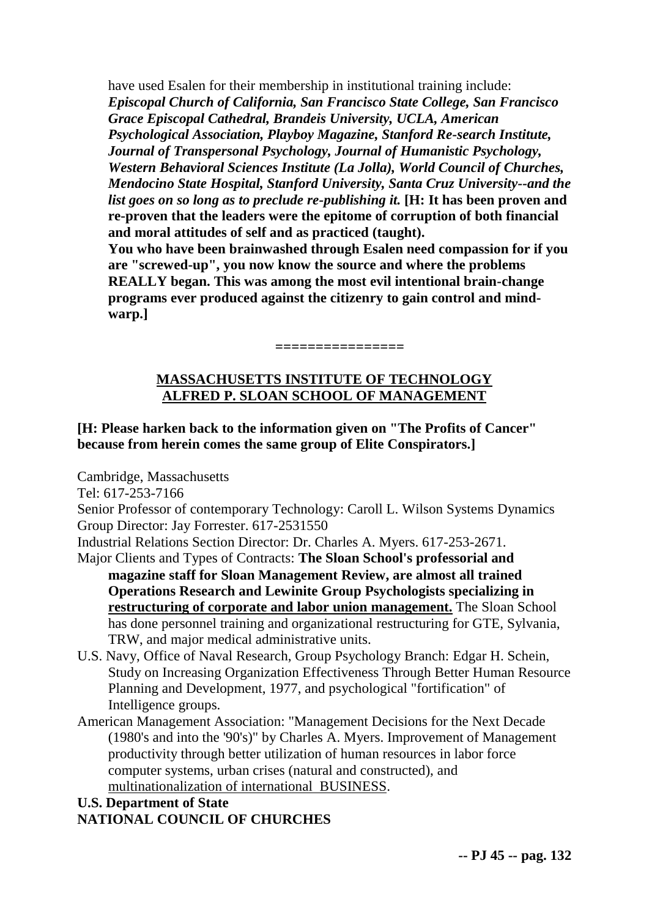have used Esalen for their membership in institutional training include: ***Episcopal Church of California, San Francisco State College, San Francisco Grace Episcopal Cathedral, Brandeis University, UCLA, American Psychological Association, Playboy Magazine, Stanford Re-search Institute, Journal of Transpersonal Psychology, Journal of Humanistic Psychology, Western Behavioral Sciences Institute (La Jolla), World Council of Churches, Mendocino State Hospital, Stanford University, Santa Cruz University--and the list goes on so long as to preclude re-publishing it.*** **[H: It has been proven and re-proven that the leaders were the epitome of corruption of both financial and moral attitudes of self and as practiced (taught).**

**You who have been brainwashed through Esalen need compassion for if you are "screwed-up", you now know the source and where the problems REALLY began. This was among the most evil intentional brain-change programs ever produced against the citizenry to gain control and mind-warp.]**

================

## MASSACHUSETTS INSTITUTE OF TECHNOLOGY ALFRED P. SLOAN SCHOOL OF MANAGEMENT

**[H: Please harken back to the information given on "The Profits of Cancer" because from herein comes the same group of Elite Conspirators.]**

Cambridge, Massachusetts

Tel: 617-253-7166

Senior Professor of contemporary Technology: Caroll L. Wilson Systems Dynamics Group Director: Jay Forrester. 617-2531550

Industrial Relations Section Director: Dr. Charles A. Myers. 617-253-2671.

Major Clients and Types of Contracts: **The Sloan School's professorial and magazine staff for Sloan Management Review, are almost all trained Operations Research and Lewinite Group Psychologists specializing in restructuring of corporate and labor union management.** The Sloan School has done personnel training and organizational restructuring for GTE, Sylvania, TRW, and major medical administrative units.

U.S. Navy, Office of Naval Research, Group Psychology Branch: Edgar H. Schein, Study on Increasing Organization Effectiveness Through Better Human Resource Planning and Development, 1977, and psychological "fortification" of Intelligence groups.

American Management Association: "Management Decisions for the Next Decade (1980's and into the '90's)" by Charles A. Myers. Improvement of Management productivity through better utilization of human resources in labor force computer systems, urban crises (natural and constructed), and multinationalization of international BUSINESS.

**U.S. Department of State**

**NATIONAL COUNCIL OF CHURCHES**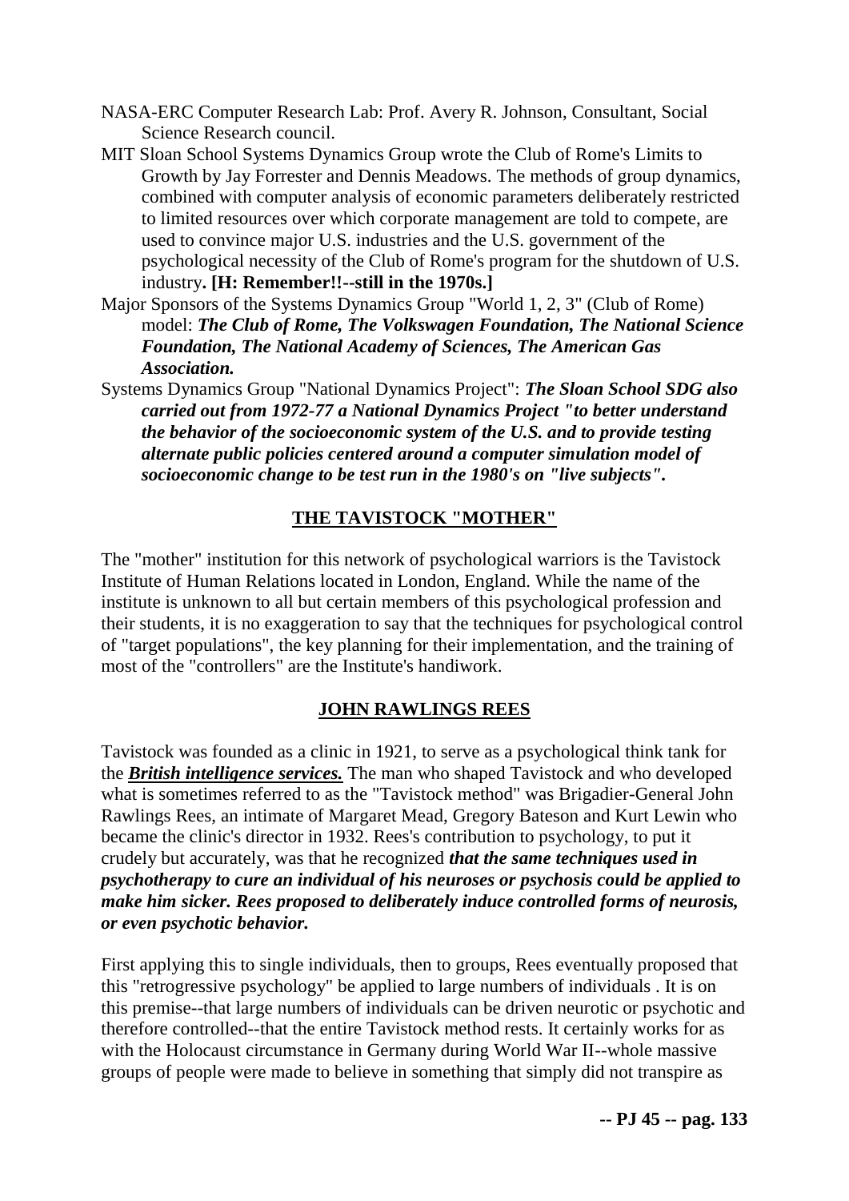NASA-ERC Computer Research Lab: Prof. Avery R. Johnson, Consultant, Social Science Research council.

MIT Sloan School Systems Dynamics Group wrote the Club of Rome's Limits to Growth by Jay Forrester and Dennis Meadows. The methods of group dynamics, combined with computer analysis of economic parameters deliberately restricted to limited resources over which corporate management are told to compete, are used to convince major U.S. industries and the U.S. government of the psychological necessity of the Club of Rome's program for the shutdown of U.S. industry**. [H: Remember!!--still in the 1970s.]**

Major Sponsors of the Systems Dynamics Group "World 1, 2, 3" (Club of Rome) model: ***The Club of Rome, The Volkswagen Foundation, The National Science Foundation, The National Academy of Sciences, The American Gas Association.***

Systems Dynamics Group "National Dynamics Project": ***The Sloan School SDG also carried out from 1972-77 a National Dynamics Project "to better understand the behavior of the socioeconomic system of the U.S. and to provide testing alternate public policies centered around a computer simulation model of socioeconomic change to be test run in the 1980's on "live subjects".***

## THE TAVISTOCK "MOTHER"

The "mother" institution for this network of psychological warriors is the Tavistock Institute of Human Relations located in London, England. While the name of the institute is unknown to all but certain members of this psychological profession and their students, it is no exaggeration to say that the techniques for psychological control of "target populations", the key planning for their implementation, and the training of most of the "controllers" are the Institute's handiwork.

## JOHN RAWLINGS REES

Tavistock was founded as a clinic in 1921, to serve as a psychological think tank for the ***British intelligence services.*** The man who shaped Tavistock and who developed what is sometimes referred to as the "Tavistock method" was Brigadier-General John Rawlings Rees, an intimate of Margaret Mead, Gregory Bateson and Kurt Lewin who became the clinic's director in 1932. Rees's contribution to psychology, to put it crudely but accurately, was that he recognized ***that the same techniques used in psychotherapy to cure an individual of his neuroses or psychosis could be applied to make him sicker. Rees proposed to deliberately induce controlled forms of neurosis, or even psychotic behavior.***

First applying this to single individuals, then to groups, Rees eventually proposed that this "retrogressive psychology" be applied to large numbers of individuals . It is on this premise--that large numbers of individuals can be driven neurotic or psychotic and therefore controlled--that the entire Tavistock method rests. It certainly works for as with the Holocaust circumstance in Germany during World War II--whole massive groups of people were made to believe in something that simply did not transpire as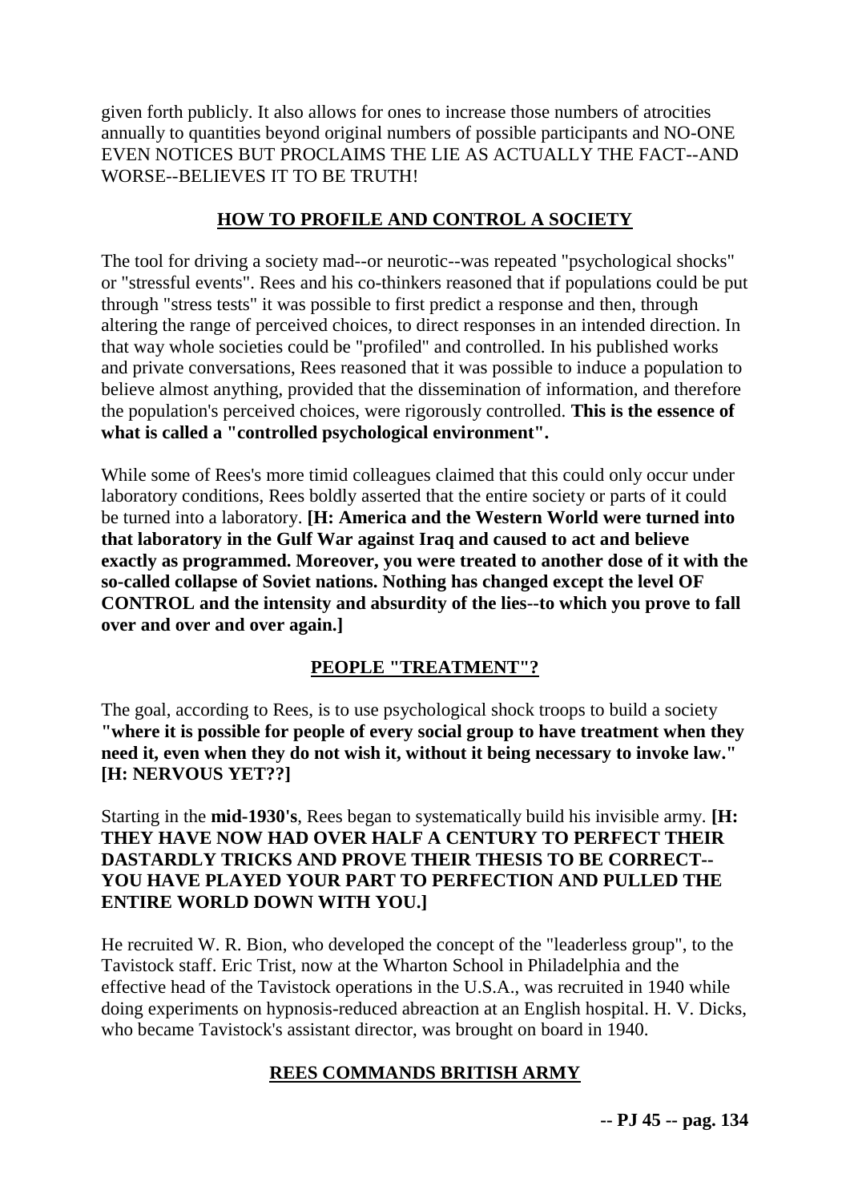given forth publicly. It also allows for ones to increase those numbers of atrocities annually to quantities beyond original numbers of possible participants and NO-ONE EVEN NOTICES BUT PROCLAIMS THE LIE AS ACTUALLY THE FACT--AND WORSE--BELIEVES IT TO BE TRUTH!

## HOW TO PROFILE AND CONTROL A SOCIETY

The tool for driving a society mad--or neurotic--was repeated "psychological shocks" or "stressful events". Rees and his co-thinkers reasoned that if populations could be put through "stress tests" it was possible to first predict a response and then, through altering the range of perceived choices, to direct responses in an intended direction. In that way whole societies could be "profiled" and controlled. In his published works and private conversations, Rees reasoned that it was possible to induce a population to believe almost anything, provided that the dissemination of information, and therefore the population's perceived choices, were rigorously controlled. **This is the essence of what is called a "controlled psychological environment".**

While some of Rees's more timid colleagues claimed that this could only occur under laboratory conditions, Rees boldly asserted that the entire society or parts of it could be turned into a laboratory. **[H: America and the Western World were turned into that laboratory in the Gulf War against Iraq and caused to act and believe exactly as programmed. Moreover, you were treated to another dose of it with the so-called collapse of Soviet nations. Nothing has changed except the level OF CONTROL and the intensity and absurdity of the lies--to which you prove to fall over and over and over again.]**

## PEOPLE "TREATMENT"?

The goal, according to Rees, is to use psychological shock troops to build a society **"where it is possible for people of every social group to have treatment when they need it, even when they do not wish it, without it being necessary to invoke law." [H: NERVOUS YET??]**

Starting in the **mid-1930's**, Rees began to systematically build his invisible army. **[H: THEY HAVE NOW HAD OVER HALF A CENTURY TO PERFECT THEIR DASTARDLY TRICKS AND PROVE THEIR THESIS TO BE CORRECT--YOU HAVE PLAYED YOUR PART TO PERFECTION AND PULLED THE ENTIRE WORLD DOWN WITH YOU.]**

He recruited W. R. Bion, who developed the concept of the "leaderless group", to the Tavistock staff. Eric Trist, now at the Wharton School in Philadelphia and the effective head of the Tavistock operations in the U.S.A., was recruited in 1940 while doing experiments on hypnosis-reduced abreaction at an English hospital. H. V. Dicks, who became Tavistock's assistant director, was brought on board in 1940.

## REES COMMANDS BRITISH ARMY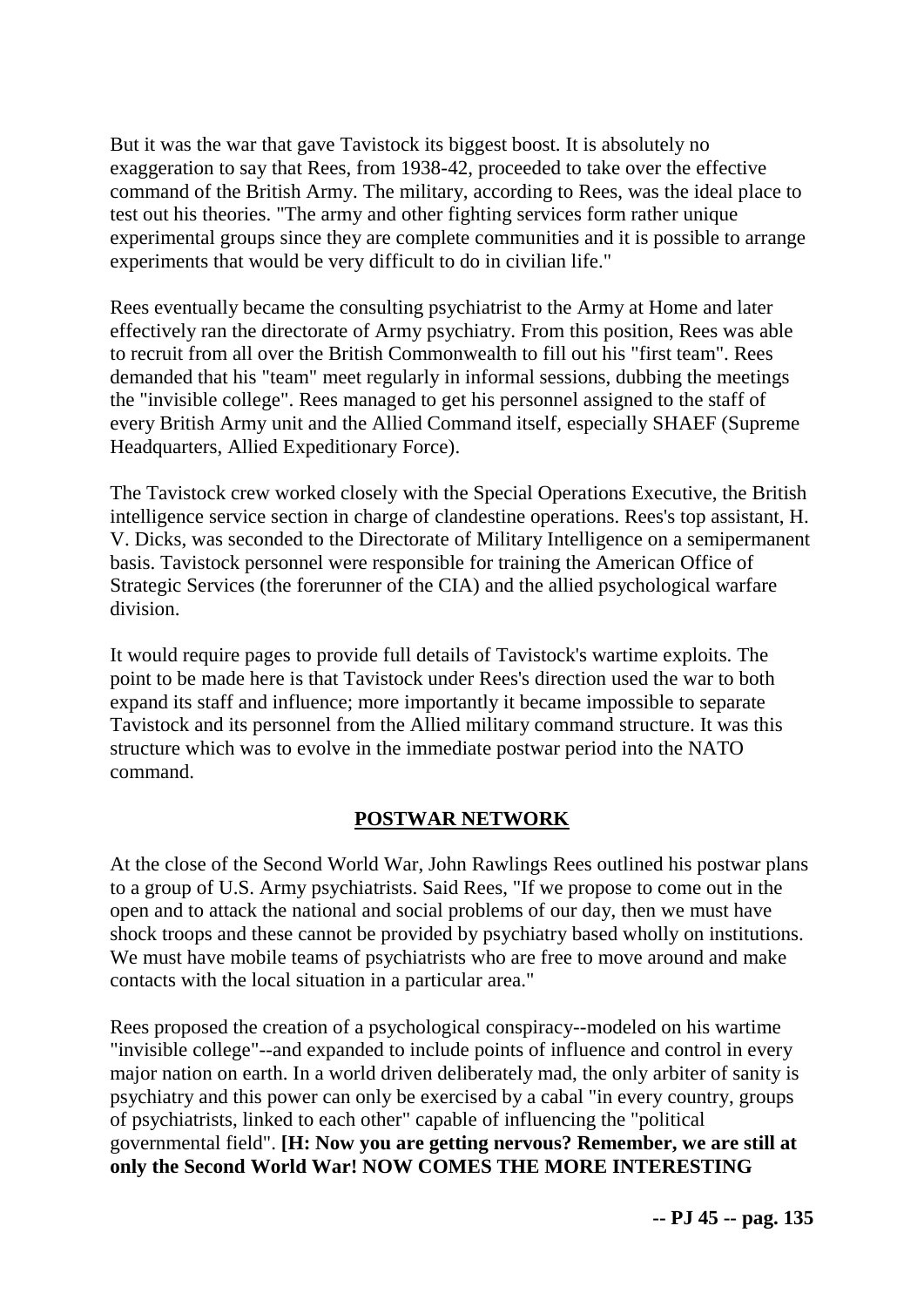But it was the war that gave Tavistock its biggest boost. It is absolutely no exaggeration to say that Rees, from 1938-42, proceeded to take over the effective command of the British Army. The military, according to Rees, was the ideal place to test out his theories. "The army and other fighting services form rather unique experimental groups since they are complete communities and it is possible to arrange experiments that would be very difficult to do in civilian life."

Rees eventually became the consulting psychiatrist to the Army at Home and later effectively ran the directorate of Army psychiatry. From this position, Rees was able to recruit from all over the British Commonwealth to fill out his "first team". Rees demanded that his "team" meet regularly in informal sessions, dubbing the meetings the "invisible college". Rees managed to get his personnel assigned to the staff of every British Army unit and the Allied Command itself, especially SHAEF (Supreme Headquarters, Allied Expeditionary Force).

The Tavistock crew worked closely with the Special Operations Executive, the British intelligence service section in charge of clandestine operations. Rees's top assistant, H. V. Dicks, was seconded to the Directorate of Military Intelligence on a semipermanent basis. Tavistock personnel were responsible for training the American Office of Strategic Services (the forerunner of the CIA) and the allied psychological warfare division.

It would require pages to provide full details of Tavistock's wartime exploits. The point to be made here is that Tavistock under Rees's direction used the war to both expand its staff and influence; more importantly it became impossible to separate Tavistock and its personnel from the Allied military command structure. It was this structure which was to evolve in the immediate postwar period into the NATO command.

## POSTWAR NETWORK

At the close of the Second World War, John Rawlings Rees outlined his postwar plans to a group of U.S. Army psychiatrists. Said Rees, "If we propose to come out in the open and to attack the national and social problems of our day, then we must have shock troops and these cannot be provided by psychiatry based wholly on institutions. We must have mobile teams of psychiatrists who are free to move around and make contacts with the local situation in a particular area."

Rees proposed the creation of a psychological conspiracy--modeled on his wartime "invisible college"--and expanded to include points of influence and control in every major nation on earth. In a world driven deliberately mad, the only arbiter of sanity is psychiatry and this power can only be exercised by a cabal "in every country, groups of psychiatrists, linked to each other" capable of influencing the "political governmental field". **[H: Now you are getting nervous? Remember, we are still at only the Second World War! NOW COMES THE MORE INTERESTING**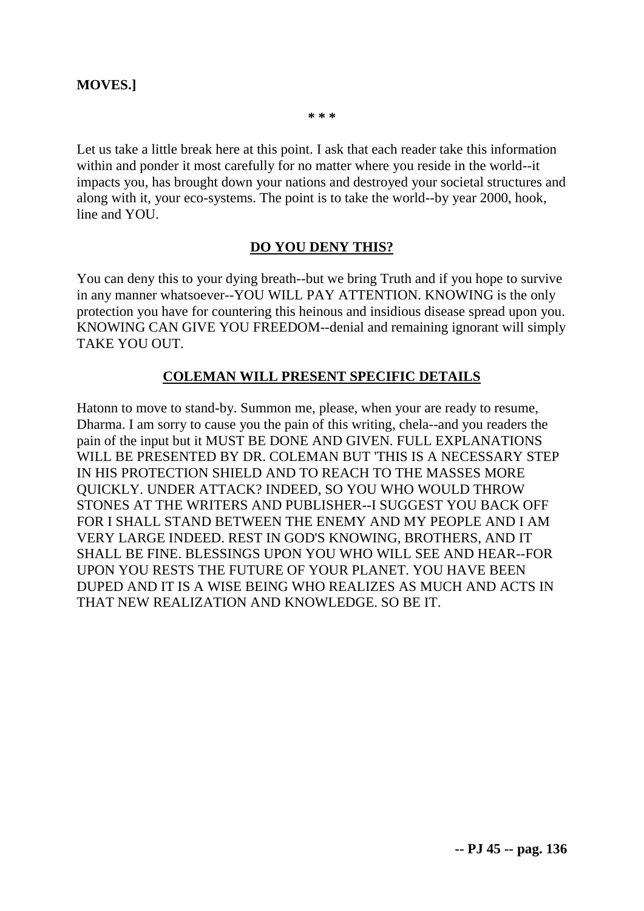**MOVES.]**

**\* \* \***

Let us take a little break here at this point. I ask that each reader take this information within and ponder it most carefully for no matter where you reside in the world--it impacts you, has brought down your nations and destroyed your societal structures and along with it, your eco-systems. The point is to take the world--by year 2000, hook, line and YOU.

## DO YOU DENY THIS?

You can deny this to your dying breath--but we bring Truth and if you hope to survive in any manner whatsoever--YOU WILL PAY ATTENTION. KNOWING is the only protection you have for countering this heinous and insidious disease spread upon you. KNOWING CAN GIVE YOU FREEDOM--denial and remaining ignorant will simply TAKE YOU OUT.

## COLEMAN WILL PRESENT SPECIFIC DETAILS

Hatonn to move to stand-by. Summon me, please, when your are ready to resume, Dharma. I am sorry to cause you the pain of this writing, chela--and you readers the pain of the input but it MUST BE DONE AND GIVEN. FULL EXPLANATIONS WILL BE PRESENTED BY DR. COLEMAN BUT 'THIS IS A NECESSARY STEP IN HIS PROTECTION SHIELD AND TO REACH TO THE MASSES MORE QUICKLY. UNDER ATTACK? INDEED, SO YOU WHO WOULD THROW STONES AT THE WRITERS AND PUBLISHER--I SUGGEST YOU BACK OFF FOR I SHALL STAND BETWEEN THE ENEMY AND MY PEOPLE AND I AM VERY LARGE INDEED. REST IN GOD'S KNOWING, BROTHERS, AND IT SHALL BE FINE. BLESSINGS UPON YOU WHO WILL SEE AND HEAR--FOR UPON YOU RESTS THE FUTURE OF YOUR PLANET. YOU HAVE BEEN DUPED AND IT IS A WISE BEING WHO REALIZES AS MUCH AND ACTS IN THAT NEW REALIZATION AND KNOWLEDGE. SO BE IT.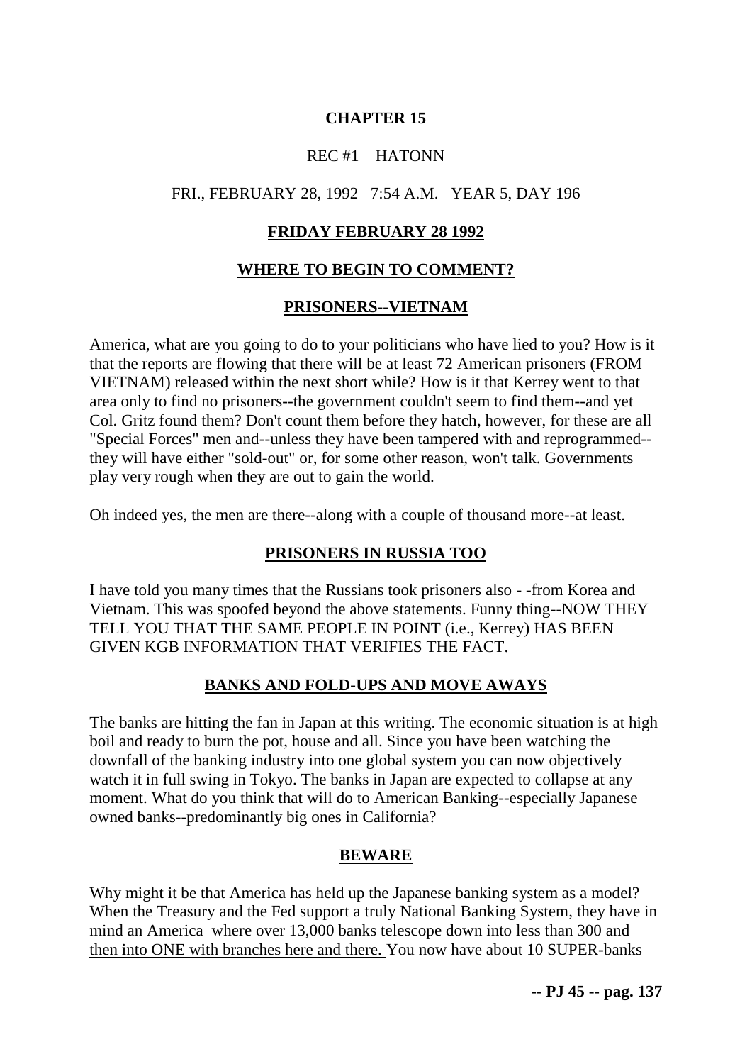## CHAPTER 15

REC #1 HATONN

FRI., FEBRUARY 28, 1992 7:54 A.M. YEAR 5, DAY 196

### FRIDAY FEBRUARY 28 1992

### WHERE TO BEGIN TO COMMENT?

### PRISONERS--VIETNAM

America, what are you going to do to your politicians who have lied to you? How is it that the reports are flowing that there will be at least 72 American prisoners (FROM VIETNAM) released within the next short while? How is it that Kerrey went to that area only to find no prisoners--the government couldn't seem to find them--and yet Col. Gritz found them? Don't count them before they hatch, however, for these are all "Special Forces" men and--unless they have been tampered with and reprogrammed--they will have either "sold-out" or, for some other reason, won't talk. Governments play very rough when they are out to gain the world.

Oh indeed yes, the men are there--along with a couple of thousand more--at least.

### PRISONERS IN RUSSIA TOO

I have told you many times that the Russians took prisoners also - -from Korea and Vietnam. This was spoofed beyond the above statements. Funny thing--NOW THEY TELL YOU THAT THE SAME PEOPLE IN POINT (i.e., Kerrey) HAS BEEN GIVEN KGB INFORMATION THAT VERIFIES THE FACT.

### BANKS AND FOLD-UPS AND MOVE AWAYS

The banks are hitting the fan in Japan at this writing. The economic situation is at high boil and ready to burn the pot, house and all. Since you have been watching the downfall of the banking industry into one global system you can now objectively watch it in full swing in Tokyo. The banks in Japan are expected to collapse at any moment. What do you think that will do to American Banking--especially Japanese owned banks--predominantly big ones in California?

### BEWARE

Why might it be that America has held up the Japanese banking system as a model? When the Treasury and the Fed support a truly National Banking System, they have in mind an America where over 13,000 banks telescope down into less than 300 and then into ONE with branches here and there. You now have about 10 SUPER-banks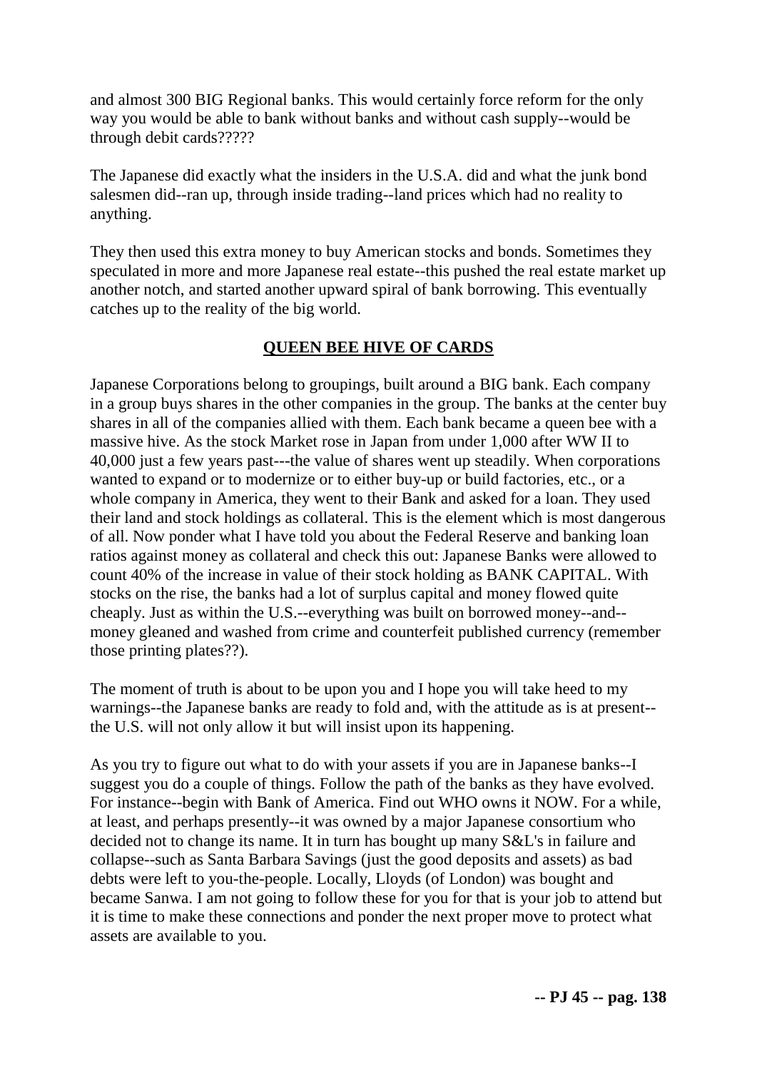and almost 300 BIG Regional banks. This would certainly force reform for the only way you would be able to bank without banks and without cash supply--would be through debit cards?????

The Japanese did exactly what the insiders in the U.S.A. did and what the junk bond salesmen did--ran up, through inside trading--land prices which had no reality to anything.

They then used this extra money to buy American stocks and bonds. Sometimes they speculated in more and more Japanese real estate--this pushed the real estate market up another notch, and started another upward spiral of bank borrowing. This eventually catches up to the reality of the big world.

## QUEEN BEE HIVE OF CARDS

Japanese Corporations belong to groupings, built around a BIG bank. Each company in a group buys shares in the other companies in the group. The banks at the center buy shares in all of the companies allied with them. Each bank became a queen bee with a massive hive. As the stock Market rose in Japan from under 1,000 after WW II to 40,000 just a few years past---the value of shares went up steadily. When corporations wanted to expand or to modernize or to either buy-up or build factories, etc., or a whole company in America, they went to their Bank and asked for a loan. They used their land and stock holdings as collateral. This is the element which is most dangerous of all. Now ponder what I have told you about the Federal Reserve and banking loan ratios against money as collateral and check this out: Japanese Banks were allowed to count 40% of the increase in value of their stock holding as BANK CAPITAL. With stocks on the rise, the banks had a lot of surplus capital and money flowed quite cheaply. Just as within the U.S.--everything was built on borrowed money--and--money gleaned and washed from crime and counterfeit published currency (remember those printing plates??).

The moment of truth is about to be upon you and I hope you will take heed to my warnings--the Japanese banks are ready to fold and, with the attitude as is at present--the U.S. will not only allow it but will insist upon its happening.

As you try to figure out what to do with your assets if you are in Japanese banks--I suggest you do a couple of things. Follow the path of the banks as they have evolved. For instance--begin with Bank of America. Find out WHO owns it NOW. For a while, at least, and perhaps presently--it was owned by a major Japanese consortium who decided not to change its name. It in turn has bought up many S&L's in failure and collapse--such as Santa Barbara Savings (just the good deposits and assets) as bad debts were left to you-the-people. Locally, Lloyds (of London) was bought and became Sanwa. I am not going to follow these for you for that is your job to attend but it is time to make these connections and ponder the next proper move to protect what assets are available to you.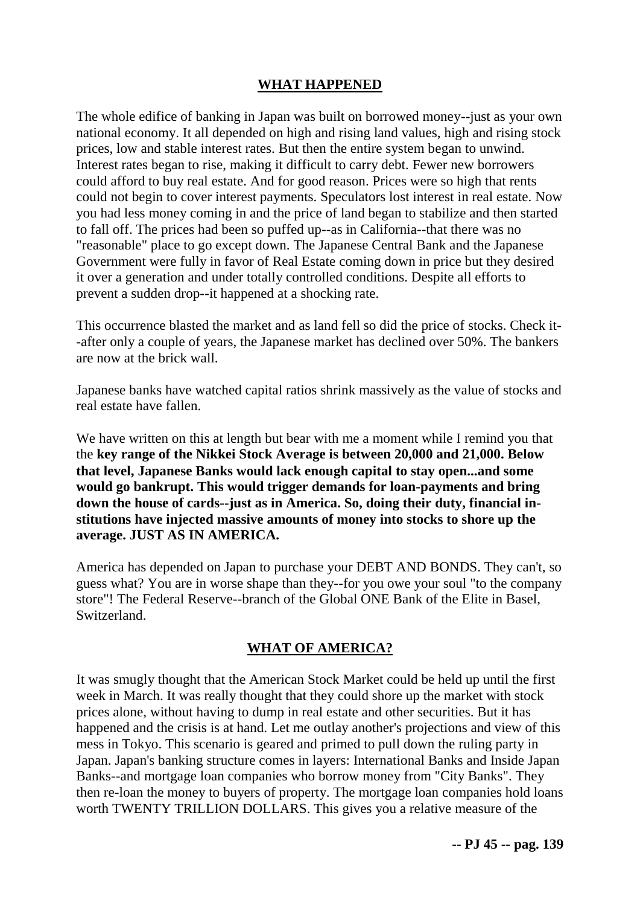## WHAT HAPPENED

The whole edifice of banking in Japan was built on borrowed money--just as your own national economy. It all depended on high and rising land values, high and rising stock prices, low and stable interest rates. But then the entire system began to unwind. Interest rates began to rise, making it difficult to carry debt. Fewer new borrowers could afford to buy real estate. And for good reason. Prices were so high that rents could not begin to cover interest payments. Speculators lost interest in real estate. Now you had less money coming in and the price of land began to stabilize and then started to fall off. The prices had been so puffed up--as in California--that there was no "reasonable" place to go except down. The Japanese Central Bank and the Japanese Government were fully in favor of Real Estate coming down in price but they desired it over a generation and under totally controlled conditions. Despite all efforts to prevent a sudden drop--it happened at a shocking rate.

This occurrence blasted the market and as land fell so did the price of stocks. Check it--after only a couple of years, the Japanese market has declined over 50%. The bankers are now at the brick wall.

Japanese banks have watched capital ratios shrink massively as the value of stocks and real estate have fallen.

We have written on this at length but bear with me a moment while I remind you that the **key range of the Nikkei Stock Average is between 20,000 and 21,000. Below that level, Japanese Banks would lack enough capital to stay open...and some would go bankrupt. This would trigger demands for loan-payments and bring down the house of cards--just as in America. So, doing their duty, financial institutions have injected massive amounts of money into stocks to shore up the average. JUST AS IN AMERICA.**

America has depended on Japan to purchase your DEBT AND BONDS. They can't, so guess what? You are in worse shape than they--for you owe your soul "to the company store"! The Federal Reserve--branch of the Global ONE Bank of the Elite in Basel, Switzerland.

## WHAT OF AMERICA?

It was smugly thought that the American Stock Market could be held up until the first week in March. It was really thought that they could shore up the market with stock prices alone, without having to dump in real estate and other securities. But it has happened and the crisis is at hand. Let me outlay another's projections and view of this mess in Tokyo. This scenario is geared and primed to pull down the ruling party in Japan. Japan's banking structure comes in layers: International Banks and Inside Japan Banks--and mortgage loan companies who borrow money from "City Banks". They then re-loan the money to buyers of property. The mortgage loan companies hold loans worth TWENTY TRILLION DOLLARS. This gives you a relative measure of the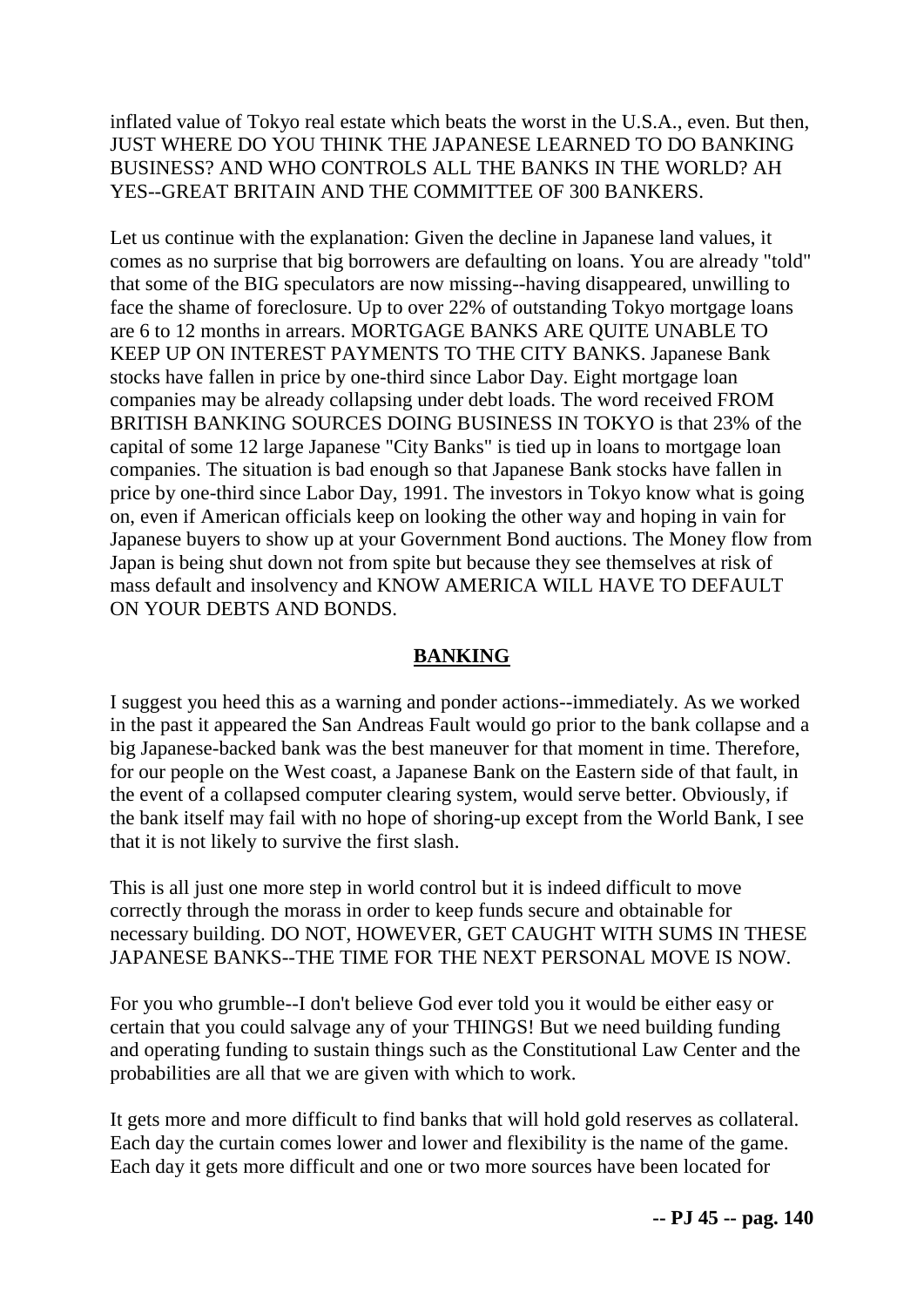inflated value of Tokyo real estate which beats the worst in the U.S.A., even. But then, JUST WHERE DO YOU THINK THE JAPANESE LEARNED TO DO BANKING BUSINESS? AND WHO CONTROLS ALL THE BANKS IN THE WORLD? AH YES--GREAT BRITAIN AND THE COMMITTEE OF 300 BANKERS.

Let us continue with the explanation: Given the decline in Japanese land values, it comes as no surprise that big borrowers are defaulting on loans. You are already "told" that some of the BIG speculators are now missing--having disappeared, unwilling to face the shame of foreclosure. Up to over 22% of outstanding Tokyo mortgage loans are 6 to 12 months in arrears. MORTGAGE BANKS ARE QUITE UNABLE TO KEEP UP ON INTEREST PAYMENTS TO THE CITY BANKS. Japanese Bank stocks have fallen in price by one-third since Labor Day. Eight mortgage loan companies may be already collapsing under debt loads. The word received FROM BRITISH BANKING SOURCES DOING BUSINESS IN TOKYO is that 23% of the capital of some 12 large Japanese "City Banks" is tied up in loans to mortgage loan companies. The situation is bad enough so that Japanese Bank stocks have fallen in price by one-third since Labor Day, 1991. The investors in Tokyo know what is going on, even if American officials keep on looking the other way and hoping in vain for Japanese buyers to show up at your Government Bond auctions. The Money flow from Japan is being shut down not from spite but because they see themselves at risk of mass default and insolvency and KNOW AMERICA WILL HAVE TO DEFAULT ON YOUR DEBTS AND BONDS.

## BANKING

I suggest you heed this as a warning and ponder actions--immediately. As we worked in the past it appeared the San Andreas Fault would go prior to the bank collapse and a big Japanese-backed bank was the best maneuver for that moment in time. Therefore, for our people on the West coast, a Japanese Bank on the Eastern side of that fault, in the event of a collapsed computer clearing system, would serve better. Obviously, if the bank itself may fail with no hope of shoring-up except from the World Bank, I see that it is not likely to survive the first slash.

This is all just one more step in world control but it is indeed difficult to move correctly through the morass in order to keep funds secure and obtainable for necessary building. DO NOT, HOWEVER, GET CAUGHT WITH SUMS IN THESE JAPANESE BANKS--THE TIME FOR THE NEXT PERSONAL MOVE IS NOW.

For you who grumble--I don't believe God ever told you it would be either easy or certain that you could salvage any of your THINGS! But we need building funding and operating funding to sustain things such as the Constitutional Law Center and the probabilities are all that we are given with which to work.

It gets more and more difficult to find banks that will hold gold reserves as collateral. Each day the curtain comes lower and lower and flexibility is the name of the game. Each day it gets more difficult and one or two more sources have been located for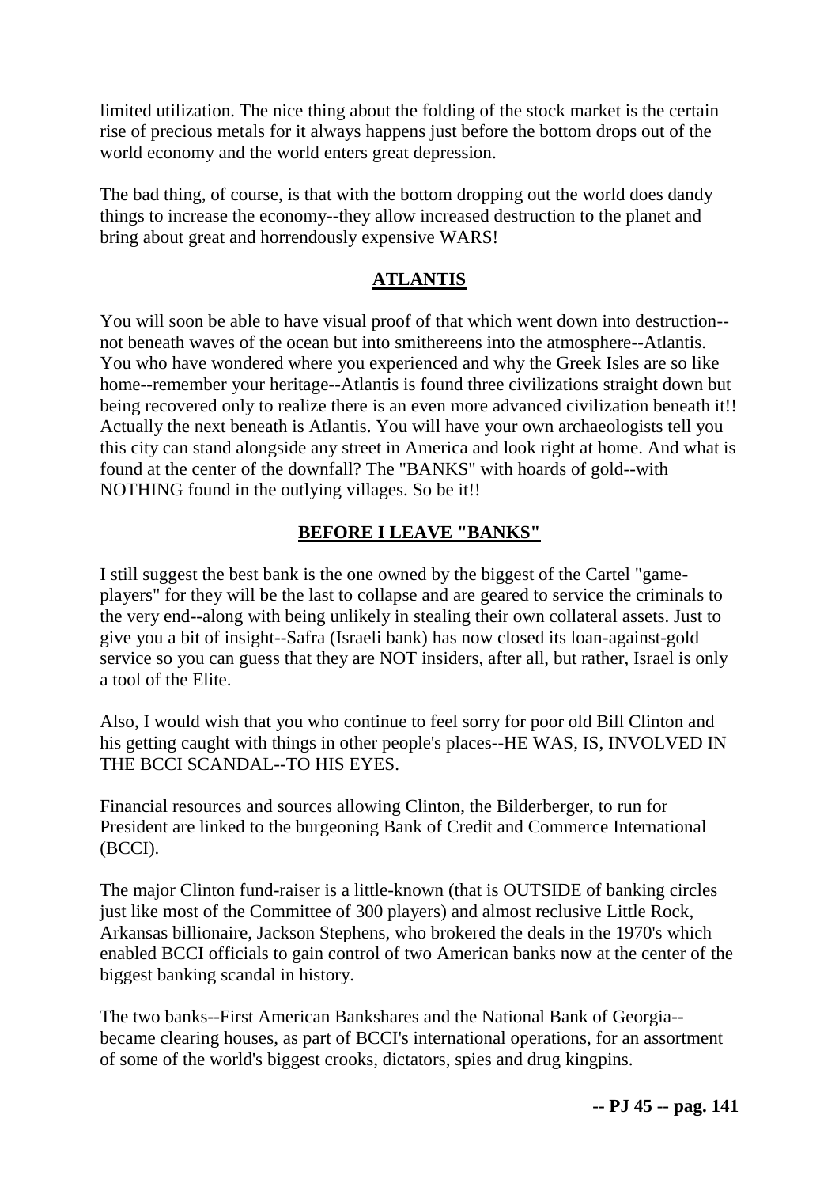limited utilization. The nice thing about the folding of the stock market is the certain rise of precious metals for it always happens just before the bottom drops out of the world economy and the world enters great depression.

The bad thing, of course, is that with the bottom dropping out the world does dandy things to increase the economy--they allow increased destruction to the planet and bring about great and horrendously expensive WARS!

## **ATLANTIS**

You will soon be able to have visual proof of that which went down into destruction--not beneath waves of the ocean but into smithereens into the atmosphere--Atlantis. You who have wondered where you experienced and why the Greek Isles are so like home--remember your heritage--Atlantis is found three civilizations straight down but being recovered only to realize there is an even more advanced civilization beneath it!! Actually the next beneath is Atlantis. You will have your own archaeologists tell you this city can stand alongside any street in America and look right at home. And what is found at the center of the downfall? The "BANKS" with hoards of gold--with NOTHING found in the outlying villages. So be it!!

## **BEFORE I LEAVE "BANKS"**

I still suggest the best bank is the one owned by the biggest of the Cartel "game-players" for they will be the last to collapse and are geared to service the criminals to the very end--along with being unlikely in stealing their own collateral assets. Just to give you a bit of insight--Safra (Israeli bank) has now closed its loan-against-gold service so you can guess that they are NOT insiders, after all, but rather, Israel is only a tool of the Elite.

Also, I would wish that you who continue to feel sorry for poor old Bill Clinton and his getting caught with things in other people's places--HE WAS, IS, INVOLVED IN THE BCCI SCANDAL--TO HIS EYES.

Financial resources and sources allowing Clinton, the Bilderberger, to run for President are linked to the burgeoning Bank of Credit and Commerce International (BCCI).

The major Clinton fund-raiser is a little-known (that is OUTSIDE of banking circles just like most of the Committee of 300 players) and almost reclusive Little Rock, Arkansas billionaire, Jackson Stephens, who brokered the deals in the 1970's which enabled BCCI officials to gain control of two American banks now at the center of the biggest banking scandal in history.

The two banks--First American Bankshares and the National Bank of Georgia--became clearing houses, as part of BCCI's international operations, for an assortment of some of the world's biggest crooks, dictators, spies and drug kingpins.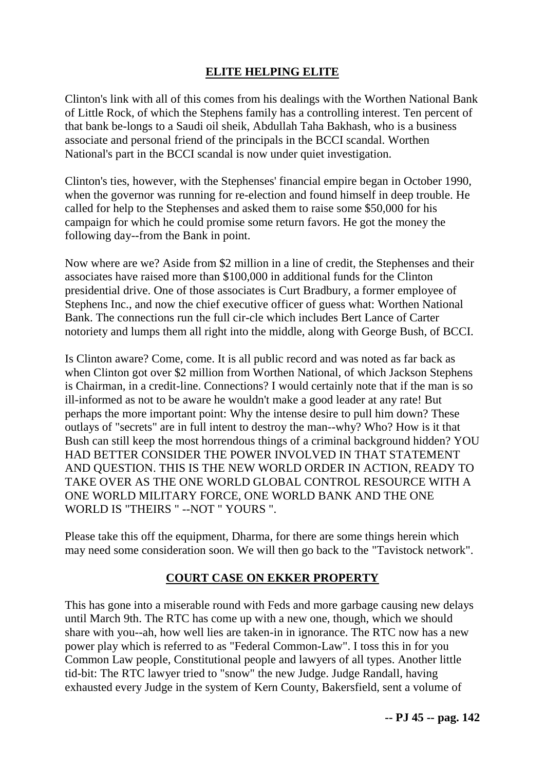## ELITE HELPING ELITE

Clinton's link with all of this comes from his dealings with the Worthen National Bank of Little Rock, of which the Stephens family has a controlling interest. Ten percent of that bank be-longs to a Saudi oil sheik, Abdullah Taha Bakhash, who is a business associate and personal friend of the principals in the BCCI scandal. Worthen National's part in the BCCI scandal is now under quiet investigation.

Clinton's ties, however, with the Stephenses' financial empire began in October 1990, when the governor was running for re-election and found himself in deep trouble. He called for help to the Stephenses and asked them to raise some $50,000 for his campaign for which he could promise some return favors. He got the money the following day--from the Bank in point.

Now where are we? Aside from $2 million in a line of credit, the Stephenses and their associates have raised more than $100,000 in additional funds for the Clinton presidential drive. One of those associates is Curt Bradbury, a former employee of Stephens Inc., and now the chief executive officer of guess what: Worthen National Bank. The connections run the full cir-cle which includes Bert Lance of Carter notoriety and lumps them all right into the middle, along with George Bush, of BCCI.

Is Clinton aware? Come, come. It is all public record and was noted as far back as when Clinton got over $2 million from Worthen National, of which Jackson Stephens is Chairman, in a credit-line. Connections? I would certainly note that if the man is so ill-informed as not to be aware he wouldn't make a good leader at any rate! But perhaps the more important point: Why the intense desire to pull him down? These outlays of "secrets" are in full intent to destroy the man--why? Who? How is it that Bush can still keep the most horrendous things of a criminal background hidden? YOU HAD BETTER CONSIDER THE POWER INVOLVED IN THAT STATEMENT AND QUESTION. THIS IS THE NEW WORLD ORDER IN ACTION, READY TO TAKE OVER AS THE ONE WORLD GLOBAL CONTROL RESOURCE WITH A ONE WORLD MILITARY FORCE, ONE WORLD BANK AND THE ONE WORLD IS "THEIRS " --NOT " YOURS ".

Please take this off the equipment, Dharma, for there are some things herein which may need some consideration soon. We will then go back to the "Tavistock network".

## COURT CASE ON EKKER PROPERTY

This has gone into a miserable round with Feds and more garbage causing new delays until March 9th. The RTC has come up with a new one, though, which we should share with you--ah, how well lies are taken-in in ignorance. The RTC now has a new power play which is referred to as "Federal Common-Law". I toss this in for you Common Law people, Constitutional people and lawyers of all types. Another little tid-bit: The RTC lawyer tried to "snow" the new Judge. Judge Randall, having exhausted every Judge in the system of Kern County, Bakersfield, sent a volume of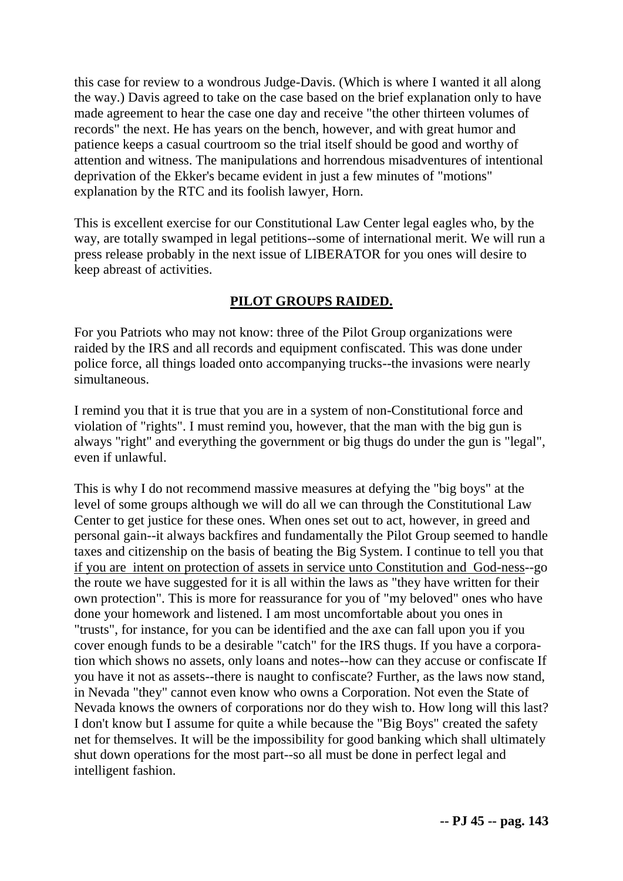this case for review to a wondrous Judge-Davis. (Which is where I wanted it all along the way.) Davis agreed to take on the case based on the brief explanation only to have made agreement to hear the case one day and receive "the other thirteen volumes of records" the next. He has years on the bench, however, and with great humor and patience keeps a casual courtroom so the trial itself should be good and worthy of attention and witness. The manipulations and horrendous misadventures of intentional deprivation of the Ekker's became evident in just a few minutes of "motions" explanation by the RTC and its foolish lawyer, Horn.

This is excellent exercise for our Constitutional Law Center legal eagles who, by the way, are totally swamped in legal petitions--some of international merit. We will run a press release probably in the next issue of LIBERATOR for you ones will desire to keep abreast of activities.

## **PILOT GROUPS RAIDED.**

For you Patriots who may not know: three of the Pilot Group organizations were raided by the IRS and all records and equipment confiscated. This was done under police force, all things loaded onto accompanying trucks--the invasions were nearly simultaneous.

I remind you that it is true that you are in a system of non-Constitutional force and violation of "rights". I must remind you, however, that the man with the big gun is always "right" and everything the government or big thugs do under the gun is "legal", even if unlawful.

This is why I do not recommend massive measures at defying the "big boys" at the level of some groups although we will do all we can through the Constitutional Law Center to get justice for these ones. When ones set out to act, however, in greed and personal gain--it always backfires and fundamentally the Pilot Group seemed to handle taxes and citizenship on the basis of beating the Big System. I continue to tell you that <u>if you are intent on protection of assets in service unto Constitution and God-ness</u>--go the route we have suggested for it is all within the laws as "they have written for their own protection". This is more for reassurance for you of "my beloved" ones who have done your homework and listened. I am most uncomfortable about you ones in "trusts", for instance, for you can be identified and the axe can fall upon you if you cover enough funds to be a desirable "catch" for the IRS thugs. If you have a corporation which shows no assets, only loans and notes--how can they accuse or confiscate If you have it not as assets--there is naught to confiscate? Further, as the laws now stand, in Nevada "they" cannot even know who owns a Corporation. Not even the State of Nevada knows the owners of corporations nor do they wish to. How long will this last? I don't know but I assume for quite a while because the "Big Boys" created the safety net for themselves. It will be the impossibility for good banking which shall ultimately shut down operations for the most part--so all must be done in perfect legal and intelligent fashion.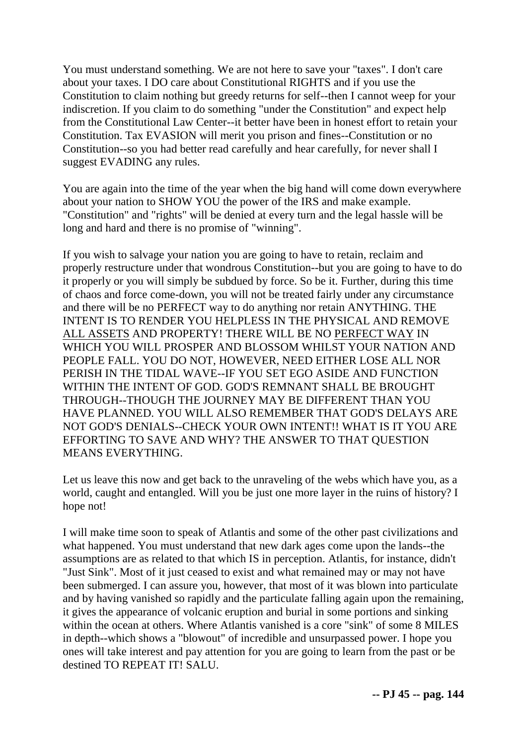You must understand something. We are not here to save your "taxes". I don't care about your taxes. I DO care about Constitutional RIGHTS and if you use the Constitution to claim nothing but greedy returns for self--then I cannot weep for your indiscretion. If you claim to do something "under the Constitution" and expect help from the Constitutional Law Center--it better have been in honest effort to retain your Constitution. Tax EVASION will merit you prison and fines--Constitution or no Constitution--so you had better read carefully and hear carefully, for never shall I suggest EVADING any rules.

You are again into the time of the year when the big hand will come down everywhere about your nation to SHOW YOU the power of the IRS and make example. "Constitution" and "rights" will be denied at every turn and the legal hassle will be long and hard and there is no promise of "winning".

If you wish to salvage your nation you are going to have to retain, reclaim and properly restructure under that wondrous Constitution--but you are going to have to do it properly or you will simply be subdued by force. So be it. Further, during this time of chaos and force come-down, you will not be treated fairly under any circumstance and there will be no PERFECT way to do anything nor retain ANYTHING. THE INTENT IS TO RENDER YOU HELPLESS IN THE PHYSICAL AND REMOVE <u>ALL ASSETS</u> AND PROPERTY! THERE WILL BE NO <u>PERFECT WAY</u> IN WHICH YOU WILL PROSPER AND BLOSSOM WHILST YOUR NATION AND PEOPLE FALL. YOU DO NOT, HOWEVER, NEED EITHER LOSE ALL NOR PERISH IN THE TIDAL WAVE--IF YOU SET EGO ASIDE AND FUNCTION WITHIN THE INTENT OF GOD. GOD'S REMNANT SHALL BE BROUGHT THROUGH--THOUGH THE JOURNEY MAY BE DIFFERENT THAN YOU HAVE PLANNED. YOU WILL ALSO REMEMBER THAT GOD'S DELAYS ARE NOT GOD'S DENIALS--CHECK YOUR OWN INTENT!! WHAT IS IT YOU ARE EFFORTING TO SAVE AND WHY? THE ANSWER TO THAT QUESTION MEANS EVERYTHING.

Let us leave this now and get back to the unraveling of the webs which have you, as a world, caught and entangled. Will you be just one more layer in the ruins of history? I hope not!

I will make time soon to speak of Atlantis and some of the other past civilizations and what happened. You must understand that new dark ages come upon the lands--the assumptions are as related to that which IS in perception. Atlantis, for instance, didn't "Just Sink". Most of it just ceased to exist and what remained may or may not have been submerged. I can assure you, however, that most of it was blown into particulate and by having vanished so rapidly and the particulate falling again upon the remaining, it gives the appearance of volcanic eruption and burial in some portions and sinking within the ocean at others. Where Atlantis vanished is a core "sink" of some 8 MILES in depth--which shows a "blowout" of incredible and unsurpassed power. I hope you ones will take interest and pay attention for you are going to learn from the past or be destined TO REPEAT IT! SALU.

**-- PJ 45 -- pag. 144**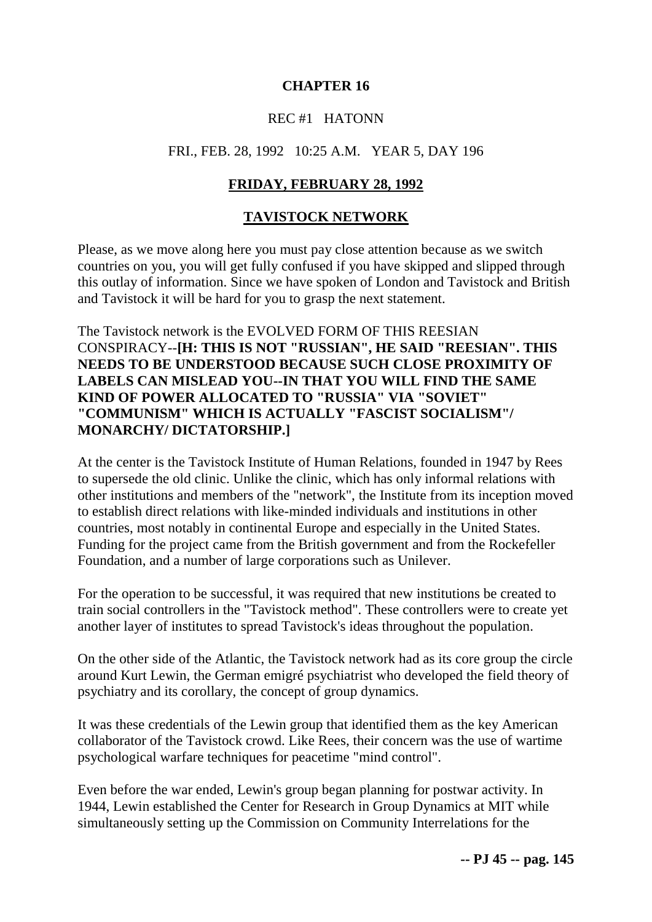# CHAPTER 16

REC #1 HATONN

FRI., FEB. 28, 1992 10:25 A.M. YEAR 5, DAY 196

## FRIDAY, FEBRUARY 28, 1992

## TAVISTOCK NETWORK

Please, as we move along here you must pay close attention because as we switch countries on you, you will get fully confused if you have skipped and slipped through this outlay of information. Since we have spoken of London and Tavistock and British and Tavistock it will be hard for you to grasp the next statement.

The Tavistock network is the EVOLVED FORM OF THIS REESIAN CONSPIRACY--**[H: THIS IS NOT "RUSSIAN", HE SAID "REESIAN". THIS NEEDS TO BE UNDERSTOOD BECAUSE SUCH CLOSE PROXIMITY OF LABELS CAN MISLEAD YOU--IN THAT YOU WILL FIND THE SAME KIND OF POWER ALLOCATED TO "RUSSIA" VIA "SOVIET" "COMMUNISM" WHICH IS ACTUALLY "FASCIST SOCIALISM"/ MONARCHY/ DICTATORSHIP.]**

At the center is the Tavistock Institute of Human Relations, founded in 1947 by Rees to supersede the old clinic. Unlike the clinic, which has only informal relations with other institutions and members of the "network", the Institute from its inception moved to establish direct relations with like-minded individuals and institutions in other countries, most notably in continental Europe and especially in the United States. Funding for the project came from the British government and from the Rockefeller Foundation, and a number of large corporations such as Unilever.

For the operation to be successful, it was required that new institutions be created to train social controllers in the "Tavistock method". These controllers were to create yet another layer of institutes to spread Tavistock's ideas throughout the population.

On the other side of the Atlantic, the Tavistock network had as its core group the circle around Kurt Lewin, the German emigré psychiatrist who developed the field theory of psychiatry and its corollary, the concept of group dynamics.

It was these credentials of the Lewin group that identified them as the key American collaborator of the Tavistock crowd. Like Rees, their concern was the use of wartime psychological warfare techniques for peacetime "mind control".

Even before the war ended, Lewin's group began planning for postwar activity. In 1944, Lewin established the Center for Research in Group Dynamics at MIT while simultaneously setting up the Commission on Community Interrelations for the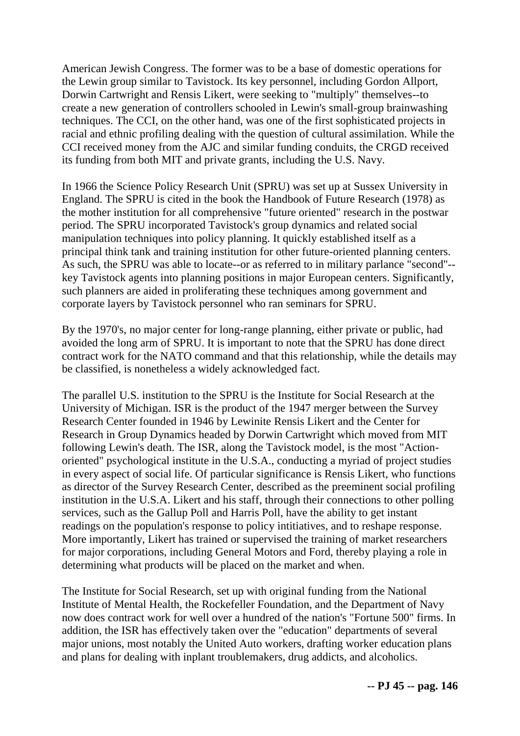American Jewish Congress. The former was to be a base of domestic operations for the Lewin group similar to Tavistock. Its key personnel, including Gordon Allport, Dorwin Cartwright and Rensis Likert, were seeking to "multiply" themselves--to create a new generation of controllers schooled in Lewin's small-group brainwashing techniques. The CCI, on the other hand, was one of the first sophisticated projects in racial and ethnic profiling dealing with the question of cultural assimilation. While the CCI received money from the AJC and similar funding conduits, the CRGD received its funding from both MIT and private grants, including the U.S. Navy.

In 1966 the Science Policy Research Unit (SPRU) was set up at Sussex University in England. The SPRU is cited in the book the Handbook of Future Research (1978) as the mother institution for all comprehensive "future oriented" research in the postwar period. The SPRU incorporated Tavistock's group dynamics and related social manipulation techniques into policy planning. It quickly established itself as a principal think tank and training institution for other future-oriented planning centers. As such, the SPRU was able to locate--or as referred to in military parlance "second"--key Tavistock agents into planning positions in major European centers. Significantly, such planners are aided in proliferating these techniques among government and corporate layers by Tavistock personnel who ran seminars for SPRU.

By the 1970's, no major center for long-range planning, either private or public, had avoided the long arm of SPRU. It is important to note that the SPRU has done direct contract work for the NATO command and that this relationship, while the details may be classified, is nonetheless a widely acknowledged fact.

The parallel U.S. institution to the SPRU is the Institute for Social Research at the University of Michigan. ISR is the product of the 1947 merger between the Survey Research Center founded in 1946 by Lewinite Rensis Likert and the Center for Research in Group Dynamics headed by Dorwin Cartwright which moved from MIT following Lewin's death. The ISR, along the Tavistock model, is the most "Action-oriented" psychological institute in the U.S.A., conducting a myriad of project studies in every aspect of social life. Of particular significance is Rensis Likert, who functions as director of the Survey Research Center, described as the preeminent social profiling institution in the U.S.A. Likert and his staff, through their connections to other polling services, such as the Gallup Poll and Harris Poll, have the ability to get instant readings on the population's response to policy intitiatives, and to reshape response. More importantly, Likert has trained or supervised the training of market researchers for major corporations, including General Motors and Ford, thereby playing a role in determining what products will be placed on the market and when.

The Institute for Social Research, set up with original funding from the National Institute of Mental Health, the Rockefeller Foundation, and the Department of Navy now does contract work for well over a hundred of the nation's "Fortune 500" firms. In addition, the ISR has effectively taken over the "education" departments of several major unions, most notably the United Auto workers, drafting worker education plans and plans for dealing with inplant troublemakers, drug addicts, and alcoholics.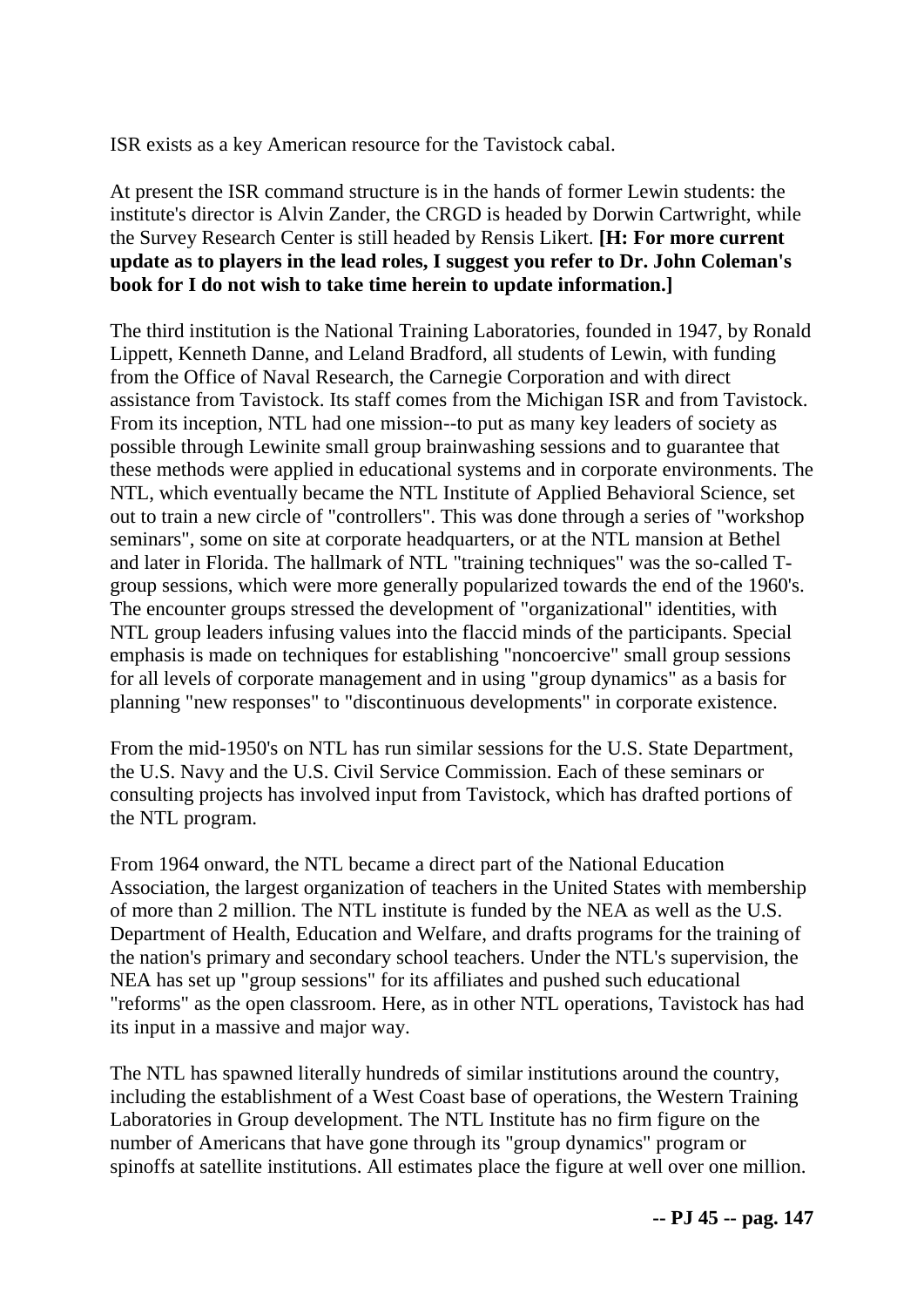ISR exists as a key American resource for the Tavistock cabal.

At present the ISR command structure is in the hands of former Lewin students: the institute's director is Alvin Zander, the CRGD is headed by Dorwin Cartwright, while the Survey Research Center is still headed by Rensis Likert. **[H: For more current update as to players in the lead roles, I suggest you refer to Dr. John Coleman's book for I do not wish to take time herein to update information.]**

The third institution is the National Training Laboratories, founded in 1947, by Ronald Lippett, Kenneth Danne, and Leland Bradford, all students of Lewin, with funding from the Office of Naval Research, the Carnegie Corporation and with direct assistance from Tavistock. Its staff comes from the Michigan ISR and from Tavistock. From its inception, NTL had one mission--to put as many key leaders of society as possible through Lewinite small group brainwashing sessions and to guarantee that these methods were applied in educational systems and in corporate environments. The NTL, which eventually became the NTL Institute of Applied Behavioral Science, set out to train a new circle of "controllers". This was done through a series of "workshop seminars", some on site at corporate headquarters, or at the NTL mansion at Bethel and later in Florida. The hallmark of NTL "training techniques" was the so-called T-group sessions, which were more generally popularized towards the end of the 1960's. The encounter groups stressed the development of "organizational" identities, with NTL group leaders infusing values into the flaccid minds of the participants. Special emphasis is made on techniques for establishing "noncoercive" small group sessions for all levels of corporate management and in using "group dynamics" as a basis for planning "new responses" to "discontinuous developments" in corporate existence.

From the mid-1950's on NTL has run similar sessions for the U.S. State Department, the U.S. Navy and the U.S. Civil Service Commission. Each of these seminars or consulting projects has involved input from Tavistock, which has drafted portions of the NTL program.

From 1964 onward, the NTL became a direct part of the National Education Association, the largest organization of teachers in the United States with membership of more than 2 million. The NTL institute is funded by the NEA as well as the U.S. Department of Health, Education and Welfare, and drafts programs for the training of the nation's primary and secondary school teachers. Under the NTL's supervision, the NEA has set up "group sessions" for its affiliates and pushed such educational "reforms" as the open classroom. Here, as in other NTL operations, Tavistock has had its input in a massive and major way.

The NTL has spawned literally hundreds of similar institutions around the country, including the establishment of a West Coast base of operations, the Western Training Laboratories in Group development. The NTL Institute has no firm figure on the number of Americans that have gone through its "group dynamics" program or spinoffs at satellite institutions. All estimates place the figure at well over one million.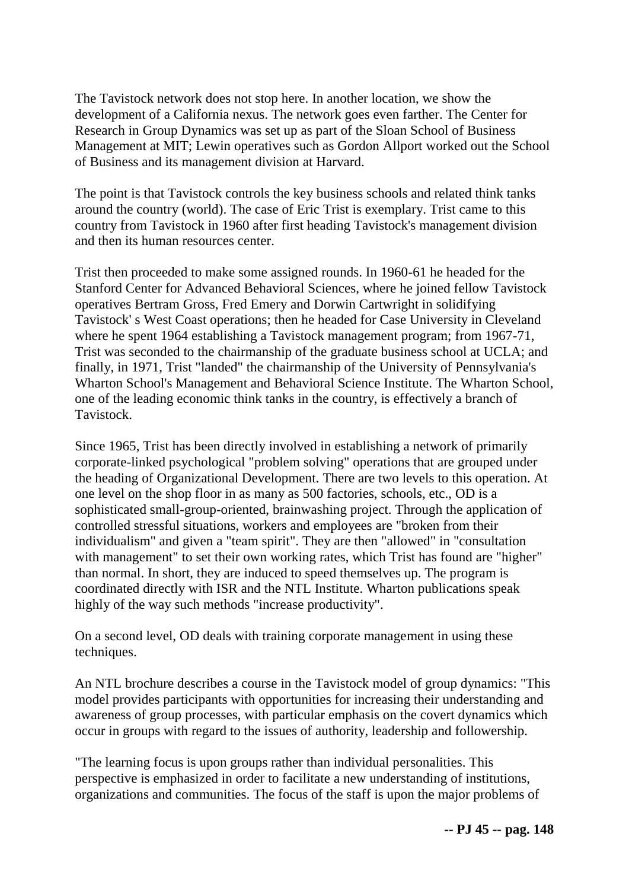The Tavistock network does not stop here. In another location, we show the development of a California nexus. The network goes even farther. The Center for Research in Group Dynamics was set up as part of the Sloan School of Business Management at MIT; Lewin operatives such as Gordon Allport worked out the School of Business and its management division at Harvard.

The point is that Tavistock controls the key business schools and related think tanks around the country (world). The case of Eric Trist is exemplary. Trist came to this country from Tavistock in 1960 after first heading Tavistock's management division and then its human resources center.

Trist then proceeded to make some assigned rounds. In 1960-61 he headed for the Stanford Center for Advanced Behavioral Sciences, where he joined fellow Tavistock operatives Bertram Gross, Fred Emery and Dorwin Cartwright in solidifying Tavistock' s West Coast operations; then he headed for Case University in Cleveland where he spent 1964 establishing a Tavistock management program; from 1967-71, Trist was seconded to the chairmanship of the graduate business school at UCLA; and finally, in 1971, Trist "landed" the chairmanship of the University of Pennsylvania's Wharton School's Management and Behavioral Science Institute. The Wharton School, one of the leading economic think tanks in the country, is effectively a branch of Tavistock.

Since 1965, Trist has been directly involved in establishing a network of primarily corporate-linked psychological "problem solving" operations that are grouped under the heading of Organizational Development. There are two levels to this operation. At one level on the shop floor in as many as 500 factories, schools, etc., OD is a sophisticated small-group-oriented, brainwashing project. Through the application of controlled stressful situations, workers and employees are "broken from their individualism" and given a "team spirit". They are then "allowed" in "consultation with management" to set their own working rates, which Trist has found are "higher" than normal. In short, they are induced to speed themselves up. The program is coordinated directly with ISR and the NTL Institute. Wharton publications speak highly of the way such methods "increase productivity".

On a second level, OD deals with training corporate management in using these techniques.

An NTL brochure describes a course in the Tavistock model of group dynamics: "This model provides participants with opportunities for increasing their understanding and awareness of group processes, with particular emphasis on the covert dynamics which occur in groups with regard to the issues of authority, leadership and followership.

"The learning focus is upon groups rather than individual personalities. This perspective is emphasized in order to facilitate a new understanding of institutions, organizations and communities. The focus of the staff is upon the major problems of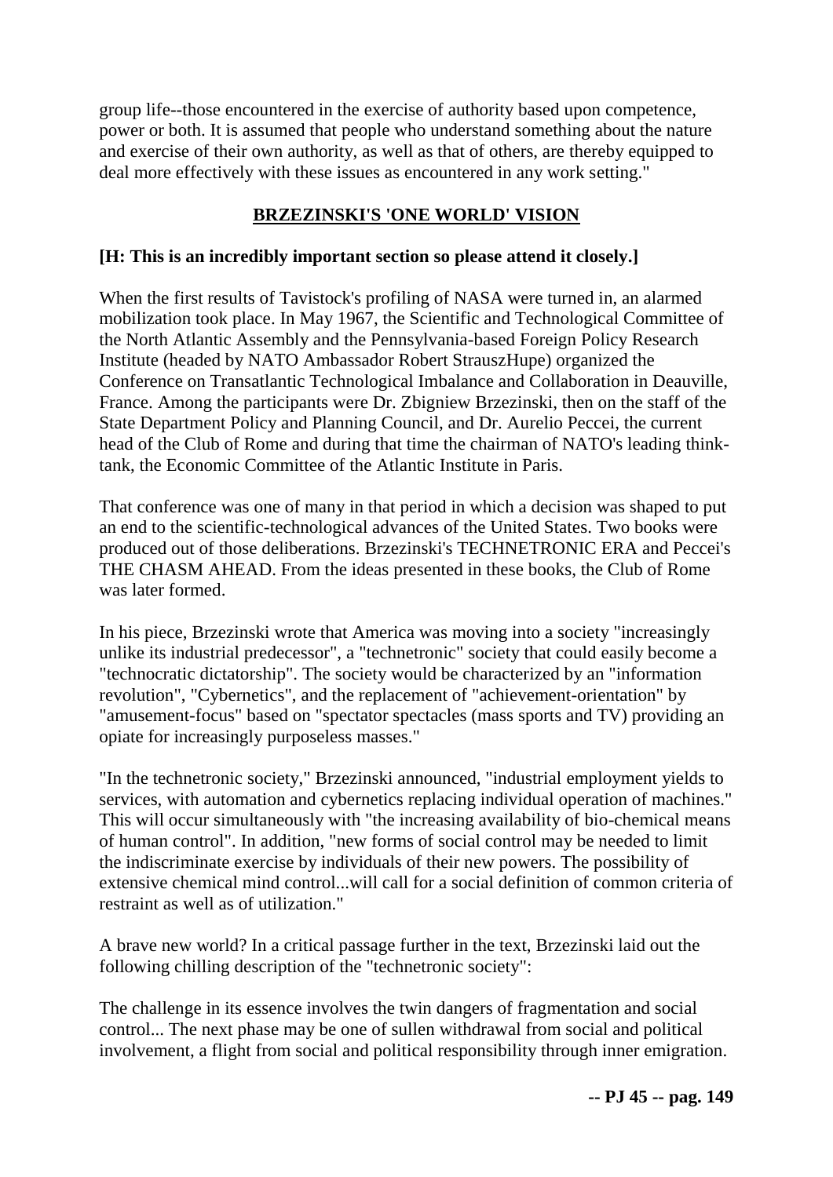group life--those encountered in the exercise of authority based upon competence, power or both. It is assumed that people who understand something about the nature and exercise of their own authority, as well as that of others, are thereby equipped to deal more effectively with these issues as encountered in any work setting."

## BRZEZINSKI'S 'ONE WORLD' VISION

**[H: This is an incredibly important section so please attend it closely.]**

When the first results of Tavistock's profiling of NASA were turned in, an alarmed mobilization took place. In May 1967, the Scientific and Technological Committee of the North Atlantic Assembly and the Pennsylvania-based Foreign Policy Research Institute (headed by NATO Ambassador Robert StrauszHupe) organized the Conference on Transatlantic Technological Imbalance and Collaboration in Deauville, France. Among the participants were Dr. Zbigniew Brzezinski, then on the staff of the State Department Policy and Planning Council, and Dr. Aurelio Peccei, the current head of the Club of Rome and during that time the chairman of NATO's leading think-tank, the Economic Committee of the Atlantic Institute in Paris.

That conference was one of many in that period in which a decision was shaped to put an end to the scientific-technological advances of the United States. Two books were produced out of those deliberations. Brzezinski's TECHNETRONIC ERA and Peccei's THE CHASM AHEAD. From the ideas presented in these books, the Club of Rome was later formed.

In his piece, Brzezinski wrote that America was moving into a society "increasingly unlike its industrial predecessor", a "technetronic" society that could easily become a "technocratic dictatorship". The society would be characterized by an "information revolution", "Cybernetics", and the replacement of "achievement-orientation" by "amusement-focus" based on "spectator spectacles (mass sports and TV) providing an opiate for increasingly purposeless masses."

"In the technetronic society," Brzezinski announced, "industrial employment yields to services, with automation and cybernetics replacing individual operation of machines." This will occur simultaneously with "the increasing availability of bio-chemical means of human control". In addition, "new forms of social control may be needed to limit the indiscriminate exercise by individuals of their new powers. The possibility of extensive chemical mind control...will call for a social definition of common criteria of restraint as well as of utilization."

A brave new world? In a critical passage further in the text, Brzezinski laid out the following chilling description of the "technetronic society":

The challenge in its essence involves the twin dangers of fragmentation and social control... The next phase may be one of sullen withdrawal from social and political involvement, a flight from social and political responsibility through inner emigration.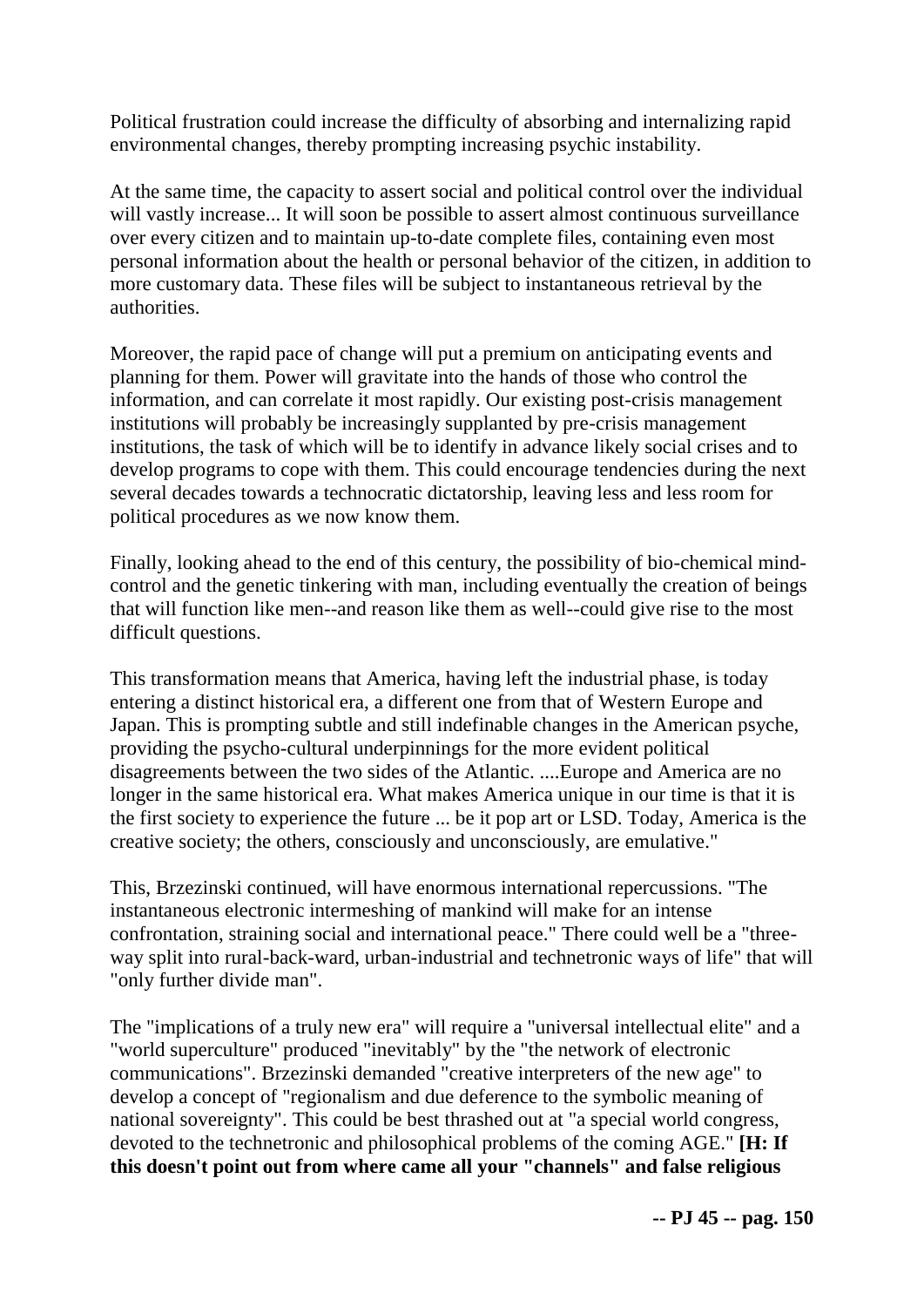Political frustration could increase the difficulty of absorbing and internalizing rapid environmental changes, thereby prompting increasing psychic instability.

At the same time, the capacity to assert social and political control over the individual will vastly increase... It will soon be possible to assert almost continuous surveillance over every citizen and to maintain up-to-date complete files, containing even most personal information about the health or personal behavior of the citizen, in addition to more customary data. These files will be subject to instantaneous retrieval by the authorities.

Moreover, the rapid pace of change will put a premium on anticipating events and planning for them. Power will gravitate into the hands of those who control the information, and can correlate it most rapidly. Our existing post-crisis management institutions will probably be increasingly supplanted by pre-crisis management institutions, the task of which will be to identify in advance likely social crises and to develop programs to cope with them. This could encourage tendencies during the next several decades towards a technocratic dictatorship, leaving less and less room for political procedures as we now know them.

Finally, looking ahead to the end of this century, the possibility of bio-chemical mind-control and the genetic tinkering with man, including eventually the creation of beings that will function like men--and reason like them as well--could give rise to the most difficult questions.

This transformation means that America, having left the industrial phase, is today entering a distinct historical era, a different one from that of Western Europe and Japan. This is prompting subtle and still indefinable changes in the American psyche, providing the psycho-cultural underpinnings for the more evident political disagreements between the two sides of the Atlantic. ....Europe and America are no longer in the same historical era. What makes America unique in our time is that it is the first society to experience the future ... be it pop art or LSD. Today, America is the creative society; the others, consciously and unconsciously, are emulative."

This, Brzezinski continued, will have enormous international repercussions. "The instantaneous electronic intermeshing of mankind will make for an intense confrontation, straining social and international peace." There could well be a "three-way split into rural-back-ward, urban-industrial and technetronic ways of life" that will "only further divide man".

The "implications of a truly new era" will require a "universal intellectual elite" and a "world superculture" produced "inevitably" by the "the network of electronic communications". Brzezinski demanded "creative interpreters of the new age" to develop a concept of "regionalism and due deference to the symbolic meaning of national sovereignty". This could be best thrashed out at "a special world congress, devoted to the technetronic and philosophical problems of the coming AGE." **[H: If this doesn't point out from where came all your "channels" and false religious**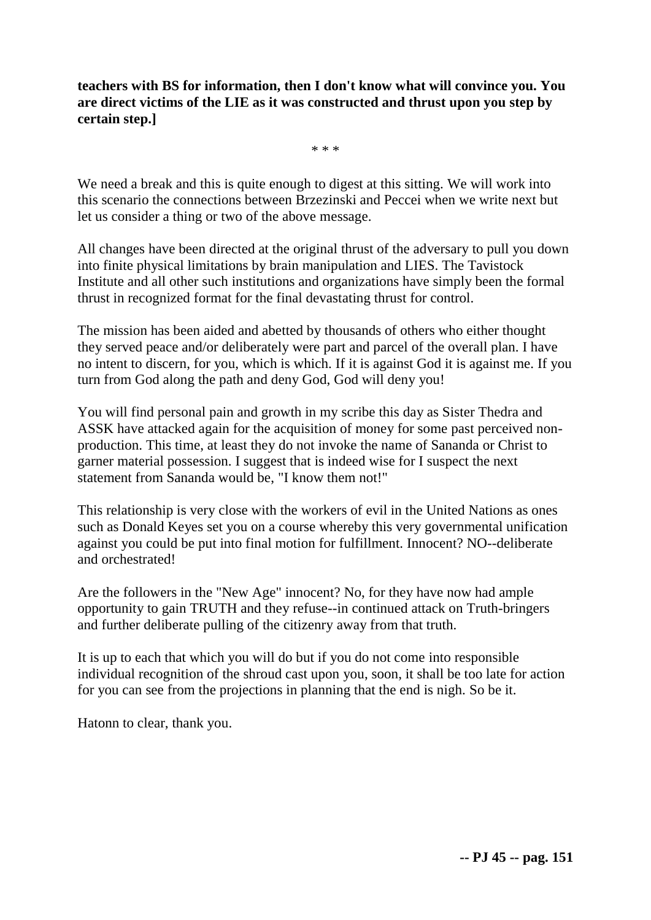**teachers with BS for information, then I don't know what will convince you. You are direct victims of the LIE as it was constructed and thrust upon you step by certain step.]**

\* \* \*

We need a break and this is quite enough to digest at this sitting. We will work into this scenario the connections between Brzezinski and Peccei when we write next but let us consider a thing or two of the above message.

All changes have been directed at the original thrust of the adversary to pull you down into finite physical limitations by brain manipulation and LIES. The Tavistock Institute and all other such institutions and organizations have simply been the formal thrust in recognized format for the final devastating thrust for control.

The mission has been aided and abetted by thousands of others who either thought they served peace and/or deliberately were part and parcel of the overall plan. I have no intent to discern, for you, which is which. If it is against God it is against me. If you turn from God along the path and deny God, God will deny you!

You will find personal pain and growth in my scribe this day as Sister Thedra and ASSK have attacked again for the acquisition of money for some past perceived non-production. This time, at least they do not invoke the name of Sananda or Christ to garner material possession. I suggest that is indeed wise for I suspect the next statement from Sananda would be, "I know them not!"

This relationship is very close with the workers of evil in the United Nations as ones such as Donald Keyes set you on a course whereby this very governmental unification against you could be put into final motion for fulfillment. Innocent? NO--deliberate and orchestrated!

Are the followers in the "New Age" innocent? No, for they have now had ample opportunity to gain TRUTH and they refuse--in continued attack on Truth-bringers and further deliberate pulling of the citizenry away from that truth.

It is up to each that which you will do but if you do not come into responsible individual recognition of the shroud cast upon you, soon, it shall be too late for action for you can see from the projections in planning that the end is nigh. So be it.

Hatonn to clear, thank you.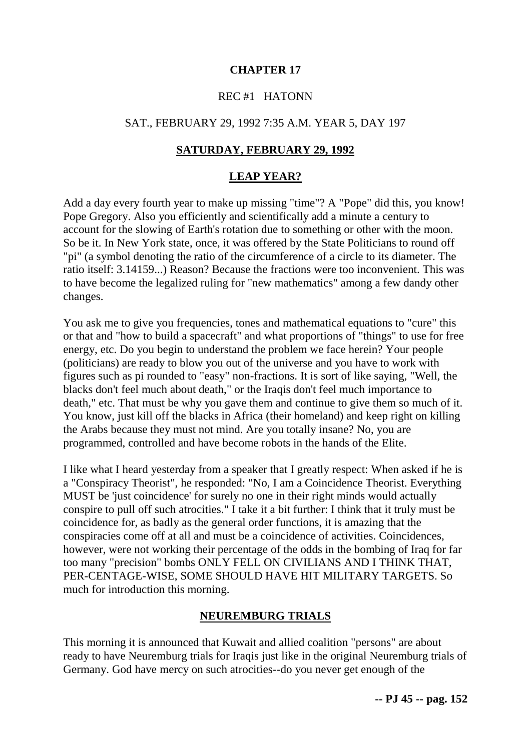# CHAPTER 17

REC #1 HATONN

SAT., FEBRUARY 29, 1992 7:35 A.M. YEAR 5, DAY 197

## SATURDAY, FEBRUARY 29, 1992

## LEAP YEAR?

Add a day every fourth year to make up missing "time"? A "Pope" did this, you know! Pope Gregory. Also you efficiently and scientifically add a minute a century to account for the slowing of Earth's rotation due to something or other with the moon. So be it. In New York state, once, it was offered by the State Politicians to round off "pi" (a symbol denoting the ratio of the circumference of a circle to its diameter. The ratio itself: 3.14159...) Reason? Because the fractions were too inconvenient. This was to have become the legalized ruling for "new mathematics" among a few dandy other changes.

You ask me to give you frequencies, tones and mathematical equations to "cure" this or that and "how to build a spacecraft" and what proportions of "things" to use for free energy, etc. Do you begin to understand the problem we face herein? Your people (politicians) are ready to blow you out of the universe and you have to work with figures such as pi rounded to "easy" non-fractions. It is sort of like saying, "Well, the blacks don't feel much about death," or the Iraqis don't feel much importance to death," etc. That must be why you gave them and continue to give them so much of it. You know, just kill off the blacks in Africa (their homeland) and keep right on killing the Arabs because they must not mind. Are you totally insane? No, you are programmed, controlled and have become robots in the hands of the Elite.

I like what I heard yesterday from a speaker that I greatly respect: When asked if he is a "Conspiracy Theorist", he responded: "No, I am a Coincidence Theorist. Everything MUST be 'just coincidence' for surely no one in their right minds would actually conspire to pull off such atrocities." I take it a bit further: I think that it truly must be coincidence for, as badly as the general order functions, it is amazing that the conspiracies come off at all and must be a coincidence of activities. Coincidences, however, were not working their percentage of the odds in the bombing of Iraq for far too many "precision" bombs ONLY FELL ON CIVILIANS AND I THINK THAT, PER-CENTAGE-WISE, SOME SHOULD HAVE HIT MILITARY TARGETS. So much for introduction this morning.

## NEUREMBURG TRIALS

This morning it is announced that Kuwait and allied coalition "persons" are about ready to have Neuremburg trials for Iraqis just like in the original Neuremburg trials of Germany. God have mercy on such atrocities--do you never get enough of the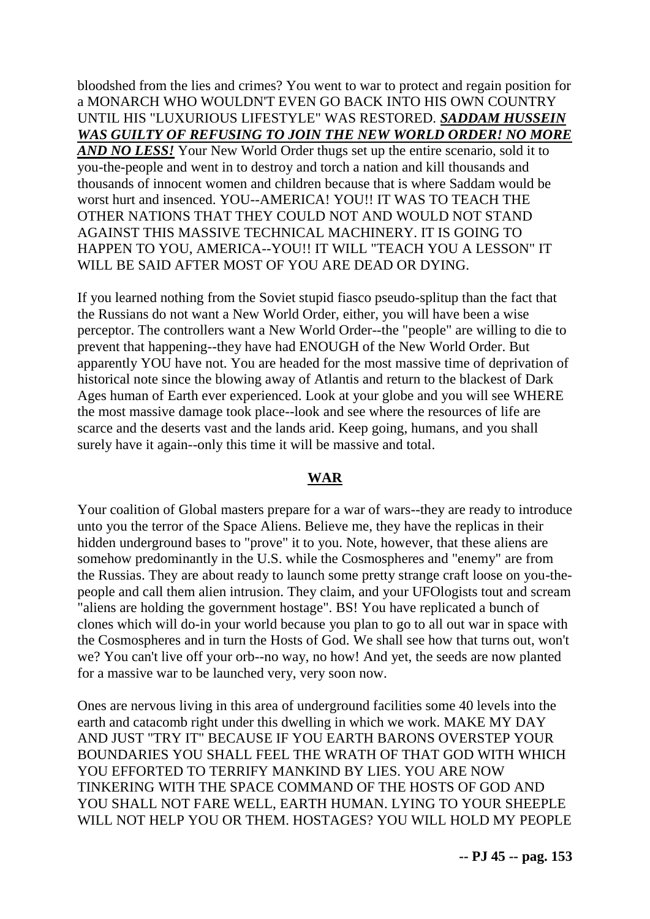bloodshed from the lies and crimes? You went to war to protect and regain position for a MONARCH WHO WOULDN'T EVEN GO BACK INTO HIS OWN COUNTRY UNTIL HIS "LUXURIOUS LIFESTYLE" WAS RESTORED. ***SADDAM HUSSEIN WAS GUILTY OF REFUSING TO JOIN THE NEW WORLD ORDER! NO MORE AND NO LESS!*** Your New World Order thugs set up the entire scenario, sold it to you-the-people and went in to destroy and torch a nation and kill thousands and thousands of innocent women and children because that is where Saddam would be worst hurt and insenced. YOU--AMERICA! YOU!! IT WAS TO TEACH THE OTHER NATIONS THAT THEY COULD NOT AND WOULD NOT STAND AGAINST THIS MASSIVE TECHNICAL MACHINERY. IT IS GOING TO HAPPEN TO YOU, AMERICA--YOU!! IT WILL "TEACH YOU A LESSON" IT WILL BE SAID AFTER MOST OF YOU ARE DEAD OR DYING.

If you learned nothing from the Soviet stupid fiasco pseudo-splitup than the fact that the Russians do not want a New World Order, either, you will have been a wise perceptor. The controllers want a New World Order--the "people" are willing to die to prevent that happening--they have had ENOUGH of the New World Order. But apparently YOU have not. You are headed for the most massive time of deprivation of historical note since the blowing away of Atlantis and return to the blackest of Dark Ages human of Earth ever experienced. Look at your globe and you will see WHERE the most massive damage took place--look and see where the resources of life are scarce and the deserts vast and the lands arid. Keep going, humans, and you shall surely have it again--only this time it will be massive and total.

## WAR

Your coalition of Global masters prepare for a war of wars--they are ready to introduce unto you the terror of the Space Aliens. Believe me, they have the replicas in their hidden underground bases to "prove" it to you. Note, however, that these aliens are somehow predominantly in the U.S. while the Cosmospheres and "enemy" are from the Russias. They are about ready to launch some pretty strange craft loose on you-the-people and call them alien intrusion. They claim, and your UFOlogists tout and scream "aliens are holding the government hostage". BS! You have replicated a bunch of clones which will do-in your world because you plan to go to all out war in space with the Cosmospheres and in turn the Hosts of God. We shall see how that turns out, won't we? You can't live off your orb--no way, no how! And yet, the seeds are now planted for a massive war to be launched very, very soon now.

Ones are nervous living in this area of underground facilities some 40 levels into the earth and catacomb right under this dwelling in which we work. MAKE MY DAY AND JUST "TRY IT" BECAUSE IF YOU EARTH BARONS OVERSTEP YOUR BOUNDARIES YOU SHALL FEEL THE WRATH OF THAT GOD WITH WHICH YOU EFFORTED TO TERRIFY MANKIND BY LIES. YOU ARE NOW TINKERING WITH THE SPACE COMMAND OF THE HOSTS OF GOD AND YOU SHALL NOT FARE WELL, EARTH HUMAN. LYING TO YOUR SHEEPLE WILL NOT HELP YOU OR THEM. HOSTAGES? YOU WILL HOLD MY PEOPLE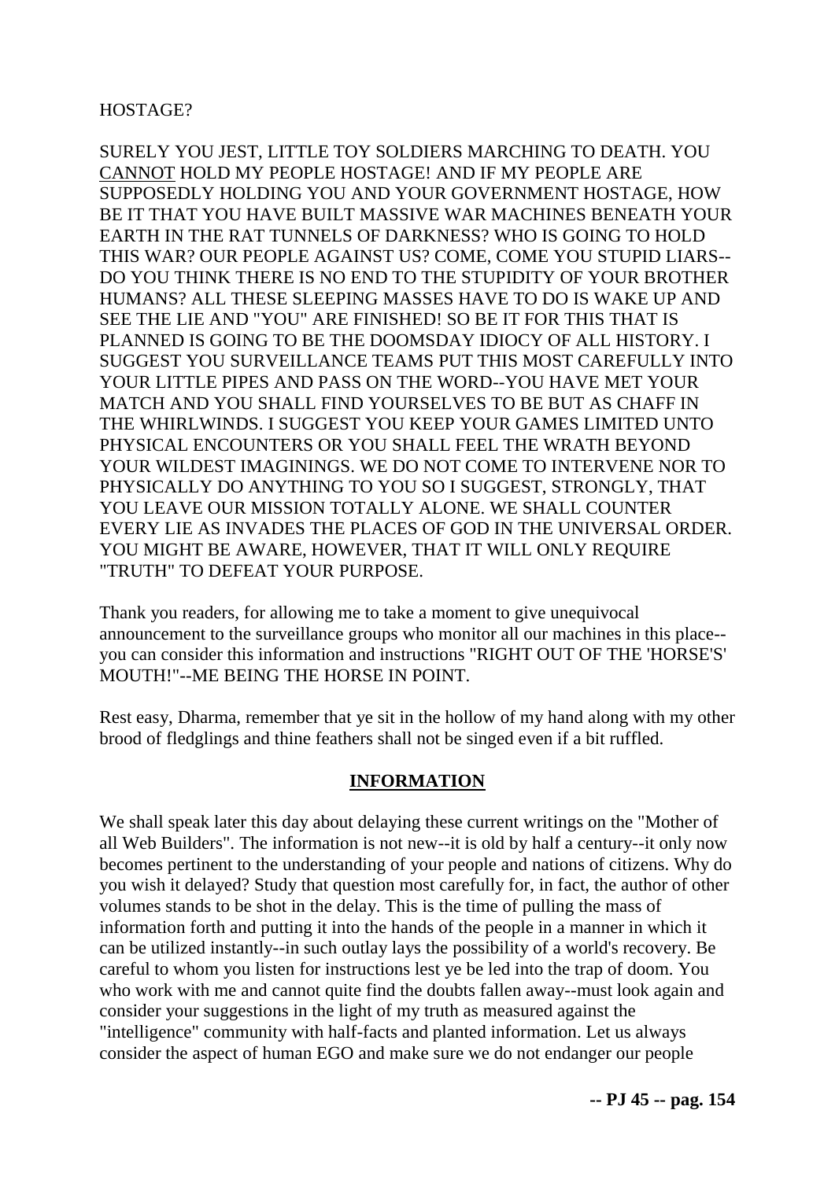HOSTAGE?

SURELY YOU JEST, LITTLE TOY SOLDIERS MARCHING TO DEATH. YOU CANNOT HOLD MY PEOPLE HOSTAGE! AND IF MY PEOPLE ARE SUPPOSEDLY HOLDING YOU AND YOUR GOVERNMENT HOSTAGE, HOW BE IT THAT YOU HAVE BUILT MASSIVE WAR MACHINES BENEATH YOUR EARTH IN THE RAT TUNNELS OF DARKNESS? WHO IS GOING TO HOLD THIS WAR? OUR PEOPLE AGAINST US? COME, COME YOU STUPID LIARS--DO YOU THINK THERE IS NO END TO THE STUPIDITY OF YOUR BROTHER HUMANS? ALL THESE SLEEPING MASSES HAVE TO DO IS WAKE UP AND SEE THE LIE AND "YOU" ARE FINISHED! SO BE IT FOR THIS THAT IS PLANNED IS GOING TO BE THE DOOMSDAY IDIOCY OF ALL HISTORY. I SUGGEST YOU SURVEILLANCE TEAMS PUT THIS MOST CAREFULLY INTO YOUR LITTLE PIPES AND PASS ON THE WORD--YOU HAVE MET YOUR MATCH AND YOU SHALL FIND YOURSELVES TO BE BUT AS CHAFF IN THE WHIRLWINDS. I SUGGEST YOU KEEP YOUR GAMES LIMITED UNTO PHYSICAL ENCOUNTERS OR YOU SHALL FEEL THE WRATH BEYOND YOUR WILDEST IMAGININGS. WE DO NOT COME TO INTERVENE NOR TO PHYSICALLY DO ANYTHING TO YOU SO I SUGGEST, STRONGLY, THAT YOU LEAVE OUR MISSION TOTALLY ALONE. WE SHALL COUNTER EVERY LIE AS INVADES THE PLACES OF GOD IN THE UNIVERSAL ORDER. YOU MIGHT BE AWARE, HOWEVER, THAT IT WILL ONLY REQUIRE "TRUTH" TO DEFEAT YOUR PURPOSE.

Thank you readers, for allowing me to take a moment to give unequivocal announcement to the surveillance groups who monitor all our machines in this place--you can consider this information and instructions "RIGHT OUT OF THE 'HORSE'S' MOUTH!"--ME BEING THE HORSE IN POINT.

Rest easy, Dharma, remember that ye sit in the hollow of my hand along with my other brood of fledglings and thine feathers shall not be singed even if a bit ruffled.

## INFORMATION

We shall speak later this day about delaying these current writings on the "Mother of all Web Builders". The information is not new--it is old by half a century--it only now becomes pertinent to the understanding of your people and nations of citizens. Why do you wish it delayed? Study that question most carefully for, in fact, the author of other volumes stands to be shot in the delay. This is the time of pulling the mass of information forth and putting it into the hands of the people in a manner in which it can be utilized instantly--in such outlay lays the possibility of a world's recovery. Be careful to whom you listen for instructions lest ye be led into the trap of doom. You who work with me and cannot quite find the doubts fallen away--must look again and consider your suggestions in the light of my truth as measured against the "intelligence" community with half-facts and planted information. Let us always consider the aspect of human EGO and make sure we do not endanger our people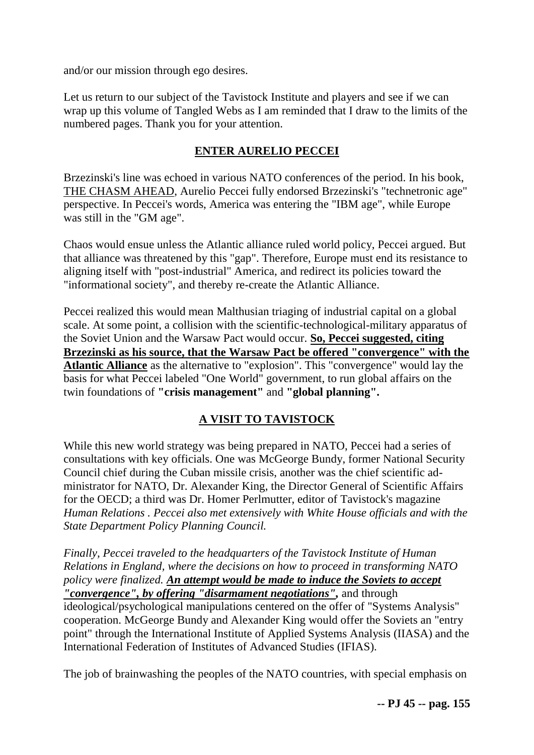and/or our mission through ego desires.

Let us return to our subject of the Tavistock Institute and players and see if we can wrap up this volume of Tangled Webs as I am reminded that I draw to the limits of the numbered pages. Thank you for your attention.

## ENTER AURELIO PECCEI

Brzezinski's line was echoed in various NATO conferences of the period. In his book, THE CHASM AHEAD, Aurelio Peccei fully endorsed Brzezinski's "technetronic age" perspective. In Peccei's words, America was entering the "IBM age", while Europe was still in the "GM age".

Chaos would ensue unless the Atlantic alliance ruled world policy, Peccei argued. But that alliance was threatened by this "gap". Therefore, Europe must end its resistance to aligning itself with "post-industrial" America, and redirect its policies toward the "informational society", and thereby re-create the Atlantic Alliance.

Peccei realized this would mean Malthusian triaging of industrial capital on a global scale. At some point, a collision with the scientific-technological-military apparatus of the Soviet Union and the Warsaw Pact would occur. **So, Peccei suggested, citing Brzezinski as his source, that the Warsaw Pact be offered "convergence" with the Atlantic Alliance** as the alternative to "explosion". This "convergence" would lay the basis for what Peccei labeled "One World" government, to run global affairs on the twin foundations of **"crisis management"** and **"global planning".**

## A VISIT TO TAVISTOCK

While this new world strategy was being prepared in NATO, Peccei had a series of consultations with key officials. One was McGeorge Bundy, former National Security Council chief during the Cuban missile crisis, another was the chief scientific administrator for NATO, Dr. Alexander King, the Director General of Scientific Affairs for the OECD; a third was Dr. Homer Perlmutter, editor of Tavistock's magazine *Human Relations . Peccei also met extensively with White House officials and with the State Department Policy Planning Council.*

*Finally, Peccei traveled to the headquarters of the Tavistock Institute of Human Relations in England, where the decisions on how to proceed in transforming NATO policy were finalized.* ***An attempt would be made to induce the Soviets to accept "convergence", by offering "disarmament negotiations",*** and through ideological/psychological manipulations centered on the offer of "Systems Analysis" cooperation. McGeorge Bundy and Alexander King would offer the Soviets an "entry point" through the International Institute of Applied Systems Analysis (IIASA) and the International Federation of Institutes of Advanced Studies (IFIAS).

The job of brainwashing the peoples of the NATO countries, with special emphasis on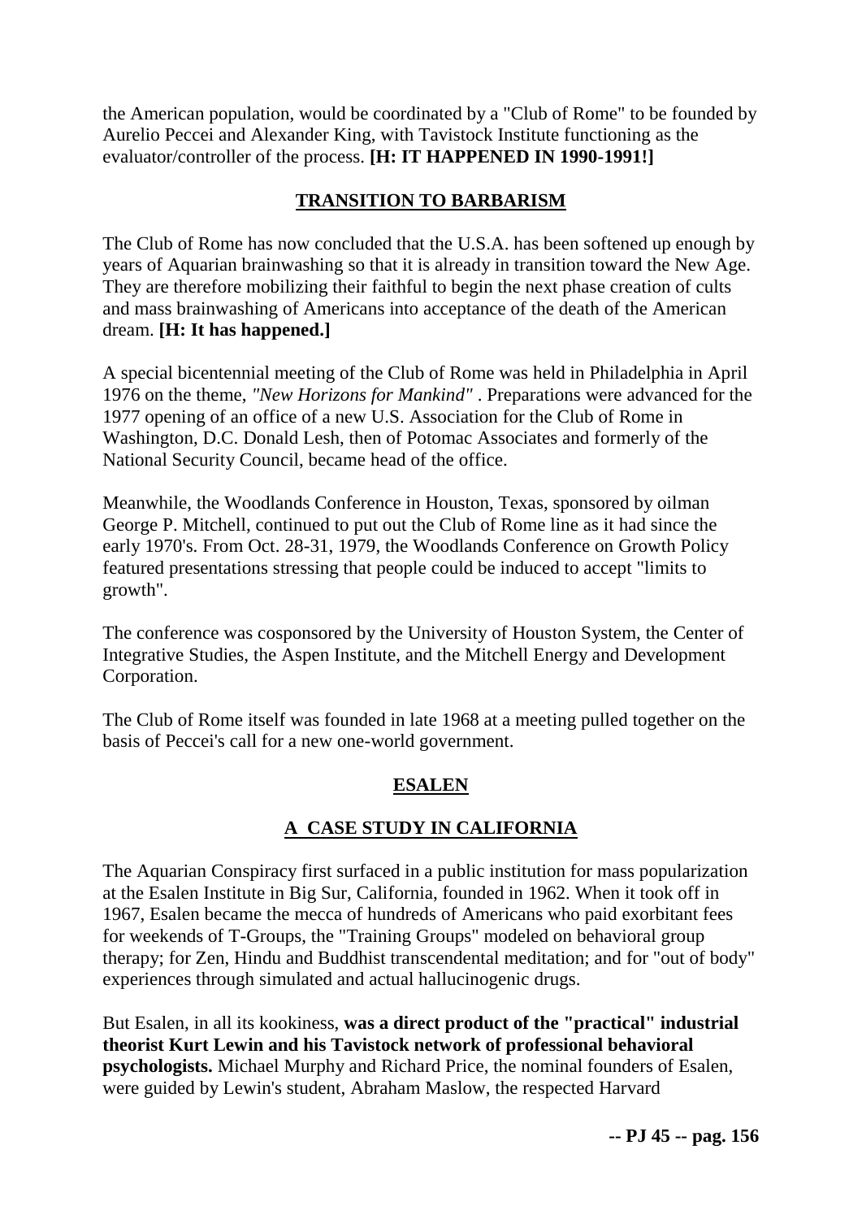the American population, would be coordinated by a "Club of Rome" to be founded by Aurelio Peccei and Alexander King, with Tavistock Institute functioning as the evaluator/controller of the process. **[H: IT HAPPENED IN 1990-1991!]**

## TRANSITION TO BARBARISM

The Club of Rome has now concluded that the U.S.A. has been softened up enough by years of Aquarian brainwashing so that it is already in transition toward the New Age. They are therefore mobilizing their faithful to begin the next phase creation of cults and mass brainwashing of Americans into acceptance of the death of the American dream. **[H: It has happened.]**

A special bicentennial meeting of the Club of Rome was held in Philadelphia in April 1976 on the theme, *"New Horizons for Mankind"* . Preparations were advanced for the 1977 opening of an office of a new U.S. Association for the Club of Rome in Washington, D.C. Donald Lesh, then of Potomac Associates and formerly of the National Security Council, became head of the office.

Meanwhile, the Woodlands Conference in Houston, Texas, sponsored by oilman George P. Mitchell, continued to put out the Club of Rome line as it had since the early 1970's. From Oct. 28-31, 1979, the Woodlands Conference on Growth Policy featured presentations stressing that people could be induced to accept "limits to growth".

The conference was cosponsored by the University of Houston System, the Center of Integrative Studies, the Aspen Institute, and the Mitchell Energy and Development Corporation.

The Club of Rome itself was founded in late 1968 at a meeting pulled together on the basis of Peccei's call for a new one-world government.

## ESALEN

## A CASE STUDY IN CALIFORNIA

The Aquarian Conspiracy first surfaced in a public institution for mass popularization at the Esalen Institute in Big Sur, California, founded in 1962. When it took off in 1967, Esalen became the mecca of hundreds of Americans who paid exorbitant fees for weekends of T-Groups, the "Training Groups" modeled on behavioral group therapy; for Zen, Hindu and Buddhist transcendental meditation; and for "out of body" experiences through simulated and actual hallucinogenic drugs.

But Esalen, in all its kookiness, **was a direct product of the "practical" industrial theorist Kurt Lewin and his Tavistock network of professional behavioral psychologists.** Michael Murphy and Richard Price, the nominal founders of Esalen, were guided by Lewin's student, Abraham Maslow, the respected Harvard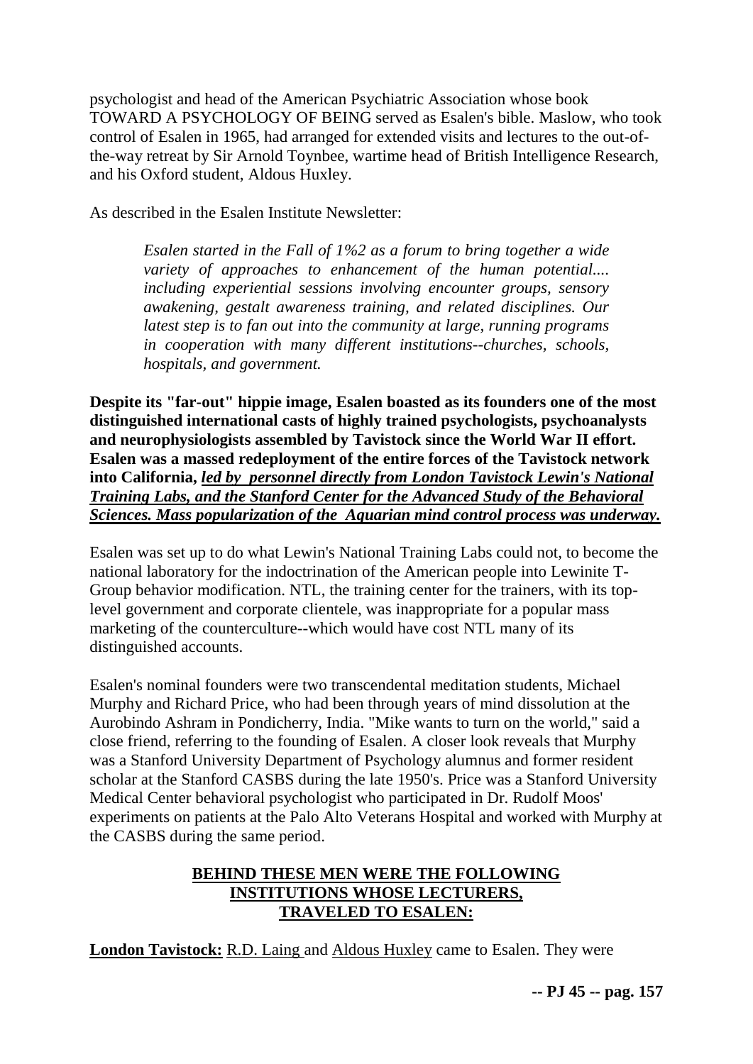psychologist and head of the American Psychiatric Association whose book TOWARD A PSYCHOLOGY OF BEING served as Esalen's bible. Maslow, who took control of Esalen in 1965, had arranged for extended visits and lectures to the out-of-the-way retreat by Sir Arnold Toynbee, wartime head of British Intelligence Research, and his Oxford student, Aldous Huxley.

As described in the Esalen Institute Newsletter:

> *Esalen started in the Fall of 1%2 as a forum to bring together a wide variety of approaches to enhancement of the human potential.... including experiential sessions involving encounter groups, sensory awakening, gestalt awareness training, and related disciplines. Our latest step is to fan out into the community at large, running programs in cooperation with many different institutions--churches, schools, hospitals, and government.*

**Despite its "far-out" hippie image, Esalen boasted as its founders one of the most distinguished international casts of highly trained psychologists, psychoanalysts and neurophysiologists assembled by Tavistock since the World War II effort. Esalen was a massed redeployment of the entire forces of the Tavistock network into California, *<u>led by personnel directly from London Tavistock Lewin's National Training Labs, and the Stanford Center for the Advanced Study of the Behavioral Sciences. Mass popularization of the Aquarian mind control process was underway.</u>***

Esalen was set up to do what Lewin's National Training Labs could not, to become the national laboratory for the indoctrination of the American people into Lewinite T-Group behavior modification. NTL, the training center for the trainers, with its top-level government and corporate clientele, was inappropriate for a popular mass marketing of the counterculture--which would have cost NTL many of its distinguished accounts.

Esalen's nominal founders were two transcendental meditation students, Michael Murphy and Richard Price, who had been through years of mind dissolution at the Aurobindo Ashram in Pondicherry, India. "Mike wants to turn on the world," said a close friend, referring to the founding of Esalen. A closer look reveals that Murphy was a Stanford University Department of Psychology alumnus and former resident scholar at the Stanford CASBS during the late 1950's. Price was a Stanford University Medical Center behavioral psychologist who participated in Dr. Rudolf Moos' experiments on patients at the Palo Alto Veterans Hospital and worked with Murphy at the CASBS during the same period.

**<u>BEHIND THESE MEN WERE THE FOLLOWING INSTITUTIONS WHOSE LECTURERS, TRAVELED TO ESALEN:</u>**

**<u>London Tavistock:</u>** <u>R.D. Laing</u> and <u>Aldous Huxley</u> came to Esalen. They were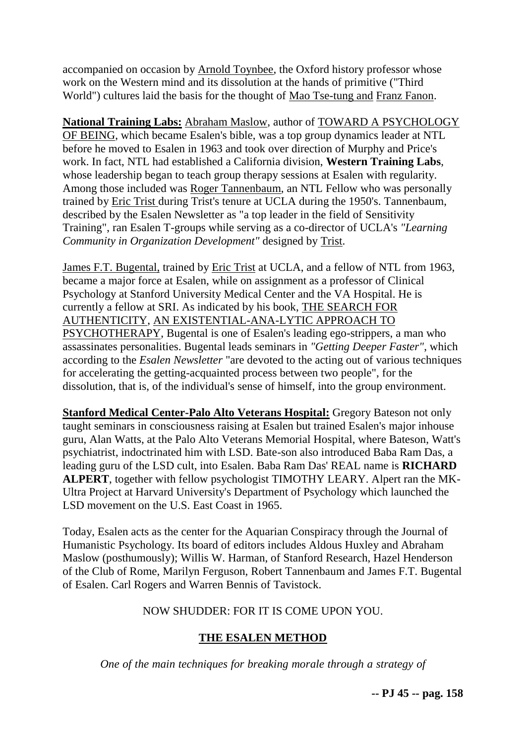accompanied on occasion by Arnold Toynbee, the Oxford history professor whose work on the Western mind and its dissolution at the hands of primitive ("Third World") cultures laid the basis for the thought of Mao Tse-tung and Franz Fanon.

**National Training Labs:** Abraham Maslow, author of TOWARD A PSYCHOLOGY OF BEING, which became Esalen's bible, was a top group dynamics leader at NTL before he moved to Esalen in 1963 and took over direction of Murphy and Price's work. In fact, NTL had established a California division, **Western Training Labs**, whose leadership began to teach group therapy sessions at Esalen with regularity. Among those included was Roger Tannenbaum, an NTL Fellow who was personally trained by Eric Trist during Trist's tenure at UCLA during the 1950's. Tannenbaum, described by the Esalen Newsletter as "a top leader in the field of Sensitivity Training", ran Esalen T-groups while serving as a co-director of UCLA's *"Learning Community in Organization Development"* designed by Trist.

James F.T. Bugental, trained by Eric Trist at UCLA, and a fellow of NTL from 1963, became a major force at Esalen, while on assignment as a professor of Clinical Psychology at Stanford University Medical Center and the VA Hospital. He is currently a fellow at SRI. As indicated by his book, THE SEARCH FOR AUTHENTICITY, AN EXISTENTIAL-ANA-LYTIC APPROACH TO PSYCHOTHERAPY, Bugental is one of Esalen's leading ego-strippers, a man who assassinates personalities. Bugental leads seminars in *"Getting Deeper Faster"*, which according to the *Esalen Newsletter* "are devoted to the acting out of various techniques for accelerating the getting-acquainted process between two people", for the dissolution, that is, of the individual's sense of himself, into the group environment.

**Stanford Medical Center-Palo Alto Veterans Hospital:** Gregory Bateson not only taught seminars in consciousness raising at Esalen but trained Esalen's major inhouse guru, Alan Watts, at the Palo Alto Veterans Memorial Hospital, where Bateson, Watt's psychiatrist, indoctrinated him with LSD. Bate-son also introduced Baba Ram Das, a leading guru of the LSD cult, into Esalen. Baba Ram Das' REAL name is **RICHARD ALPERT**, together with fellow psychologist TIMOTHY LEARY. Alpert ran the MK-Ultra Project at Harvard University's Department of Psychology which launched the LSD movement on the U.S. East Coast in 1965.

Today, Esalen acts as the center for the Aquarian Conspiracy through the Journal of Humanistic Psychology. Its board of editors includes Aldous Huxley and Abraham Maslow (posthumously); Willis W. Harman, of Stanford Research, Hazel Henderson of the Club of Rome, Marilyn Ferguson, Robert Tannenbaum and James F.T. Bugental of Esalen. Carl Rogers and Warren Bennis of Tavistock.

NOW SHUDDER: FOR IT IS COME UPON YOU.

## THE ESALEN METHOD

*One of the main techniques for breaking morale through a strategy of*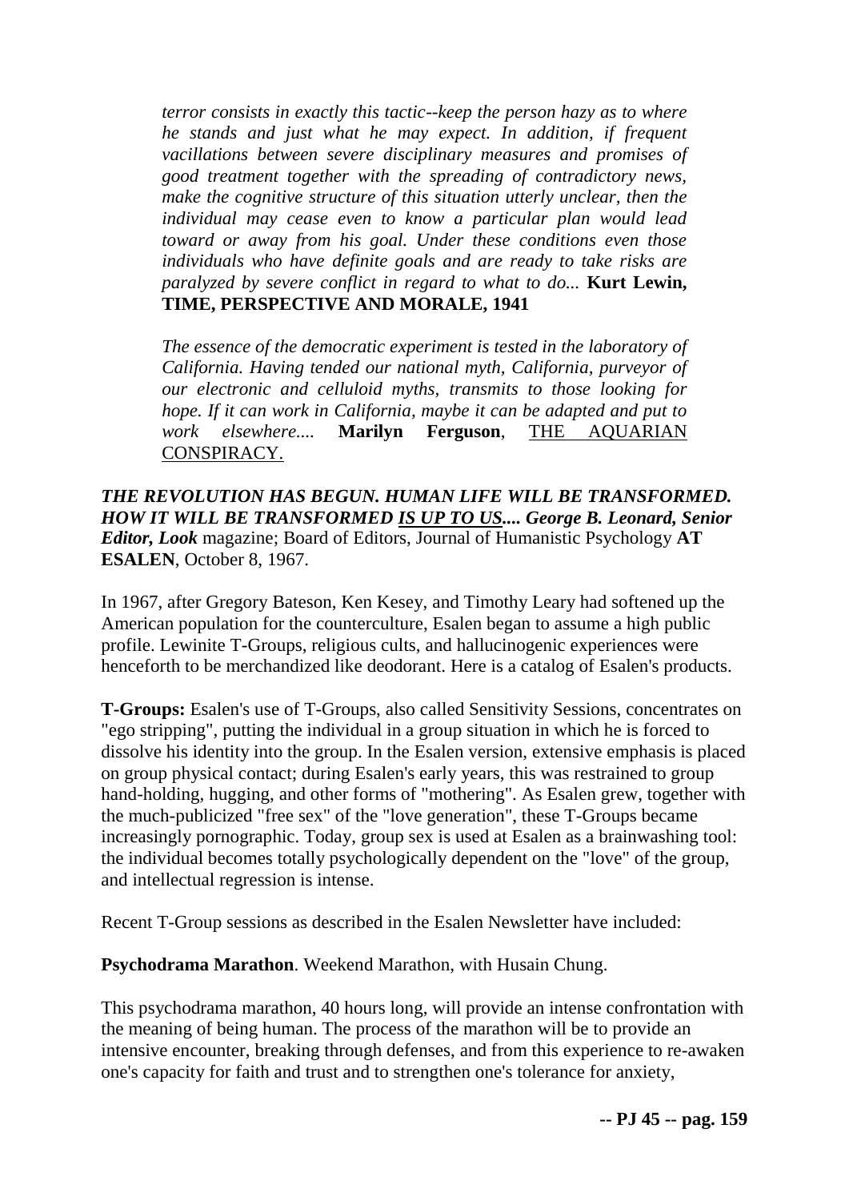*terror consists in exactly this tactic--keep the person hazy as to where he stands and just what he may expect. In addition, if frequent vacillations between severe disciplinary measures and promises of good treatment together with the spreading of contradictory news, make the cognitive structure of this situation utterly unclear, then the individual may cease even to know a particular plan would lead toward or away from his goal. Under these conditions even those individuals who have definite goals and are ready to take risks are paralyzed by severe conflict in regard to what to do...* **Kurt Lewin, TIME, PERSPECTIVE AND MORALE, 1941**

*The essence of the democratic experiment is tested in the laboratory of California. Having tended our national myth, California, purveyor of our electronic and celluloid myths, transmits to those looking for hope. If it can work in California, maybe it can be adapted and put to work elsewhere....* **Marilyn Ferguson**, <u>THE AQUARIAN CONSPIRACY.</u>

***THE REVOLUTION HAS BEGUN. HUMAN LIFE WILL BE TRANSFORMED. HOW IT WILL BE TRANSFORMED <u>IS UP TO US</u>.... George B. Leonard, Senior Editor, Look*** magazine; Board of Editors, Journal of Humanistic Psychology **AT ESALEN**, October 8, 1967.

In 1967, after Gregory Bateson, Ken Kesey, and Timothy Leary had softened up the American population for the counterculture, Esalen began to assume a high public profile. Lewinite T-Groups, religious cults, and hallucinogenic experiences were henceforth to be merchandized like deodorant. Here is a catalog of Esalen's products.

**T-Groups:** Esalen's use of T-Groups, also called Sensitivity Sessions, concentrates on "ego stripping", putting the individual in a group situation in which he is forced to dissolve his identity into the group. In the Esalen version, extensive emphasis is placed on group physical contact; during Esalen's early years, this was restrained to group hand-holding, hugging, and other forms of "mothering". As Esalen grew, together with the much-publicized "free sex" of the "love generation", these T-Groups became increasingly pornographic. Today, group sex is used at Esalen as a brainwashing tool: the individual becomes totally psychologically dependent on the "love" of the group, and intellectual regression is intense.

Recent T-Group sessions as described in the Esalen Newsletter have included:

**Psychodrama Marathon**. Weekend Marathon, with Husain Chung.

This psychodrama marathon, 40 hours long, will provide an intense confrontation with the meaning of being human. The process of the marathon will be to provide an intensive encounter, breaking through defenses, and from this experience to re-awaken one's capacity for faith and trust and to strengthen one's tolerance for anxiety,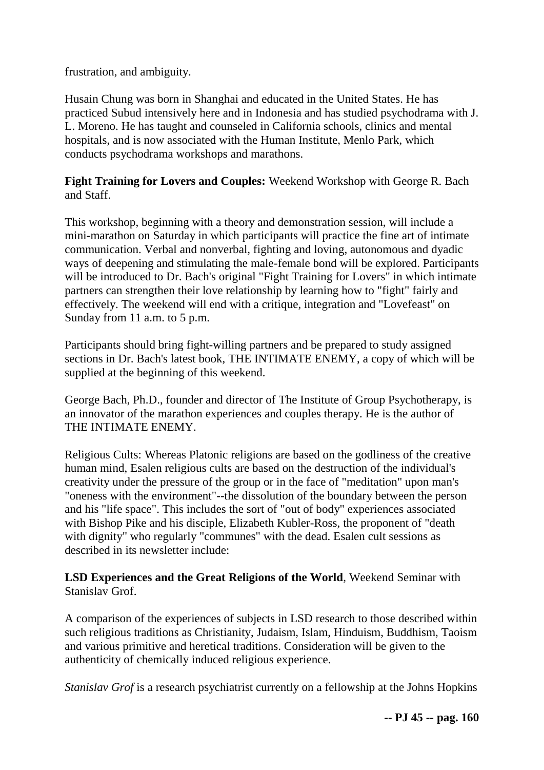frustration, and ambiguity.

Husain Chung was born in Shanghai and educated in the United States. He has practiced Subud intensively here and in Indonesia and has studied psychodrama with J. L. Moreno. He has taught and counseled in California schools, clinics and mental hospitals, and is now associated with the Human Institute, Menlo Park, which conducts psychodrama workshops and marathons.

**Fight Training for Lovers and Couples:** Weekend Workshop with George R. Bach and Staff.

This workshop, beginning with a theory and demonstration session, will include a mini-marathon on Saturday in which participants will practice the fine art of intimate communication. Verbal and nonverbal, fighting and loving, autonomous and dyadic ways of deepening and stimulating the male-female bond will be explored. Participants will be introduced to Dr. Bach's original "Fight Training for Lovers" in which intimate partners can strengthen their love relationship by learning how to "fight" fairly and effectively. The weekend will end with a critique, integration and "Lovefeast" on Sunday from 11 a.m. to 5 p.m.

Participants should bring fight-willing partners and be prepared to study assigned sections in Dr. Bach's latest book, THE INTIMATE ENEMY, a copy of which will be supplied at the beginning of this weekend.

George Bach, Ph.D., founder and director of The Institute of Group Psychotherapy, is an innovator of the marathon experiences and couples therapy. He is the author of THE INTIMATE ENEMY.

Religious Cults: Whereas Platonic religions are based on the godliness of the creative human mind, Esalen religious cults are based on the destruction of the individual's creativity under the pressure of the group or in the face of "meditation" upon man's "oneness with the environment"--the dissolution of the boundary between the person and his "life space". This includes the sort of "out of body" experiences associated with Bishop Pike and his disciple, Elizabeth Kubler-Ross, the proponent of "death with dignity" who regularly "communes" with the dead. Esalen cult sessions as described in its newsletter include:

**LSD Experiences and the Great Religions of the World**, Weekend Seminar with Stanislav Grof.

A comparison of the experiences of subjects in LSD research to those described within such religious traditions as Christianity, Judaism, Islam, Hinduism, Buddhism, Taoism and various primitive and heretical traditions. Consideration will be given to the authenticity of chemically induced religious experience.

*Stanislav Grof* is a research psychiatrist currently on a fellowship at the Johns Hopkins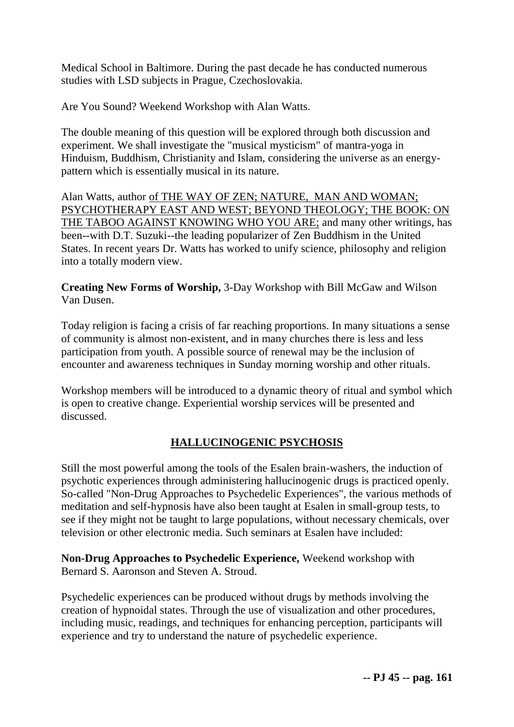Medical School in Baltimore. During the past decade he has conducted numerous studies with LSD subjects in Prague, Czechoslovakia.

Are You Sound? Weekend Workshop with Alan Watts.

The double meaning of this question will be explored through both discussion and experiment. We shall investigate the "musical mysticism" of mantra-yoga in Hinduism, Buddhism, Christianity and Islam, considering the universe as an energy-pattern which is essentially musical in its nature.

Alan Watts, author of THE WAY OF ZEN; NATURE, MAN AND WOMAN; PSYCHOTHERAPY EAST AND WEST; BEYOND THEOLOGY; THE BOOK: ON THE TABOO AGAINST KNOWING WHO YOU ARE; and many other writings, has been--with D.T. Suzuki--the leading popularizer of Zen Buddhism in the United States. In recent years Dr. Watts has worked to unify science, philosophy and religion into a totally modern view.

**Creating New Forms of Worship,** 3-Day Workshop with Bill McGaw and Wilson Van Dusen.

Today religion is facing a crisis of far reaching proportions. In many situations a sense of community is almost non-existent, and in many churches there is less and less participation from youth. A possible source of renewal may be the inclusion of encounter and awareness techniques in Sunday morning worship and other rituals.

Workshop members will be introduced to a dynamic theory of ritual and symbol which is open to creative change. Experiential worship services will be presented and discussed.

## HALLUCINOGENIC PSYCHOSIS

Still the most powerful among the tools of the Esalen brain-washers, the induction of psychotic experiences through administering hallucinogenic drugs is practiced openly. So-called "Non-Drug Approaches to Psychedelic Experiences", the various methods of meditation and self-hypnosis have also been taught at Esalen in small-group tests, to see if they might not be taught to large populations, without necessary chemicals, over television or other electronic media. Such seminars at Esalen have included:

**Non-Drug Approaches to Psychedelic Experience,** Weekend workshop with Bernard S. Aaronson and Steven A. Stroud.

Psychedelic experiences can be produced without drugs by methods involving the creation of hypnoidal states. Through the use of visualization and other procedures, including music, readings, and techniques for enhancing perception, participants will experience and try to understand the nature of psychedelic experience.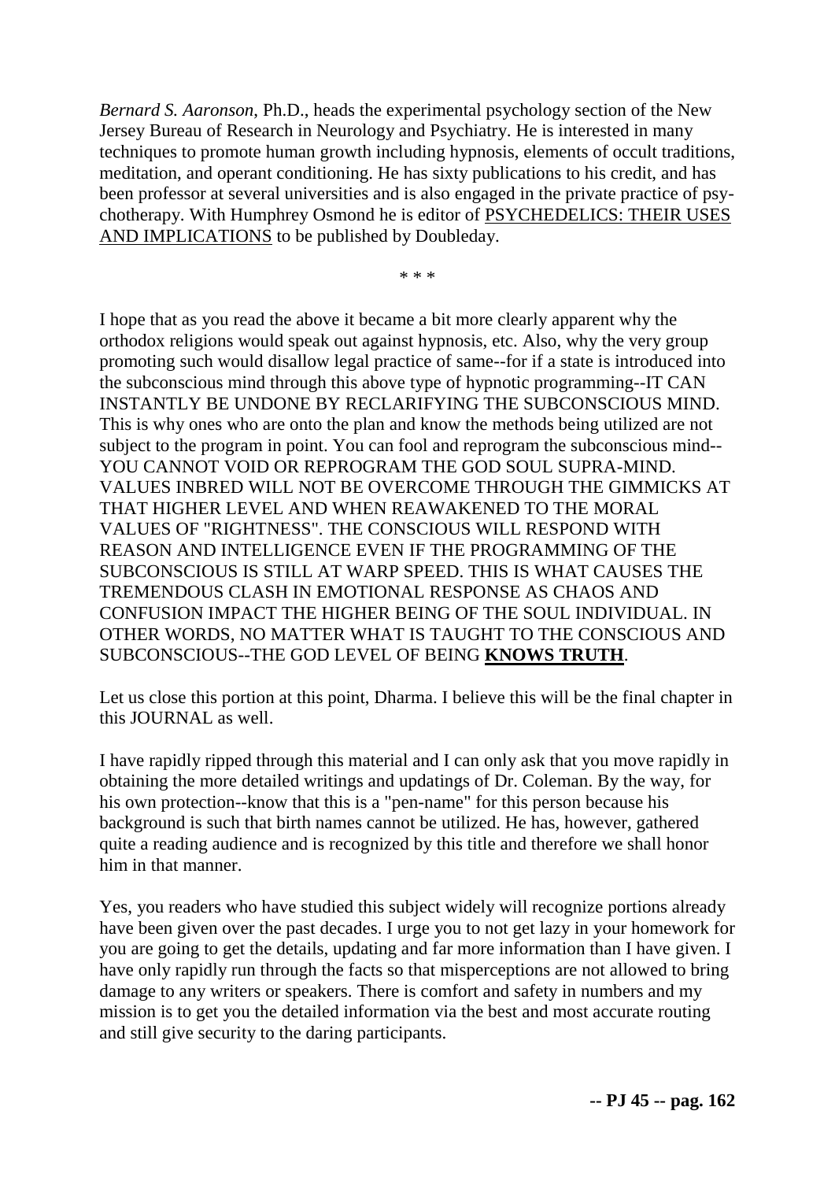*Bernard S. Aaronson*, Ph.D., heads the experimental psychology section of the New Jersey Bureau of Research in Neurology and Psychiatry. He is interested in many techniques to promote human growth including hypnosis, elements of occult traditions, meditation, and operant conditioning. He has sixty publications to his credit, and has been professor at several universities and is also engaged in the private practice of psychotherapy. With Humphrey Osmond he is editor of <u>PSYCHEDELICS: THEIR USES AND IMPLICATIONS</u> to be published by Doubleday.

\* \* \*

I hope that as you read the above it became a bit more clearly apparent why the orthodox religions would speak out against hypnosis, etc. Also, why the very group promoting such would disallow legal practice of same--for if a state is introduced into the subconscious mind through this above type of hypnotic programming--IT CAN INSTANTLY BE UNDONE BY RECLARIFYING THE SUBCONSCIOUS MIND. This is why ones who are onto the plan and know the methods being utilized are not subject to the program in point. You can fool and reprogram the subconscious mind--YOU CANNOT VOID OR REPROGRAM THE GOD SOUL SUPRA-MIND. VALUES INBRED WILL NOT BE OVERCOME THROUGH THE GIMMICKS AT THAT HIGHER LEVEL AND WHEN REAWAKENED TO THE MORAL VALUES OF "RIGHTNESS". THE CONSCIOUS WILL RESPOND WITH REASON AND INTELLIGENCE EVEN IF THE PROGRAMMING OF THE SUBCONSCIOUS IS STILL AT WARP SPEED. THIS IS WHAT CAUSES THE TREMENDOUS CLASH IN EMOTIONAL RESPONSE AS CHAOS AND CONFUSION IMPACT THE HIGHER BEING OF THE SOUL INDIVIDUAL. IN OTHER WORDS, NO MATTER WHAT IS TAUGHT TO THE CONSCIOUS AND SUBCONSCIOUS--THE GOD LEVEL OF BEING **<u>KNOWS TRUTH</u>**.

Let us close this portion at this point, Dharma. I believe this will be the final chapter in this JOURNAL as well.

I have rapidly ripped through this material and I can only ask that you move rapidly in obtaining the more detailed writings and updatings of Dr. Coleman. By the way, for his own protection--know that this is a "pen-name" for this person because his background is such that birth names cannot be utilized. He has, however, gathered quite a reading audience and is recognized by this title and therefore we shall honor him in that manner.

Yes, you readers who have studied this subject widely will recognize portions already have been given over the past decades. I urge you to not get lazy in your homework for you are going to get the details, updating and far more information than I have given. I have only rapidly run through the facts so that misperceptions are not allowed to bring damage to any writers or speakers. There is comfort and safety in numbers and my mission is to get you the detailed information via the best and most accurate routing and still give security to the daring participants.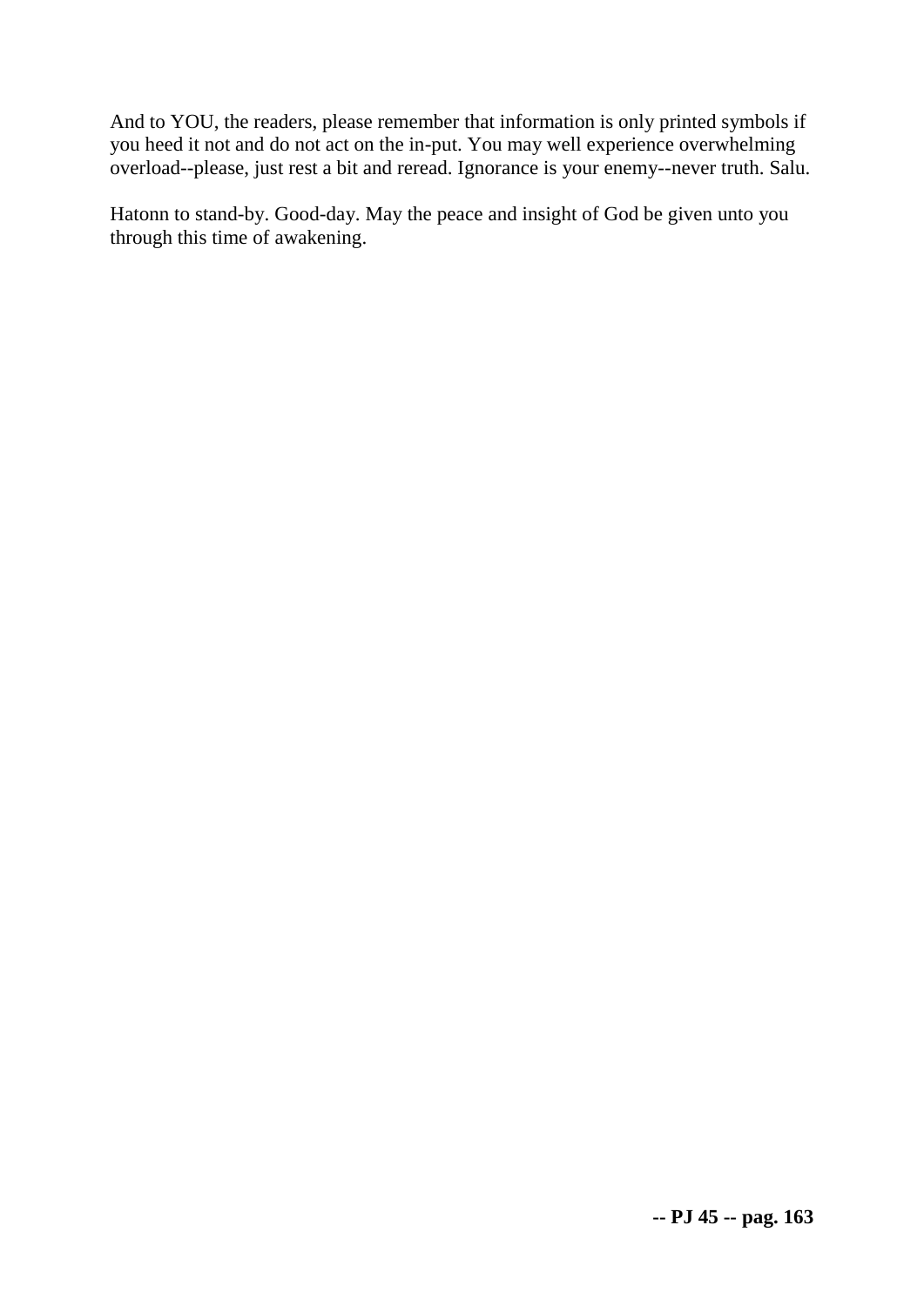And to YOU, the readers, please remember that information is only printed symbols if you heed it not and do not act on the in-put. You may well experience overwhelming overload--please, just rest a bit and reread. Ignorance is your enemy--never truth. Salu.

Hatonn to stand-by. Good-day. May the peace and insight of God be given unto you through this time of awakening.